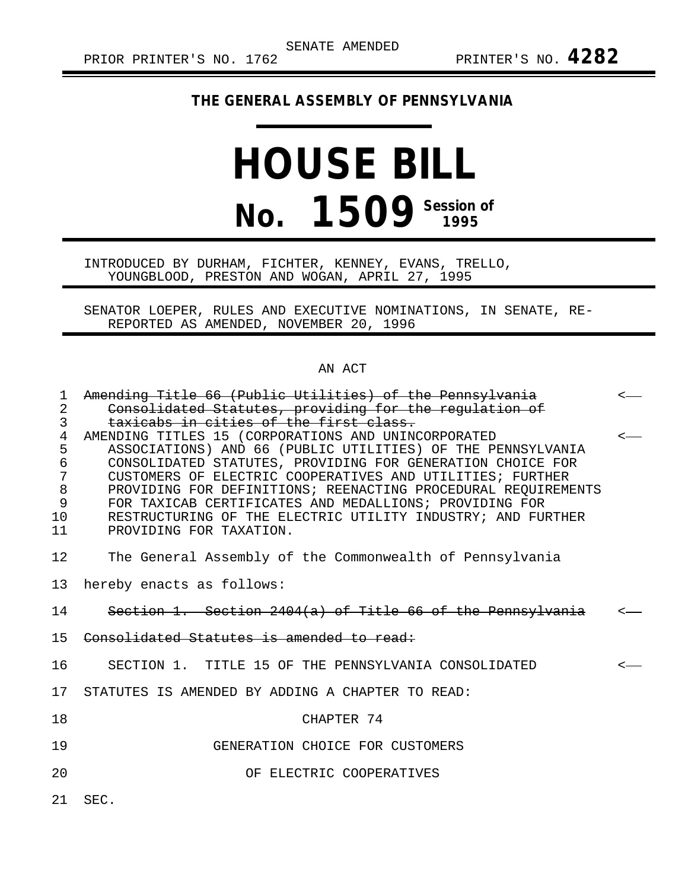SENATE AMENDED

PRIOR PRINTER'S NO. 1762 PRINTER'S NO. **4282**

**THE GENERAL ASSEMBLY OF PENNSYLVANIA**

# HOUSE BILL

# No. 1509 Session of 1995

INTRODUCED BY DURHAM, FICHTER, KENNEY, EVANS, TRELLO, YOUNGBLOOD, PRESTON AND WOGAN, APRIL 27, 1995

SENATOR LOEPER, RULES AND EXECUTIVE NOMINATIONS, IN SENATE, RE-REPORTED AS AMENDED, NOVEMBER 20, 1996

AN ACT

1 ~~Amending Title 66 (Public Utilities) of the Pennsylvania~~ <——
2 ~~Consolidated Statutes, providing for the regulation of~~
3 ~~taxicabs in cities of the first class.~~
4 AMENDING TITLES 15 (CORPORATIONS AND UNINCORPORATED <——
5 ASSOCIATIONS) AND 66 (PUBLIC UTILITIES) OF THE PENNSYLVANIA
6 CONSOLIDATED STATUTES, PROVIDING FOR GENERATION CHOICE FOR
7 CUSTOMERS OF ELECTRIC COOPERATIVES AND UTILITIES; FURTHER
8 PROVIDING FOR DEFINITIONS; REENACTING PROCEDURAL REQUIREMENTS
9 FOR TAXICAB CERTIFICATES AND MEDALLIONS; PROVIDING FOR
10 RESTRUCTURING OF THE ELECTRIC UTILITY INDUSTRY; AND FURTHER
11 PROVIDING FOR TAXATION.

12 The General Assembly of the Commonwealth of Pennsylvania
13 hereby enacts as follows:

14 ~~Section 1. Section 2404(a) of Title 66 of the Pennsylvania~~ <——
15 ~~Consolidated Statutes is amended to read:~~

16 SECTION 1. TITLE 15 OF THE PENNSYLVANIA CONSOLIDATED <——
17 STATUTES IS AMENDED BY ADDING A CHAPTER TO READ:

18 CHAPTER 74

19 GENERATION CHOICE FOR CUSTOMERS

20 OF ELECTRIC COOPERATIVES

21 SEC.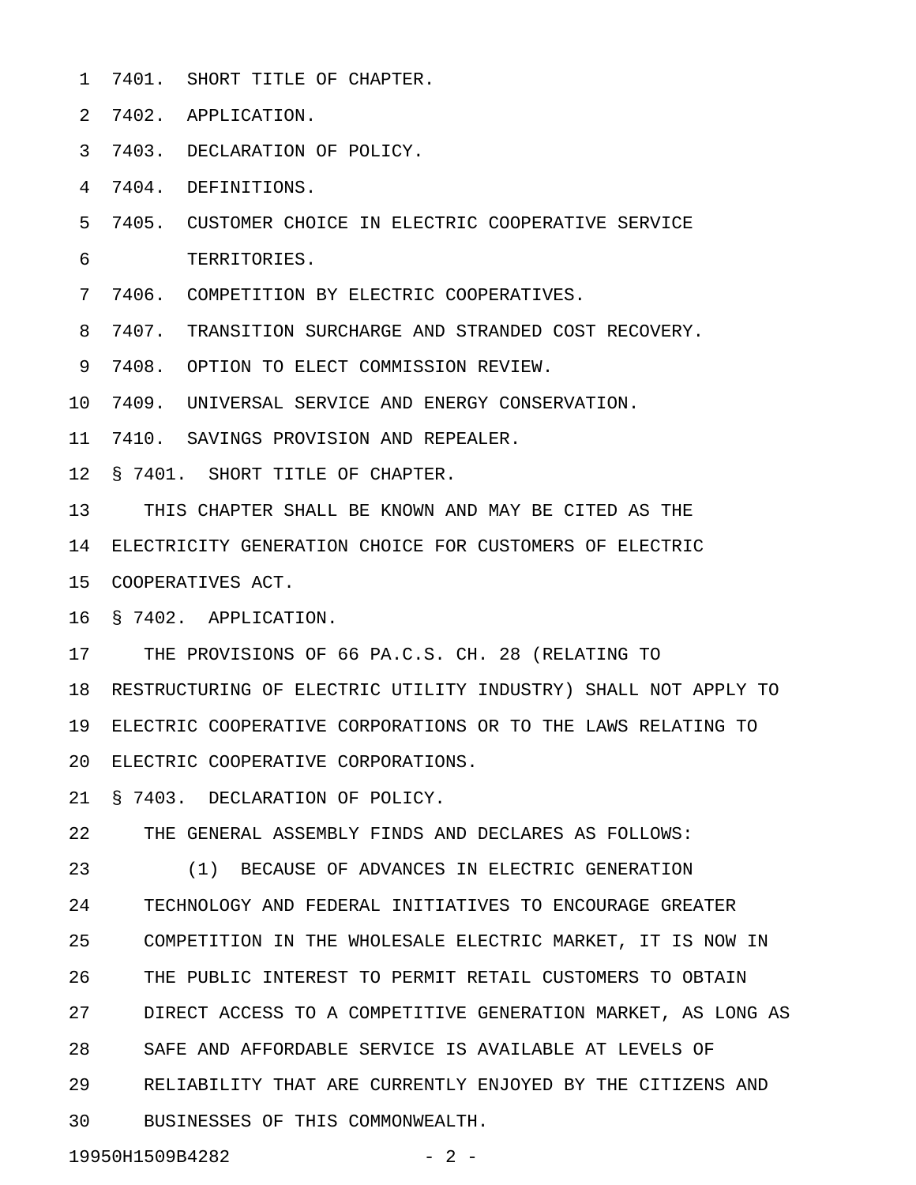7401. SHORT TITLE OF CHAPTER.
7402. APPLICATION.
7403. DECLARATION OF POLICY.
7404. DEFINITIONS.
7405. CUSTOMER CHOICE IN ELECTRIC COOPERATIVE SERVICE TERRITORIES.
7406. COMPETITION BY ELECTRIC COOPERATIVES.
7407. TRANSITION SURCHARGE AND STRANDED COST RECOVERY.
7408. OPTION TO ELECT COMMISSION REVIEW.
7409. UNIVERSAL SERVICE AND ENERGY CONSERVATION.
7410. SAVINGS PROVISION AND REPEALER.

§ 7401. SHORT TITLE OF CHAPTER.

THIS CHAPTER SHALL BE KNOWN AND MAY BE CITED AS THE ELECTRICITY GENERATION CHOICE FOR CUSTOMERS OF ELECTRIC COOPERATIVES ACT.

§ 7402. APPLICATION.

THE PROVISIONS OF 66 PA.C.S. CH. 28 (RELATING TO RESTRUCTURING OF ELECTRIC UTILITY INDUSTRY) SHALL NOT APPLY TO ELECTRIC COOPERATIVE CORPORATIONS OR TO THE LAWS RELATING TO ELECTRIC COOPERATIVE CORPORATIONS.

§ 7403. DECLARATION OF POLICY.

THE GENERAL ASSEMBLY FINDS AND DECLARES AS FOLLOWS:

(1) BECAUSE OF ADVANCES IN ELECTRIC GENERATION TECHNOLOGY AND FEDERAL INITIATIVES TO ENCOURAGE GREATER COMPETITION IN THE WHOLESALE ELECTRIC MARKET, IT IS NOW IN THE PUBLIC INTEREST TO PERMIT RETAIL CUSTOMERS TO OBTAIN DIRECT ACCESS TO A COMPETITIVE GENERATION MARKET, AS LONG AS SAFE AND AFFORDABLE SERVICE IS AVAILABLE AT LEVELS OF RELIABILITY THAT ARE CURRENTLY ENJOYED BY THE CITIZENS AND BUSINESSES OF THIS COMMONWEALTH.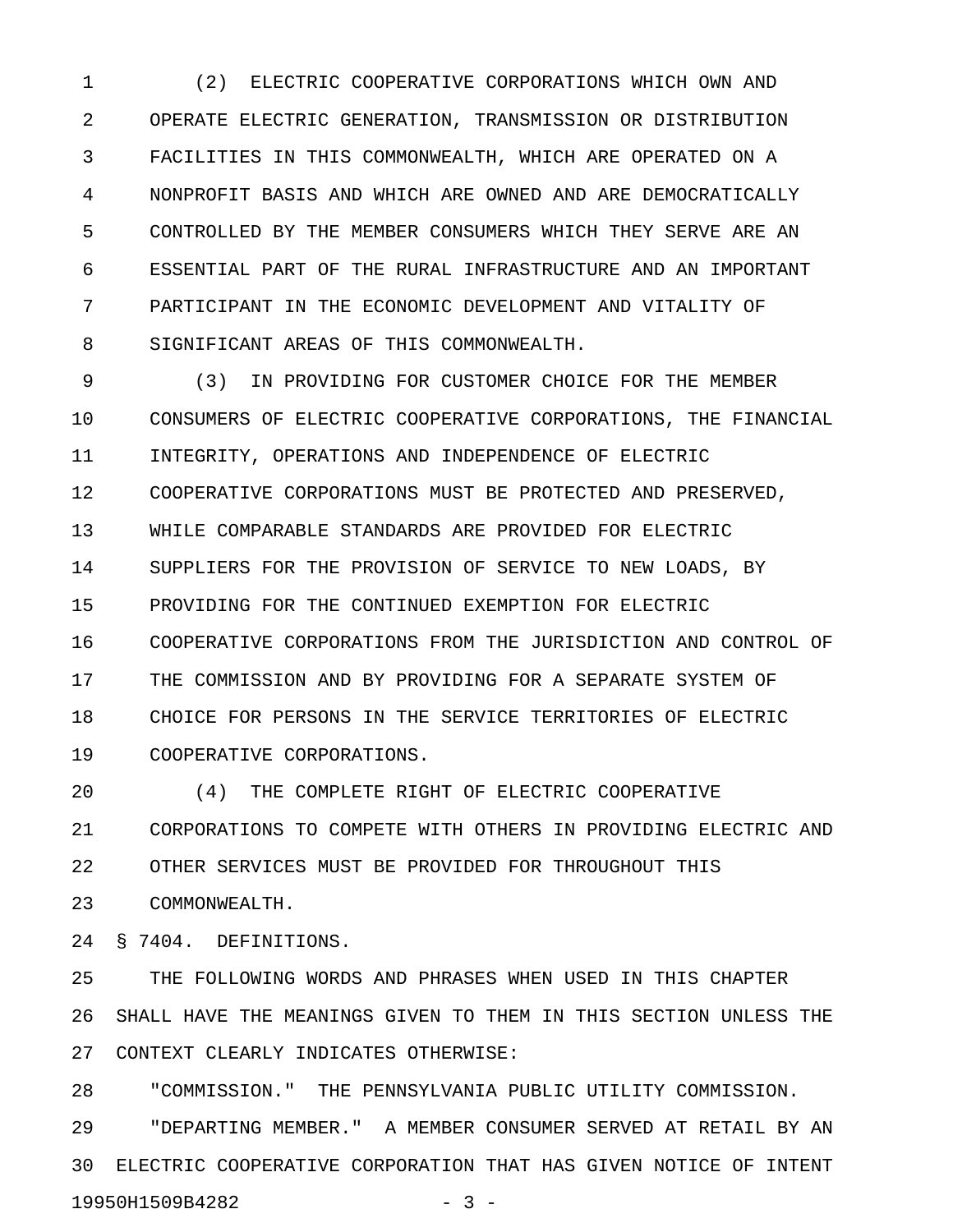(2) ELECTRIC COOPERATIVE CORPORATIONS WHICH OWN AND OPERATE ELECTRIC GENERATION, TRANSMISSION OR DISTRIBUTION FACILITIES IN THIS COMMONWEALTH, WHICH ARE OPERATED ON A NONPROFIT BASIS AND WHICH ARE OWNED AND ARE DEMOCRATICALLY CONTROLLED BY THE MEMBER CONSUMERS WHICH THEY SERVE ARE AN ESSENTIAL PART OF THE RURAL INFRASTRUCTURE AND AN IMPORTANT PARTICIPANT IN THE ECONOMIC DEVELOPMENT AND VITALITY OF SIGNIFICANT AREAS OF THIS COMMONWEALTH.

(3) IN PROVIDING FOR CUSTOMER CHOICE FOR THE MEMBER CONSUMERS OF ELECTRIC COOPERATIVE CORPORATIONS, THE FINANCIAL INTEGRITY, OPERATIONS AND INDEPENDENCE OF ELECTRIC COOPERATIVE CORPORATIONS MUST BE PROTECTED AND PRESERVED, WHILE COMPARABLE STANDARDS ARE PROVIDED FOR ELECTRIC SUPPLIERS FOR THE PROVISION OF SERVICE TO NEW LOADS, BY PROVIDING FOR THE CONTINUED EXEMPTION FOR ELECTRIC COOPERATIVE CORPORATIONS FROM THE JURISDICTION AND CONTROL OF THE COMMISSION AND BY PROVIDING FOR A SEPARATE SYSTEM OF CHOICE FOR PERSONS IN THE SERVICE TERRITORIES OF ELECTRIC COOPERATIVE CORPORATIONS.

(4) THE COMPLETE RIGHT OF ELECTRIC COOPERATIVE CORPORATIONS TO COMPETE WITH OTHERS IN PROVIDING ELECTRIC AND OTHER SERVICES MUST BE PROVIDED FOR THROUGHOUT THIS COMMONWEALTH.

§ 7404. DEFINITIONS.

THE FOLLOWING WORDS AND PHRASES WHEN USED IN THIS CHAPTER SHALL HAVE THE MEANINGS GIVEN TO THEM IN THIS SECTION UNLESS THE CONTEXT CLEARLY INDICATES OTHERWISE:

"COMMISSION." THE PENNSYLVANIA PUBLIC UTILITY COMMISSION.

"DEPARTING MEMBER." A MEMBER CONSUMER SERVED AT RETAIL BY AN ELECTRIC COOPERATIVE CORPORATION THAT HAS GIVEN NOTICE OF INTENT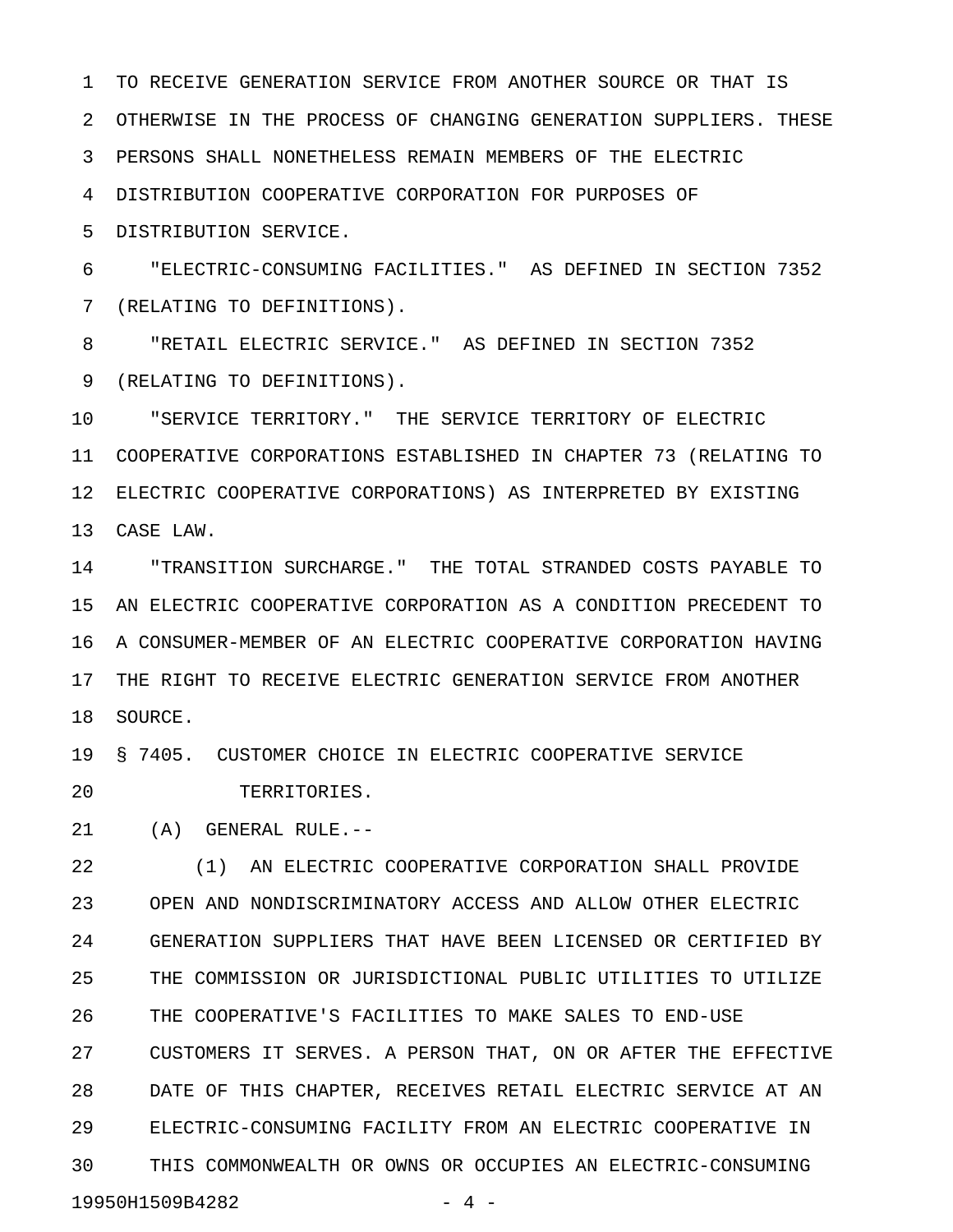TO RECEIVE GENERATION SERVICE FROM ANOTHER SOURCE OR THAT IS OTHERWISE IN THE PROCESS OF CHANGING GENERATION SUPPLIERS. THESE PERSONS SHALL NONETHELESS REMAIN MEMBERS OF THE ELECTRIC DISTRIBUTION COOPERATIVE CORPORATION FOR PURPOSES OF DISTRIBUTION SERVICE.

"ELECTRIC-CONSUMING FACILITIES." AS DEFINED IN SECTION 7352 (RELATING TO DEFINITIONS).

"RETAIL ELECTRIC SERVICE." AS DEFINED IN SECTION 7352 (RELATING TO DEFINITIONS).

"SERVICE TERRITORY." THE SERVICE TERRITORY OF ELECTRIC COOPERATIVE CORPORATIONS ESTABLISHED IN CHAPTER 73 (RELATING TO ELECTRIC COOPERATIVE CORPORATIONS) AS INTERPRETED BY EXISTING CASE LAW.

"TRANSITION SURCHARGE." THE TOTAL STRANDED COSTS PAYABLE TO AN ELECTRIC COOPERATIVE CORPORATION AS A CONDITION PRECEDENT TO A CONSUMER-MEMBER OF AN ELECTRIC COOPERATIVE CORPORATION HAVING THE RIGHT TO RECEIVE ELECTRIC GENERATION SERVICE FROM ANOTHER SOURCE.

§ 7405. CUSTOMER CHOICE IN ELECTRIC COOPERATIVE SERVICE TERRITORIES.

(A) GENERAL RULE.--

(1) AN ELECTRIC COOPERATIVE CORPORATION SHALL PROVIDE OPEN AND NONDISCRIMINATORY ACCESS AND ALLOW OTHER ELECTRIC GENERATION SUPPLIERS THAT HAVE BEEN LICENSED OR CERTIFIED BY THE COMMISSION OR JURISDICTIONAL PUBLIC UTILITIES TO UTILIZE THE COOPERATIVE'S FACILITIES TO MAKE SALES TO END-USE CUSTOMERS IT SERVES. A PERSON THAT, ON OR AFTER THE EFFECTIVE DATE OF THIS CHAPTER, RECEIVES RETAIL ELECTRIC SERVICE AT AN ELECTRIC-CONSUMING FACILITY FROM AN ELECTRIC COOPERATIVE IN THIS COMMONWEALTH OR OWNS OR OCCUPIES AN ELECTRIC-CONSUMING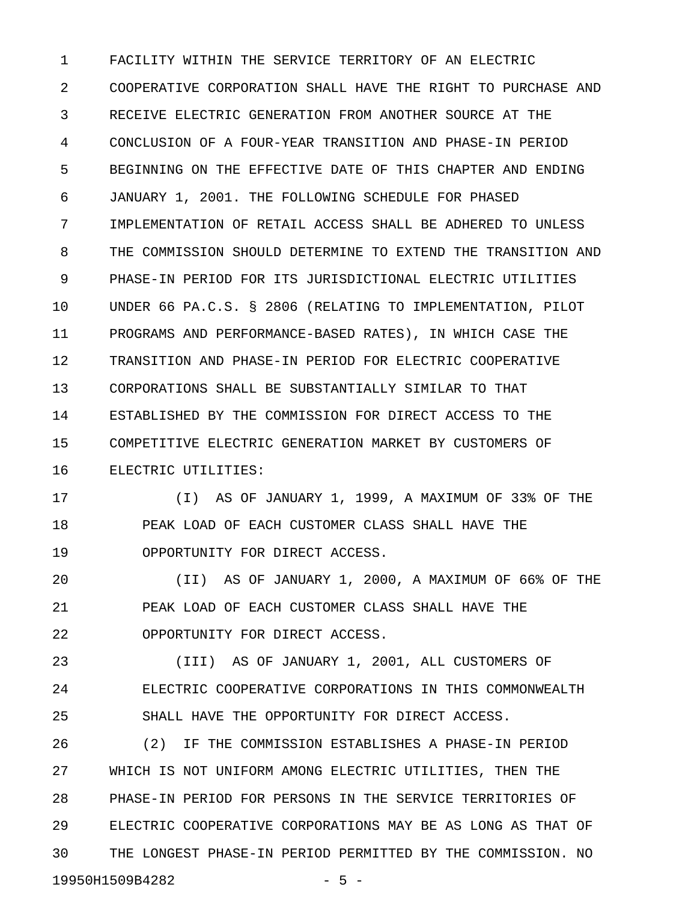FACILITY WITHIN THE SERVICE TERRITORY OF AN ELECTRIC COOPERATIVE CORPORATION SHALL HAVE THE RIGHT TO PURCHASE AND RECEIVE ELECTRIC GENERATION FROM ANOTHER SOURCE AT THE CONCLUSION OF A FOUR-YEAR TRANSITION AND PHASE-IN PERIOD BEGINNING ON THE EFFECTIVE DATE OF THIS CHAPTER AND ENDING JANUARY 1, 2001. THE FOLLOWING SCHEDULE FOR PHASED IMPLEMENTATION OF RETAIL ACCESS SHALL BE ADHERED TO UNLESS THE COMMISSION SHOULD DETERMINE TO EXTEND THE TRANSITION AND PHASE-IN PERIOD FOR ITS JURISDICTIONAL ELECTRIC UTILITIES UNDER 66 PA.C.S. § 2806 (RELATING TO IMPLEMENTATION, PILOT PROGRAMS AND PERFORMANCE-BASED RATES), IN WHICH CASE THE TRANSITION AND PHASE-IN PERIOD FOR ELECTRIC COOPERATIVE CORPORATIONS SHALL BE SUBSTANTIALLY SIMILAR TO THAT ESTABLISHED BY THE COMMISSION FOR DIRECT ACCESS TO THE COMPETITIVE ELECTRIC GENERATION MARKET BY CUSTOMERS OF ELECTRIC UTILITIES:

(I) AS OF JANUARY 1, 1999, A MAXIMUM OF 33% OF THE PEAK LOAD OF EACH CUSTOMER CLASS SHALL HAVE THE OPPORTUNITY FOR DIRECT ACCESS.

(II) AS OF JANUARY 1, 2000, A MAXIMUM OF 66% OF THE PEAK LOAD OF EACH CUSTOMER CLASS SHALL HAVE THE OPPORTUNITY FOR DIRECT ACCESS.

(III) AS OF JANUARY 1, 2001, ALL CUSTOMERS OF ELECTRIC COOPERATIVE CORPORATIONS IN THIS COMMONWEALTH SHALL HAVE THE OPPORTUNITY FOR DIRECT ACCESS.

(2) IF THE COMMISSION ESTABLISHES A PHASE-IN PERIOD WHICH IS NOT UNIFORM AMONG ELECTRIC UTILITIES, THEN THE PHASE-IN PERIOD FOR PERSONS IN THE SERVICE TERRITORIES OF ELECTRIC COOPERATIVE CORPORATIONS MAY BE AS LONG AS THAT OF THE LONGEST PHASE-IN PERIOD PERMITTED BY THE COMMISSION. NO

19950H1509B4282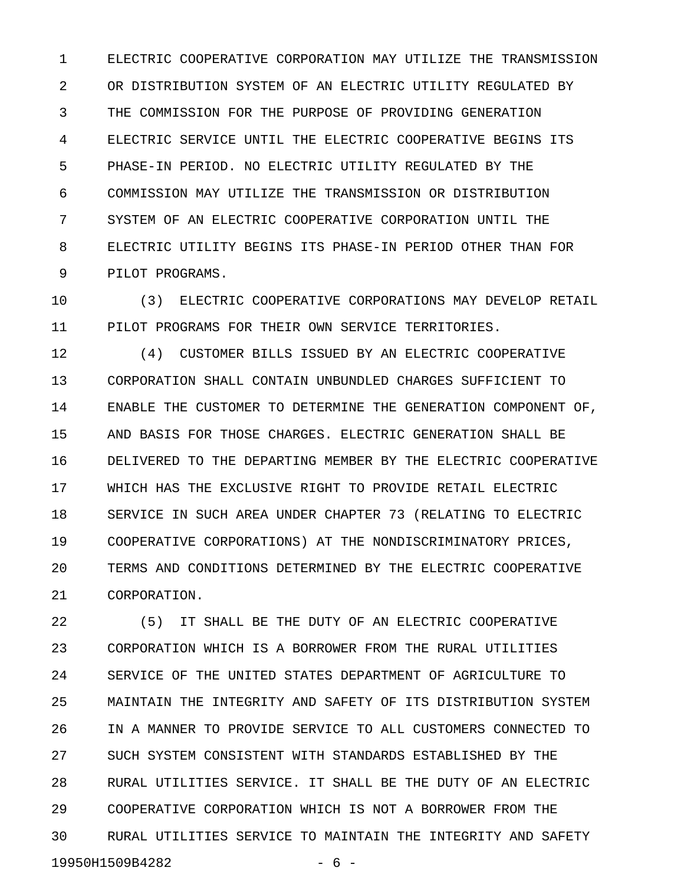ELECTRIC COOPERATIVE CORPORATION MAY UTILIZE THE TRANSMISSION OR DISTRIBUTION SYSTEM OF AN ELECTRIC UTILITY REGULATED BY THE COMMISSION FOR THE PURPOSE OF PROVIDING GENERATION ELECTRIC SERVICE UNTIL THE ELECTRIC COOPERATIVE BEGINS ITS PHASE-IN PERIOD. NO ELECTRIC UTILITY REGULATED BY THE COMMISSION MAY UTILIZE THE TRANSMISSION OR DISTRIBUTION SYSTEM OF AN ELECTRIC COOPERATIVE CORPORATION UNTIL THE ELECTRIC UTILITY BEGINS ITS PHASE-IN PERIOD OTHER THAN FOR PILOT PROGRAMS.

(3) ELECTRIC COOPERATIVE CORPORATIONS MAY DEVELOP RETAIL PILOT PROGRAMS FOR THEIR OWN SERVICE TERRITORIES.

(4) CUSTOMER BILLS ISSUED BY AN ELECTRIC COOPERATIVE CORPORATION SHALL CONTAIN UNBUNDLED CHARGES SUFFICIENT TO ENABLE THE CUSTOMER TO DETERMINE THE GENERATION COMPONENT OF, AND BASIS FOR THOSE CHARGES. ELECTRIC GENERATION SHALL BE DELIVERED TO THE DEPARTING MEMBER BY THE ELECTRIC COOPERATIVE WHICH HAS THE EXCLUSIVE RIGHT TO PROVIDE RETAIL ELECTRIC SERVICE IN SUCH AREA UNDER CHAPTER 73 (RELATING TO ELECTRIC COOPERATIVE CORPORATIONS) AT THE NONDISCRIMINATORY PRICES, TERMS AND CONDITIONS DETERMINED BY THE ELECTRIC COOPERATIVE CORPORATION.

(5) IT SHALL BE THE DUTY OF AN ELECTRIC COOPERATIVE CORPORATION WHICH IS A BORROWER FROM THE RURAL UTILITIES SERVICE OF THE UNITED STATES DEPARTMENT OF AGRICULTURE TO MAINTAIN THE INTEGRITY AND SAFETY OF ITS DISTRIBUTION SYSTEM IN A MANNER TO PROVIDE SERVICE TO ALL CUSTOMERS CONNECTED TO SUCH SYSTEM CONSISTENT WITH STANDARDS ESTABLISHED BY THE RURAL UTILITIES SERVICE. IT SHALL BE THE DUTY OF AN ELECTRIC COOPERATIVE CORPORATION WHICH IS NOT A BORROWER FROM THE RURAL UTILITIES SERVICE TO MAINTAIN THE INTEGRITY AND SAFETY

19950H1509B4282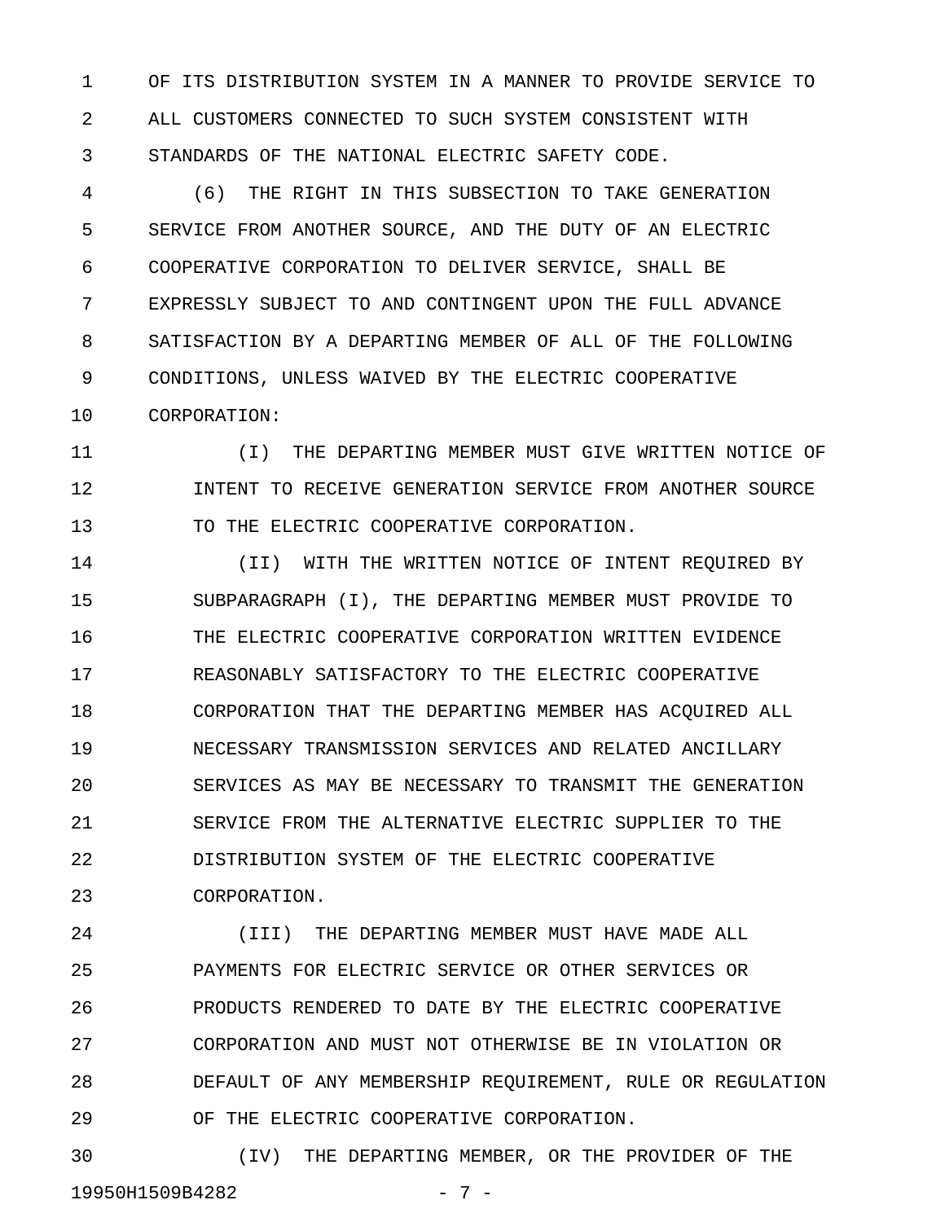OF ITS DISTRIBUTION SYSTEM IN A MANNER TO PROVIDE SERVICE TO ALL CUSTOMERS CONNECTED TO SUCH SYSTEM CONSISTENT WITH STANDARDS OF THE NATIONAL ELECTRIC SAFETY CODE.

(6) THE RIGHT IN THIS SUBSECTION TO TAKE GENERATION SERVICE FROM ANOTHER SOURCE, AND THE DUTY OF AN ELECTRIC COOPERATIVE CORPORATION TO DELIVER SERVICE, SHALL BE EXPRESSLY SUBJECT TO AND CONTINGENT UPON THE FULL ADVANCE SATISFACTION BY A DEPARTING MEMBER OF ALL OF THE FOLLOWING CONDITIONS, UNLESS WAIVED BY THE ELECTRIC COOPERATIVE CORPORATION:

(I) THE DEPARTING MEMBER MUST GIVE WRITTEN NOTICE OF INTENT TO RECEIVE GENERATION SERVICE FROM ANOTHER SOURCE TO THE ELECTRIC COOPERATIVE CORPORATION.

(II) WITH THE WRITTEN NOTICE OF INTENT REQUIRED BY SUBPARAGRAPH (I), THE DEPARTING MEMBER MUST PROVIDE TO THE ELECTRIC COOPERATIVE CORPORATION WRITTEN EVIDENCE REASONABLY SATISFACTORY TO THE ELECTRIC COOPERATIVE CORPORATION THAT THE DEPARTING MEMBER HAS ACQUIRED ALL NECESSARY TRANSMISSION SERVICES AND RELATED ANCILLARY SERVICES AS MAY BE NECESSARY TO TRANSMIT THE GENERATION SERVICE FROM THE ALTERNATIVE ELECTRIC SUPPLIER TO THE DISTRIBUTION SYSTEM OF THE ELECTRIC COOPERATIVE CORPORATION.

(III) THE DEPARTING MEMBER MUST HAVE MADE ALL PAYMENTS FOR ELECTRIC SERVICE OR OTHER SERVICES OR PRODUCTS RENDERED TO DATE BY THE ELECTRIC COOPERATIVE CORPORATION AND MUST NOT OTHERWISE BE IN VIOLATION OR DEFAULT OF ANY MEMBERSHIP REQUIREMENT, RULE OR REGULATION OF THE ELECTRIC COOPERATIVE CORPORATION.

(IV) THE DEPARTING MEMBER, OR THE PROVIDER OF THE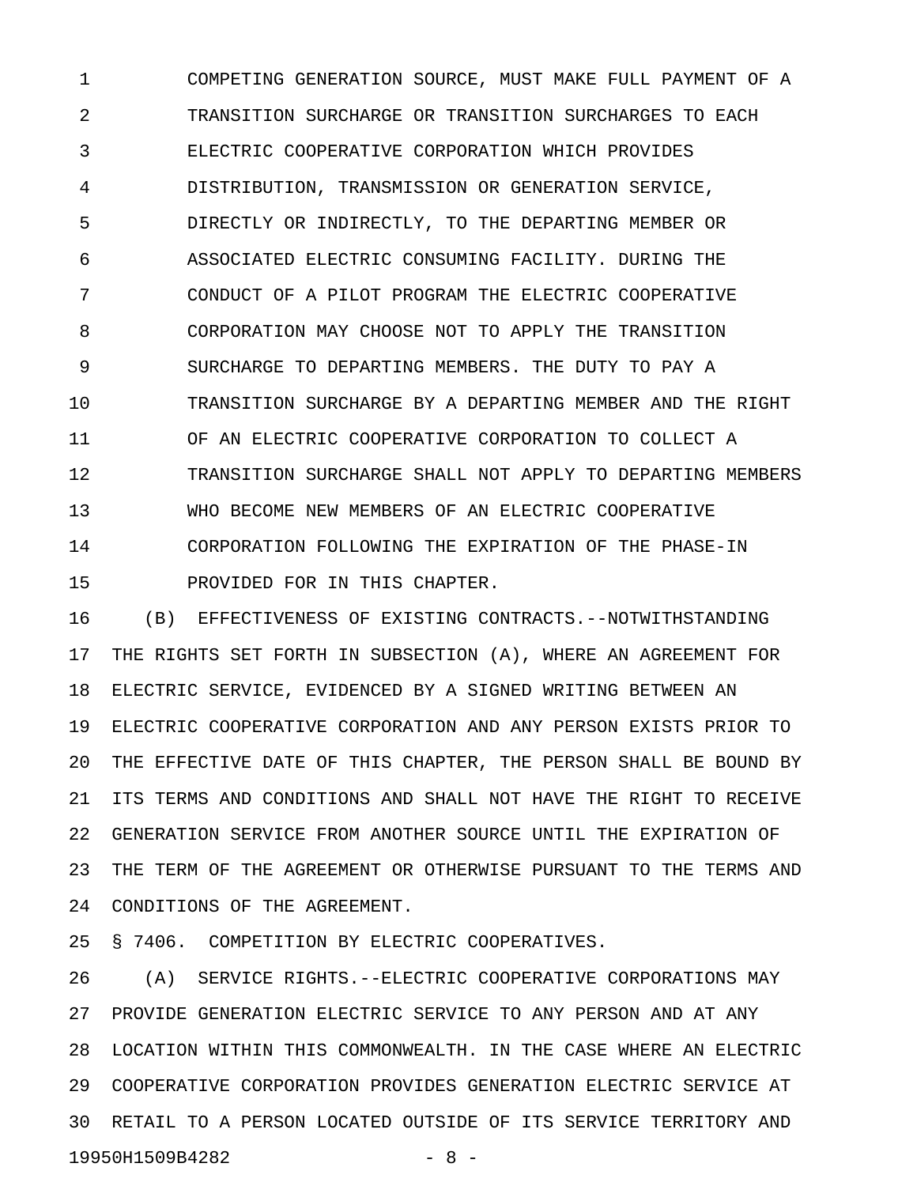COMPETING GENERATION SOURCE, MUST MAKE FULL PAYMENT OF A TRANSITION SURCHARGE OR TRANSITION SURCHARGES TO EACH ELECTRIC COOPERATIVE CORPORATION WHICH PROVIDES DISTRIBUTION, TRANSMISSION OR GENERATION SERVICE, DIRECTLY OR INDIRECTLY, TO THE DEPARTING MEMBER OR ASSOCIATED ELECTRIC CONSUMING FACILITY. DURING THE CONDUCT OF A PILOT PROGRAM THE ELECTRIC COOPERATIVE CORPORATION MAY CHOOSE NOT TO APPLY THE TRANSITION SURCHARGE TO DEPARTING MEMBERS. THE DUTY TO PAY A TRANSITION SURCHARGE BY A DEPARTING MEMBER AND THE RIGHT OF AN ELECTRIC COOPERATIVE CORPORATION TO COLLECT A TRANSITION SURCHARGE SHALL NOT APPLY TO DEPARTING MEMBERS WHO BECOME NEW MEMBERS OF AN ELECTRIC COOPERATIVE CORPORATION FOLLOWING THE EXPIRATION OF THE PHASE-IN PROVIDED FOR IN THIS CHAPTER.

(B) EFFECTIVENESS OF EXISTING CONTRACTS.--NOTWITHSTANDING THE RIGHTS SET FORTH IN SUBSECTION (A), WHERE AN AGREEMENT FOR ELECTRIC SERVICE, EVIDENCED BY A SIGNED WRITING BETWEEN AN ELECTRIC COOPERATIVE CORPORATION AND ANY PERSON EXISTS PRIOR TO THE EFFECTIVE DATE OF THIS CHAPTER, THE PERSON SHALL BE BOUND BY ITS TERMS AND CONDITIONS AND SHALL NOT HAVE THE RIGHT TO RECEIVE GENERATION SERVICE FROM ANOTHER SOURCE UNTIL THE EXPIRATION OF THE TERM OF THE AGREEMENT OR OTHERWISE PURSUANT TO THE TERMS AND CONDITIONS OF THE AGREEMENT.

§ 7406. COMPETITION BY ELECTRIC COOPERATIVES.

(A) SERVICE RIGHTS.--ELECTRIC COOPERATIVE CORPORATIONS MAY PROVIDE GENERATION ELECTRIC SERVICE TO ANY PERSON AND AT ANY LOCATION WITHIN THIS COMMONWEALTH. IN THE CASE WHERE AN ELECTRIC COOPERATIVE CORPORATION PROVIDES GENERATION ELECTRIC SERVICE AT RETAIL TO A PERSON LOCATED OUTSIDE OF ITS SERVICE TERRITORY AND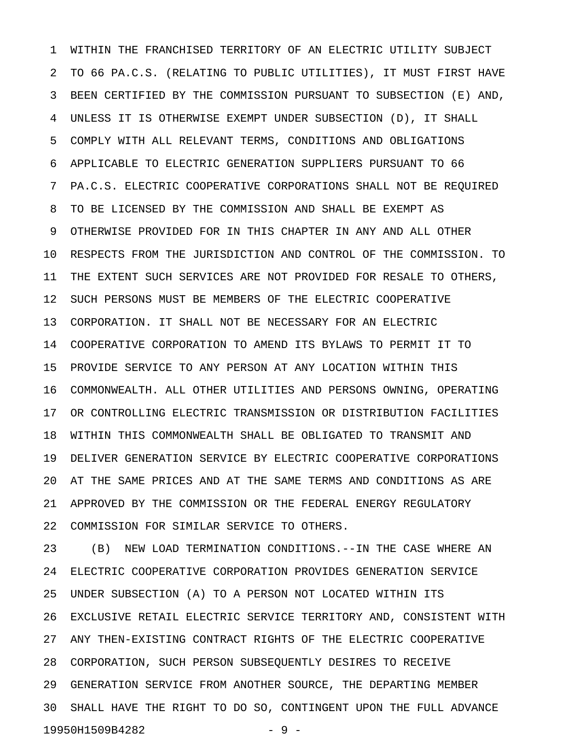WITHIN THE FRANCHISED TERRITORY OF AN ELECTRIC UTILITY SUBJECT TO 66 PA.C.S. (RELATING TO PUBLIC UTILITIES), IT MUST FIRST HAVE BEEN CERTIFIED BY THE COMMISSION PURSUANT TO SUBSECTION (E) AND, UNLESS IT IS OTHERWISE EXEMPT UNDER SUBSECTION (D), IT SHALL COMPLY WITH ALL RELEVANT TERMS, CONDITIONS AND OBLIGATIONS APPLICABLE TO ELECTRIC GENERATION SUPPLIERS PURSUANT TO 66 PA.C.S. ELECTRIC COOPERATIVE CORPORATIONS SHALL NOT BE REQUIRED TO BE LICENSED BY THE COMMISSION AND SHALL BE EXEMPT AS OTHERWISE PROVIDED FOR IN THIS CHAPTER IN ANY AND ALL OTHER RESPECTS FROM THE JURISDICTION AND CONTROL OF THE COMMISSION. TO THE EXTENT SUCH SERVICES ARE NOT PROVIDED FOR RESALE TO OTHERS, SUCH PERSONS MUST BE MEMBERS OF THE ELECTRIC COOPERATIVE CORPORATION. IT SHALL NOT BE NECESSARY FOR AN ELECTRIC COOPERATIVE CORPORATION TO AMEND ITS BYLAWS TO PERMIT IT TO PROVIDE SERVICE TO ANY PERSON AT ANY LOCATION WITHIN THIS COMMONWEALTH. ALL OTHER UTILITIES AND PERSONS OWNING, OPERATING OR CONTROLLING ELECTRIC TRANSMISSION OR DISTRIBUTION FACILITIES WITHIN THIS COMMONWEALTH SHALL BE OBLIGATED TO TRANSMIT AND DELIVER GENERATION SERVICE BY ELECTRIC COOPERATIVE CORPORATIONS AT THE SAME PRICES AND AT THE SAME TERMS AND CONDITIONS AS ARE APPROVED BY THE COMMISSION OR THE FEDERAL ENERGY REGULATORY COMMISSION FOR SIMILAR SERVICE TO OTHERS.

(B) NEW LOAD TERMINATION CONDITIONS.--IN THE CASE WHERE AN ELECTRIC COOPERATIVE CORPORATION PROVIDES GENERATION SERVICE UNDER SUBSECTION (A) TO A PERSON NOT LOCATED WITHIN ITS EXCLUSIVE RETAIL ELECTRIC SERVICE TERRITORY AND, CONSISTENT WITH ANY THEN-EXISTING CONTRACT RIGHTS OF THE ELECTRIC COOPERATIVE CORPORATION, SUCH PERSON SUBSEQUENTLY DESIRES TO RECEIVE GENERATION SERVICE FROM ANOTHER SOURCE, THE DEPARTING MEMBER SHALL HAVE THE RIGHT TO DO SO, CONTINGENT UPON THE FULL ADVANCE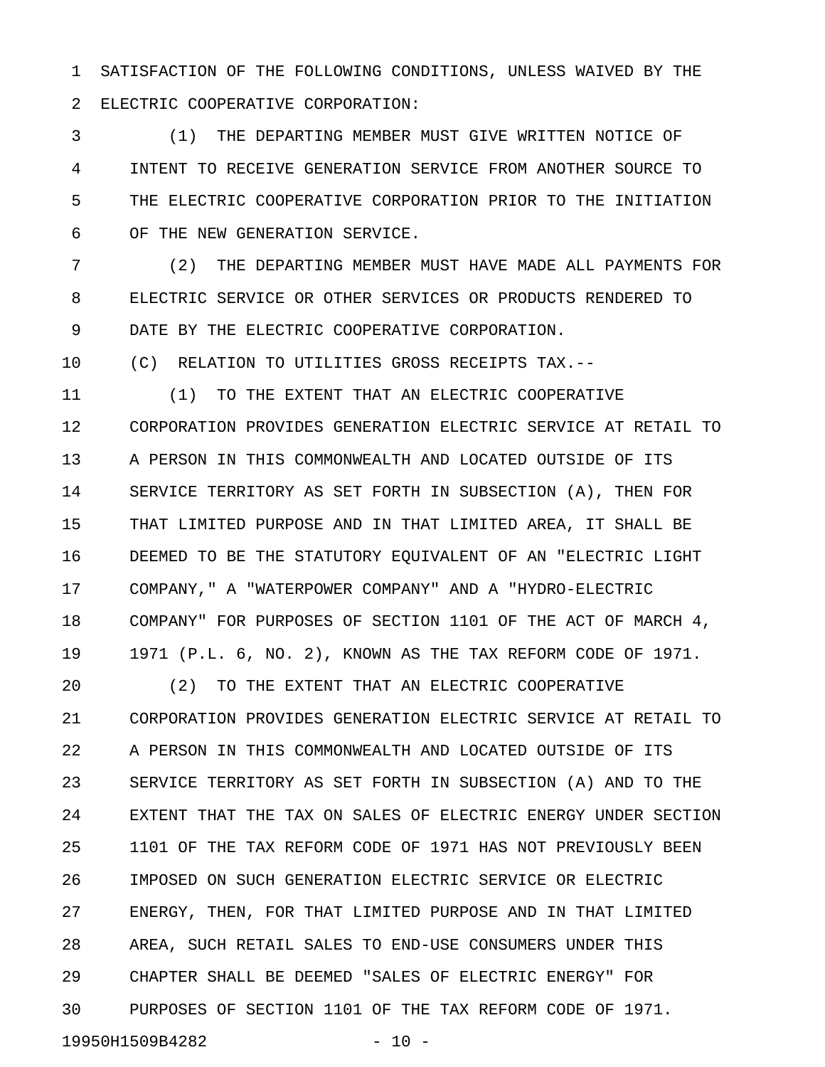SATISFACTION OF THE FOLLOWING CONDITIONS, UNLESS WAIVED BY THE ELECTRIC COOPERATIVE CORPORATION:

(1) THE DEPARTING MEMBER MUST GIVE WRITTEN NOTICE OF INTENT TO RECEIVE GENERATION SERVICE FROM ANOTHER SOURCE TO THE ELECTRIC COOPERATIVE CORPORATION PRIOR TO THE INITIATION OF THE NEW GENERATION SERVICE.

(2) THE DEPARTING MEMBER MUST HAVE MADE ALL PAYMENTS FOR ELECTRIC SERVICE OR OTHER SERVICES OR PRODUCTS RENDERED TO DATE BY THE ELECTRIC COOPERATIVE CORPORATION.

(C) RELATION TO UTILITIES GROSS RECEIPTS TAX.--

(1) TO THE EXTENT THAT AN ELECTRIC COOPERATIVE CORPORATION PROVIDES GENERATION ELECTRIC SERVICE AT RETAIL TO A PERSON IN THIS COMMONWEALTH AND LOCATED OUTSIDE OF ITS SERVICE TERRITORY AS SET FORTH IN SUBSECTION (A), THEN FOR THAT LIMITED PURPOSE AND IN THAT LIMITED AREA, IT SHALL BE DEEMED TO BE THE STATUTORY EQUIVALENT OF AN "ELECTRIC LIGHT COMPANY," A "WATERPOWER COMPANY" AND A "HYDRO-ELECTRIC COMPANY" FOR PURPOSES OF SECTION 1101 OF THE ACT OF MARCH 4, 1971 (P.L. 6, NO. 2), KNOWN AS THE TAX REFORM CODE OF 1971.

(2) TO THE EXTENT THAT AN ELECTRIC COOPERATIVE CORPORATION PROVIDES GENERATION ELECTRIC SERVICE AT RETAIL TO A PERSON IN THIS COMMONWEALTH AND LOCATED OUTSIDE OF ITS SERVICE TERRITORY AS SET FORTH IN SUBSECTION (A) AND TO THE EXTENT THAT THE TAX ON SALES OF ELECTRIC ENERGY UNDER SECTION 1101 OF THE TAX REFORM CODE OF 1971 HAS NOT PREVIOUSLY BEEN IMPOSED ON SUCH GENERATION ELECTRIC SERVICE OR ELECTRIC ENERGY, THEN, FOR THAT LIMITED PURPOSE AND IN THAT LIMITED AREA, SUCH RETAIL SALES TO END-USE CONSUMERS UNDER THIS CHAPTER SHALL BE DEEMED "SALES OF ELECTRIC ENERGY" FOR PURPOSES OF SECTION 1101 OF THE TAX REFORM CODE OF 1971.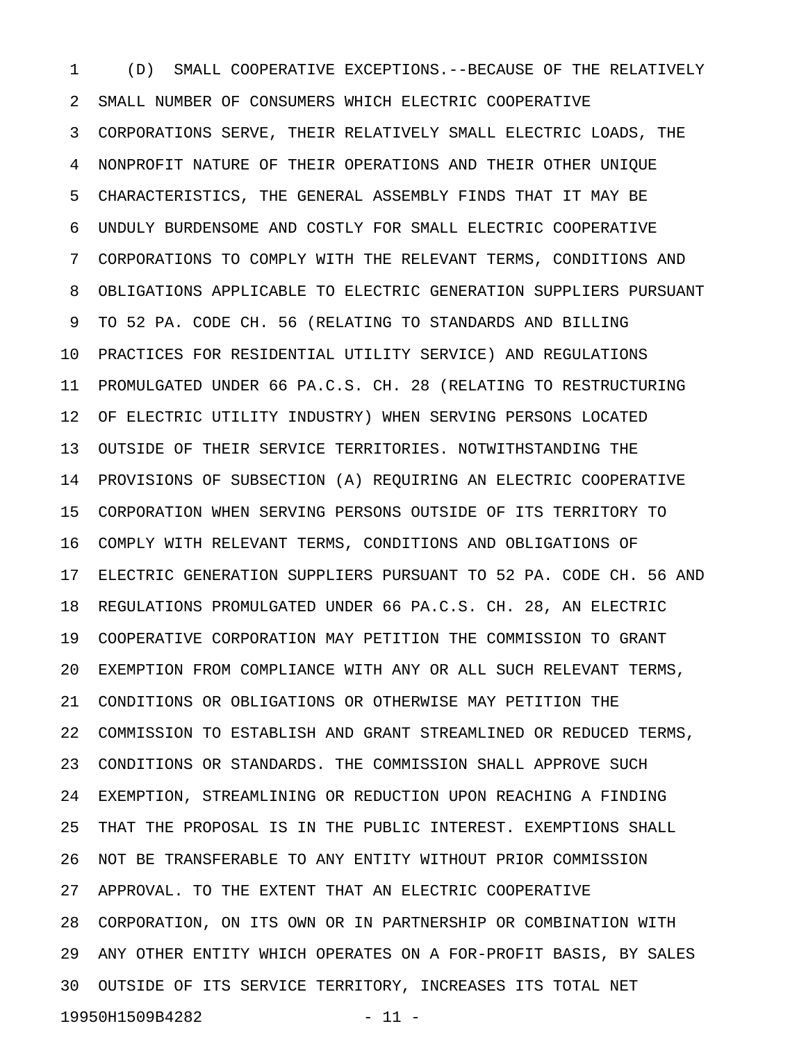(D) SMALL COOPERATIVE EXCEPTIONS.--BECAUSE OF THE RELATIVELY SMALL NUMBER OF CONSUMERS WHICH ELECTRIC COOPERATIVE CORPORATIONS SERVE, THEIR RELATIVELY SMALL ELECTRIC LOADS, THE NONPROFIT NATURE OF THEIR OPERATIONS AND THEIR OTHER UNIQUE CHARACTERISTICS, THE GENERAL ASSEMBLY FINDS THAT IT MAY BE UNDULY BURDENSOME AND COSTLY FOR SMALL ELECTRIC COOPERATIVE CORPORATIONS TO COMPLY WITH THE RELEVANT TERMS, CONDITIONS AND OBLIGATIONS APPLICABLE TO ELECTRIC GENERATION SUPPLIERS PURSUANT TO 52 PA. CODE CH. 56 (RELATING TO STANDARDS AND BILLING PRACTICES FOR RESIDENTIAL UTILITY SERVICE) AND REGULATIONS PROMULGATED UNDER 66 PA.C.S. CH. 28 (RELATING TO RESTRUCTURING OF ELECTRIC UTILITY INDUSTRY) WHEN SERVING PERSONS LOCATED OUTSIDE OF THEIR SERVICE TERRITORIES. NOTWITHSTANDING THE PROVISIONS OF SUBSECTION (A) REQUIRING AN ELECTRIC COOPERATIVE CORPORATION WHEN SERVING PERSONS OUTSIDE OF ITS TERRITORY TO COMPLY WITH RELEVANT TERMS, CONDITIONS AND OBLIGATIONS OF ELECTRIC GENERATION SUPPLIERS PURSUANT TO 52 PA. CODE CH. 56 AND REGULATIONS PROMULGATED UNDER 66 PA.C.S. CH. 28, AN ELECTRIC COOPERATIVE CORPORATION MAY PETITION THE COMMISSION TO GRANT EXEMPTION FROM COMPLIANCE WITH ANY OR ALL SUCH RELEVANT TERMS, CONDITIONS OR OBLIGATIONS OR OTHERWISE MAY PETITION THE COMMISSION TO ESTABLISH AND GRANT STREAMLINED OR REDUCED TERMS, CONDITIONS OR STANDARDS. THE COMMISSION SHALL APPROVE SUCH EXEMPTION, STREAMLINING OR REDUCTION UPON REACHING A FINDING THAT THE PROPOSAL IS IN THE PUBLIC INTEREST. EXEMPTIONS SHALL NOT BE TRANSFERABLE TO ANY ENTITY WITHOUT PRIOR COMMISSION APPROVAL. TO THE EXTENT THAT AN ELECTRIC COOPERATIVE CORPORATION, ON ITS OWN OR IN PARTNERSHIP OR COMBINATION WITH ANY OTHER ENTITY WHICH OPERATES ON A FOR-PROFIT BASIS, BY SALES OUTSIDE OF ITS SERVICE TERRITORY, INCREASES ITS TOTAL NET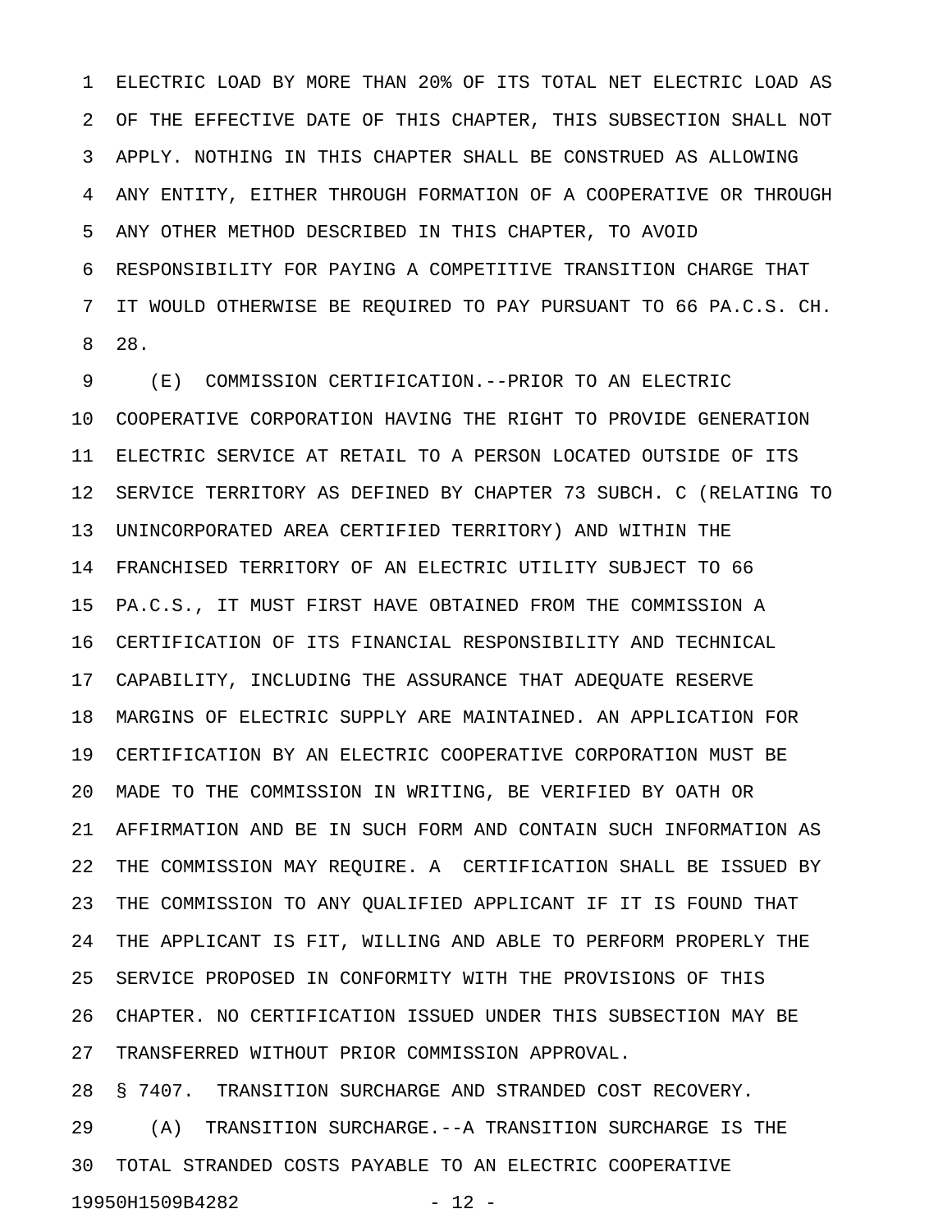ELECTRIC LOAD BY MORE THAN 20% OF ITS TOTAL NET ELECTRIC LOAD AS OF THE EFFECTIVE DATE OF THIS CHAPTER, THIS SUBSECTION SHALL NOT APPLY. NOTHING IN THIS CHAPTER SHALL BE CONSTRUED AS ALLOWING ANY ENTITY, EITHER THROUGH FORMATION OF A COOPERATIVE OR THROUGH ANY OTHER METHOD DESCRIBED IN THIS CHAPTER, TO AVOID RESPONSIBILITY FOR PAYING A COMPETITIVE TRANSITION CHARGE THAT IT WOULD OTHERWISE BE REQUIRED TO PAY PURSUANT TO 66 PA.C.S. CH. 28.

(E) COMMISSION CERTIFICATION.--PRIOR TO AN ELECTRIC COOPERATIVE CORPORATION HAVING THE RIGHT TO PROVIDE GENERATION ELECTRIC SERVICE AT RETAIL TO A PERSON LOCATED OUTSIDE OF ITS SERVICE TERRITORY AS DEFINED BY CHAPTER 73 SUBCH. C (RELATING TO UNINCORPORATED AREA CERTIFIED TERRITORY) AND WITHIN THE FRANCHISED TERRITORY OF AN ELECTRIC UTILITY SUBJECT TO 66 PA.C.S., IT MUST FIRST HAVE OBTAINED FROM THE COMMISSION A CERTIFICATION OF ITS FINANCIAL RESPONSIBILITY AND TECHNICAL CAPABILITY, INCLUDING THE ASSURANCE THAT ADEQUATE RESERVE MARGINS OF ELECTRIC SUPPLY ARE MAINTAINED. AN APPLICATION FOR CERTIFICATION BY AN ELECTRIC COOPERATIVE CORPORATION MUST BE MADE TO THE COMMISSION IN WRITING, BE VERIFIED BY OATH OR AFFIRMATION AND BE IN SUCH FORM AND CONTAIN SUCH INFORMATION AS THE COMMISSION MAY REQUIRE. A CERTIFICATION SHALL BE ISSUED BY THE COMMISSION TO ANY QUALIFIED APPLICANT IF IT IS FOUND THAT THE APPLICANT IS FIT, WILLING AND ABLE TO PERFORM PROPERLY THE SERVICE PROPOSED IN CONFORMITY WITH THE PROVISIONS OF THIS CHAPTER. NO CERTIFICATION ISSUED UNDER THIS SUBSECTION MAY BE TRANSFERRED WITHOUT PRIOR COMMISSION APPROVAL.

§ 7407. TRANSITION SURCHARGE AND STRANDED COST RECOVERY.

(A) TRANSITION SURCHARGE.--A TRANSITION SURCHARGE IS THE TOTAL STRANDED COSTS PAYABLE TO AN ELECTRIC COOPERATIVE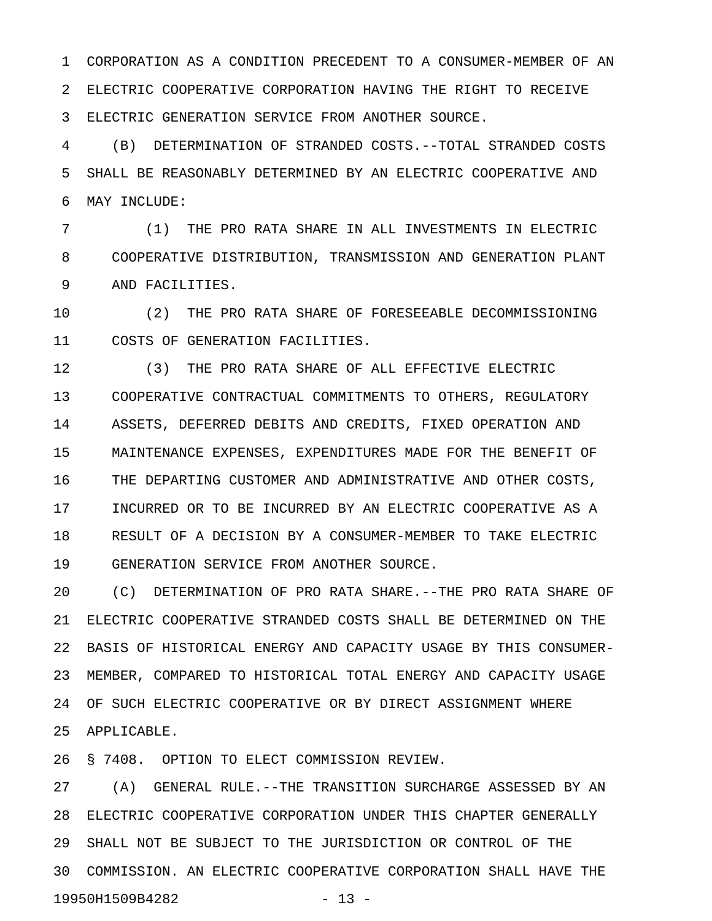CORPORATION AS A CONDITION PRECEDENT TO A CONSUMER-MEMBER OF AN ELECTRIC COOPERATIVE CORPORATION HAVING THE RIGHT TO RECEIVE ELECTRIC GENERATION SERVICE FROM ANOTHER SOURCE.

(B) DETERMINATION OF STRANDED COSTS.--TOTAL STRANDED COSTS SHALL BE REASONABLY DETERMINED BY AN ELECTRIC COOPERATIVE AND MAY INCLUDE:

(1) THE PRO RATA SHARE IN ALL INVESTMENTS IN ELECTRIC COOPERATIVE DISTRIBUTION, TRANSMISSION AND GENERATION PLANT AND FACILITIES.

(2) THE PRO RATA SHARE OF FORESEEABLE DECOMMISSIONING COSTS OF GENERATION FACILITIES.

(3) THE PRO RATA SHARE OF ALL EFFECTIVE ELECTRIC COOPERATIVE CONTRACTUAL COMMITMENTS TO OTHERS, REGULATORY ASSETS, DEFERRED DEBITS AND CREDITS, FIXED OPERATION AND MAINTENANCE EXPENSES, EXPENDITURES MADE FOR THE BENEFIT OF THE DEPARTING CUSTOMER AND ADMINISTRATIVE AND OTHER COSTS, INCURRED OR TO BE INCURRED BY AN ELECTRIC COOPERATIVE AS A RESULT OF A DECISION BY A CONSUMER-MEMBER TO TAKE ELECTRIC GENERATION SERVICE FROM ANOTHER SOURCE.

(C) DETERMINATION OF PRO RATA SHARE.--THE PRO RATA SHARE OF ELECTRIC COOPERATIVE STRANDED COSTS SHALL BE DETERMINED ON THE BASIS OF HISTORICAL ENERGY AND CAPACITY USAGE BY THIS CONSUMER-MEMBER, COMPARED TO HISTORICAL TOTAL ENERGY AND CAPACITY USAGE OF SUCH ELECTRIC COOPERATIVE OR BY DIRECT ASSIGNMENT WHERE APPLICABLE.

§ 7408. OPTION TO ELECT COMMISSION REVIEW.

(A) GENERAL RULE.--THE TRANSITION SURCHARGE ASSESSED BY AN ELECTRIC COOPERATIVE CORPORATION UNDER THIS CHAPTER GENERALLY SHALL NOT BE SUBJECT TO THE JURISDICTION OR CONTROL OF THE COMMISSION. AN ELECTRIC COOPERATIVE CORPORATION SHALL HAVE THE

19950H1509B4282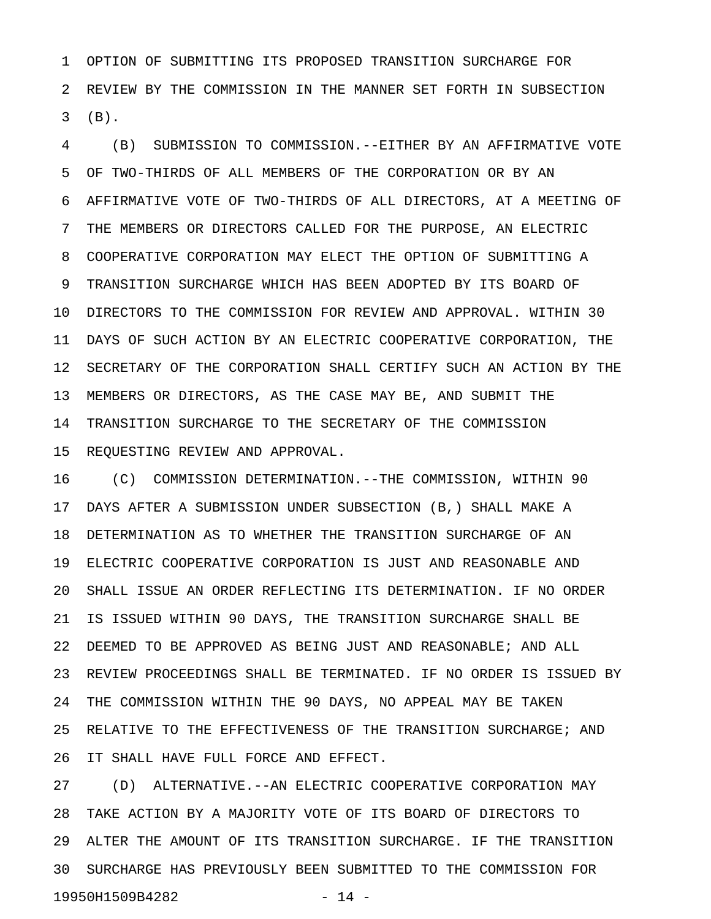OPTION OF SUBMITTING ITS PROPOSED TRANSITION SURCHARGE FOR REVIEW BY THE COMMISSION IN THE MANNER SET FORTH IN SUBSECTION (B).

(B) SUBMISSION TO COMMISSION.--EITHER BY AN AFFIRMATIVE VOTE OF TWO-THIRDS OF ALL MEMBERS OF THE CORPORATION OR BY AN AFFIRMATIVE VOTE OF TWO-THIRDS OF ALL DIRECTORS, AT A MEETING OF THE MEMBERS OR DIRECTORS CALLED FOR THE PURPOSE, AN ELECTRIC COOPERATIVE CORPORATION MAY ELECT THE OPTION OF SUBMITTING A TRANSITION SURCHARGE WHICH HAS BEEN ADOPTED BY ITS BOARD OF DIRECTORS TO THE COMMISSION FOR REVIEW AND APPROVAL. WITHIN 30 DAYS OF SUCH ACTION BY AN ELECTRIC COOPERATIVE CORPORATION, THE SECRETARY OF THE CORPORATION SHALL CERTIFY SUCH AN ACTION BY THE MEMBERS OR DIRECTORS, AS THE CASE MAY BE, AND SUBMIT THE TRANSITION SURCHARGE TO THE SECRETARY OF THE COMMISSION REQUESTING REVIEW AND APPROVAL.

(C) COMMISSION DETERMINATION.--THE COMMISSION, WITHIN 90 DAYS AFTER A SUBMISSION UNDER SUBSECTION (B,) SHALL MAKE A DETERMINATION AS TO WHETHER THE TRANSITION SURCHARGE OF AN ELECTRIC COOPERATIVE CORPORATION IS JUST AND REASONABLE AND SHALL ISSUE AN ORDER REFLECTING ITS DETERMINATION. IF NO ORDER IS ISSUED WITHIN 90 DAYS, THE TRANSITION SURCHARGE SHALL BE DEEMED TO BE APPROVED AS BEING JUST AND REASONABLE; AND ALL REVIEW PROCEEDINGS SHALL BE TERMINATED. IF NO ORDER IS ISSUED BY THE COMMISSION WITHIN THE 90 DAYS, NO APPEAL MAY BE TAKEN RELATIVE TO THE EFFECTIVENESS OF THE TRANSITION SURCHARGE; AND IT SHALL HAVE FULL FORCE AND EFFECT.

(D) ALTERNATIVE.--AN ELECTRIC COOPERATIVE CORPORATION MAY TAKE ACTION BY A MAJORITY VOTE OF ITS BOARD OF DIRECTORS TO ALTER THE AMOUNT OF ITS TRANSITION SURCHARGE. IF THE TRANSITION SURCHARGE HAS PREVIOUSLY BEEN SUBMITTED TO THE COMMISSION FOR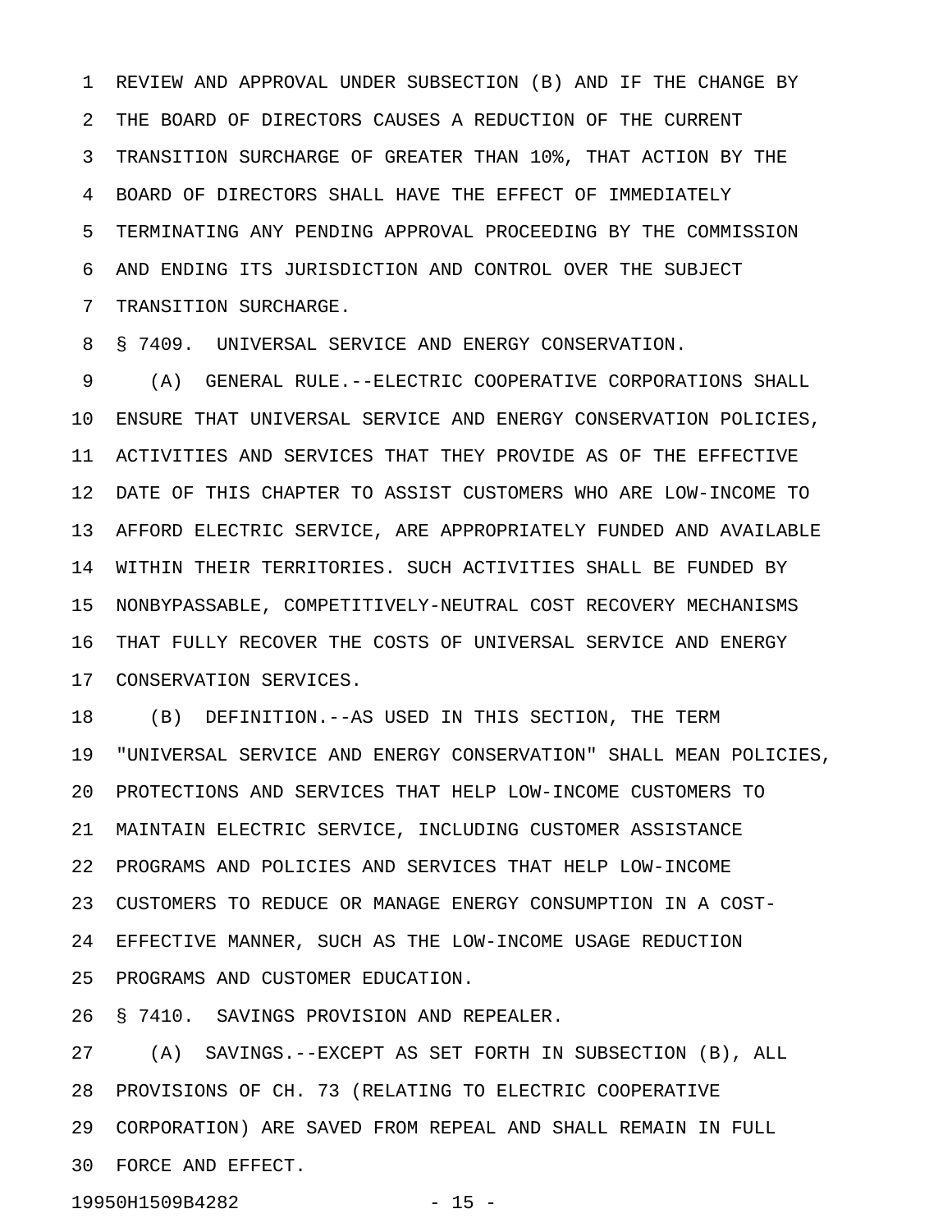REVIEW AND APPROVAL UNDER SUBSECTION (B) AND IF THE CHANGE BY THE BOARD OF DIRECTORS CAUSES A REDUCTION OF THE CURRENT TRANSITION SURCHARGE OF GREATER THAN 10%, THAT ACTION BY THE BOARD OF DIRECTORS SHALL HAVE THE EFFECT OF IMMEDIATELY TERMINATING ANY PENDING APPROVAL PROCEEDING BY THE COMMISSION AND ENDING ITS JURISDICTION AND CONTROL OVER THE SUBJECT TRANSITION SURCHARGE.

§ 7409. UNIVERSAL SERVICE AND ENERGY CONSERVATION.

(A) GENERAL RULE.--ELECTRIC COOPERATIVE CORPORATIONS SHALL ENSURE THAT UNIVERSAL SERVICE AND ENERGY CONSERVATION POLICIES, ACTIVITIES AND SERVICES THAT THEY PROVIDE AS OF THE EFFECTIVE DATE OF THIS CHAPTER TO ASSIST CUSTOMERS WHO ARE LOW-INCOME TO AFFORD ELECTRIC SERVICE, ARE APPROPRIATELY FUNDED AND AVAILABLE WITHIN THEIR TERRITORIES. SUCH ACTIVITIES SHALL BE FUNDED BY NONBYPASSABLE, COMPETITIVELY-NEUTRAL COST RECOVERY MECHANISMS THAT FULLY RECOVER THE COSTS OF UNIVERSAL SERVICE AND ENERGY CONSERVATION SERVICES.

(B) DEFINITION.--AS USED IN THIS SECTION, THE TERM "UNIVERSAL SERVICE AND ENERGY CONSERVATION" SHALL MEAN POLICIES, PROTECTIONS AND SERVICES THAT HELP LOW-INCOME CUSTOMERS TO MAINTAIN ELECTRIC SERVICE, INCLUDING CUSTOMER ASSISTANCE PROGRAMS AND POLICIES AND SERVICES THAT HELP LOW-INCOME CUSTOMERS TO REDUCE OR MANAGE ENERGY CONSUMPTION IN A COST-EFFECTIVE MANNER, SUCH AS THE LOW-INCOME USAGE REDUCTION PROGRAMS AND CUSTOMER EDUCATION.

§ 7410. SAVINGS PROVISION AND REPEALER.

(A) SAVINGS.--EXCEPT AS SET FORTH IN SUBSECTION (B), ALL PROVISIONS OF CH. 73 (RELATING TO ELECTRIC COOPERATIVE CORPORATION) ARE SAVED FROM REPEAL AND SHALL REMAIN IN FULL FORCE AND EFFECT.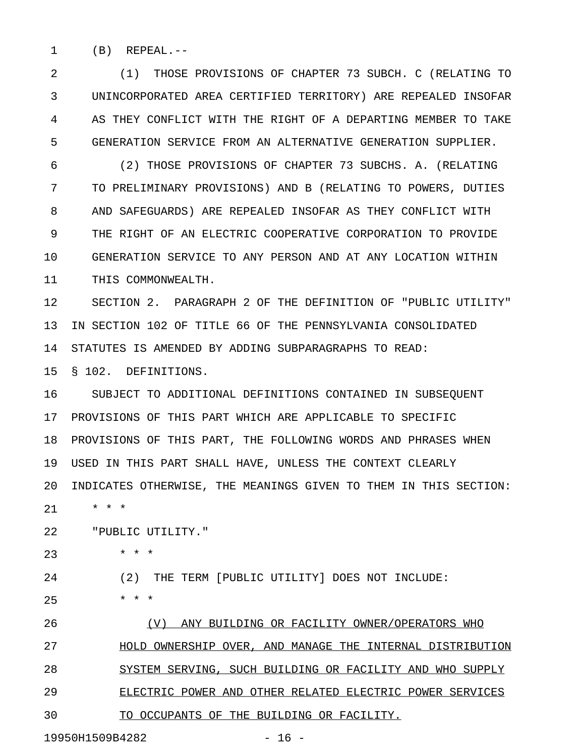(B) REPEAL.--

(1) THOSE PROVISIONS OF CHAPTER 73 SUBCH. C (RELATING TO UNINCORPORATED AREA CERTIFIED TERRITORY) ARE REPEALED INSOFAR AS THEY CONFLICT WITH THE RIGHT OF A DEPARTING MEMBER TO TAKE GENERATION SERVICE FROM AN ALTERNATIVE GENERATION SUPPLIER.

(2) THOSE PROVISIONS OF CHAPTER 73 SUBCHS. A. (RELATING TO PRELIMINARY PROVISIONS) AND B (RELATING TO POWERS, DUTIES AND SAFEGUARDS) ARE REPEALED INSOFAR AS THEY CONFLICT WITH THE RIGHT OF AN ELECTRIC COOPERATIVE CORPORATION TO PROVIDE GENERATION SERVICE TO ANY PERSON AND AT ANY LOCATION WITHIN THIS COMMONWEALTH.

SECTION 2. PARAGRAPH 2 OF THE DEFINITION OF "PUBLIC UTILITY" IN SECTION 102 OF TITLE 66 OF THE PENNSYLVANIA CONSOLIDATED STATUTES IS AMENDED BY ADDING SUBPARAGRAPHS TO READ:

§ 102. DEFINITIONS.

SUBJECT TO ADDITIONAL DEFINITIONS CONTAINED IN SUBSEQUENT PROVISIONS OF THIS PART WHICH ARE APPLICABLE TO SPECIFIC PROVISIONS OF THIS PART, THE FOLLOWING WORDS AND PHRASES WHEN USED IN THIS PART SHALL HAVE, UNLESS THE CONTEXT CLEARLY INDICATES OTHERWISE, THE MEANINGS GIVEN TO THEM IN THIS SECTION:

* * *

"PUBLIC UTILITY."

* * *

(2) THE TERM [PUBLIC UTILITY] DOES NOT INCLUDE:

* * *

<u>(V) ANY BUILDING OR FACILITY OWNER/OPERATORS WHO HOLD OWNERSHIP OVER, AND MANAGE THE INTERNAL DISTRIBUTION SYSTEM SERVING, SUCH BUILDING OR FACILITY AND WHO SUPPLY ELECTRIC POWER AND OTHER RELATED ELECTRIC POWER SERVICES TO OCCUPANTS OF THE BUILDING OR FACILITY.</u>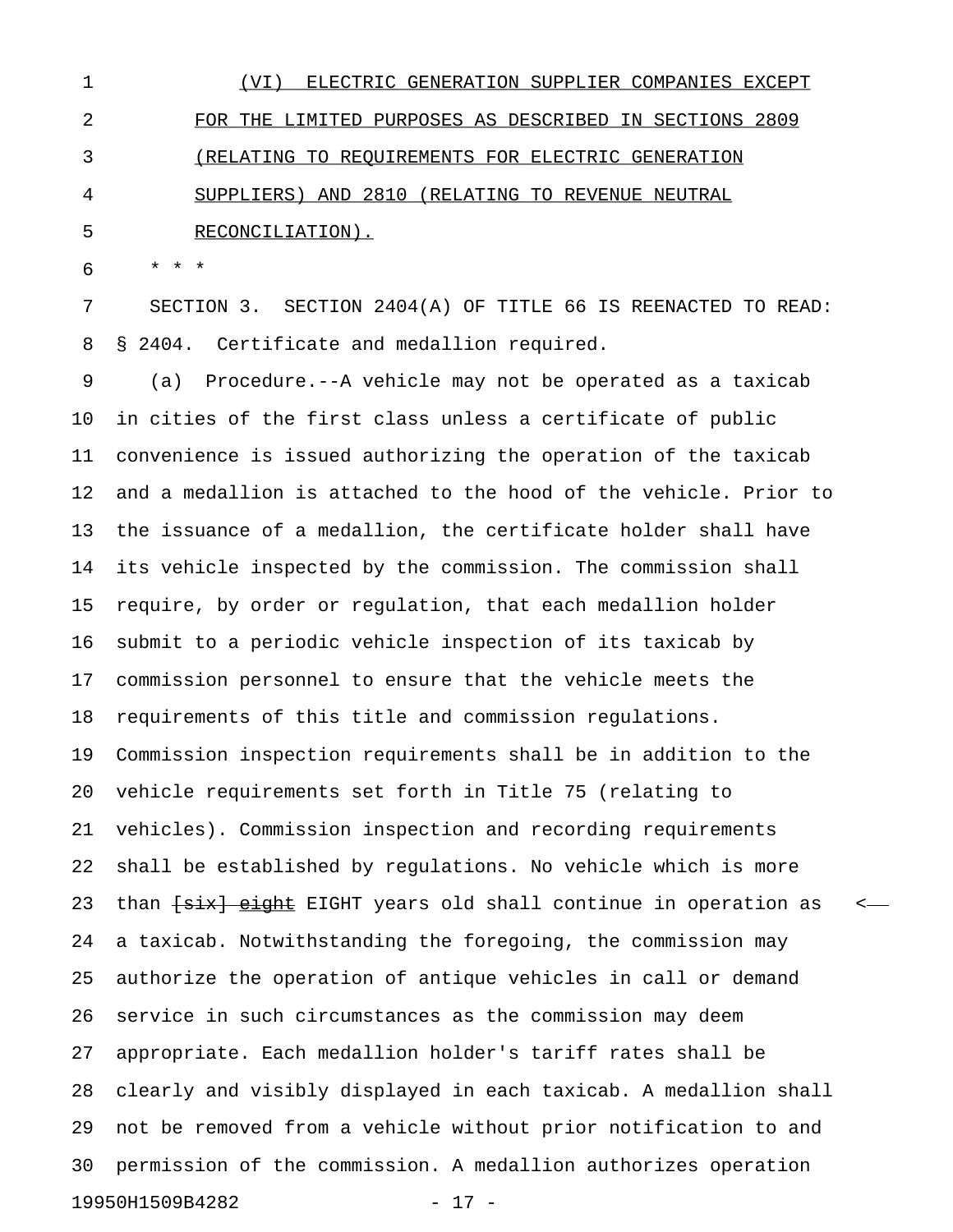(VI) ELECTRIC GENERATION SUPPLIER COMPANIES EXCEPT FOR THE LIMITED PURPOSES AS DESCRIBED IN SECTIONS 2809 (RELATING TO REQUIREMENTS FOR ELECTRIC GENERATION SUPPLIERS) AND 2810 (RELATING TO REVENUE NEUTRAL RECONCILIATION).

* * *

SECTION 3. SECTION 2404(A) OF TITLE 66 IS REENACTED TO READ:

§ 2404. Certificate and medallion required.

(a) Procedure.--A vehicle may not be operated as a taxicab in cities of the first class unless a certificate of public convenience is issued authorizing the operation of the taxicab and a medallion is attached to the hood of the vehicle. Prior to the issuance of a medallion, the certificate holder shall have its vehicle inspected by the commission. The commission shall require, by order or regulation, that each medallion holder submit to a periodic vehicle inspection of its taxicab by commission personnel to ensure that the vehicle meets the requirements of this title and commission regulations. Commission inspection requirements shall be in addition to the vehicle requirements set forth in Title 75 (relating to vehicles). Commission inspection and recording requirements shall be established by regulations. No vehicle which is more than ~~[six] eight~~ EIGHT years old shall continue in operation as a taxicab. Notwithstanding the foregoing, the commission may authorize the operation of antique vehicles in call or demand service in such circumstances as the commission may deem appropriate. Each medallion holder's tariff rates shall be clearly and visibly displayed in each taxicab. A medallion shall not be removed from a vehicle without prior notification to and permission of the commission. A medallion authorizes operation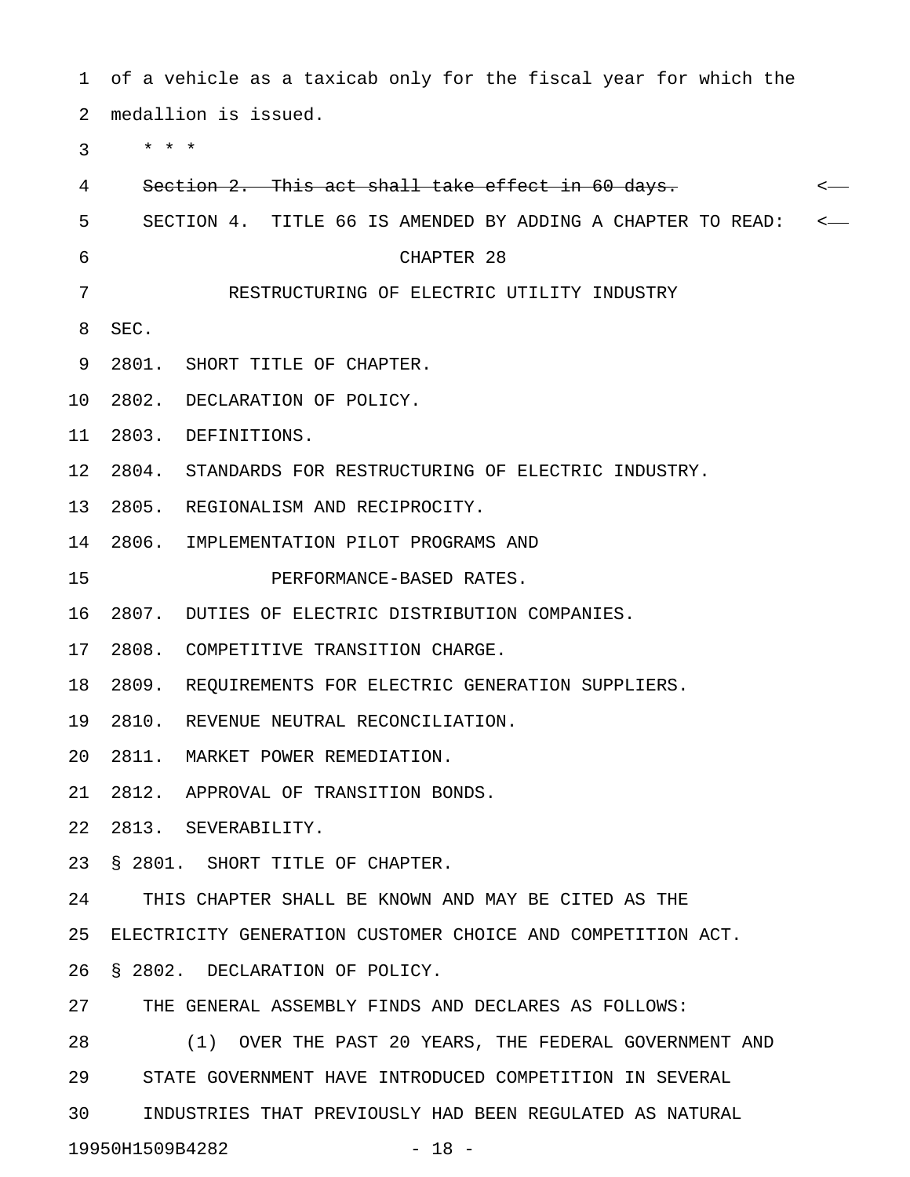of a vehicle as a taxicab only for the fiscal year for which the medallion is issued.

\* \* \*

~~Section 2. This act shall take effect in 60 days.~~

SECTION 4. TITLE 66 IS AMENDED BY ADDING A CHAPTER TO READ:

CHAPTER 28

RESTRUCTURING OF ELECTRIC UTILITY INDUSTRY

SEC.

2801. SHORT TITLE OF CHAPTER.

2802. DECLARATION OF POLICY.

2803. DEFINITIONS.

2804. STANDARDS FOR RESTRUCTURING OF ELECTRIC INDUSTRY.

2805. REGIONALISM AND RECIPROCITY.

2806. IMPLEMENTATION PILOT PROGRAMS AND PERFORMANCE-BASED RATES.

2807. DUTIES OF ELECTRIC DISTRIBUTION COMPANIES.

2808. COMPETITIVE TRANSITION CHARGE.

2809. REQUIREMENTS FOR ELECTRIC GENERATION SUPPLIERS.

2810. REVENUE NEUTRAL RECONCILIATION.

2811. MARKET POWER REMEDIATION.

2812. APPROVAL OF TRANSITION BONDS.

2813. SEVERABILITY.

§ 2801. SHORT TITLE OF CHAPTER.

THIS CHAPTER SHALL BE KNOWN AND MAY BE CITED AS THE ELECTRICITY GENERATION CUSTOMER CHOICE AND COMPETITION ACT.

§ 2802. DECLARATION OF POLICY.

THE GENERAL ASSEMBLY FINDS AND DECLARES AS FOLLOWS:

(1) OVER THE PAST 20 YEARS, THE FEDERAL GOVERNMENT AND STATE GOVERNMENT HAVE INTRODUCED COMPETITION IN SEVERAL INDUSTRIES THAT PREVIOUSLY HAD BEEN REGULATED AS NATURAL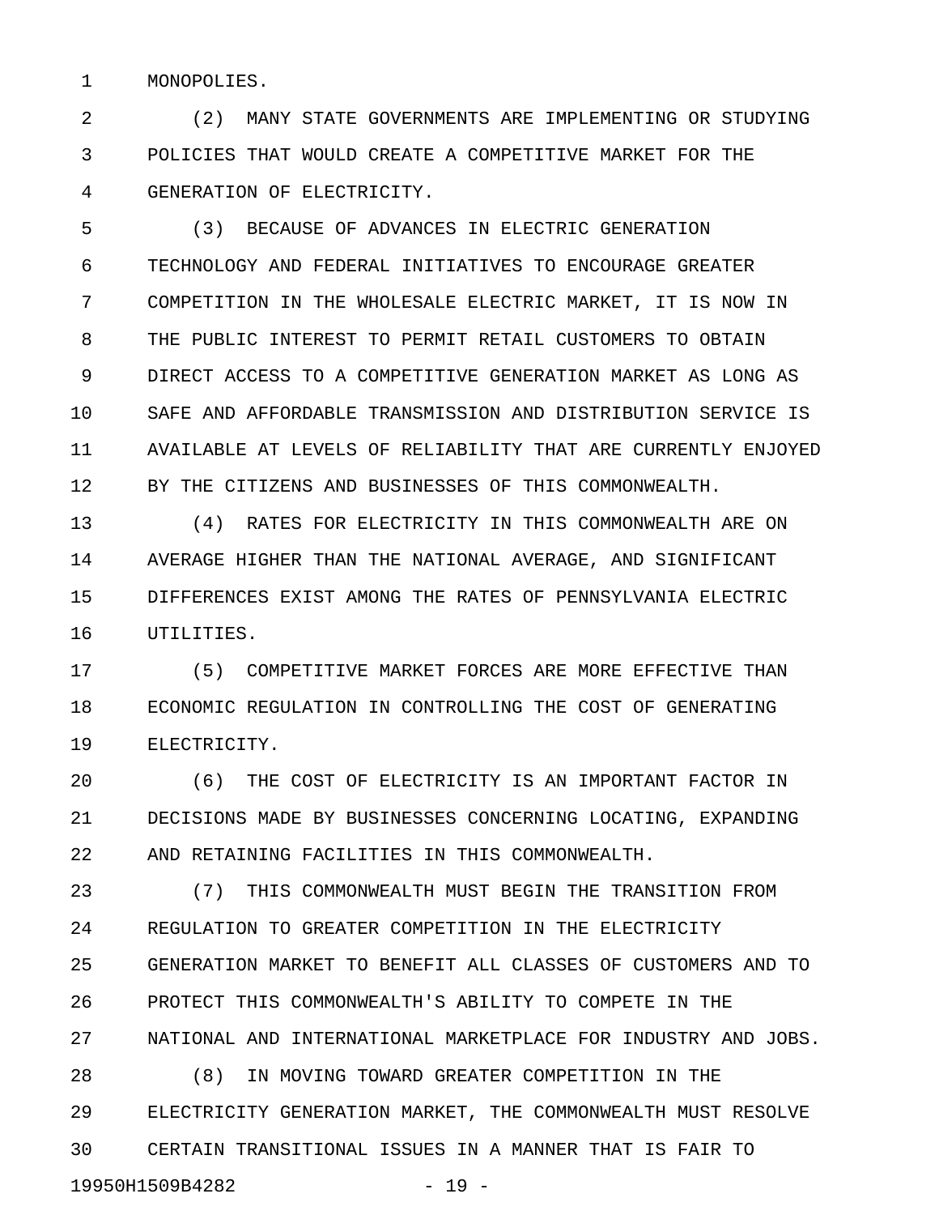MONOPOLIES.

(2) MANY STATE GOVERNMENTS ARE IMPLEMENTING OR STUDYING POLICIES THAT WOULD CREATE A COMPETITIVE MARKET FOR THE GENERATION OF ELECTRICITY.

(3) BECAUSE OF ADVANCES IN ELECTRIC GENERATION TECHNOLOGY AND FEDERAL INITIATIVES TO ENCOURAGE GREATER COMPETITION IN THE WHOLESALE ELECTRIC MARKET, IT IS NOW IN THE PUBLIC INTEREST TO PERMIT RETAIL CUSTOMERS TO OBTAIN DIRECT ACCESS TO A COMPETITIVE GENERATION MARKET AS LONG AS SAFE AND AFFORDABLE TRANSMISSION AND DISTRIBUTION SERVICE IS AVAILABLE AT LEVELS OF RELIABILITY THAT ARE CURRENTLY ENJOYED BY THE CITIZENS AND BUSINESSES OF THIS COMMONWEALTH.

(4) RATES FOR ELECTRICITY IN THIS COMMONWEALTH ARE ON AVERAGE HIGHER THAN THE NATIONAL AVERAGE, AND SIGNIFICANT DIFFERENCES EXIST AMONG THE RATES OF PENNSYLVANIA ELECTRIC UTILITIES.

(5) COMPETITIVE MARKET FORCES ARE MORE EFFECTIVE THAN ECONOMIC REGULATION IN CONTROLLING THE COST OF GENERATING ELECTRICITY.

(6) THE COST OF ELECTRICITY IS AN IMPORTANT FACTOR IN DECISIONS MADE BY BUSINESSES CONCERNING LOCATING, EXPANDING AND RETAINING FACILITIES IN THIS COMMONWEALTH.

(7) THIS COMMONWEALTH MUST BEGIN THE TRANSITION FROM REGULATION TO GREATER COMPETITION IN THE ELECTRICITY GENERATION MARKET TO BENEFIT ALL CLASSES OF CUSTOMERS AND TO PROTECT THIS COMMONWEALTH'S ABILITY TO COMPETE IN THE NATIONAL AND INTERNATIONAL MARKETPLACE FOR INDUSTRY AND JOBS.

(8) IN MOVING TOWARD GREATER COMPETITION IN THE ELECTRICITY GENERATION MARKET, THE COMMONWEALTH MUST RESOLVE CERTAIN TRANSITIONAL ISSUES IN A MANNER THAT IS FAIR TO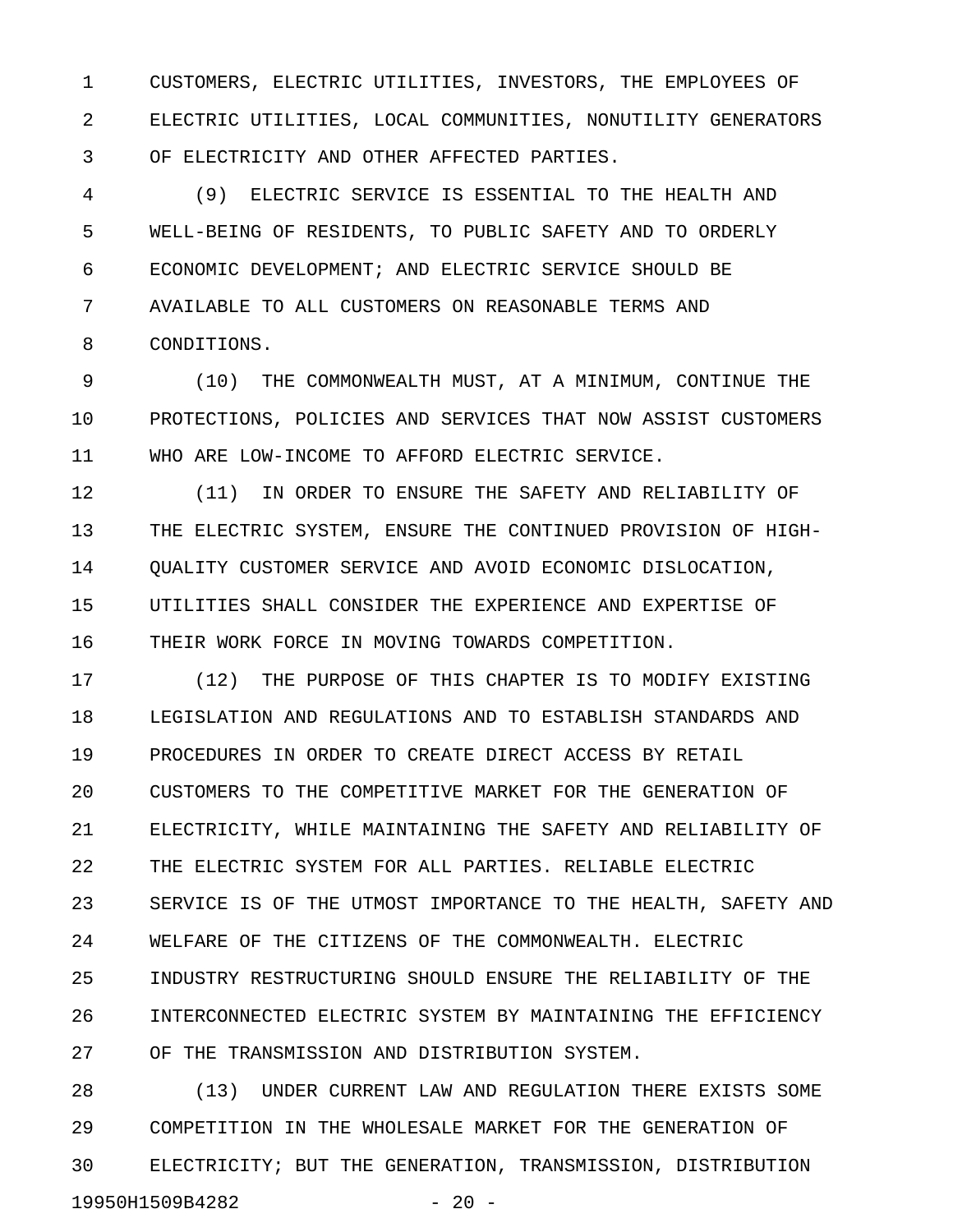CUSTOMERS, ELECTRIC UTILITIES, INVESTORS, THE EMPLOYEES OF ELECTRIC UTILITIES, LOCAL COMMUNITIES, NONUTILITY GENERATORS OF ELECTRICITY AND OTHER AFFECTED PARTIES.

(9) ELECTRIC SERVICE IS ESSENTIAL TO THE HEALTH AND WELL-BEING OF RESIDENTS, TO PUBLIC SAFETY AND TO ORDERLY ECONOMIC DEVELOPMENT; AND ELECTRIC SERVICE SHOULD BE AVAILABLE TO ALL CUSTOMERS ON REASONABLE TERMS AND CONDITIONS.

(10) THE COMMONWEALTH MUST, AT A MINIMUM, CONTINUE THE PROTECTIONS, POLICIES AND SERVICES THAT NOW ASSIST CUSTOMERS WHO ARE LOW-INCOME TO AFFORD ELECTRIC SERVICE.

(11) IN ORDER TO ENSURE THE SAFETY AND RELIABILITY OF THE ELECTRIC SYSTEM, ENSURE THE CONTINUED PROVISION OF HIGH-QUALITY CUSTOMER SERVICE AND AVOID ECONOMIC DISLOCATION, UTILITIES SHALL CONSIDER THE EXPERIENCE AND EXPERTISE OF THEIR WORK FORCE IN MOVING TOWARDS COMPETITION.

(12) THE PURPOSE OF THIS CHAPTER IS TO MODIFY EXISTING LEGISLATION AND REGULATIONS AND TO ESTABLISH STANDARDS AND PROCEDURES IN ORDER TO CREATE DIRECT ACCESS BY RETAIL CUSTOMERS TO THE COMPETITIVE MARKET FOR THE GENERATION OF ELECTRICITY, WHILE MAINTAINING THE SAFETY AND RELIABILITY OF THE ELECTRIC SYSTEM FOR ALL PARTIES. RELIABLE ELECTRIC SERVICE IS OF THE UTMOST IMPORTANCE TO THE HEALTH, SAFETY AND WELFARE OF THE CITIZENS OF THE COMMONWEALTH. ELECTRIC INDUSTRY RESTRUCTURING SHOULD ENSURE THE RELIABILITY OF THE INTERCONNECTED ELECTRIC SYSTEM BY MAINTAINING THE EFFICIENCY OF THE TRANSMISSION AND DISTRIBUTION SYSTEM.

(13) UNDER CURRENT LAW AND REGULATION THERE EXISTS SOME COMPETITION IN THE WHOLESALE MARKET FOR THE GENERATION OF ELECTRICITY; BUT THE GENERATION, TRANSMISSION, DISTRIBUTION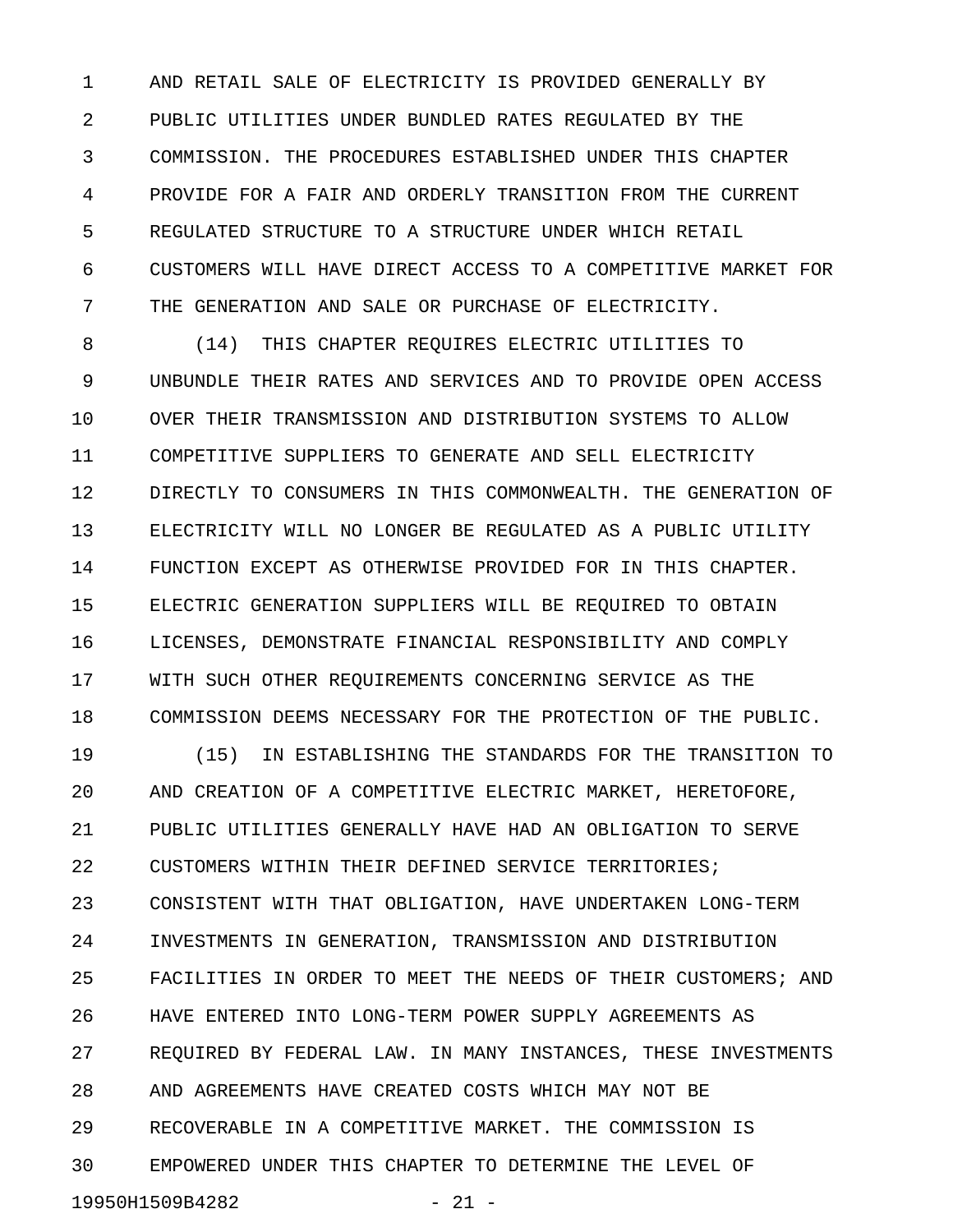AND RETAIL SALE OF ELECTRICITY IS PROVIDED GENERALLY BY PUBLIC UTILITIES UNDER BUNDLED RATES REGULATED BY THE COMMISSION. THE PROCEDURES ESTABLISHED UNDER THIS CHAPTER PROVIDE FOR A FAIR AND ORDERLY TRANSITION FROM THE CURRENT REGULATED STRUCTURE TO A STRUCTURE UNDER WHICH RETAIL CUSTOMERS WILL HAVE DIRECT ACCESS TO A COMPETITIVE MARKET FOR THE GENERATION AND SALE OR PURCHASE OF ELECTRICITY.

(14) THIS CHAPTER REQUIRES ELECTRIC UTILITIES TO UNBUNDLE THEIR RATES AND SERVICES AND TO PROVIDE OPEN ACCESS OVER THEIR TRANSMISSION AND DISTRIBUTION SYSTEMS TO ALLOW COMPETITIVE SUPPLIERS TO GENERATE AND SELL ELECTRICITY DIRECTLY TO CONSUMERS IN THIS COMMONWEALTH. THE GENERATION OF ELECTRICITY WILL NO LONGER BE REGULATED AS A PUBLIC UTILITY FUNCTION EXCEPT AS OTHERWISE PROVIDED FOR IN THIS CHAPTER. ELECTRIC GENERATION SUPPLIERS WILL BE REQUIRED TO OBTAIN LICENSES, DEMONSTRATE FINANCIAL RESPONSIBILITY AND COMPLY WITH SUCH OTHER REQUIREMENTS CONCERNING SERVICE AS THE COMMISSION DEEMS NECESSARY FOR THE PROTECTION OF THE PUBLIC.

(15) IN ESTABLISHING THE STANDARDS FOR THE TRANSITION TO AND CREATION OF A COMPETITIVE ELECTRIC MARKET, HERETOFORE, PUBLIC UTILITIES GENERALLY HAVE HAD AN OBLIGATION TO SERVE CUSTOMERS WITHIN THEIR DEFINED SERVICE TERRITORIES; CONSISTENT WITH THAT OBLIGATION, HAVE UNDERTAKEN LONG-TERM INVESTMENTS IN GENERATION, TRANSMISSION AND DISTRIBUTION FACILITIES IN ORDER TO MEET THE NEEDS OF THEIR CUSTOMERS; AND HAVE ENTERED INTO LONG-TERM POWER SUPPLY AGREEMENTS AS REQUIRED BY FEDERAL LAW. IN MANY INSTANCES, THESE INVESTMENTS AND AGREEMENTS HAVE CREATED COSTS WHICH MAY NOT BE RECOVERABLE IN A COMPETITIVE MARKET. THE COMMISSION IS EMPOWERED UNDER THIS CHAPTER TO DETERMINE THE LEVEL OF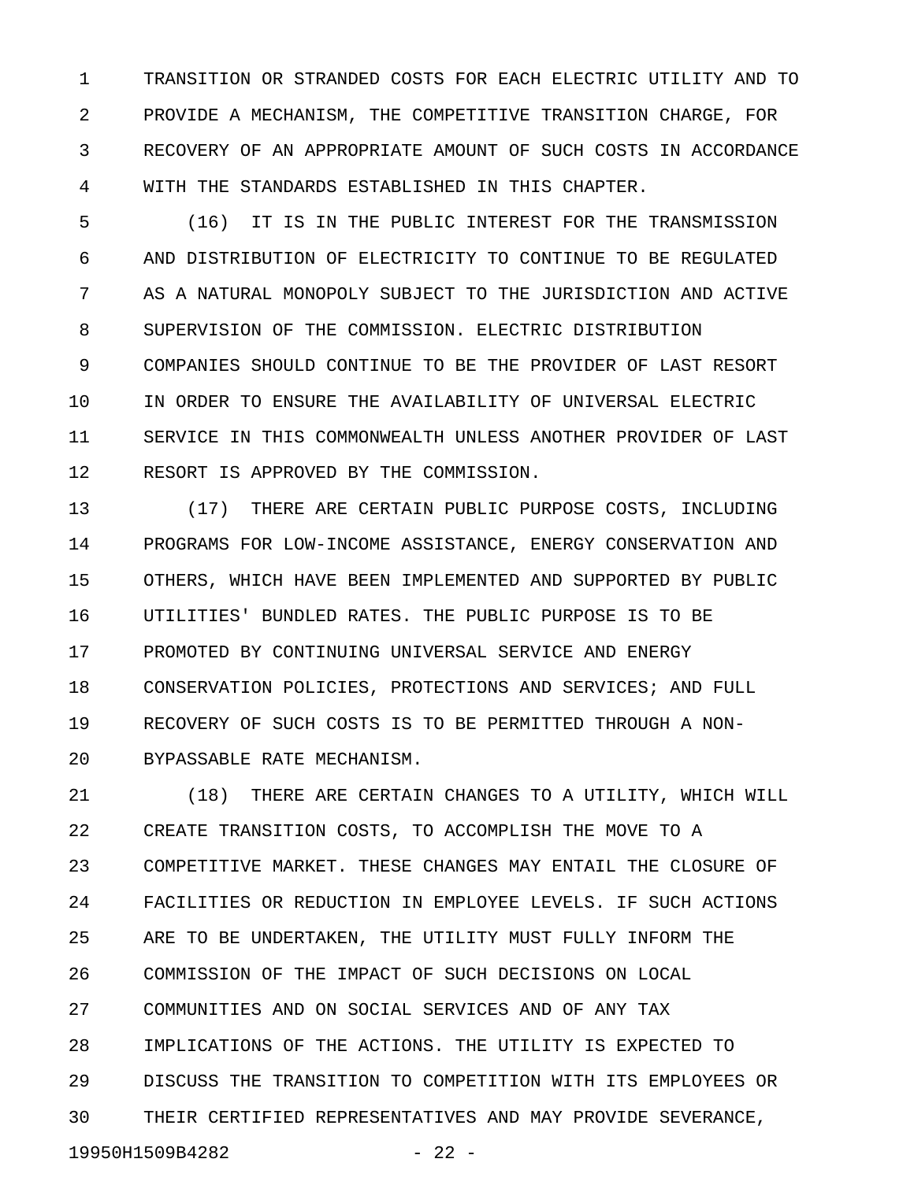TRANSITION OR STRANDED COSTS FOR EACH ELECTRIC UTILITY AND TO PROVIDE A MECHANISM, THE COMPETITIVE TRANSITION CHARGE, FOR RECOVERY OF AN APPROPRIATE AMOUNT OF SUCH COSTS IN ACCORDANCE WITH THE STANDARDS ESTABLISHED IN THIS CHAPTER.

(16) IT IS IN THE PUBLIC INTEREST FOR THE TRANSMISSION AND DISTRIBUTION OF ELECTRICITY TO CONTINUE TO BE REGULATED AS A NATURAL MONOPOLY SUBJECT TO THE JURISDICTION AND ACTIVE SUPERVISION OF THE COMMISSION. ELECTRIC DISTRIBUTION COMPANIES SHOULD CONTINUE TO BE THE PROVIDER OF LAST RESORT IN ORDER TO ENSURE THE AVAILABILITY OF UNIVERSAL ELECTRIC SERVICE IN THIS COMMONWEALTH UNLESS ANOTHER PROVIDER OF LAST RESORT IS APPROVED BY THE COMMISSION.

(17) THERE ARE CERTAIN PUBLIC PURPOSE COSTS, INCLUDING PROGRAMS FOR LOW-INCOME ASSISTANCE, ENERGY CONSERVATION AND OTHERS, WHICH HAVE BEEN IMPLEMENTED AND SUPPORTED BY PUBLIC UTILITIES' BUNDLED RATES. THE PUBLIC PURPOSE IS TO BE PROMOTED BY CONTINUING UNIVERSAL SERVICE AND ENERGY CONSERVATION POLICIES, PROTECTIONS AND SERVICES; AND FULL RECOVERY OF SUCH COSTS IS TO BE PERMITTED THROUGH A NON-BYPASSABLE RATE MECHANISM.

(18) THERE ARE CERTAIN CHANGES TO A UTILITY, WHICH WILL CREATE TRANSITION COSTS, TO ACCOMPLISH THE MOVE TO A COMPETITIVE MARKET. THESE CHANGES MAY ENTAIL THE CLOSURE OF FACILITIES OR REDUCTION IN EMPLOYEE LEVELS. IF SUCH ACTIONS ARE TO BE UNDERTAKEN, THE UTILITY MUST FULLY INFORM THE COMMISSION OF THE IMPACT OF SUCH DECISIONS ON LOCAL COMMUNITIES AND ON SOCIAL SERVICES AND OF ANY TAX IMPLICATIONS OF THE ACTIONS. THE UTILITY IS EXPECTED TO DISCUSS THE TRANSITION TO COMPETITION WITH ITS EMPLOYEES OR THEIR CERTIFIED REPRESENTATIVES AND MAY PROVIDE SEVERANCE,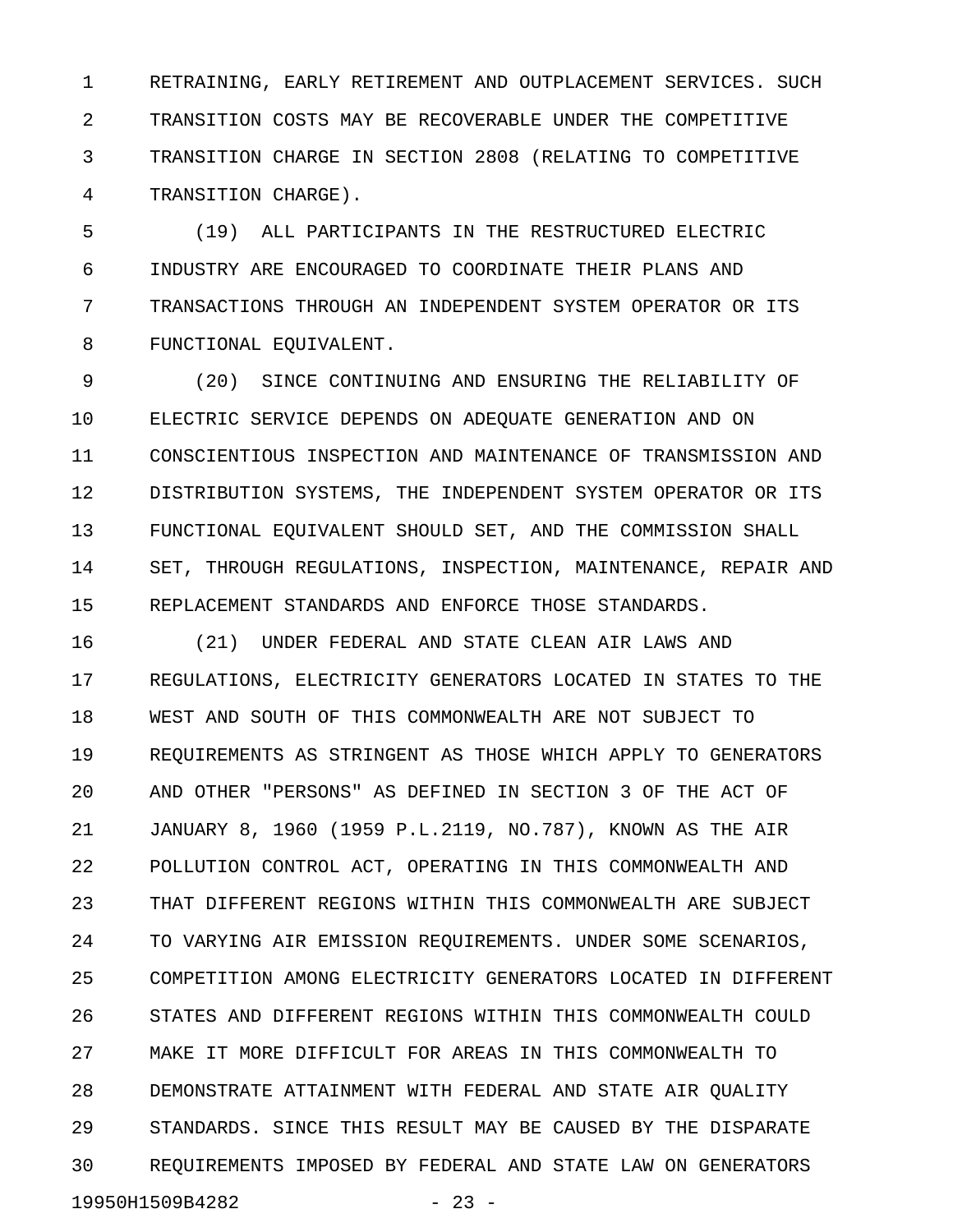RETRAINING, EARLY RETIREMENT AND OUTPLACEMENT SERVICES. SUCH TRANSITION COSTS MAY BE RECOVERABLE UNDER THE COMPETITIVE TRANSITION CHARGE IN SECTION 2808 (RELATING TO COMPETITIVE TRANSITION CHARGE).

(19) ALL PARTICIPANTS IN THE RESTRUCTURED ELECTRIC INDUSTRY ARE ENCOURAGED TO COORDINATE THEIR PLANS AND TRANSACTIONS THROUGH AN INDEPENDENT SYSTEM OPERATOR OR ITS FUNCTIONAL EQUIVALENT.

(20) SINCE CONTINUING AND ENSURING THE RELIABILITY OF ELECTRIC SERVICE DEPENDS ON ADEQUATE GENERATION AND ON CONSCIENTIOUS INSPECTION AND MAINTENANCE OF TRANSMISSION AND DISTRIBUTION SYSTEMS, THE INDEPENDENT SYSTEM OPERATOR OR ITS FUNCTIONAL EQUIVALENT SHOULD SET, AND THE COMMISSION SHALL SET, THROUGH REGULATIONS, INSPECTION, MAINTENANCE, REPAIR AND REPLACEMENT STANDARDS AND ENFORCE THOSE STANDARDS.

(21) UNDER FEDERAL AND STATE CLEAN AIR LAWS AND REGULATIONS, ELECTRICITY GENERATORS LOCATED IN STATES TO THE WEST AND SOUTH OF THIS COMMONWEALTH ARE NOT SUBJECT TO REQUIREMENTS AS STRINGENT AS THOSE WHICH APPLY TO GENERATORS AND OTHER "PERSONS" AS DEFINED IN SECTION 3 OF THE ACT OF JANUARY 8, 1960 (1959 P.L.2119, NO.787), KNOWN AS THE AIR POLLUTION CONTROL ACT, OPERATING IN THIS COMMONWEALTH AND THAT DIFFERENT REGIONS WITHIN THIS COMMONWEALTH ARE SUBJECT TO VARYING AIR EMISSION REQUIREMENTS. UNDER SOME SCENARIOS, COMPETITION AMONG ELECTRICITY GENERATORS LOCATED IN DIFFERENT STATES AND DIFFERENT REGIONS WITHIN THIS COMMONWEALTH COULD MAKE IT MORE DIFFICULT FOR AREAS IN THIS COMMONWEALTH TO DEMONSTRATE ATTAINMENT WITH FEDERAL AND STATE AIR QUALITY STANDARDS. SINCE THIS RESULT MAY BE CAUSED BY THE DISPARATE REQUIREMENTS IMPOSED BY FEDERAL AND STATE LAW ON GENERATORS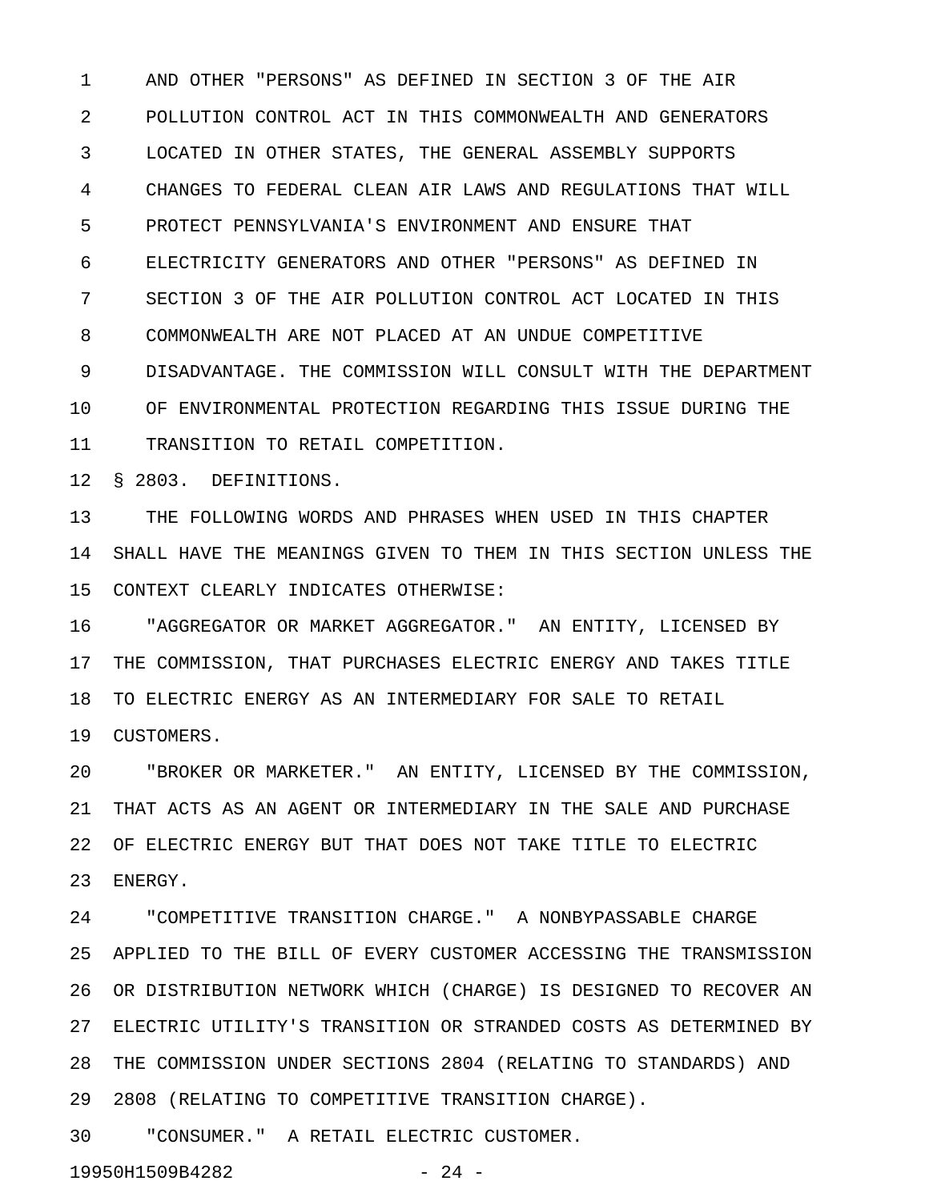AND OTHER "PERSONS" AS DEFINED IN SECTION 3 OF THE AIR POLLUTION CONTROL ACT IN THIS COMMONWEALTH AND GENERATORS LOCATED IN OTHER STATES, THE GENERAL ASSEMBLY SUPPORTS CHANGES TO FEDERAL CLEAN AIR LAWS AND REGULATIONS THAT WILL PROTECT PENNSYLVANIA'S ENVIRONMENT AND ENSURE THAT ELECTRICITY GENERATORS AND OTHER "PERSONS" AS DEFINED IN SECTION 3 OF THE AIR POLLUTION CONTROL ACT LOCATED IN THIS COMMONWEALTH ARE NOT PLACED AT AN UNDUE COMPETITIVE DISADVANTAGE. THE COMMISSION WILL CONSULT WITH THE DEPARTMENT OF ENVIRONMENTAL PROTECTION REGARDING THIS ISSUE DURING THE TRANSITION TO RETAIL COMPETITION.

§ 2803. DEFINITIONS.

THE FOLLOWING WORDS AND PHRASES WHEN USED IN THIS CHAPTER SHALL HAVE THE MEANINGS GIVEN TO THEM IN THIS SECTION UNLESS THE CONTEXT CLEARLY INDICATES OTHERWISE:

"AGGREGATOR OR MARKET AGGREGATOR." AN ENTITY, LICENSED BY THE COMMISSION, THAT PURCHASES ELECTRIC ENERGY AND TAKES TITLE TO ELECTRIC ENERGY AS AN INTERMEDIARY FOR SALE TO RETAIL CUSTOMERS.

"BROKER OR MARKETER." AN ENTITY, LICENSED BY THE COMMISSION, THAT ACTS AS AN AGENT OR INTERMEDIARY IN THE SALE AND PURCHASE OF ELECTRIC ENERGY BUT THAT DOES NOT TAKE TITLE TO ELECTRIC ENERGY.

"COMPETITIVE TRANSITION CHARGE." A NONBYPASSABLE CHARGE APPLIED TO THE BILL OF EVERY CUSTOMER ACCESSING THE TRANSMISSION OR DISTRIBUTION NETWORK WHICH (CHARGE) IS DESIGNED TO RECOVER AN ELECTRIC UTILITY'S TRANSITION OR STRANDED COSTS AS DETERMINED BY THE COMMISSION UNDER SECTIONS 2804 (RELATING TO STANDARDS) AND 2808 (RELATING TO COMPETITIVE TRANSITION CHARGE).

"CONSUMER." A RETAIL ELECTRIC CUSTOMER.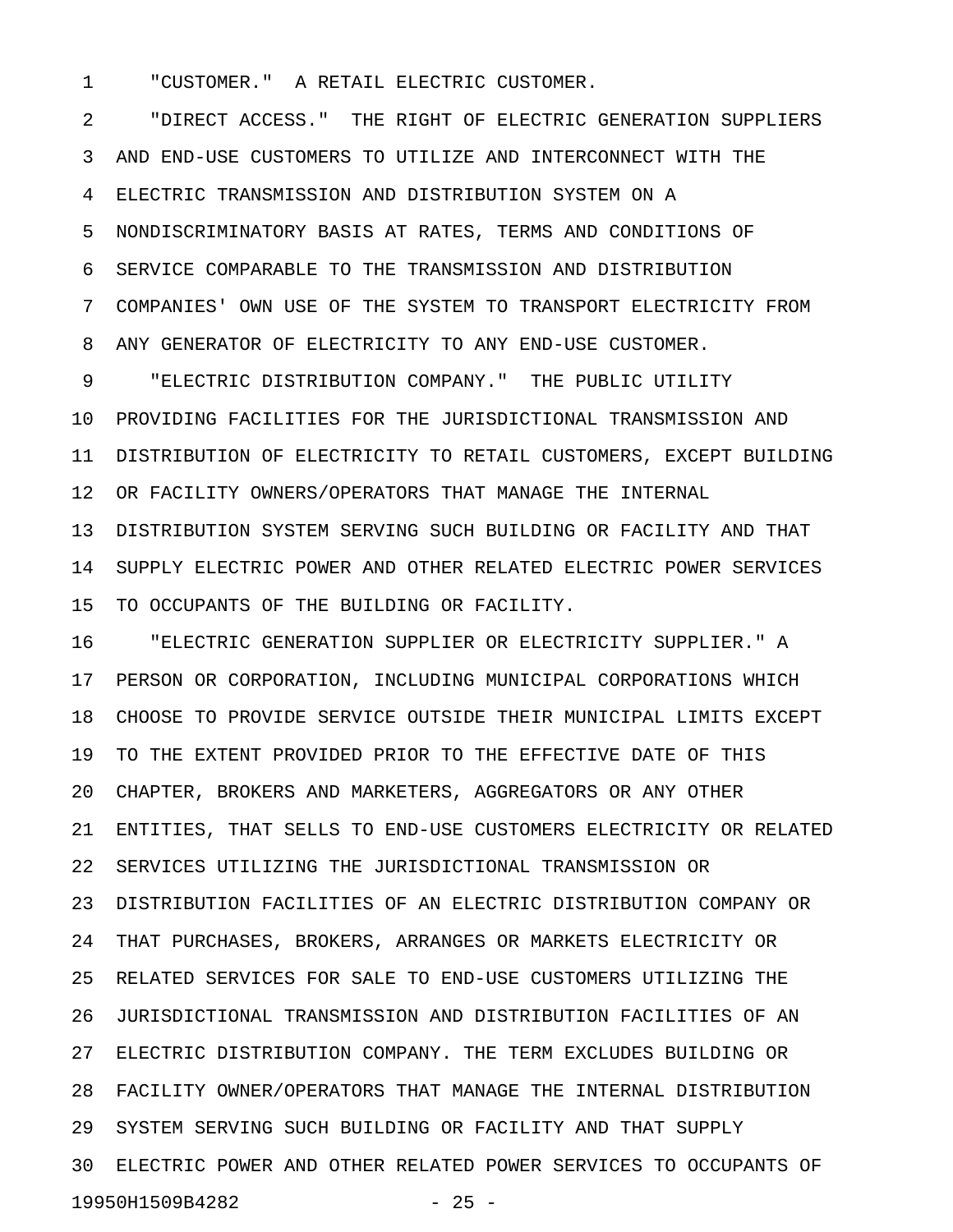"CUSTOMER." A RETAIL ELECTRIC CUSTOMER.

"DIRECT ACCESS." THE RIGHT OF ELECTRIC GENERATION SUPPLIERS AND END-USE CUSTOMERS TO UTILIZE AND INTERCONNECT WITH THE ELECTRIC TRANSMISSION AND DISTRIBUTION SYSTEM ON A NONDISCRIMINATORY BASIS AT RATES, TERMS AND CONDITIONS OF SERVICE COMPARABLE TO THE TRANSMISSION AND DISTRIBUTION COMPANIES' OWN USE OF THE SYSTEM TO TRANSPORT ELECTRICITY FROM ANY GENERATOR OF ELECTRICITY TO ANY END-USE CUSTOMER.

"ELECTRIC DISTRIBUTION COMPANY." THE PUBLIC UTILITY PROVIDING FACILITIES FOR THE JURISDICTIONAL TRANSMISSION AND DISTRIBUTION OF ELECTRICITY TO RETAIL CUSTOMERS, EXCEPT BUILDING OR FACILITY OWNERS/OPERATORS THAT MANAGE THE INTERNAL DISTRIBUTION SYSTEM SERVING SUCH BUILDING OR FACILITY AND THAT SUPPLY ELECTRIC POWER AND OTHER RELATED ELECTRIC POWER SERVICES TO OCCUPANTS OF THE BUILDING OR FACILITY.

"ELECTRIC GENERATION SUPPLIER OR ELECTRICITY SUPPLIER." A PERSON OR CORPORATION, INCLUDING MUNICIPAL CORPORATIONS WHICH CHOOSE TO PROVIDE SERVICE OUTSIDE THEIR MUNICIPAL LIMITS EXCEPT TO THE EXTENT PROVIDED PRIOR TO THE EFFECTIVE DATE OF THIS CHAPTER, BROKERS AND MARKETERS, AGGREGATORS OR ANY OTHER ENTITIES, THAT SELLS TO END-USE CUSTOMERS ELECTRICITY OR RELATED SERVICES UTILIZING THE JURISDICTIONAL TRANSMISSION OR DISTRIBUTION FACILITIES OF AN ELECTRIC DISTRIBUTION COMPANY OR THAT PURCHASES, BROKERS, ARRANGES OR MARKETS ELECTRICITY OR RELATED SERVICES FOR SALE TO END-USE CUSTOMERS UTILIZING THE JURISDICTIONAL TRANSMISSION AND DISTRIBUTION FACILITIES OF AN ELECTRIC DISTRIBUTION COMPANY. THE TERM EXCLUDES BUILDING OR FACILITY OWNER/OPERATORS THAT MANAGE THE INTERNAL DISTRIBUTION SYSTEM SERVING SUCH BUILDING OR FACILITY AND THAT SUPPLY ELECTRIC POWER AND OTHER RELATED POWER SERVICES TO OCCUPANTS OF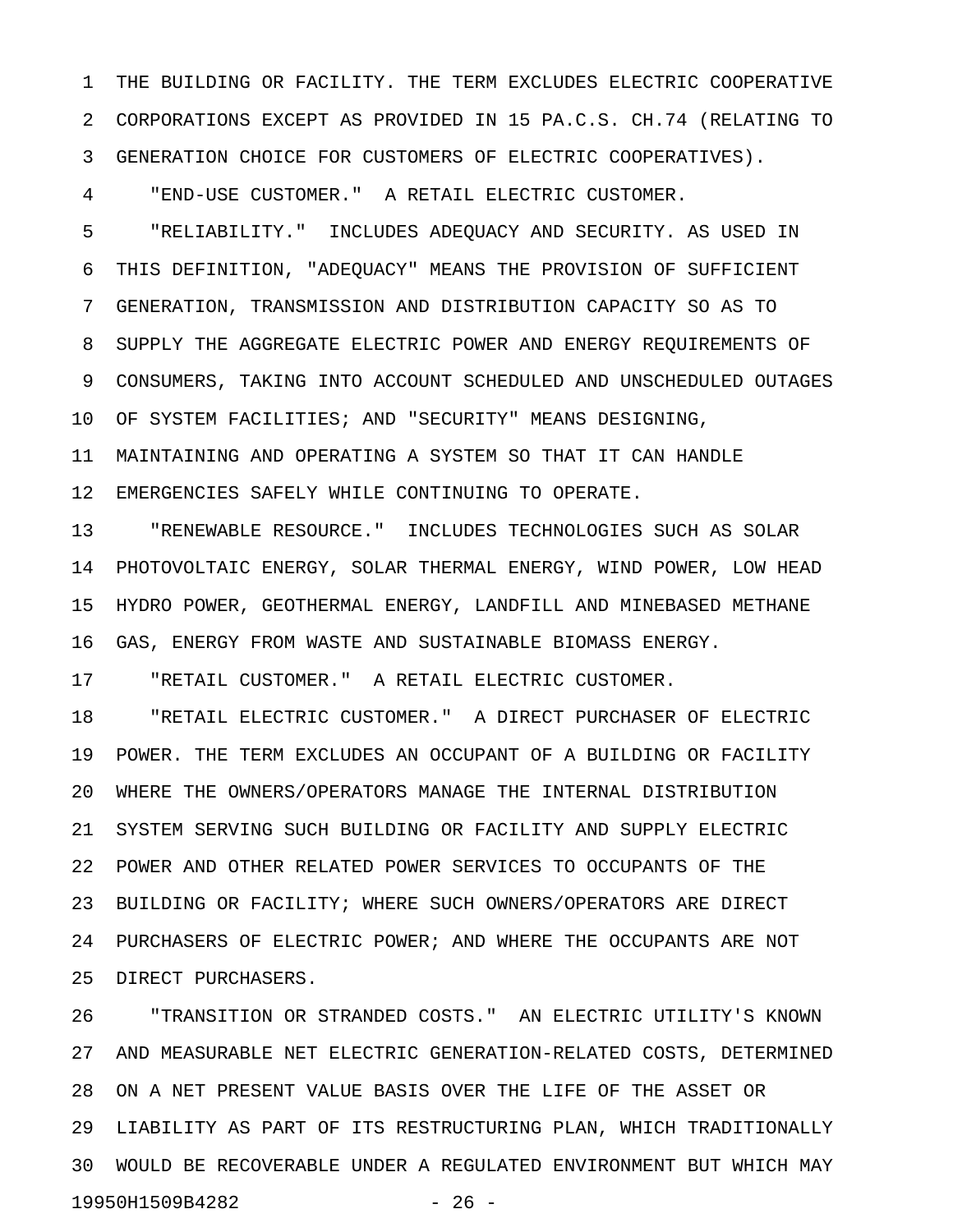THE BUILDING OR FACILITY. THE TERM EXCLUDES ELECTRIC COOPERATIVE CORPORATIONS EXCEPT AS PROVIDED IN 15 PA.C.S. CH.74 (RELATING TO GENERATION CHOICE FOR CUSTOMERS OF ELECTRIC COOPERATIVES).

"END-USE CUSTOMER." A RETAIL ELECTRIC CUSTOMER.

"RELIABILITY." INCLUDES ADEQUACY AND SECURITY. AS USED IN THIS DEFINITION, "ADEQUACY" MEANS THE PROVISION OF SUFFICIENT GENERATION, TRANSMISSION AND DISTRIBUTION CAPACITY SO AS TO SUPPLY THE AGGREGATE ELECTRIC POWER AND ENERGY REQUIREMENTS OF CONSUMERS, TAKING INTO ACCOUNT SCHEDULED AND UNSCHEDULED OUTAGES OF SYSTEM FACILITIES; AND "SECURITY" MEANS DESIGNING, MAINTAINING AND OPERATING A SYSTEM SO THAT IT CAN HANDLE EMERGENCIES SAFELY WHILE CONTINUING TO OPERATE.

"RENEWABLE RESOURCE." INCLUDES TECHNOLOGIES SUCH AS SOLAR PHOTOVOLTAIC ENERGY, SOLAR THERMAL ENERGY, WIND POWER, LOW HEAD HYDRO POWER, GEOTHERMAL ENERGY, LANDFILL AND MINEBASED METHANE GAS, ENERGY FROM WASTE AND SUSTAINABLE BIOMASS ENERGY.

"RETAIL CUSTOMER." A RETAIL ELECTRIC CUSTOMER.

"RETAIL ELECTRIC CUSTOMER." A DIRECT PURCHASER OF ELECTRIC POWER. THE TERM EXCLUDES AN OCCUPANT OF A BUILDING OR FACILITY WHERE THE OWNERS/OPERATORS MANAGE THE INTERNAL DISTRIBUTION SYSTEM SERVING SUCH BUILDING OR FACILITY AND SUPPLY ELECTRIC POWER AND OTHER RELATED POWER SERVICES TO OCCUPANTS OF THE BUILDING OR FACILITY; WHERE SUCH OWNERS/OPERATORS ARE DIRECT PURCHASERS OF ELECTRIC POWER; AND WHERE THE OCCUPANTS ARE NOT DIRECT PURCHASERS.

"TRANSITION OR STRANDED COSTS." AN ELECTRIC UTILITY'S KNOWN AND MEASURABLE NET ELECTRIC GENERATION-RELATED COSTS, DETERMINED ON A NET PRESENT VALUE BASIS OVER THE LIFE OF THE ASSET OR LIABILITY AS PART OF ITS RESTRUCTURING PLAN, WHICH TRADITIONALLY WOULD BE RECOVERABLE UNDER A REGULATED ENVIRONMENT BUT WHICH MAY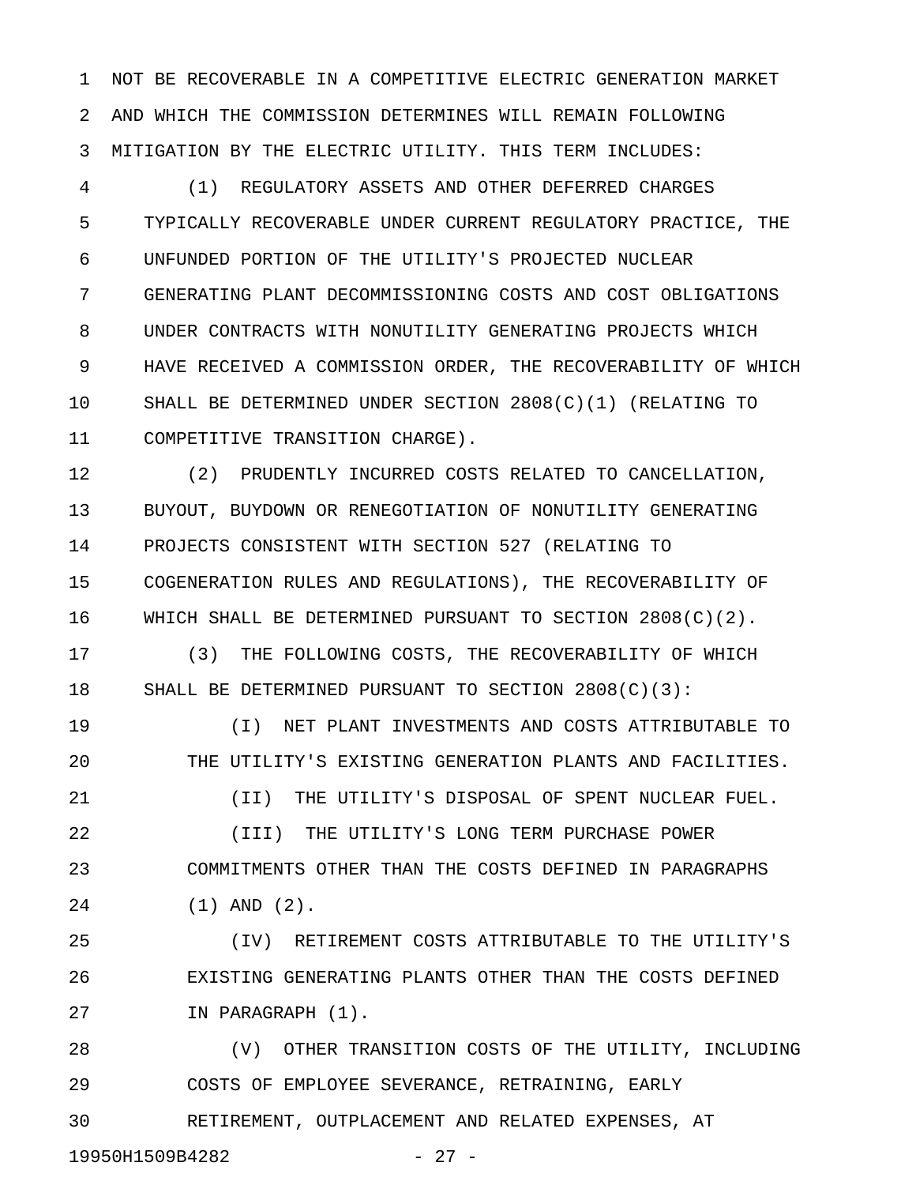NOT BE RECOVERABLE IN A COMPETITIVE ELECTRIC GENERATION MARKET AND WHICH THE COMMISSION DETERMINES WILL REMAIN FOLLOWING MITIGATION BY THE ELECTRIC UTILITY. THIS TERM INCLUDES:

(1) REGULATORY ASSETS AND OTHER DEFERRED CHARGES TYPICALLY RECOVERABLE UNDER CURRENT REGULATORY PRACTICE, THE UNFUNDED PORTION OF THE UTILITY'S PROJECTED NUCLEAR GENERATING PLANT DECOMMISSIONING COSTS AND COST OBLIGATIONS UNDER CONTRACTS WITH NONUTILITY GENERATING PROJECTS WHICH HAVE RECEIVED A COMMISSION ORDER, THE RECOVERABILITY OF WHICH SHALL BE DETERMINED UNDER SECTION 2808(C)(1) (RELATING TO COMPETITIVE TRANSITION CHARGE).

(2) PRUDENTLY INCURRED COSTS RELATED TO CANCELLATION, BUYOUT, BUYDOWN OR RENEGOTIATION OF NONUTILITY GENERATING PROJECTS CONSISTENT WITH SECTION 527 (RELATING TO COGENERATION RULES AND REGULATIONS), THE RECOVERABILITY OF WHICH SHALL BE DETERMINED PURSUANT TO SECTION 2808(C)(2).

(3) THE FOLLOWING COSTS, THE RECOVERABILITY OF WHICH SHALL BE DETERMINED PURSUANT TO SECTION 2808(C)(3):

(I) NET PLANT INVESTMENTS AND COSTS ATTRIBUTABLE TO THE UTILITY'S EXISTING GENERATION PLANTS AND FACILITIES.

(II) THE UTILITY'S DISPOSAL OF SPENT NUCLEAR FUEL.

(III) THE UTILITY'S LONG TERM PURCHASE POWER COMMITMENTS OTHER THAN THE COSTS DEFINED IN PARAGRAPHS (1) AND (2).

(IV) RETIREMENT COSTS ATTRIBUTABLE TO THE UTILITY'S EXISTING GENERATING PLANTS OTHER THAN THE COSTS DEFINED IN PARAGRAPH (1).

(V) OTHER TRANSITION COSTS OF THE UTILITY, INCLUDING COSTS OF EMPLOYEE SEVERANCE, RETRAINING, EARLY RETIREMENT, OUTPLACEMENT AND RELATED EXPENSES, AT

19950H1509B4282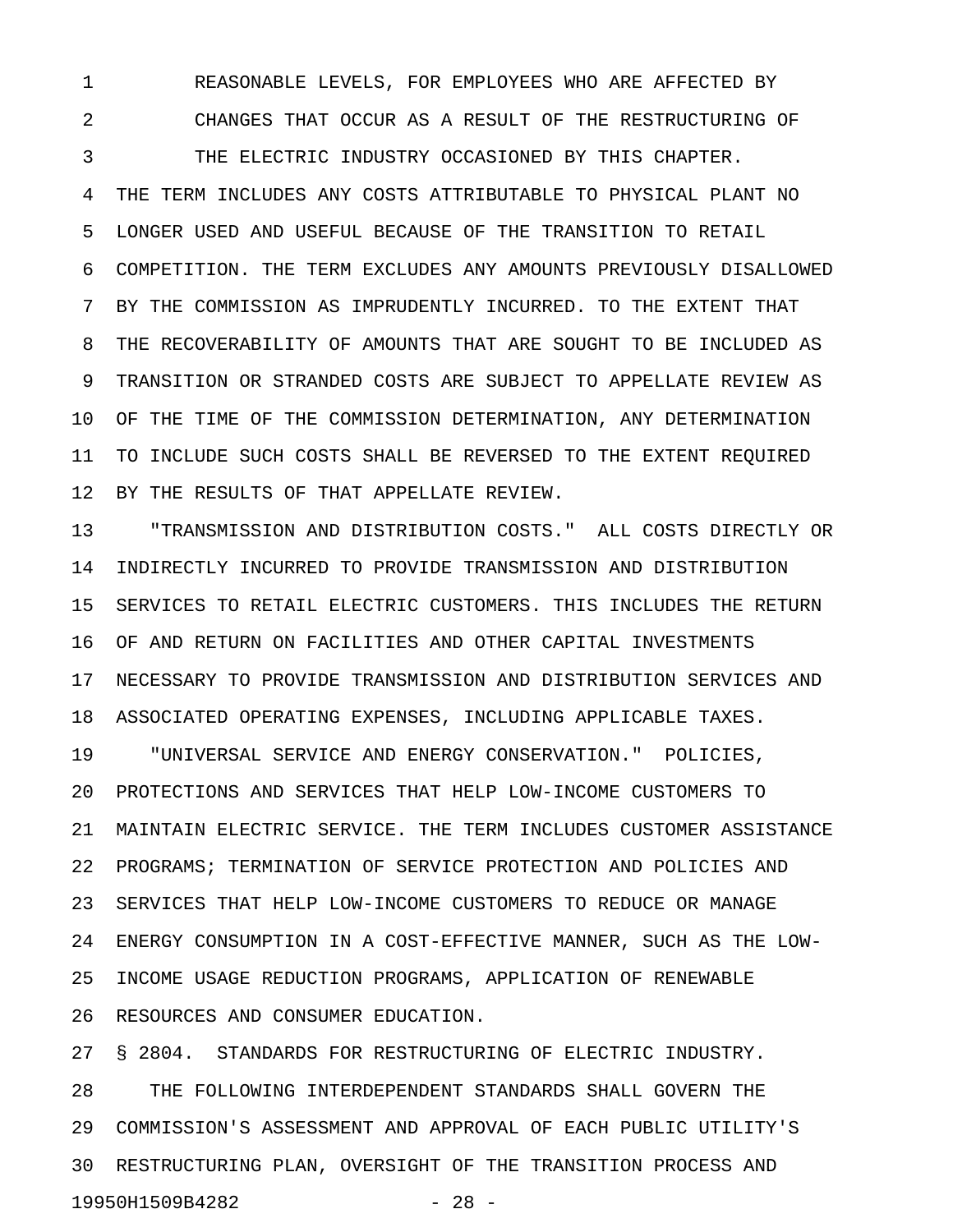REASONABLE LEVELS, FOR EMPLOYEES WHO ARE AFFECTED BY CHANGES THAT OCCUR AS A RESULT OF THE RESTRUCTURING OF THE ELECTRIC INDUSTRY OCCASIONED BY THIS CHAPTER.

THE TERM INCLUDES ANY COSTS ATTRIBUTABLE TO PHYSICAL PLANT NO LONGER USED AND USEFUL BECAUSE OF THE TRANSITION TO RETAIL COMPETITION. THE TERM EXCLUDES ANY AMOUNTS PREVIOUSLY DISALLOWED BY THE COMMISSION AS IMPRUDENTLY INCURRED. TO THE EXTENT THAT THE RECOVERABILITY OF AMOUNTS THAT ARE SOUGHT TO BE INCLUDED AS TRANSITION OR STRANDED COSTS ARE SUBJECT TO APPELLATE REVIEW AS OF THE TIME OF THE COMMISSION DETERMINATION, ANY DETERMINATION TO INCLUDE SUCH COSTS SHALL BE REVERSED TO THE EXTENT REQUIRED BY THE RESULTS OF THAT APPELLATE REVIEW.

"TRANSMISSION AND DISTRIBUTION COSTS." ALL COSTS DIRECTLY OR INDIRECTLY INCURRED TO PROVIDE TRANSMISSION AND DISTRIBUTION SERVICES TO RETAIL ELECTRIC CUSTOMERS. THIS INCLUDES THE RETURN OF AND RETURN ON FACILITIES AND OTHER CAPITAL INVESTMENTS NECESSARY TO PROVIDE TRANSMISSION AND DISTRIBUTION SERVICES AND ASSOCIATED OPERATING EXPENSES, INCLUDING APPLICABLE TAXES.

"UNIVERSAL SERVICE AND ENERGY CONSERVATION." POLICIES, PROTECTIONS AND SERVICES THAT HELP LOW-INCOME CUSTOMERS TO MAINTAIN ELECTRIC SERVICE. THE TERM INCLUDES CUSTOMER ASSISTANCE PROGRAMS; TERMINATION OF SERVICE PROTECTION AND POLICIES AND SERVICES THAT HELP LOW-INCOME CUSTOMERS TO REDUCE OR MANAGE ENERGY CONSUMPTION IN A COST-EFFECTIVE MANNER, SUCH AS THE LOW-INCOME USAGE REDUCTION PROGRAMS, APPLICATION OF RENEWABLE RESOURCES AND CONSUMER EDUCATION.

§ 2804. STANDARDS FOR RESTRUCTURING OF ELECTRIC INDUSTRY.

THE FOLLOWING INTERDEPENDENT STANDARDS SHALL GOVERN THE COMMISSION'S ASSESSMENT AND APPROVAL OF EACH PUBLIC UTILITY'S RESTRUCTURING PLAN, OVERSIGHT OF THE TRANSITION PROCESS AND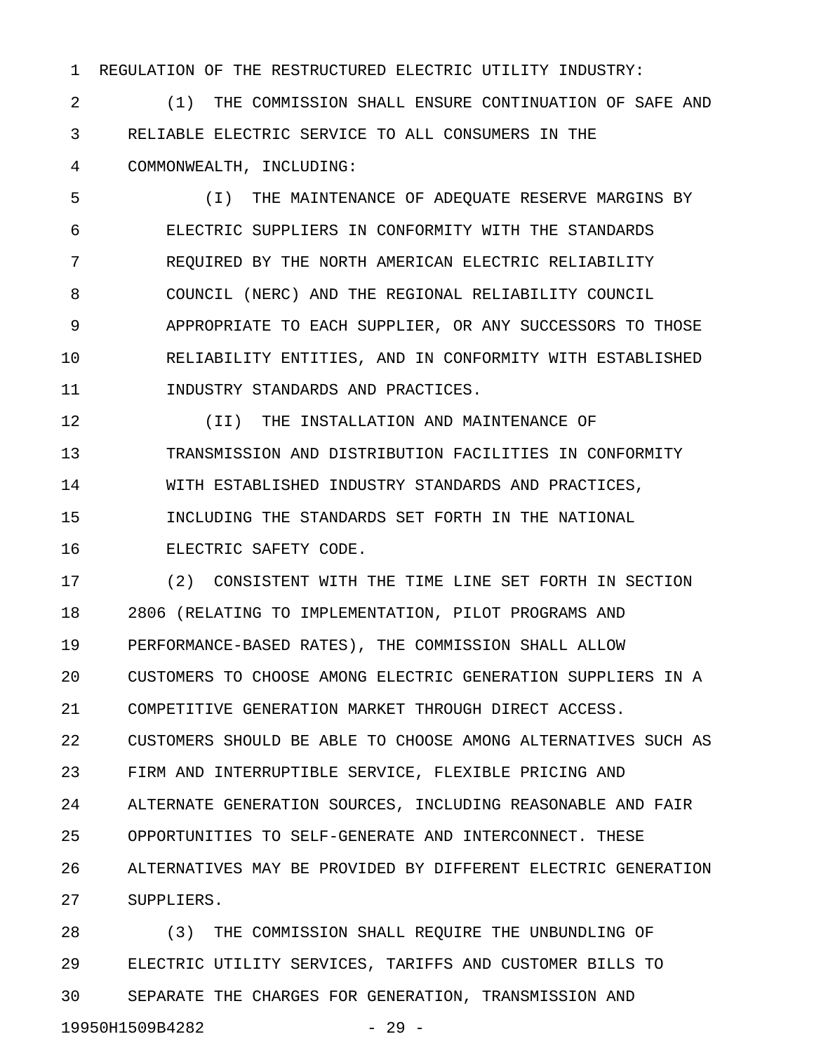REGULATION OF THE RESTRUCTURED ELECTRIC UTILITY INDUSTRY:

(1) THE COMMISSION SHALL ENSURE CONTINUATION OF SAFE AND RELIABLE ELECTRIC SERVICE TO ALL CONSUMERS IN THE COMMONWEALTH, INCLUDING:

(I) THE MAINTENANCE OF ADEQUATE RESERVE MARGINS BY ELECTRIC SUPPLIERS IN CONFORMITY WITH THE STANDARDS REQUIRED BY THE NORTH AMERICAN ELECTRIC RELIABILITY COUNCIL (NERC) AND THE REGIONAL RELIABILITY COUNCIL APPROPRIATE TO EACH SUPPLIER, OR ANY SUCCESSORS TO THOSE RELIABILITY ENTITIES, AND IN CONFORMITY WITH ESTABLISHED INDUSTRY STANDARDS AND PRACTICES.

(II) THE INSTALLATION AND MAINTENANCE OF TRANSMISSION AND DISTRIBUTION FACILITIES IN CONFORMITY WITH ESTABLISHED INDUSTRY STANDARDS AND PRACTICES, INCLUDING THE STANDARDS SET FORTH IN THE NATIONAL ELECTRIC SAFETY CODE.

(2) CONSISTENT WITH THE TIME LINE SET FORTH IN SECTION 2806 (RELATING TO IMPLEMENTATION, PILOT PROGRAMS AND PERFORMANCE-BASED RATES), THE COMMISSION SHALL ALLOW CUSTOMERS TO CHOOSE AMONG ELECTRIC GENERATION SUPPLIERS IN A COMPETITIVE GENERATION MARKET THROUGH DIRECT ACCESS. CUSTOMERS SHOULD BE ABLE TO CHOOSE AMONG ALTERNATIVES SUCH AS FIRM AND INTERRUPTIBLE SERVICE, FLEXIBLE PRICING AND ALTERNATE GENERATION SOURCES, INCLUDING REASONABLE AND FAIR OPPORTUNITIES TO SELF-GENERATE AND INTERCONNECT. THESE ALTERNATIVES MAY BE PROVIDED BY DIFFERENT ELECTRIC GENERATION SUPPLIERS.

(3) THE COMMISSION SHALL REQUIRE THE UNBUNDLING OF ELECTRIC UTILITY SERVICES, TARIFFS AND CUSTOMER BILLS TO SEPARATE THE CHARGES FOR GENERATION, TRANSMISSION AND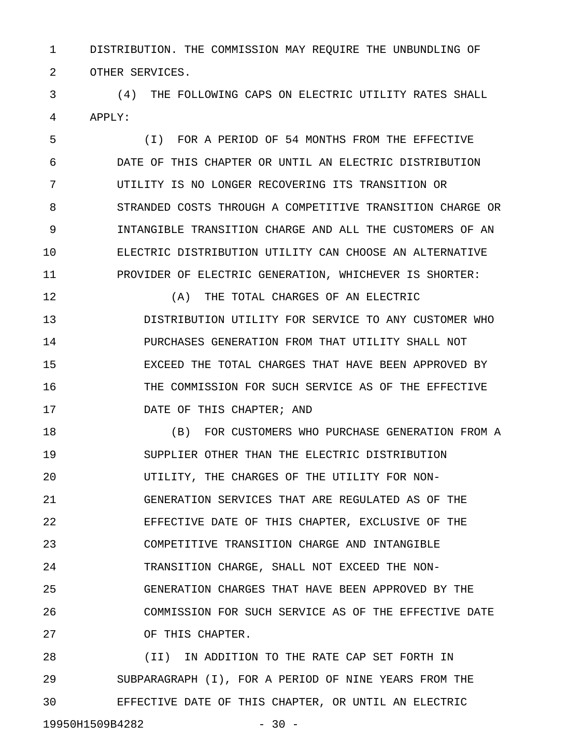DISTRIBUTION. THE COMMISSION MAY REQUIRE THE UNBUNDLING OF OTHER SERVICES.

(4) THE FOLLOWING CAPS ON ELECTRIC UTILITY RATES SHALL APPLY:

(I) FOR A PERIOD OF 54 MONTHS FROM THE EFFECTIVE DATE OF THIS CHAPTER OR UNTIL AN ELECTRIC DISTRIBUTION UTILITY IS NO LONGER RECOVERING ITS TRANSITION OR STRANDED COSTS THROUGH A COMPETITIVE TRANSITION CHARGE OR INTANGIBLE TRANSITION CHARGE AND ALL THE CUSTOMERS OF AN ELECTRIC DISTRIBUTION UTILITY CAN CHOOSE AN ALTERNATIVE PROVIDER OF ELECTRIC GENERATION, WHICHEVER IS SHORTER:

(A) THE TOTAL CHARGES OF AN ELECTRIC DISTRIBUTION UTILITY FOR SERVICE TO ANY CUSTOMER WHO PURCHASES GENERATION FROM THAT UTILITY SHALL NOT EXCEED THE TOTAL CHARGES THAT HAVE BEEN APPROVED BY THE COMMISSION FOR SUCH SERVICE AS OF THE EFFECTIVE DATE OF THIS CHAPTER; AND

(B) FOR CUSTOMERS WHO PURCHASE GENERATION FROM A SUPPLIER OTHER THAN THE ELECTRIC DISTRIBUTION UTILITY, THE CHARGES OF THE UTILITY FOR NON-GENERATION SERVICES THAT ARE REGULATED AS OF THE EFFECTIVE DATE OF THIS CHAPTER, EXCLUSIVE OF THE COMPETITIVE TRANSITION CHARGE AND INTANGIBLE TRANSITION CHARGE, SHALL NOT EXCEED THE NON-GENERATION CHARGES THAT HAVE BEEN APPROVED BY THE COMMISSION FOR SUCH SERVICE AS OF THE EFFECTIVE DATE OF THIS CHAPTER.

(II) IN ADDITION TO THE RATE CAP SET FORTH IN SUBPARAGRAPH (I), FOR A PERIOD OF NINE YEARS FROM THE EFFECTIVE DATE OF THIS CHAPTER, OR UNTIL AN ELECTRIC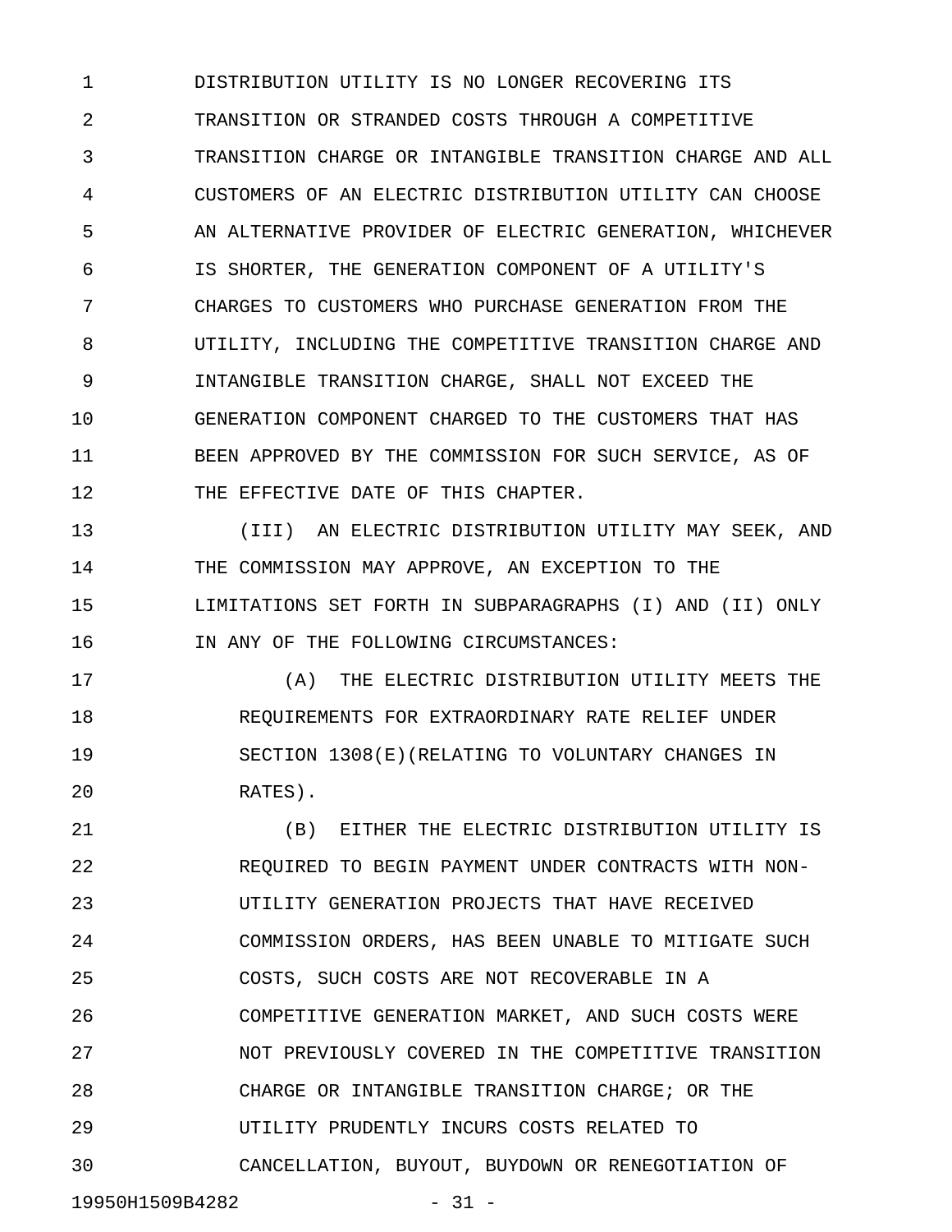DISTRIBUTION UTILITY IS NO LONGER RECOVERING ITS TRANSITION OR STRANDED COSTS THROUGH A COMPETITIVE TRANSITION CHARGE OR INTANGIBLE TRANSITION CHARGE AND ALL CUSTOMERS OF AN ELECTRIC DISTRIBUTION UTILITY CAN CHOOSE AN ALTERNATIVE PROVIDER OF ELECTRIC GENERATION, WHICHEVER IS SHORTER, THE GENERATION COMPONENT OF A UTILITY'S CHARGES TO CUSTOMERS WHO PURCHASE GENERATION FROM THE UTILITY, INCLUDING THE COMPETITIVE TRANSITION CHARGE AND INTANGIBLE TRANSITION CHARGE, SHALL NOT EXCEED THE GENERATION COMPONENT CHARGED TO THE CUSTOMERS THAT HAS BEEN APPROVED BY THE COMMISSION FOR SUCH SERVICE, AS OF THE EFFECTIVE DATE OF THIS CHAPTER.

(III) AN ELECTRIC DISTRIBUTION UTILITY MAY SEEK, AND THE COMMISSION MAY APPROVE, AN EXCEPTION TO THE LIMITATIONS SET FORTH IN SUBPARAGRAPHS (I) AND (II) ONLY IN ANY OF THE FOLLOWING CIRCUMSTANCES:

(A) THE ELECTRIC DISTRIBUTION UTILITY MEETS THE REQUIREMENTS FOR EXTRAORDINARY RATE RELIEF UNDER SECTION 1308(E)(RELATING TO VOLUNTARY CHANGES IN RATES).

(B) EITHER THE ELECTRIC DISTRIBUTION UTILITY IS REQUIRED TO BEGIN PAYMENT UNDER CONTRACTS WITH NON-UTILITY GENERATION PROJECTS THAT HAVE RECEIVED COMMISSION ORDERS, HAS BEEN UNABLE TO MITIGATE SUCH COSTS, SUCH COSTS ARE NOT RECOVERABLE IN A COMPETITIVE GENERATION MARKET, AND SUCH COSTS WERE NOT PREVIOUSLY COVERED IN THE COMPETITIVE TRANSITION CHARGE OR INTANGIBLE TRANSITION CHARGE; OR THE UTILITY PRUDENTLY INCURS COSTS RELATED TO CANCELLATION, BUYOUT, BUYDOWN OR RENEGOTIATION OF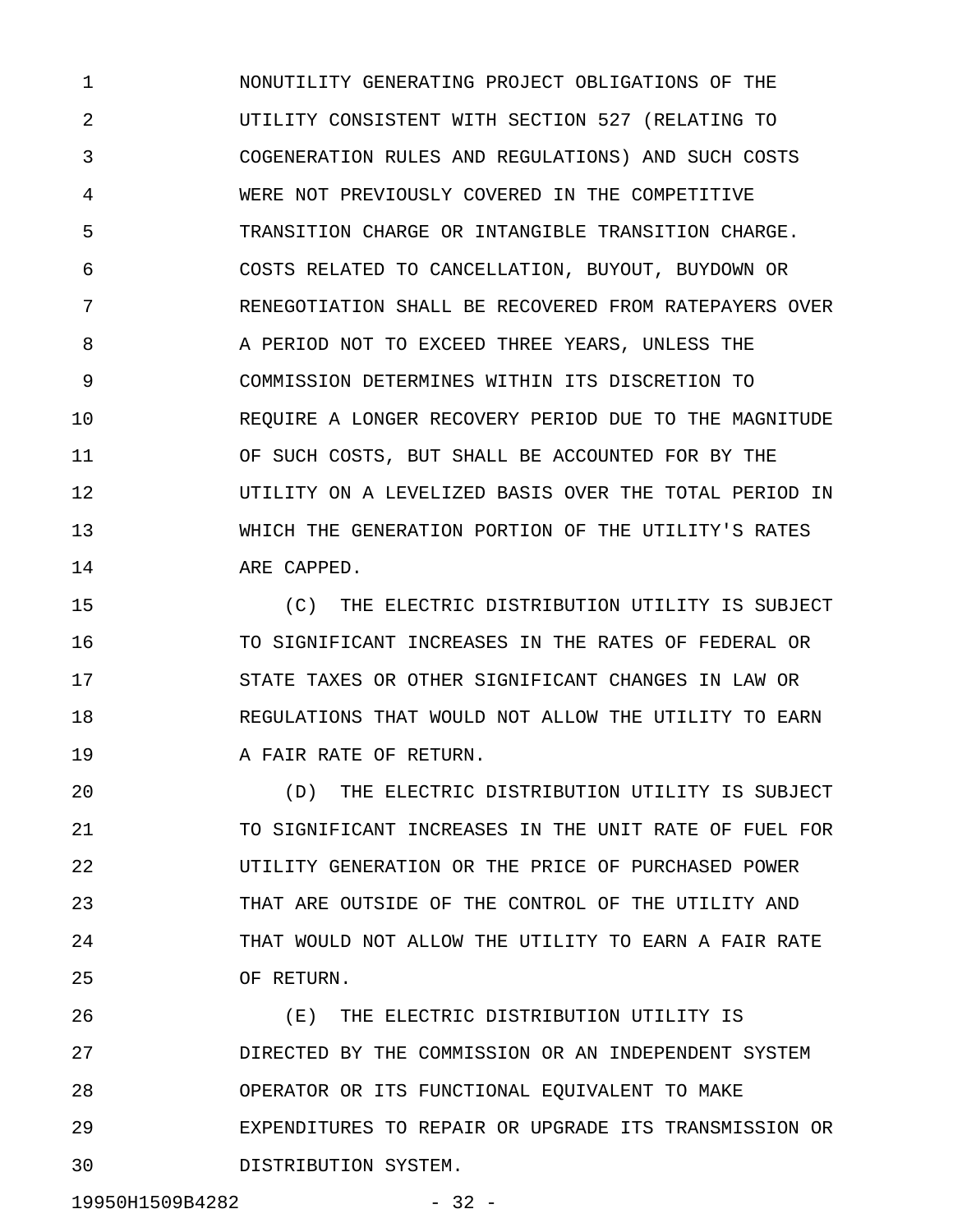NONUTILITY GENERATING PROJECT OBLIGATIONS OF THE UTILITY CONSISTENT WITH SECTION 527 (RELATING TO COGENERATION RULES AND REGULATIONS) AND SUCH COSTS WERE NOT PREVIOUSLY COVERED IN THE COMPETITIVE TRANSITION CHARGE OR INTANGIBLE TRANSITION CHARGE. COSTS RELATED TO CANCELLATION, BUYOUT, BUYDOWN OR RENEGOTIATION SHALL BE RECOVERED FROM RATEPAYERS OVER A PERIOD NOT TO EXCEED THREE YEARS, UNLESS THE COMMISSION DETERMINES WITHIN ITS DISCRETION TO REQUIRE A LONGER RECOVERY PERIOD DUE TO THE MAGNITUDE OF SUCH COSTS, BUT SHALL BE ACCOUNTED FOR BY THE UTILITY ON A LEVELIZED BASIS OVER THE TOTAL PERIOD IN WHICH THE GENERATION PORTION OF THE UTILITY'S RATES ARE CAPPED.

(C) THE ELECTRIC DISTRIBUTION UTILITY IS SUBJECT TO SIGNIFICANT INCREASES IN THE RATES OF FEDERAL OR STATE TAXES OR OTHER SIGNIFICANT CHANGES IN LAW OR REGULATIONS THAT WOULD NOT ALLOW THE UTILITY TO EARN A FAIR RATE OF RETURN.

(D) THE ELECTRIC DISTRIBUTION UTILITY IS SUBJECT TO SIGNIFICANT INCREASES IN THE UNIT RATE OF FUEL FOR UTILITY GENERATION OR THE PRICE OF PURCHASED POWER THAT ARE OUTSIDE OF THE CONTROL OF THE UTILITY AND THAT WOULD NOT ALLOW THE UTILITY TO EARN A FAIR RATE OF RETURN.

(E) THE ELECTRIC DISTRIBUTION UTILITY IS DIRECTED BY THE COMMISSION OR AN INDEPENDENT SYSTEM OPERATOR OR ITS FUNCTIONAL EQUIVALENT TO MAKE EXPENDITURES TO REPAIR OR UPGRADE ITS TRANSMISSION OR DISTRIBUTION SYSTEM.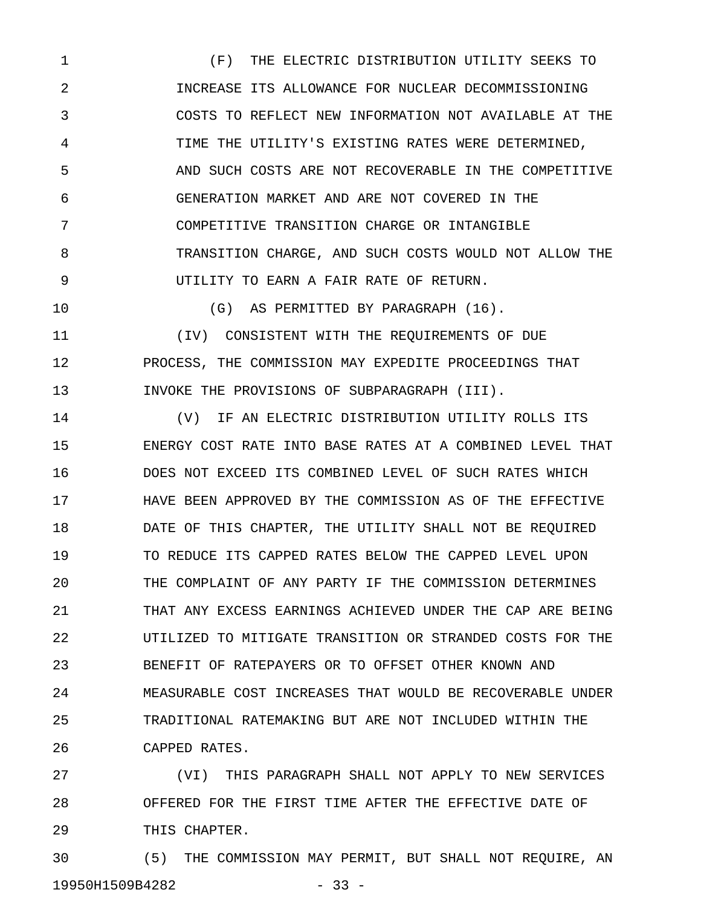(F) THE ELECTRIC DISTRIBUTION UTILITY SEEKS TO INCREASE ITS ALLOWANCE FOR NUCLEAR DECOMMISSIONING COSTS TO REFLECT NEW INFORMATION NOT AVAILABLE AT THE TIME THE UTILITY'S EXISTING RATES WERE DETERMINED, AND SUCH COSTS ARE NOT RECOVERABLE IN THE COMPETITIVE GENERATION MARKET AND ARE NOT COVERED IN THE COMPETITIVE TRANSITION CHARGE OR INTANGIBLE TRANSITION CHARGE, AND SUCH COSTS WOULD NOT ALLOW THE UTILITY TO EARN A FAIR RATE OF RETURN.

(G) AS PERMITTED BY PARAGRAPH (16).

(IV) CONSISTENT WITH THE REQUIREMENTS OF DUE PROCESS, THE COMMISSION MAY EXPEDITE PROCEEDINGS THAT INVOKE THE PROVISIONS OF SUBPARAGRAPH (III).

(V) IF AN ELECTRIC DISTRIBUTION UTILITY ROLLS ITS ENERGY COST RATE INTO BASE RATES AT A COMBINED LEVEL THAT DOES NOT EXCEED ITS COMBINED LEVEL OF SUCH RATES WHICH HAVE BEEN APPROVED BY THE COMMISSION AS OF THE EFFECTIVE DATE OF THIS CHAPTER, THE UTILITY SHALL NOT BE REQUIRED TO REDUCE ITS CAPPED RATES BELOW THE CAPPED LEVEL UPON THE COMPLAINT OF ANY PARTY IF THE COMMISSION DETERMINES THAT ANY EXCESS EARNINGS ACHIEVED UNDER THE CAP ARE BEING UTILIZED TO MITIGATE TRANSITION OR STRANDED COSTS FOR THE BENEFIT OF RATEPAYERS OR TO OFFSET OTHER KNOWN AND MEASURABLE COST INCREASES THAT WOULD BE RECOVERABLE UNDER TRADITIONAL RATEMAKING BUT ARE NOT INCLUDED WITHIN THE CAPPED RATES.

(VI) THIS PARAGRAPH SHALL NOT APPLY TO NEW SERVICES OFFERED FOR THE FIRST TIME AFTER THE EFFECTIVE DATE OF THIS CHAPTER.

(5) THE COMMISSION MAY PERMIT, BUT SHALL NOT REQUIRE, AN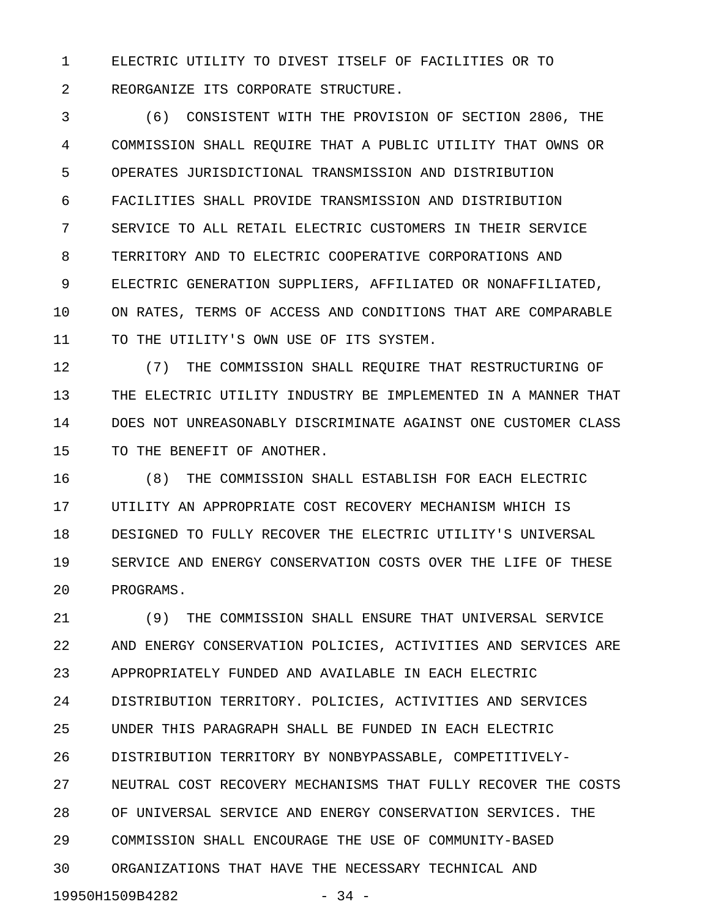ELECTRIC UTILITY TO DIVEST ITSELF OF FACILITIES OR TO REORGANIZE ITS CORPORATE STRUCTURE.

(6) CONSISTENT WITH THE PROVISION OF SECTION 2806, THE COMMISSION SHALL REQUIRE THAT A PUBLIC UTILITY THAT OWNS OR OPERATES JURISDICTIONAL TRANSMISSION AND DISTRIBUTION FACILITIES SHALL PROVIDE TRANSMISSION AND DISTRIBUTION SERVICE TO ALL RETAIL ELECTRIC CUSTOMERS IN THEIR SERVICE TERRITORY AND TO ELECTRIC COOPERATIVE CORPORATIONS AND ELECTRIC GENERATION SUPPLIERS, AFFILIATED OR NONAFFILIATED, ON RATES, TERMS OF ACCESS AND CONDITIONS THAT ARE COMPARABLE TO THE UTILITY'S OWN USE OF ITS SYSTEM.

(7) THE COMMISSION SHALL REQUIRE THAT RESTRUCTURING OF THE ELECTRIC UTILITY INDUSTRY BE IMPLEMENTED IN A MANNER THAT DOES NOT UNREASONABLY DISCRIMINATE AGAINST ONE CUSTOMER CLASS TO THE BENEFIT OF ANOTHER.

(8) THE COMMISSION SHALL ESTABLISH FOR EACH ELECTRIC UTILITY AN APPROPRIATE COST RECOVERY MECHANISM WHICH IS DESIGNED TO FULLY RECOVER THE ELECTRIC UTILITY'S UNIVERSAL SERVICE AND ENERGY CONSERVATION COSTS OVER THE LIFE OF THESE PROGRAMS.

(9) THE COMMISSION SHALL ENSURE THAT UNIVERSAL SERVICE AND ENERGY CONSERVATION POLICIES, ACTIVITIES AND SERVICES ARE APPROPRIATELY FUNDED AND AVAILABLE IN EACH ELECTRIC DISTRIBUTION TERRITORY. POLICIES, ACTIVITIES AND SERVICES UNDER THIS PARAGRAPH SHALL BE FUNDED IN EACH ELECTRIC DISTRIBUTION TERRITORY BY NONBYPASSABLE, COMPETITIVELY-NEUTRAL COST RECOVERY MECHANISMS THAT FULLY RECOVER THE COSTS OF UNIVERSAL SERVICE AND ENERGY CONSERVATION SERVICES. THE COMMISSION SHALL ENCOURAGE THE USE OF COMMUNITY-BASED ORGANIZATIONS THAT HAVE THE NECESSARY TECHNICAL AND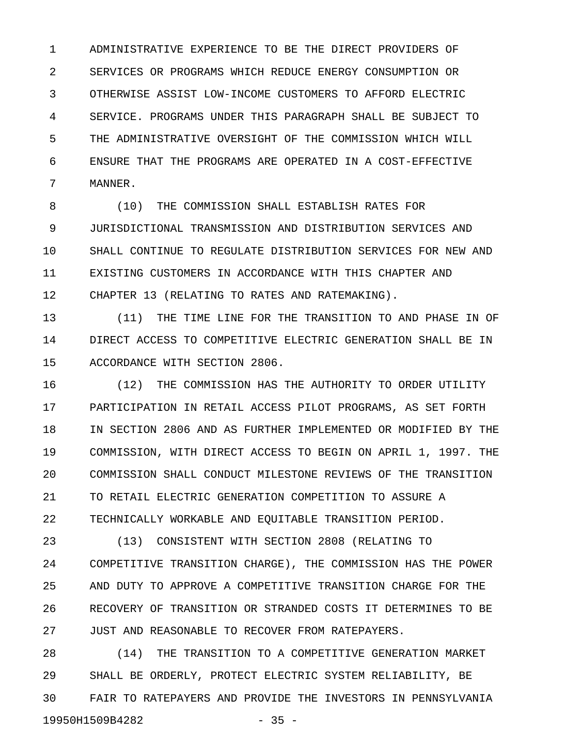ADMINISTRATIVE EXPERIENCE TO BE THE DIRECT PROVIDERS OF SERVICES OR PROGRAMS WHICH REDUCE ENERGY CONSUMPTION OR OTHERWISE ASSIST LOW-INCOME CUSTOMERS TO AFFORD ELECTRIC SERVICE. PROGRAMS UNDER THIS PARAGRAPH SHALL BE SUBJECT TO THE ADMINISTRATIVE OVERSIGHT OF THE COMMISSION WHICH WILL ENSURE THAT THE PROGRAMS ARE OPERATED IN A COST-EFFECTIVE MANNER.

(10) THE COMMISSION SHALL ESTABLISH RATES FOR JURISDICTIONAL TRANSMISSION AND DISTRIBUTION SERVICES AND SHALL CONTINUE TO REGULATE DISTRIBUTION SERVICES FOR NEW AND EXISTING CUSTOMERS IN ACCORDANCE WITH THIS CHAPTER AND CHAPTER 13 (RELATING TO RATES AND RATEMAKING).

(11) THE TIME LINE FOR THE TRANSITION TO AND PHASE IN OF DIRECT ACCESS TO COMPETITIVE ELECTRIC GENERATION SHALL BE IN ACCORDANCE WITH SECTION 2806.

(12) THE COMMISSION HAS THE AUTHORITY TO ORDER UTILITY PARTICIPATION IN RETAIL ACCESS PILOT PROGRAMS, AS SET FORTH IN SECTION 2806 AND AS FURTHER IMPLEMENTED OR MODIFIED BY THE COMMISSION, WITH DIRECT ACCESS TO BEGIN ON APRIL 1, 1997. THE COMMISSION SHALL CONDUCT MILESTONE REVIEWS OF THE TRANSITION TO RETAIL ELECTRIC GENERATION COMPETITION TO ASSURE A TECHNICALLY WORKABLE AND EQUITABLE TRANSITION PERIOD.

(13) CONSISTENT WITH SECTION 2808 (RELATING TO COMPETITIVE TRANSITION CHARGE), THE COMMISSION HAS THE POWER AND DUTY TO APPROVE A COMPETITIVE TRANSITION CHARGE FOR THE RECOVERY OF TRANSITION OR STRANDED COSTS IT DETERMINES TO BE JUST AND REASONABLE TO RECOVER FROM RATEPAYERS.

(14) THE TRANSITION TO A COMPETITIVE GENERATION MARKET SHALL BE ORDERLY, PROTECT ELECTRIC SYSTEM RELIABILITY, BE FAIR TO RATEPAYERS AND PROVIDE THE INVESTORS IN PENNSYLVANIA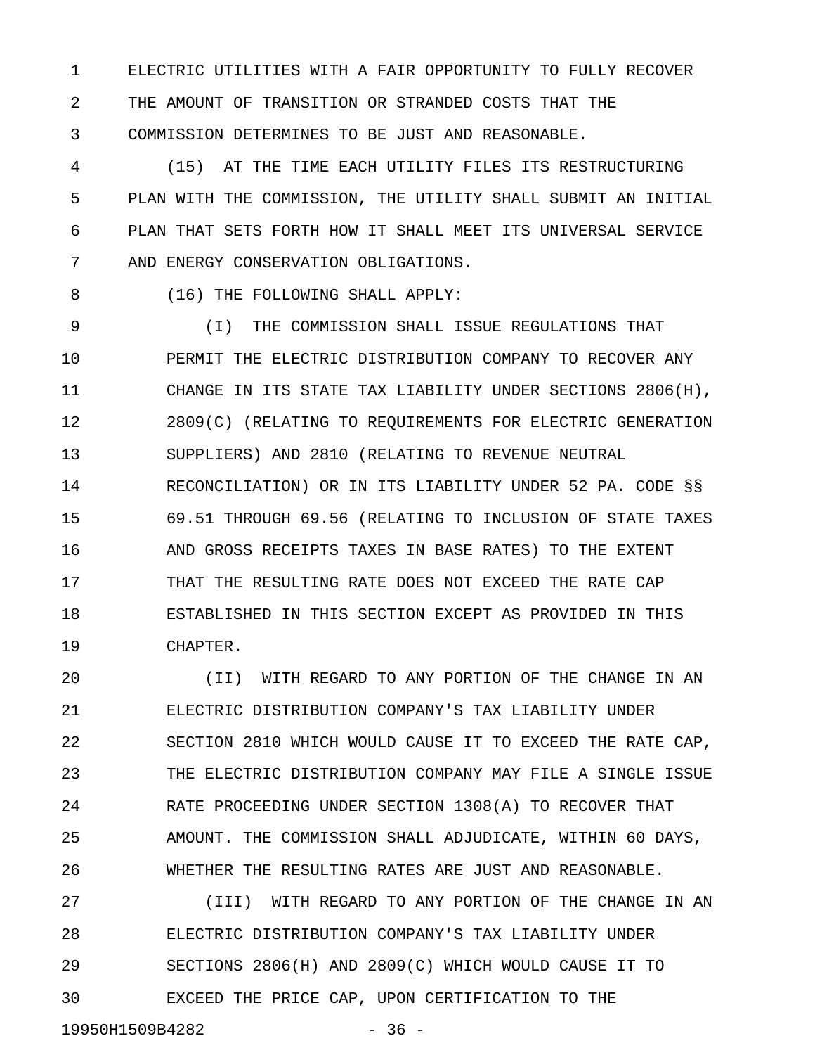ELECTRIC UTILITIES WITH A FAIR OPPORTUNITY TO FULLY RECOVER THE AMOUNT OF TRANSITION OR STRANDED COSTS THAT THE COMMISSION DETERMINES TO BE JUST AND REASONABLE.

(15) AT THE TIME EACH UTILITY FILES ITS RESTRUCTURING PLAN WITH THE COMMISSION, THE UTILITY SHALL SUBMIT AN INITIAL PLAN THAT SETS FORTH HOW IT SHALL MEET ITS UNIVERSAL SERVICE AND ENERGY CONSERVATION OBLIGATIONS.

(16) THE FOLLOWING SHALL APPLY:

(I) THE COMMISSION SHALL ISSUE REGULATIONS THAT PERMIT THE ELECTRIC DISTRIBUTION COMPANY TO RECOVER ANY CHANGE IN ITS STATE TAX LIABILITY UNDER SECTIONS 2806(H), 2809(C) (RELATING TO REQUIREMENTS FOR ELECTRIC GENERATION SUPPLIERS) AND 2810 (RELATING TO REVENUE NEUTRAL RECONCILIATION) OR IN ITS LIABILITY UNDER 52 PA. CODE §§ 69.51 THROUGH 69.56 (RELATING TO INCLUSION OF STATE TAXES AND GROSS RECEIPTS TAXES IN BASE RATES) TO THE EXTENT THAT THE RESULTING RATE DOES NOT EXCEED THE RATE CAP ESTABLISHED IN THIS SECTION EXCEPT AS PROVIDED IN THIS CHAPTER.

(II) WITH REGARD TO ANY PORTION OF THE CHANGE IN AN ELECTRIC DISTRIBUTION COMPANY'S TAX LIABILITY UNDER SECTION 2810 WHICH WOULD CAUSE IT TO EXCEED THE RATE CAP, THE ELECTRIC DISTRIBUTION COMPANY MAY FILE A SINGLE ISSUE RATE PROCEEDING UNDER SECTION 1308(A) TO RECOVER THAT AMOUNT. THE COMMISSION SHALL ADJUDICATE, WITHIN 60 DAYS, WHETHER THE RESULTING RATES ARE JUST AND REASONABLE.

(III) WITH REGARD TO ANY PORTION OF THE CHANGE IN AN ELECTRIC DISTRIBUTION COMPANY'S TAX LIABILITY UNDER SECTIONS 2806(H) AND 2809(C) WHICH WOULD CAUSE IT TO EXCEED THE PRICE CAP, UPON CERTIFICATION TO THE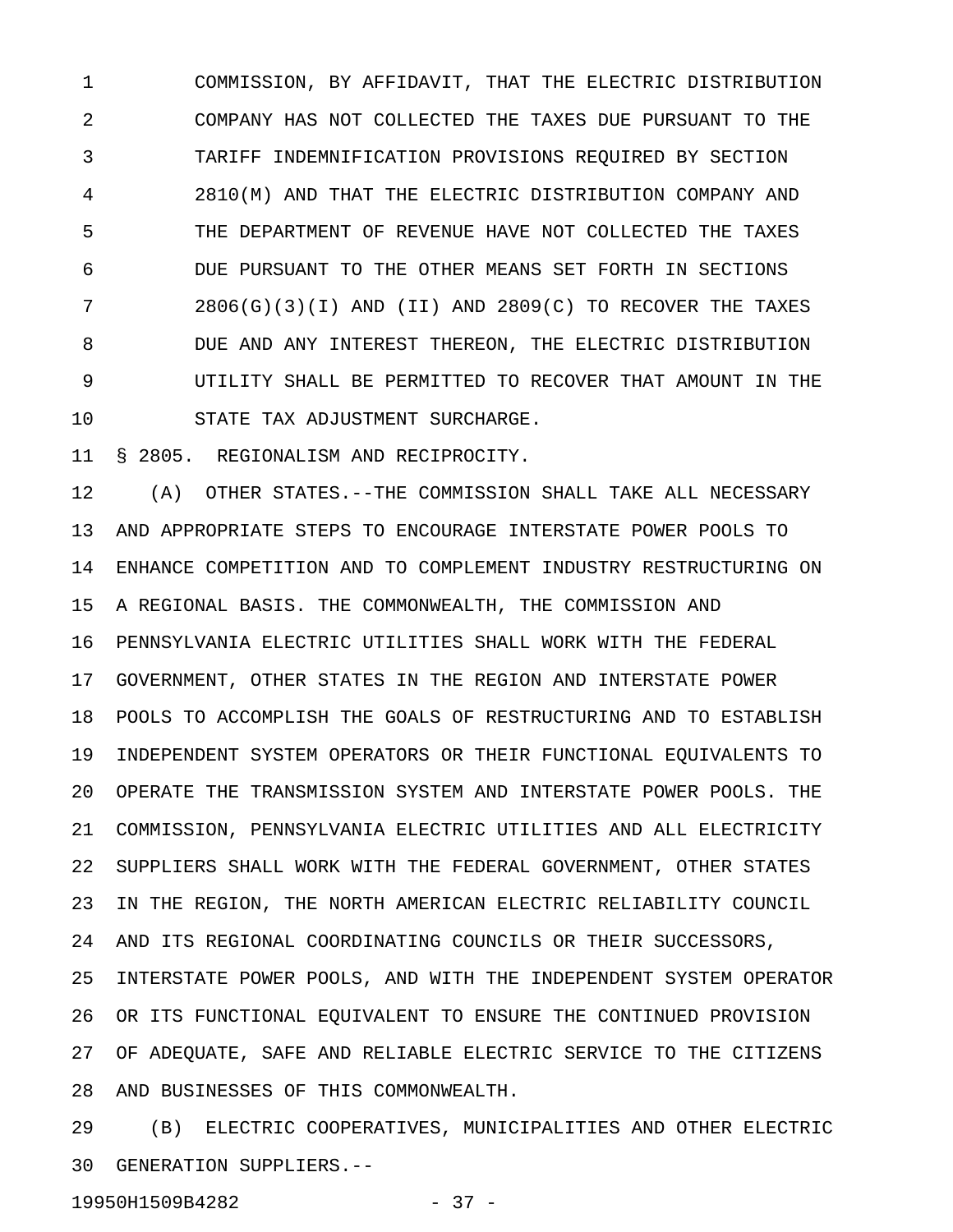COMMISSION, BY AFFIDAVIT, THAT THE ELECTRIC DISTRIBUTION COMPANY HAS NOT COLLECTED THE TAXES DUE PURSUANT TO THE TARIFF INDEMNIFICATION PROVISIONS REQUIRED BY SECTION 2810(M) AND THAT THE ELECTRIC DISTRIBUTION COMPANY AND THE DEPARTMENT OF REVENUE HAVE NOT COLLECTED THE TAXES DUE PURSUANT TO THE OTHER MEANS SET FORTH IN SECTIONS 2806(G)(3)(I) AND (II) AND 2809(C) TO RECOVER THE TAXES DUE AND ANY INTEREST THEREON, THE ELECTRIC DISTRIBUTION UTILITY SHALL BE PERMITTED TO RECOVER THAT AMOUNT IN THE STATE TAX ADJUSTMENT SURCHARGE.

§ 2805. REGIONALISM AND RECIPROCITY.

(A) OTHER STATES.--THE COMMISSION SHALL TAKE ALL NECESSARY AND APPROPRIATE STEPS TO ENCOURAGE INTERSTATE POWER POOLS TO ENHANCE COMPETITION AND TO COMPLEMENT INDUSTRY RESTRUCTURING ON A REGIONAL BASIS. THE COMMONWEALTH, THE COMMISSION AND PENNSYLVANIA ELECTRIC UTILITIES SHALL WORK WITH THE FEDERAL GOVERNMENT, OTHER STATES IN THE REGION AND INTERSTATE POWER POOLS TO ACCOMPLISH THE GOALS OF RESTRUCTURING AND TO ESTABLISH INDEPENDENT SYSTEM OPERATORS OR THEIR FUNCTIONAL EQUIVALENTS TO OPERATE THE TRANSMISSION SYSTEM AND INTERSTATE POWER POOLS. THE COMMISSION, PENNSYLVANIA ELECTRIC UTILITIES AND ALL ELECTRICITY SUPPLIERS SHALL WORK WITH THE FEDERAL GOVERNMENT, OTHER STATES IN THE REGION, THE NORTH AMERICAN ELECTRIC RELIABILITY COUNCIL AND ITS REGIONAL COORDINATING COUNCILS OR THEIR SUCCESSORS, INTERSTATE POWER POOLS, AND WITH THE INDEPENDENT SYSTEM OPERATOR OR ITS FUNCTIONAL EQUIVALENT TO ENSURE THE CONTINUED PROVISION OF ADEQUATE, SAFE AND RELIABLE ELECTRIC SERVICE TO THE CITIZENS AND BUSINESSES OF THIS COMMONWEALTH.

(B) ELECTRIC COOPERATIVES, MUNICIPALITIES AND OTHER ELECTRIC GENERATION SUPPLIERS.--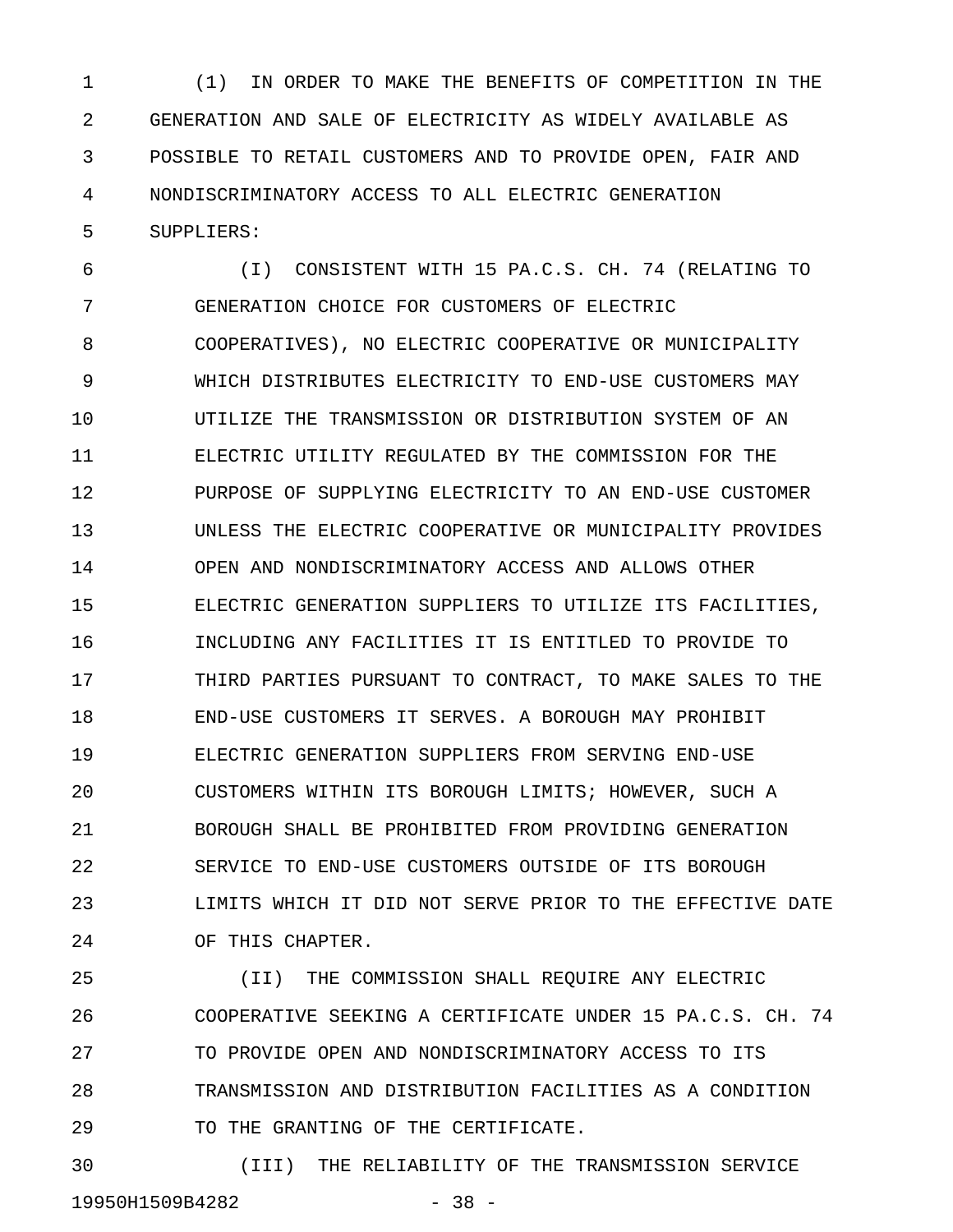(1) IN ORDER TO MAKE THE BENEFITS OF COMPETITION IN THE GENERATION AND SALE OF ELECTRICITY AS WIDELY AVAILABLE AS POSSIBLE TO RETAIL CUSTOMERS AND TO PROVIDE OPEN, FAIR AND NONDISCRIMINATORY ACCESS TO ALL ELECTRIC GENERATION SUPPLIERS:

(I) CONSISTENT WITH 15 PA.C.S. CH. 74 (RELATING TO GENERATION CHOICE FOR CUSTOMERS OF ELECTRIC COOPERATIVES), NO ELECTRIC COOPERATIVE OR MUNICIPALITY WHICH DISTRIBUTES ELECTRICITY TO END-USE CUSTOMERS MAY UTILIZE THE TRANSMISSION OR DISTRIBUTION SYSTEM OF AN ELECTRIC UTILITY REGULATED BY THE COMMISSION FOR THE PURPOSE OF SUPPLYING ELECTRICITY TO AN END-USE CUSTOMER UNLESS THE ELECTRIC COOPERATIVE OR MUNICIPALITY PROVIDES OPEN AND NONDISCRIMINATORY ACCESS AND ALLOWS OTHER ELECTRIC GENERATION SUPPLIERS TO UTILIZE ITS FACILITIES, INCLUDING ANY FACILITIES IT IS ENTITLED TO PROVIDE TO THIRD PARTIES PURSUANT TO CONTRACT, TO MAKE SALES TO THE END-USE CUSTOMERS IT SERVES. A BOROUGH MAY PROHIBIT ELECTRIC GENERATION SUPPLIERS FROM SERVING END-USE CUSTOMERS WITHIN ITS BOROUGH LIMITS; HOWEVER, SUCH A BOROUGH SHALL BE PROHIBITED FROM PROVIDING GENERATION SERVICE TO END-USE CUSTOMERS OUTSIDE OF ITS BOROUGH LIMITS WHICH IT DID NOT SERVE PRIOR TO THE EFFECTIVE DATE OF THIS CHAPTER.

(II) THE COMMISSION SHALL REQUIRE ANY ELECTRIC COOPERATIVE SEEKING A CERTIFICATE UNDER 15 PA.C.S. CH. 74 TO PROVIDE OPEN AND NONDISCRIMINATORY ACCESS TO ITS TRANSMISSION AND DISTRIBUTION FACILITIES AS A CONDITION TO THE GRANTING OF THE CERTIFICATE.

(III) THE RELIABILITY OF THE TRANSMISSION SERVICE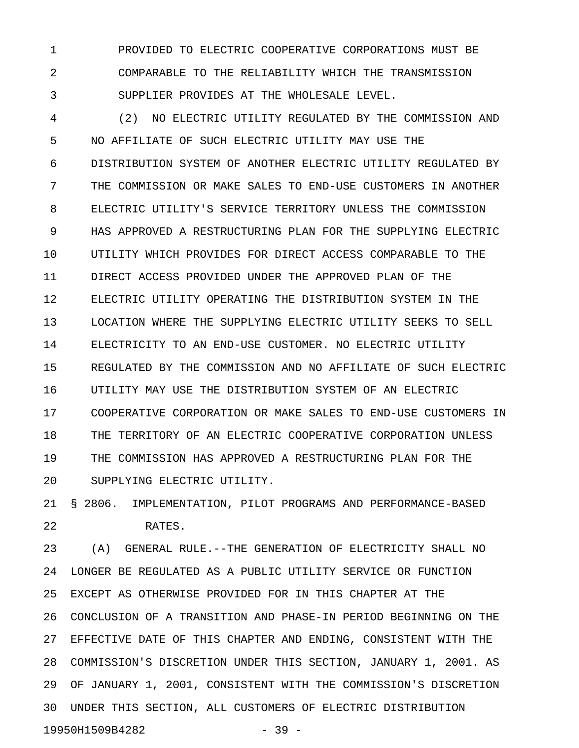PROVIDED TO ELECTRIC COOPERATIVE CORPORATIONS MUST BE COMPARABLE TO THE RELIABILITY WHICH THE TRANSMISSION SUPPLIER PROVIDES AT THE WHOLESALE LEVEL.

(2) NO ELECTRIC UTILITY REGULATED BY THE COMMISSION AND NO AFFILIATE OF SUCH ELECTRIC UTILITY MAY USE THE DISTRIBUTION SYSTEM OF ANOTHER ELECTRIC UTILITY REGULATED BY THE COMMISSION OR MAKE SALES TO END-USE CUSTOMERS IN ANOTHER ELECTRIC UTILITY'S SERVICE TERRITORY UNLESS THE COMMISSION HAS APPROVED A RESTRUCTURING PLAN FOR THE SUPPLYING ELECTRIC UTILITY WHICH PROVIDES FOR DIRECT ACCESS COMPARABLE TO THE DIRECT ACCESS PROVIDED UNDER THE APPROVED PLAN OF THE ELECTRIC UTILITY OPERATING THE DISTRIBUTION SYSTEM IN THE LOCATION WHERE THE SUPPLYING ELECTRIC UTILITY SEEKS TO SELL ELECTRICITY TO AN END-USE CUSTOMER. NO ELECTRIC UTILITY REGULATED BY THE COMMISSION AND NO AFFILIATE OF SUCH ELECTRIC UTILITY MAY USE THE DISTRIBUTION SYSTEM OF AN ELECTRIC COOPERATIVE CORPORATION OR MAKE SALES TO END-USE CUSTOMERS IN THE TERRITORY OF AN ELECTRIC COOPERATIVE CORPORATION UNLESS THE COMMISSION HAS APPROVED A RESTRUCTURING PLAN FOR THE SUPPLYING ELECTRIC UTILITY.

§ 2806. IMPLEMENTATION, PILOT PROGRAMS AND PERFORMANCE-BASED RATES.

(A) GENERAL RULE.--THE GENERATION OF ELECTRICITY SHALL NO LONGER BE REGULATED AS A PUBLIC UTILITY SERVICE OR FUNCTION EXCEPT AS OTHERWISE PROVIDED FOR IN THIS CHAPTER AT THE CONCLUSION OF A TRANSITION AND PHASE-IN PERIOD BEGINNING ON THE EFFECTIVE DATE OF THIS CHAPTER AND ENDING, CONSISTENT WITH THE COMMISSION'S DISCRETION UNDER THIS SECTION, JANUARY 1, 2001. AS OF JANUARY 1, 2001, CONSISTENT WITH THE COMMISSION'S DISCRETION UNDER THIS SECTION, ALL CUSTOMERS OF ELECTRIC DISTRIBUTION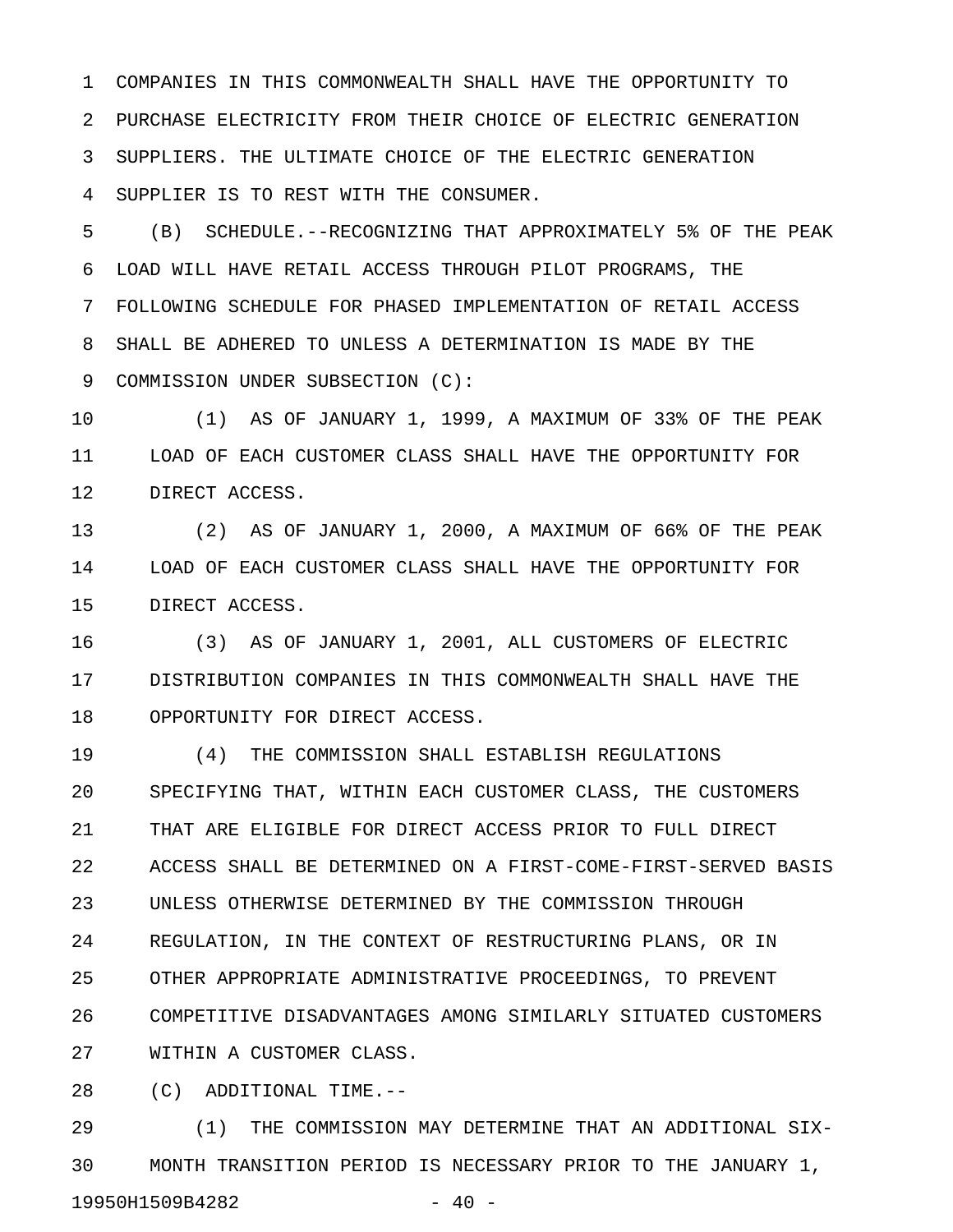COMPANIES IN THIS COMMONWEALTH SHALL HAVE THE OPPORTUNITY TO PURCHASE ELECTRICITY FROM THEIR CHOICE OF ELECTRIC GENERATION SUPPLIERS. THE ULTIMATE CHOICE OF THE ELECTRIC GENERATION SUPPLIER IS TO REST WITH THE CONSUMER.

(B) SCHEDULE.--RECOGNIZING THAT APPROXIMATELY 5% OF THE PEAK LOAD WILL HAVE RETAIL ACCESS THROUGH PILOT PROGRAMS, THE FOLLOWING SCHEDULE FOR PHASED IMPLEMENTATION OF RETAIL ACCESS SHALL BE ADHERED TO UNLESS A DETERMINATION IS MADE BY THE COMMISSION UNDER SUBSECTION (C):

(1) AS OF JANUARY 1, 1999, A MAXIMUM OF 33% OF THE PEAK LOAD OF EACH CUSTOMER CLASS SHALL HAVE THE OPPORTUNITY FOR DIRECT ACCESS.

(2) AS OF JANUARY 1, 2000, A MAXIMUM OF 66% OF THE PEAK LOAD OF EACH CUSTOMER CLASS SHALL HAVE THE OPPORTUNITY FOR DIRECT ACCESS.

(3) AS OF JANUARY 1, 2001, ALL CUSTOMERS OF ELECTRIC DISTRIBUTION COMPANIES IN THIS COMMONWEALTH SHALL HAVE THE OPPORTUNITY FOR DIRECT ACCESS.

(4) THE COMMISSION SHALL ESTABLISH REGULATIONS SPECIFYING THAT, WITHIN EACH CUSTOMER CLASS, THE CUSTOMERS THAT ARE ELIGIBLE FOR DIRECT ACCESS PRIOR TO FULL DIRECT ACCESS SHALL BE DETERMINED ON A FIRST-COME-FIRST-SERVED BASIS UNLESS OTHERWISE DETERMINED BY THE COMMISSION THROUGH REGULATION, IN THE CONTEXT OF RESTRUCTURING PLANS, OR IN OTHER APPROPRIATE ADMINISTRATIVE PROCEEDINGS, TO PREVENT COMPETITIVE DISADVANTAGES AMONG SIMILARLY SITUATED CUSTOMERS WITHIN A CUSTOMER CLASS.

(C) ADDITIONAL TIME.--

(1) THE COMMISSION MAY DETERMINE THAT AN ADDITIONAL SIX-MONTH TRANSITION PERIOD IS NECESSARY PRIOR TO THE JANUARY 1,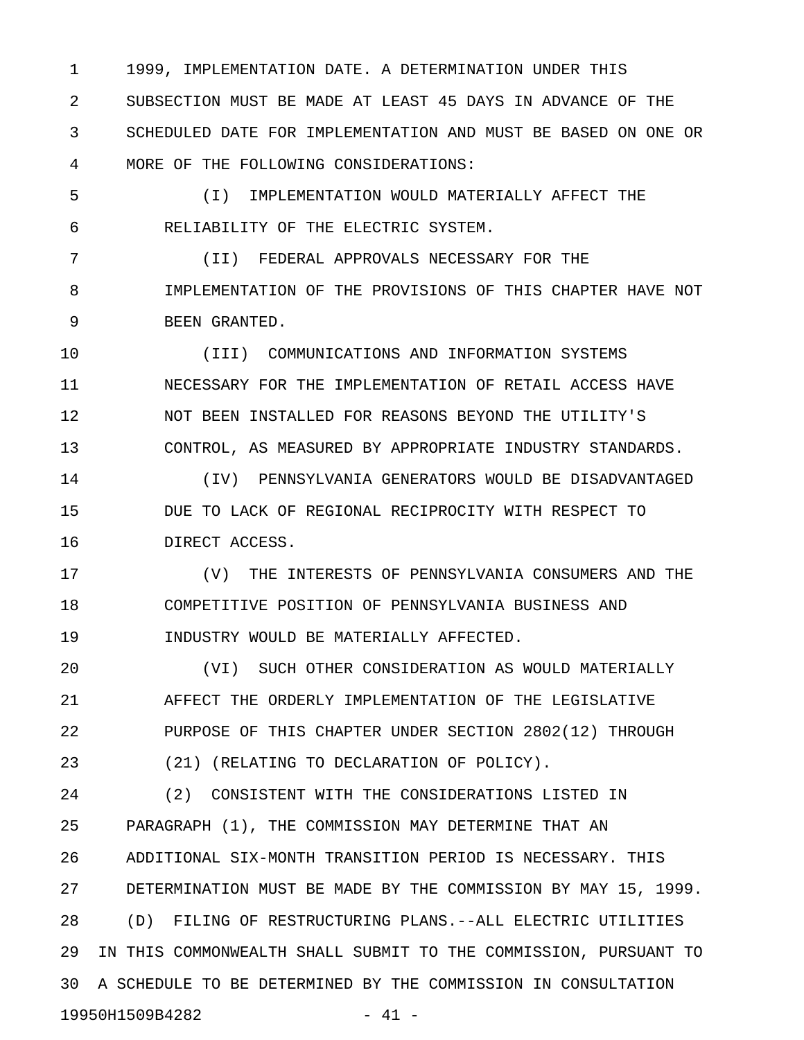1999, IMPLEMENTATION DATE. A DETERMINATION UNDER THIS SUBSECTION MUST BE MADE AT LEAST 45 DAYS IN ADVANCE OF THE SCHEDULED DATE FOR IMPLEMENTATION AND MUST BE BASED ON ONE OR MORE OF THE FOLLOWING CONSIDERATIONS:

(I) IMPLEMENTATION WOULD MATERIALLY AFFECT THE RELIABILITY OF THE ELECTRIC SYSTEM.

(II) FEDERAL APPROVALS NECESSARY FOR THE IMPLEMENTATION OF THE PROVISIONS OF THIS CHAPTER HAVE NOT BEEN GRANTED.

(III) COMMUNICATIONS AND INFORMATION SYSTEMS NECESSARY FOR THE IMPLEMENTATION OF RETAIL ACCESS HAVE NOT BEEN INSTALLED FOR REASONS BEYOND THE UTILITY'S CONTROL, AS MEASURED BY APPROPRIATE INDUSTRY STANDARDS.

(IV) PENNSYLVANIA GENERATORS WOULD BE DISADVANTAGED DUE TO LACK OF REGIONAL RECIPROCITY WITH RESPECT TO DIRECT ACCESS.

(V) THE INTERESTS OF PENNSYLVANIA CONSUMERS AND THE COMPETITIVE POSITION OF PENNSYLVANIA BUSINESS AND INDUSTRY WOULD BE MATERIALLY AFFECTED.

(VI) SUCH OTHER CONSIDERATION AS WOULD MATERIALLY AFFECT THE ORDERLY IMPLEMENTATION OF THE LEGISLATIVE PURPOSE OF THIS CHAPTER UNDER SECTION 2802(12) THROUGH (21) (RELATING TO DECLARATION OF POLICY).

(2) CONSISTENT WITH THE CONSIDERATIONS LISTED IN PARAGRAPH (1), THE COMMISSION MAY DETERMINE THAT AN ADDITIONAL SIX-MONTH TRANSITION PERIOD IS NECESSARY. THIS DETERMINATION MUST BE MADE BY THE COMMISSION BY MAY 15, 1999.

(D) FILING OF RESTRUCTURING PLANS.--ALL ELECTRIC UTILITIES IN THIS COMMONWEALTH SHALL SUBMIT TO THE COMMISSION, PURSUANT TO A SCHEDULE TO BE DETERMINED BY THE COMMISSION IN CONSULTATION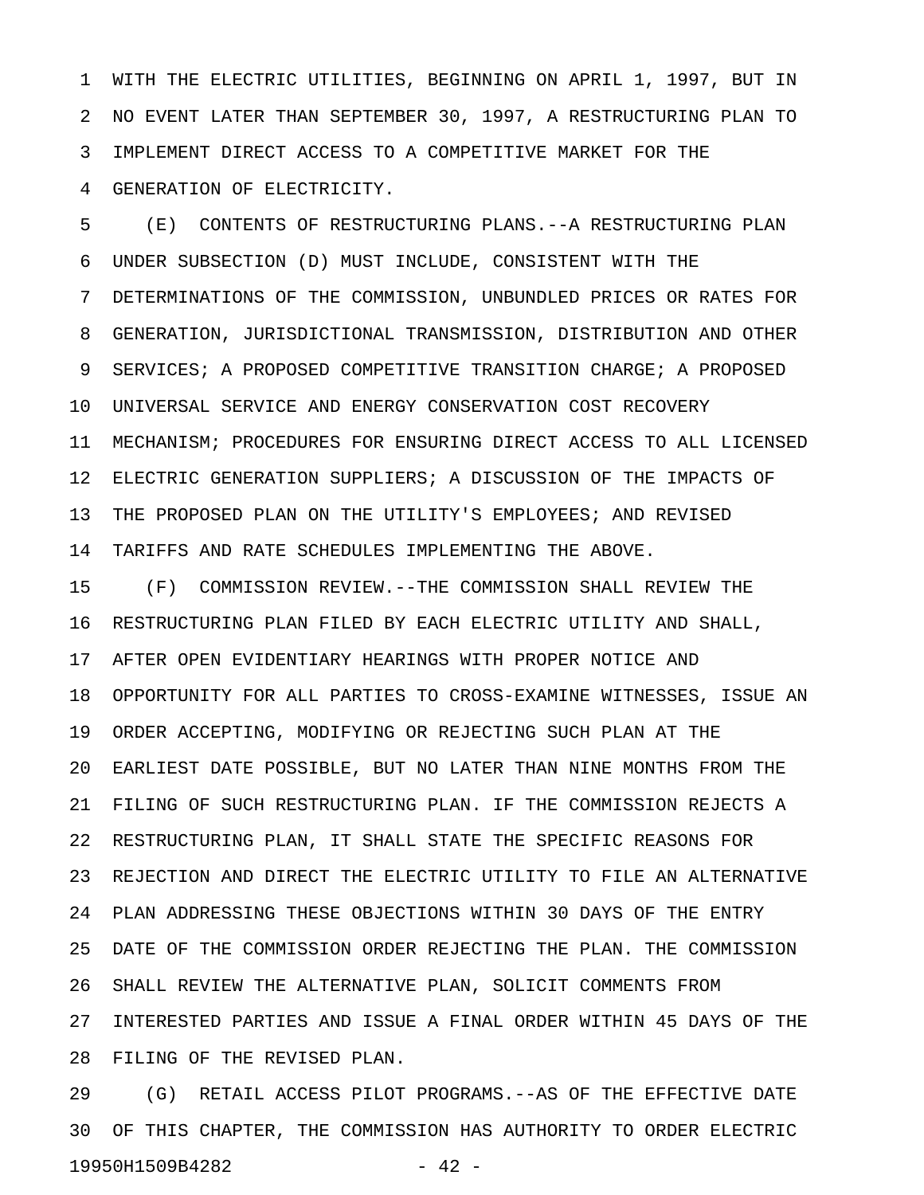WITH THE ELECTRIC UTILITIES, BEGINNING ON APRIL 1, 1997, BUT IN NO EVENT LATER THAN SEPTEMBER 30, 1997, A RESTRUCTURING PLAN TO IMPLEMENT DIRECT ACCESS TO A COMPETITIVE MARKET FOR THE GENERATION OF ELECTRICITY.

(E) CONTENTS OF RESTRUCTURING PLANS.--A RESTRUCTURING PLAN UNDER SUBSECTION (D) MUST INCLUDE, CONSISTENT WITH THE DETERMINATIONS OF THE COMMISSION, UNBUNDLED PRICES OR RATES FOR GENERATION, JURISDICTIONAL TRANSMISSION, DISTRIBUTION AND OTHER SERVICES; A PROPOSED COMPETITIVE TRANSITION CHARGE; A PROPOSED UNIVERSAL SERVICE AND ENERGY CONSERVATION COST RECOVERY MECHANISM; PROCEDURES FOR ENSURING DIRECT ACCESS TO ALL LICENSED ELECTRIC GENERATION SUPPLIERS; A DISCUSSION OF THE IMPACTS OF THE PROPOSED PLAN ON THE UTILITY'S EMPLOYEES; AND REVISED TARIFFS AND RATE SCHEDULES IMPLEMENTING THE ABOVE.

(F) COMMISSION REVIEW.--THE COMMISSION SHALL REVIEW THE RESTRUCTURING PLAN FILED BY EACH ELECTRIC UTILITY AND SHALL, AFTER OPEN EVIDENTIARY HEARINGS WITH PROPER NOTICE AND OPPORTUNITY FOR ALL PARTIES TO CROSS-EXAMINE WITNESSES, ISSUE AN ORDER ACCEPTING, MODIFYING OR REJECTING SUCH PLAN AT THE EARLIEST DATE POSSIBLE, BUT NO LATER THAN NINE MONTHS FROM THE FILING OF SUCH RESTRUCTURING PLAN. IF THE COMMISSION REJECTS A RESTRUCTURING PLAN, IT SHALL STATE THE SPECIFIC REASONS FOR REJECTION AND DIRECT THE ELECTRIC UTILITY TO FILE AN ALTERNATIVE PLAN ADDRESSING THESE OBJECTIONS WITHIN 30 DAYS OF THE ENTRY DATE OF THE COMMISSION ORDER REJECTING THE PLAN. THE COMMISSION SHALL REVIEW THE ALTERNATIVE PLAN, SOLICIT COMMENTS FROM INTERESTED PARTIES AND ISSUE A FINAL ORDER WITHIN 45 DAYS OF THE FILING OF THE REVISED PLAN.

(G) RETAIL ACCESS PILOT PROGRAMS.--AS OF THE EFFECTIVE DATE OF THIS CHAPTER, THE COMMISSION HAS AUTHORITY TO ORDER ELECTRIC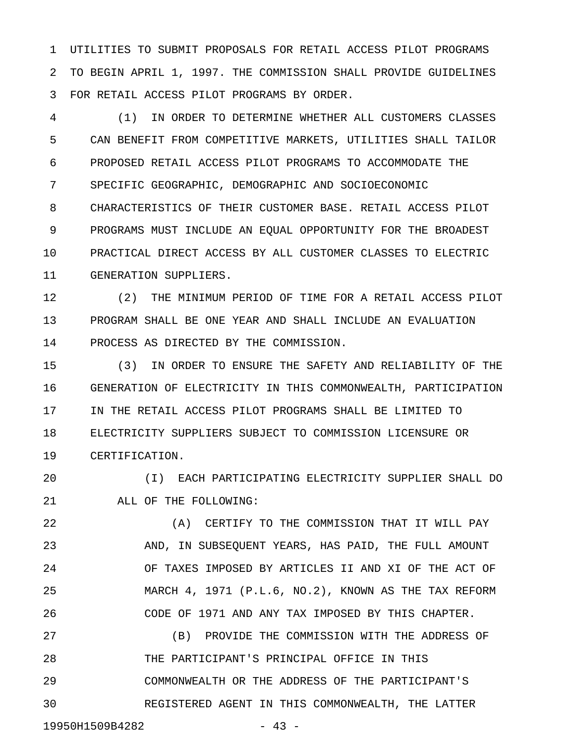UTILITIES TO SUBMIT PROPOSALS FOR RETAIL ACCESS PILOT PROGRAMS TO BEGIN APRIL 1, 1997. THE COMMISSION SHALL PROVIDE GUIDELINES FOR RETAIL ACCESS PILOT PROGRAMS BY ORDER.

(1) IN ORDER TO DETERMINE WHETHER ALL CUSTOMERS CLASSES CAN BENEFIT FROM COMPETITIVE MARKETS, UTILITIES SHALL TAILOR PROPOSED RETAIL ACCESS PILOT PROGRAMS TO ACCOMMODATE THE SPECIFIC GEOGRAPHIC, DEMOGRAPHIC AND SOCIOECONOMIC CHARACTERISTICS OF THEIR CUSTOMER BASE. RETAIL ACCESS PILOT PROGRAMS MUST INCLUDE AN EQUAL OPPORTUNITY FOR THE BROADEST PRACTICAL DIRECT ACCESS BY ALL CUSTOMER CLASSES TO ELECTRIC GENERATION SUPPLIERS.

(2) THE MINIMUM PERIOD OF TIME FOR A RETAIL ACCESS PILOT PROGRAM SHALL BE ONE YEAR AND SHALL INCLUDE AN EVALUATION PROCESS AS DIRECTED BY THE COMMISSION.

(3) IN ORDER TO ENSURE THE SAFETY AND RELIABILITY OF THE GENERATION OF ELECTRICITY IN THIS COMMONWEALTH, PARTICIPATION IN THE RETAIL ACCESS PILOT PROGRAMS SHALL BE LIMITED TO ELECTRICITY SUPPLIERS SUBJECT TO COMMISSION LICENSURE OR CERTIFICATION.

(I) EACH PARTICIPATING ELECTRICITY SUPPLIER SHALL DO ALL OF THE FOLLOWING:

(A) CERTIFY TO THE COMMISSION THAT IT WILL PAY AND, IN SUBSEQUENT YEARS, HAS PAID, THE FULL AMOUNT OF TAXES IMPOSED BY ARTICLES II AND XI OF THE ACT OF MARCH 4, 1971 (P.L.6, NO.2), KNOWN AS THE TAX REFORM CODE OF 1971 AND ANY TAX IMPOSED BY THIS CHAPTER.

(B) PROVIDE THE COMMISSION WITH THE ADDRESS OF THE PARTICIPANT'S PRINCIPAL OFFICE IN THIS COMMONWEALTH OR THE ADDRESS OF THE PARTICIPANT'S REGISTERED AGENT IN THIS COMMONWEALTH, THE LATTER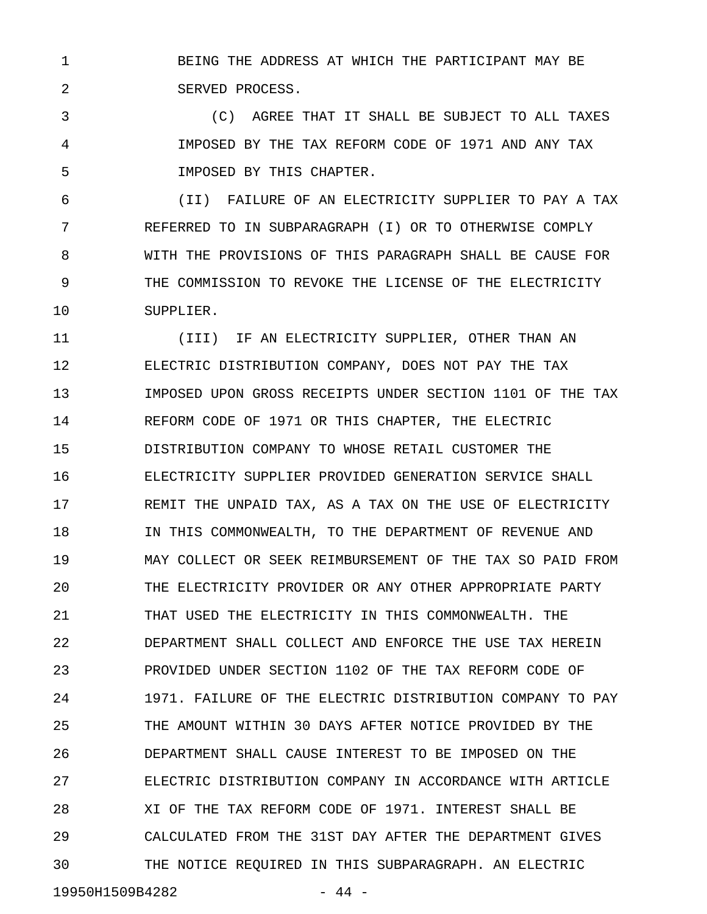BEING THE ADDRESS AT WHICH THE PARTICIPANT MAY BE SERVED PROCESS.

(C) AGREE THAT IT SHALL BE SUBJECT TO ALL TAXES IMPOSED BY THE TAX REFORM CODE OF 1971 AND ANY TAX IMPOSED BY THIS CHAPTER.

(II) FAILURE OF AN ELECTRICITY SUPPLIER TO PAY A TAX REFERRED TO IN SUBPARAGRAPH (I) OR TO OTHERWISE COMPLY WITH THE PROVISIONS OF THIS PARAGRAPH SHALL BE CAUSE FOR THE COMMISSION TO REVOKE THE LICENSE OF THE ELECTRICITY SUPPLIER.

(III) IF AN ELECTRICITY SUPPLIER, OTHER THAN AN ELECTRIC DISTRIBUTION COMPANY, DOES NOT PAY THE TAX IMPOSED UPON GROSS RECEIPTS UNDER SECTION 1101 OF THE TAX REFORM CODE OF 1971 OR THIS CHAPTER, THE ELECTRIC DISTRIBUTION COMPANY TO WHOSE RETAIL CUSTOMER THE ELECTRICITY SUPPLIER PROVIDED GENERATION SERVICE SHALL REMIT THE UNPAID TAX, AS A TAX ON THE USE OF ELECTRICITY IN THIS COMMONWEALTH, TO THE DEPARTMENT OF REVENUE AND MAY COLLECT OR SEEK REIMBURSEMENT OF THE TAX SO PAID FROM THE ELECTRICITY PROVIDER OR ANY OTHER APPROPRIATE PARTY THAT USED THE ELECTRICITY IN THIS COMMONWEALTH. THE DEPARTMENT SHALL COLLECT AND ENFORCE THE USE TAX HEREIN PROVIDED UNDER SECTION 1102 OF THE TAX REFORM CODE OF 1971. FAILURE OF THE ELECTRIC DISTRIBUTION COMPANY TO PAY THE AMOUNT WITHIN 30 DAYS AFTER NOTICE PROVIDED BY THE DEPARTMENT SHALL CAUSE INTEREST TO BE IMPOSED ON THE ELECTRIC DISTRIBUTION COMPANY IN ACCORDANCE WITH ARTICLE XI OF THE TAX REFORM CODE OF 1971. INTEREST SHALL BE CALCULATED FROM THE 31ST DAY AFTER THE DEPARTMENT GIVES THE NOTICE REQUIRED IN THIS SUBPARAGRAPH. AN ELECTRIC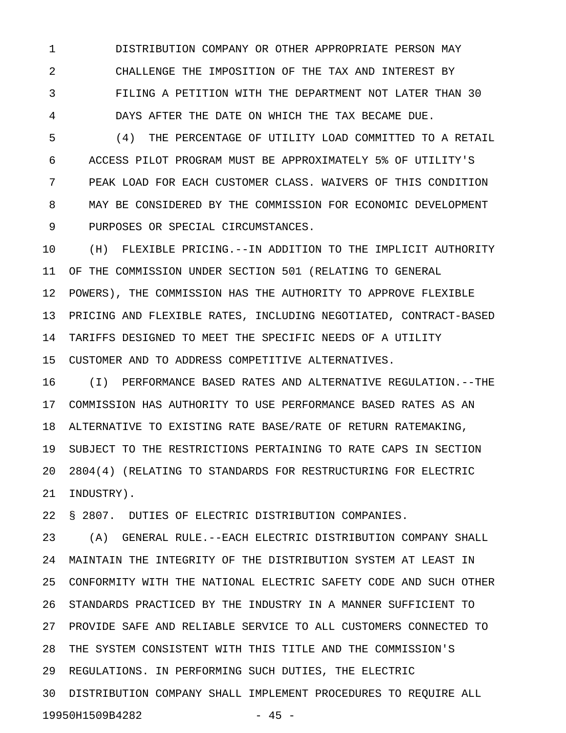DISTRIBUTION COMPANY OR OTHER APPROPRIATE PERSON MAY CHALLENGE THE IMPOSITION OF THE TAX AND INTEREST BY FILING A PETITION WITH THE DEPARTMENT NOT LATER THAN 30 DAYS AFTER THE DATE ON WHICH THE TAX BECAME DUE.

(4) THE PERCENTAGE OF UTILITY LOAD COMMITTED TO A RETAIL ACCESS PILOT PROGRAM MUST BE APPROXIMATELY 5% OF UTILITY'S PEAK LOAD FOR EACH CUSTOMER CLASS. WAIVERS OF THIS CONDITION MAY BE CONSIDERED BY THE COMMISSION FOR ECONOMIC DEVELOPMENT PURPOSES OR SPECIAL CIRCUMSTANCES.

(H) FLEXIBLE PRICING.--IN ADDITION TO THE IMPLICIT AUTHORITY OF THE COMMISSION UNDER SECTION 501 (RELATING TO GENERAL POWERS), THE COMMISSION HAS THE AUTHORITY TO APPROVE FLEXIBLE PRICING AND FLEXIBLE RATES, INCLUDING NEGOTIATED, CONTRACT-BASED TARIFFS DESIGNED TO MEET THE SPECIFIC NEEDS OF A UTILITY CUSTOMER AND TO ADDRESS COMPETITIVE ALTERNATIVES.

(I) PERFORMANCE BASED RATES AND ALTERNATIVE REGULATION.--THE COMMISSION HAS AUTHORITY TO USE PERFORMANCE BASED RATES AS AN ALTERNATIVE TO EXISTING RATE BASE/RATE OF RETURN RATEMAKING, SUBJECT TO THE RESTRICTIONS PERTAINING TO RATE CAPS IN SECTION 2804(4) (RELATING TO STANDARDS FOR RESTRUCTURING FOR ELECTRIC INDUSTRY).

§ 2807. DUTIES OF ELECTRIC DISTRIBUTION COMPANIES.

(A) GENERAL RULE.--EACH ELECTRIC DISTRIBUTION COMPANY SHALL MAINTAIN THE INTEGRITY OF THE DISTRIBUTION SYSTEM AT LEAST IN CONFORMITY WITH THE NATIONAL ELECTRIC SAFETY CODE AND SUCH OTHER STANDARDS PRACTICED BY THE INDUSTRY IN A MANNER SUFFICIENT TO PROVIDE SAFE AND RELIABLE SERVICE TO ALL CUSTOMERS CONNECTED TO THE SYSTEM CONSISTENT WITH THIS TITLE AND THE COMMISSION'S REGULATIONS. IN PERFORMING SUCH DUTIES, THE ELECTRIC DISTRIBUTION COMPANY SHALL IMPLEMENT PROCEDURES TO REQUIRE ALL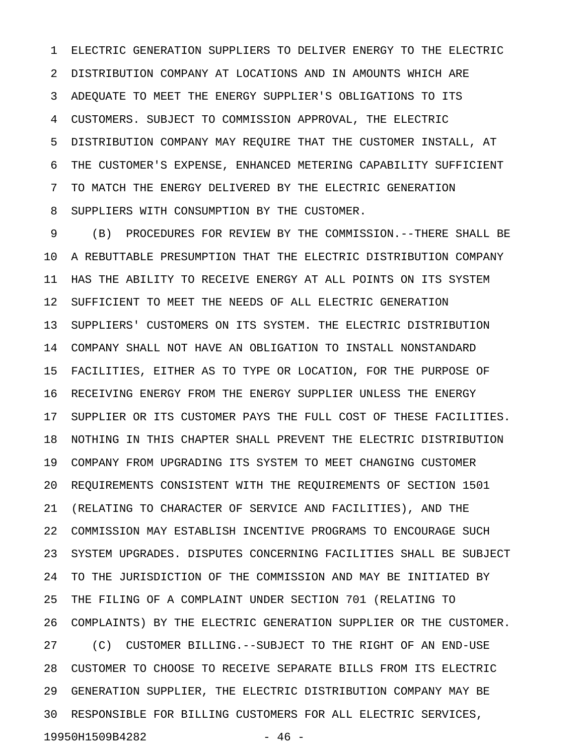ELECTRIC GENERATION SUPPLIERS TO DELIVER ENERGY TO THE ELECTRIC DISTRIBUTION COMPANY AT LOCATIONS AND IN AMOUNTS WHICH ARE ADEQUATE TO MEET THE ENERGY SUPPLIER'S OBLIGATIONS TO ITS CUSTOMERS. SUBJECT TO COMMISSION APPROVAL, THE ELECTRIC DISTRIBUTION COMPANY MAY REQUIRE THAT THE CUSTOMER INSTALL, AT THE CUSTOMER'S EXPENSE, ENHANCED METERING CAPABILITY SUFFICIENT TO MATCH THE ENERGY DELIVERED BY THE ELECTRIC GENERATION SUPPLIERS WITH CONSUMPTION BY THE CUSTOMER.

(B) PROCEDURES FOR REVIEW BY THE COMMISSION.--THERE SHALL BE A REBUTTABLE PRESUMPTION THAT THE ELECTRIC DISTRIBUTION COMPANY HAS THE ABILITY TO RECEIVE ENERGY AT ALL POINTS ON ITS SYSTEM SUFFICIENT TO MEET THE NEEDS OF ALL ELECTRIC GENERATION SUPPLIERS' CUSTOMERS ON ITS SYSTEM. THE ELECTRIC DISTRIBUTION COMPANY SHALL NOT HAVE AN OBLIGATION TO INSTALL NONSTANDARD FACILITIES, EITHER AS TO TYPE OR LOCATION, FOR THE PURPOSE OF RECEIVING ENERGY FROM THE ENERGY SUPPLIER UNLESS THE ENERGY SUPPLIER OR ITS CUSTOMER PAYS THE FULL COST OF THESE FACILITIES. NOTHING IN THIS CHAPTER SHALL PREVENT THE ELECTRIC DISTRIBUTION COMPANY FROM UPGRADING ITS SYSTEM TO MEET CHANGING CUSTOMER REQUIREMENTS CONSISTENT WITH THE REQUIREMENTS OF SECTION 1501 (RELATING TO CHARACTER OF SERVICE AND FACILITIES), AND THE COMMISSION MAY ESTABLISH INCENTIVE PROGRAMS TO ENCOURAGE SUCH SYSTEM UPGRADES. DISPUTES CONCERNING FACILITIES SHALL BE SUBJECT TO THE JURISDICTION OF THE COMMISSION AND MAY BE INITIATED BY THE FILING OF A COMPLAINT UNDER SECTION 701 (RELATING TO COMPLAINTS) BY THE ELECTRIC GENERATION SUPPLIER OR THE CUSTOMER.

(C) CUSTOMER BILLING.--SUBJECT TO THE RIGHT OF AN END-USE CUSTOMER TO CHOOSE TO RECEIVE SEPARATE BILLS FROM ITS ELECTRIC GENERATION SUPPLIER, THE ELECTRIC DISTRIBUTION COMPANY MAY BE RESPONSIBLE FOR BILLING CUSTOMERS FOR ALL ELECTRIC SERVICES,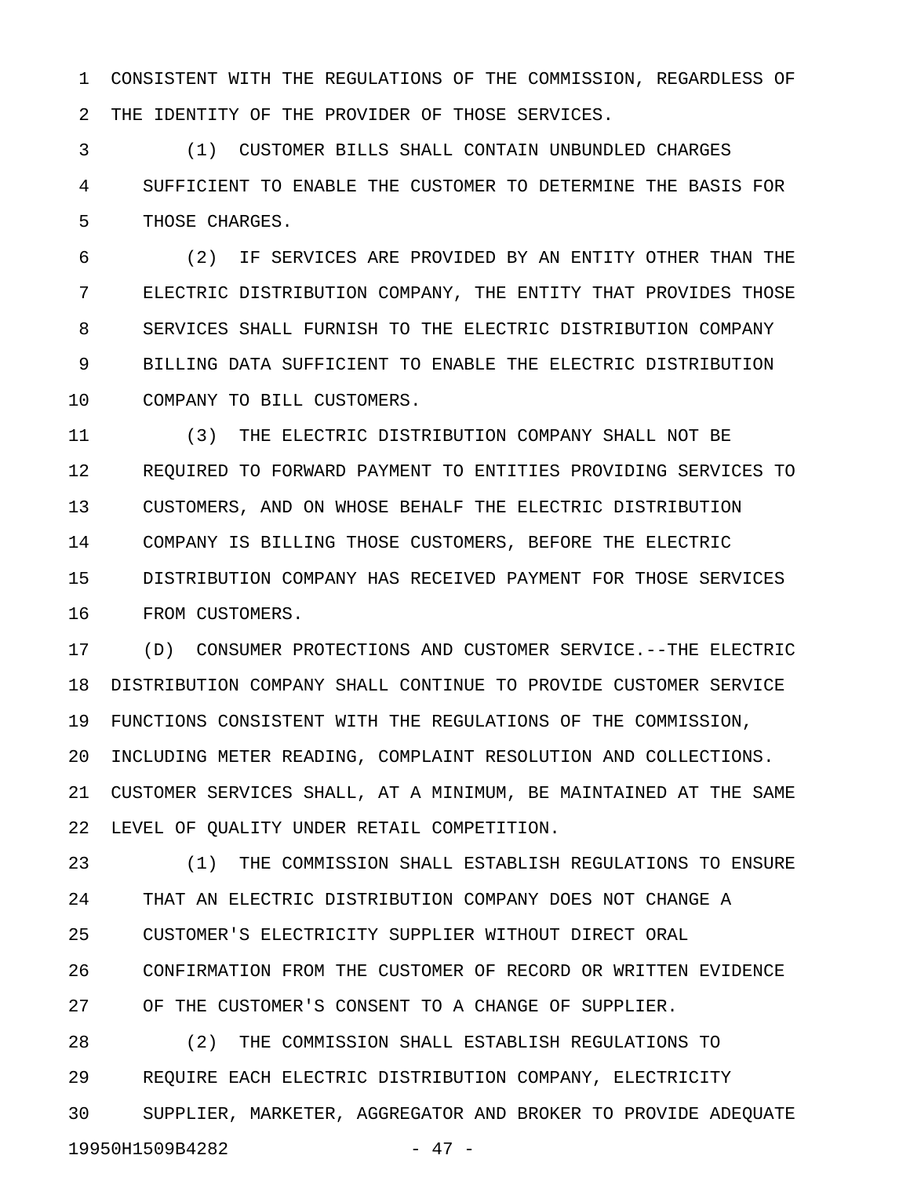CONSISTENT WITH THE REGULATIONS OF THE COMMISSION, REGARDLESS OF THE IDENTITY OF THE PROVIDER OF THOSE SERVICES.

(1) CUSTOMER BILLS SHALL CONTAIN UNBUNDLED CHARGES SUFFICIENT TO ENABLE THE CUSTOMER TO DETERMINE THE BASIS FOR THOSE CHARGES.

(2) IF SERVICES ARE PROVIDED BY AN ENTITY OTHER THAN THE ELECTRIC DISTRIBUTION COMPANY, THE ENTITY THAT PROVIDES THOSE SERVICES SHALL FURNISH TO THE ELECTRIC DISTRIBUTION COMPANY BILLING DATA SUFFICIENT TO ENABLE THE ELECTRIC DISTRIBUTION COMPANY TO BILL CUSTOMERS.

(3) THE ELECTRIC DISTRIBUTION COMPANY SHALL NOT BE REQUIRED TO FORWARD PAYMENT TO ENTITIES PROVIDING SERVICES TO CUSTOMERS, AND ON WHOSE BEHALF THE ELECTRIC DISTRIBUTION COMPANY IS BILLING THOSE CUSTOMERS, BEFORE THE ELECTRIC DISTRIBUTION COMPANY HAS RECEIVED PAYMENT FOR THOSE SERVICES FROM CUSTOMERS.

(D) CONSUMER PROTECTIONS AND CUSTOMER SERVICE.--THE ELECTRIC DISTRIBUTION COMPANY SHALL CONTINUE TO PROVIDE CUSTOMER SERVICE FUNCTIONS CONSISTENT WITH THE REGULATIONS OF THE COMMISSION, INCLUDING METER READING, COMPLAINT RESOLUTION AND COLLECTIONS. CUSTOMER SERVICES SHALL, AT A MINIMUM, BE MAINTAINED AT THE SAME LEVEL OF QUALITY UNDER RETAIL COMPETITION.

(1) THE COMMISSION SHALL ESTABLISH REGULATIONS TO ENSURE THAT AN ELECTRIC DISTRIBUTION COMPANY DOES NOT CHANGE A CUSTOMER'S ELECTRICITY SUPPLIER WITHOUT DIRECT ORAL CONFIRMATION FROM THE CUSTOMER OF RECORD OR WRITTEN EVIDENCE OF THE CUSTOMER'S CONSENT TO A CHANGE OF SUPPLIER.

(2) THE COMMISSION SHALL ESTABLISH REGULATIONS TO REQUIRE EACH ELECTRIC DISTRIBUTION COMPANY, ELECTRICITY SUPPLIER, MARKETER, AGGREGATOR AND BROKER TO PROVIDE ADEQUATE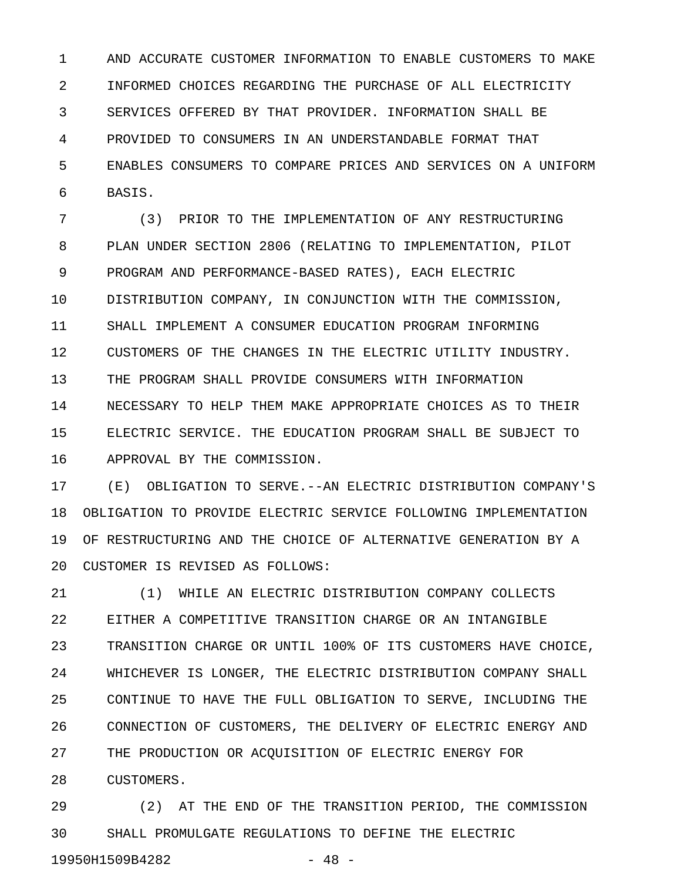AND ACCURATE CUSTOMER INFORMATION TO ENABLE CUSTOMERS TO MAKE INFORMED CHOICES REGARDING THE PURCHASE OF ALL ELECTRICITY SERVICES OFFERED BY THAT PROVIDER. INFORMATION SHALL BE PROVIDED TO CONSUMERS IN AN UNDERSTANDABLE FORMAT THAT ENABLES CONSUMERS TO COMPARE PRICES AND SERVICES ON A UNIFORM BASIS.

(3) PRIOR TO THE IMPLEMENTATION OF ANY RESTRUCTURING PLAN UNDER SECTION 2806 (RELATING TO IMPLEMENTATION, PILOT PROGRAM AND PERFORMANCE-BASED RATES), EACH ELECTRIC DISTRIBUTION COMPANY, IN CONJUNCTION WITH THE COMMISSION, SHALL IMPLEMENT A CONSUMER EDUCATION PROGRAM INFORMING CUSTOMERS OF THE CHANGES IN THE ELECTRIC UTILITY INDUSTRY. THE PROGRAM SHALL PROVIDE CONSUMERS WITH INFORMATION NECESSARY TO HELP THEM MAKE APPROPRIATE CHOICES AS TO THEIR ELECTRIC SERVICE. THE EDUCATION PROGRAM SHALL BE SUBJECT TO APPROVAL BY THE COMMISSION.

(E) OBLIGATION TO SERVE.--AN ELECTRIC DISTRIBUTION COMPANY'S OBLIGATION TO PROVIDE ELECTRIC SERVICE FOLLOWING IMPLEMENTATION OF RESTRUCTURING AND THE CHOICE OF ALTERNATIVE GENERATION BY A CUSTOMER IS REVISED AS FOLLOWS:

(1) WHILE AN ELECTRIC DISTRIBUTION COMPANY COLLECTS EITHER A COMPETITIVE TRANSITION CHARGE OR AN INTANGIBLE TRANSITION CHARGE OR UNTIL 100% OF ITS CUSTOMERS HAVE CHOICE, WHICHEVER IS LONGER, THE ELECTRIC DISTRIBUTION COMPANY SHALL CONTINUE TO HAVE THE FULL OBLIGATION TO SERVE, INCLUDING THE CONNECTION OF CUSTOMERS, THE DELIVERY OF ELECTRIC ENERGY AND THE PRODUCTION OR ACQUISITION OF ELECTRIC ENERGY FOR CUSTOMERS.

(2) AT THE END OF THE TRANSITION PERIOD, THE COMMISSION SHALL PROMULGATE REGULATIONS TO DEFINE THE ELECTRIC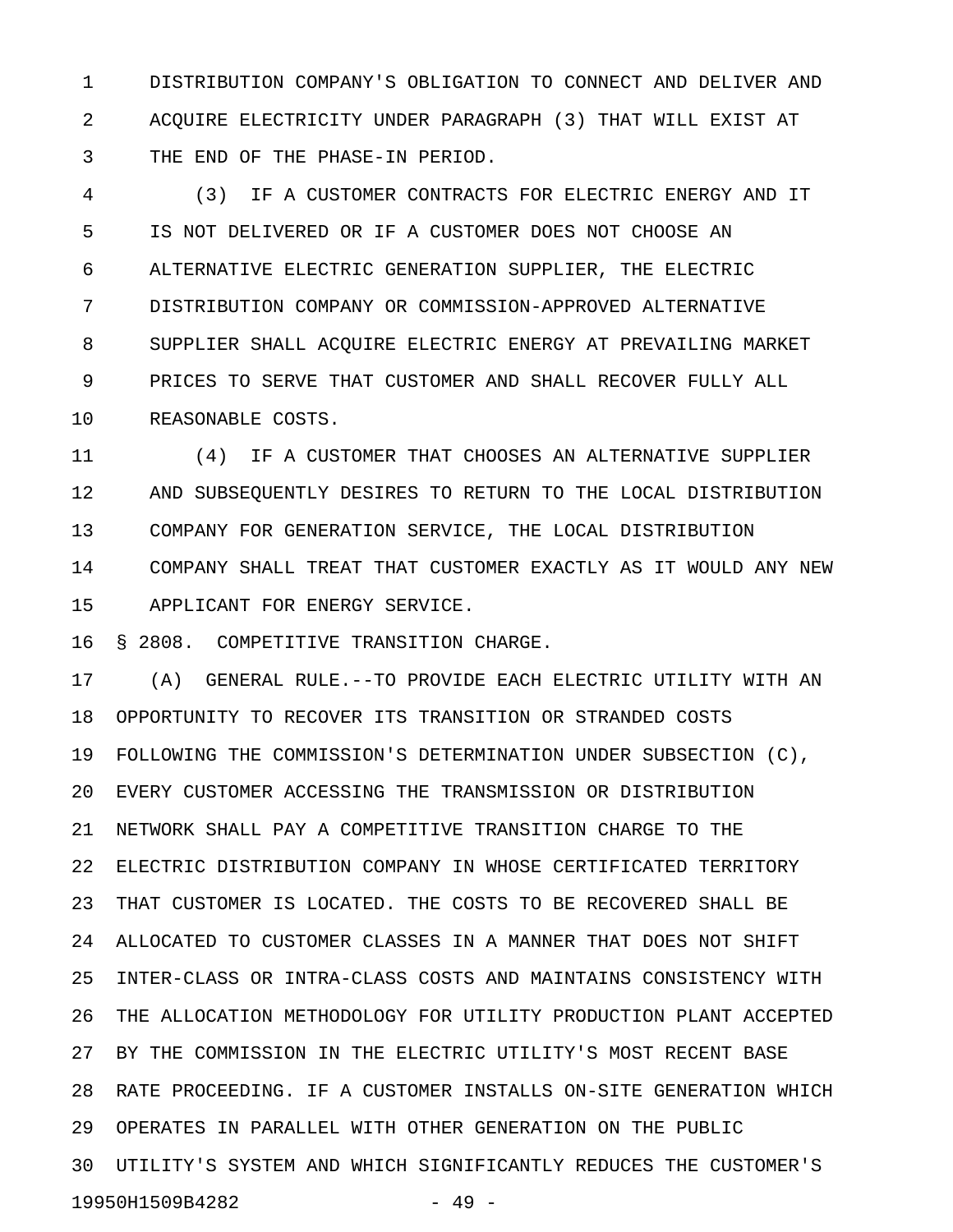DISTRIBUTION COMPANY'S OBLIGATION TO CONNECT AND DELIVER AND ACQUIRE ELECTRICITY UNDER PARAGRAPH (3) THAT WILL EXIST AT THE END OF THE PHASE-IN PERIOD.

(3) IF A CUSTOMER CONTRACTS FOR ELECTRIC ENERGY AND IT IS NOT DELIVERED OR IF A CUSTOMER DOES NOT CHOOSE AN ALTERNATIVE ELECTRIC GENERATION SUPPLIER, THE ELECTRIC DISTRIBUTION COMPANY OR COMMISSION-APPROVED ALTERNATIVE SUPPLIER SHALL ACQUIRE ELECTRIC ENERGY AT PREVAILING MARKET PRICES TO SERVE THAT CUSTOMER AND SHALL RECOVER FULLY ALL REASONABLE COSTS.

(4) IF A CUSTOMER THAT CHOOSES AN ALTERNATIVE SUPPLIER AND SUBSEQUENTLY DESIRES TO RETURN TO THE LOCAL DISTRIBUTION COMPANY FOR GENERATION SERVICE, THE LOCAL DISTRIBUTION COMPANY SHALL TREAT THAT CUSTOMER EXACTLY AS IT WOULD ANY NEW APPLICANT FOR ENERGY SERVICE.

§ 2808. COMPETITIVE TRANSITION CHARGE.

(A) GENERAL RULE.--TO PROVIDE EACH ELECTRIC UTILITY WITH AN OPPORTUNITY TO RECOVER ITS TRANSITION OR STRANDED COSTS FOLLOWING THE COMMISSION'S DETERMINATION UNDER SUBSECTION (C), EVERY CUSTOMER ACCESSING THE TRANSMISSION OR DISTRIBUTION NETWORK SHALL PAY A COMPETITIVE TRANSITION CHARGE TO THE ELECTRIC DISTRIBUTION COMPANY IN WHOSE CERTIFICATED TERRITORY THAT CUSTOMER IS LOCATED. THE COSTS TO BE RECOVERED SHALL BE ALLOCATED TO CUSTOMER CLASSES IN A MANNER THAT DOES NOT SHIFT INTER-CLASS OR INTRA-CLASS COSTS AND MAINTAINS CONSISTENCY WITH THE ALLOCATION METHODOLOGY FOR UTILITY PRODUCTION PLANT ACCEPTED BY THE COMMISSION IN THE ELECTRIC UTILITY'S MOST RECENT BASE RATE PROCEEDING. IF A CUSTOMER INSTALLS ON-SITE GENERATION WHICH OPERATES IN PARALLEL WITH OTHER GENERATION ON THE PUBLIC UTILITY'S SYSTEM AND WHICH SIGNIFICANTLY REDUCES THE CUSTOMER'S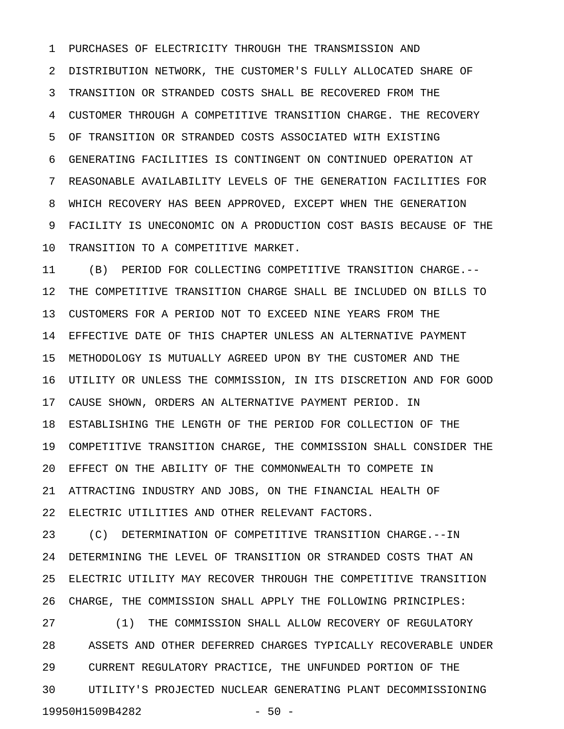PURCHASES OF ELECTRICITY THROUGH THE TRANSMISSION AND DISTRIBUTION NETWORK, THE CUSTOMER'S FULLY ALLOCATED SHARE OF TRANSITION OR STRANDED COSTS SHALL BE RECOVERED FROM THE CUSTOMER THROUGH A COMPETITIVE TRANSITION CHARGE. THE RECOVERY OF TRANSITION OR STRANDED COSTS ASSOCIATED WITH EXISTING GENERATING FACILITIES IS CONTINGENT ON CONTINUED OPERATION AT REASONABLE AVAILABILITY LEVELS OF THE GENERATION FACILITIES FOR WHICH RECOVERY HAS BEEN APPROVED, EXCEPT WHEN THE GENERATION FACILITY IS UNECONOMIC ON A PRODUCTION COST BASIS BECAUSE OF THE TRANSITION TO A COMPETITIVE MARKET.

(B) PERIOD FOR COLLECTING COMPETITIVE TRANSITION CHARGE.--THE COMPETITIVE TRANSITION CHARGE SHALL BE INCLUDED ON BILLS TO CUSTOMERS FOR A PERIOD NOT TO EXCEED NINE YEARS FROM THE EFFECTIVE DATE OF THIS CHAPTER UNLESS AN ALTERNATIVE PAYMENT METHODOLOGY IS MUTUALLY AGREED UPON BY THE CUSTOMER AND THE UTILITY OR UNLESS THE COMMISSION, IN ITS DISCRETION AND FOR GOOD CAUSE SHOWN, ORDERS AN ALTERNATIVE PAYMENT PERIOD. IN ESTABLISHING THE LENGTH OF THE PERIOD FOR COLLECTION OF THE COMPETITIVE TRANSITION CHARGE, THE COMMISSION SHALL CONSIDER THE EFFECT ON THE ABILITY OF THE COMMONWEALTH TO COMPETE IN ATTRACTING INDUSTRY AND JOBS, ON THE FINANCIAL HEALTH OF ELECTRIC UTILITIES AND OTHER RELEVANT FACTORS.

(C) DETERMINATION OF COMPETITIVE TRANSITION CHARGE.--IN DETERMINING THE LEVEL OF TRANSITION OR STRANDED COSTS THAT AN ELECTRIC UTILITY MAY RECOVER THROUGH THE COMPETITIVE TRANSITION CHARGE, THE COMMISSION SHALL APPLY THE FOLLOWING PRINCIPLES:

(1) THE COMMISSION SHALL ALLOW RECOVERY OF REGULATORY ASSETS AND OTHER DEFERRED CHARGES TYPICALLY RECOVERABLE UNDER CURRENT REGULATORY PRACTICE, THE UNFUNDED PORTION OF THE UTILITY'S PROJECTED NUCLEAR GENERATING PLANT DECOMMISSIONING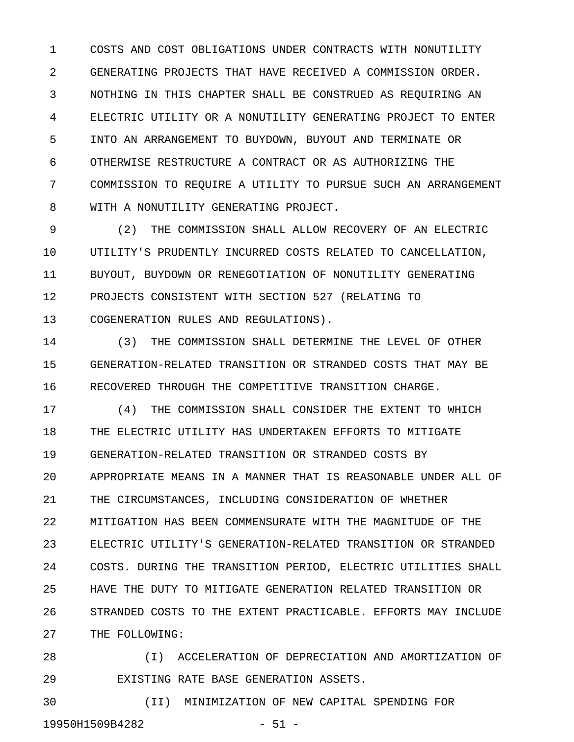COSTS AND COST OBLIGATIONS UNDER CONTRACTS WITH NONUTILITY GENERATING PROJECTS THAT HAVE RECEIVED A COMMISSION ORDER. NOTHING IN THIS CHAPTER SHALL BE CONSTRUED AS REQUIRING AN ELECTRIC UTILITY OR A NONUTILITY GENERATING PROJECT TO ENTER INTO AN ARRANGEMENT TO BUYDOWN, BUYOUT AND TERMINATE OR OTHERWISE RESTRUCTURE A CONTRACT OR AS AUTHORIZING THE COMMISSION TO REQUIRE A UTILITY TO PURSUE SUCH AN ARRANGEMENT WITH A NONUTILITY GENERATING PROJECT.

(2) THE COMMISSION SHALL ALLOW RECOVERY OF AN ELECTRIC UTILITY'S PRUDENTLY INCURRED COSTS RELATED TO CANCELLATION, BUYOUT, BUYDOWN OR RENEGOTIATION OF NONUTILITY GENERATING PROJECTS CONSISTENT WITH SECTION 527 (RELATING TO COGENERATION RULES AND REGULATIONS).

(3) THE COMMISSION SHALL DETERMINE THE LEVEL OF OTHER GENERATION-RELATED TRANSITION OR STRANDED COSTS THAT MAY BE RECOVERED THROUGH THE COMPETITIVE TRANSITION CHARGE.

(4) THE COMMISSION SHALL CONSIDER THE EXTENT TO WHICH THE ELECTRIC UTILITY HAS UNDERTAKEN EFFORTS TO MITIGATE GENERATION-RELATED TRANSITION OR STRANDED COSTS BY APPROPRIATE MEANS IN A MANNER THAT IS REASONABLE UNDER ALL OF THE CIRCUMSTANCES, INCLUDING CONSIDERATION OF WHETHER MITIGATION HAS BEEN COMMENSURATE WITH THE MAGNITUDE OF THE ELECTRIC UTILITY'S GENERATION-RELATED TRANSITION OR STRANDED COSTS. DURING THE TRANSITION PERIOD, ELECTRIC UTILITIES SHALL HAVE THE DUTY TO MITIGATE GENERATION RELATED TRANSITION OR STRANDED COSTS TO THE EXTENT PRACTICABLE. EFFORTS MAY INCLUDE THE FOLLOWING:

(I) ACCELERATION OF DEPRECIATION AND AMORTIZATION OF EXISTING RATE BASE GENERATION ASSETS.

(II) MINIMIZATION OF NEW CAPITAL SPENDING FOR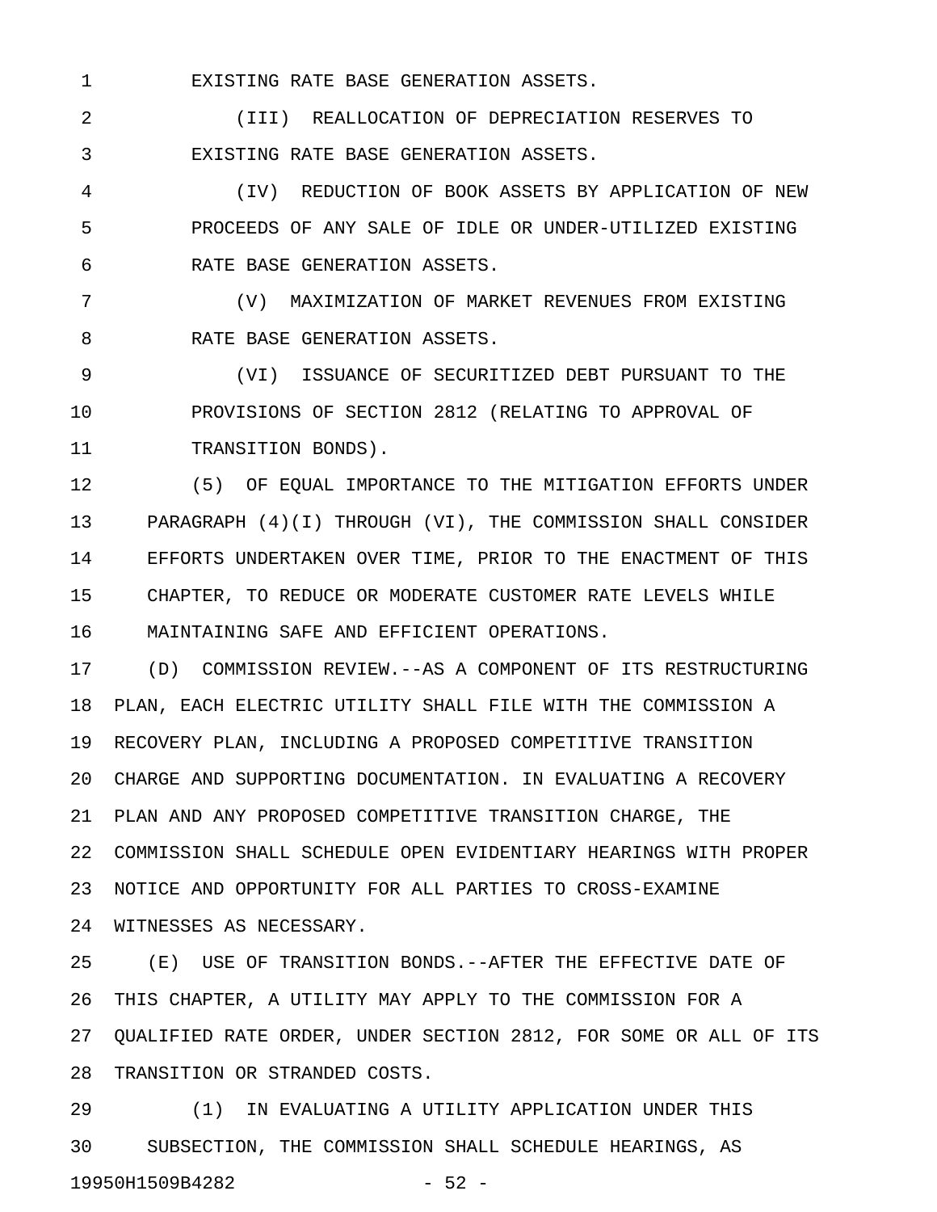EXISTING RATE BASE GENERATION ASSETS.

(III) REALLOCATION OF DEPRECIATION RESERVES TO EXISTING RATE BASE GENERATION ASSETS.

(IV) REDUCTION OF BOOK ASSETS BY APPLICATION OF NEW PROCEEDS OF ANY SALE OF IDLE OR UNDER-UTILIZED EXISTING RATE BASE GENERATION ASSETS.

(V) MAXIMIZATION OF MARKET REVENUES FROM EXISTING RATE BASE GENERATION ASSETS.

(VI) ISSUANCE OF SECURITIZED DEBT PURSUANT TO THE PROVISIONS OF SECTION 2812 (RELATING TO APPROVAL OF TRANSITION BONDS).

(5) OF EQUAL IMPORTANCE TO THE MITIGATION EFFORTS UNDER PARAGRAPH (4)(I) THROUGH (VI), THE COMMISSION SHALL CONSIDER EFFORTS UNDERTAKEN OVER TIME, PRIOR TO THE ENACTMENT OF THIS CHAPTER, TO REDUCE OR MODERATE CUSTOMER RATE LEVELS WHILE MAINTAINING SAFE AND EFFICIENT OPERATIONS.

(D) COMMISSION REVIEW.--AS A COMPONENT OF ITS RESTRUCTURING PLAN, EACH ELECTRIC UTILITY SHALL FILE WITH THE COMMISSION A RECOVERY PLAN, INCLUDING A PROPOSED COMPETITIVE TRANSITION CHARGE AND SUPPORTING DOCUMENTATION. IN EVALUATING A RECOVERY PLAN AND ANY PROPOSED COMPETITIVE TRANSITION CHARGE, THE COMMISSION SHALL SCHEDULE OPEN EVIDENTIARY HEARINGS WITH PROPER NOTICE AND OPPORTUNITY FOR ALL PARTIES TO CROSS-EXAMINE WITNESSES AS NECESSARY.

(E) USE OF TRANSITION BONDS.--AFTER THE EFFECTIVE DATE OF THIS CHAPTER, A UTILITY MAY APPLY TO THE COMMISSION FOR A QUALIFIED RATE ORDER, UNDER SECTION 2812, FOR SOME OR ALL OF ITS TRANSITION OR STRANDED COSTS.

(1) IN EVALUATING A UTILITY APPLICATION UNDER THIS SUBSECTION, THE COMMISSION SHALL SCHEDULE HEARINGS, AS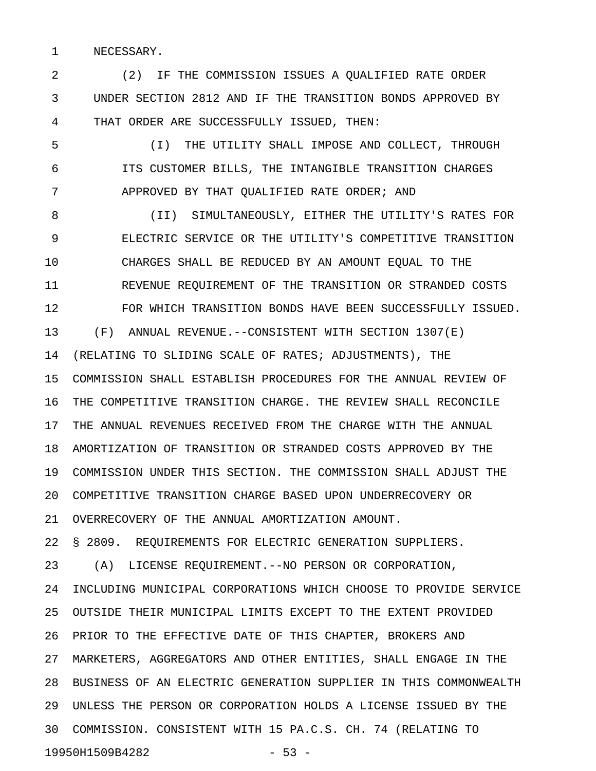NECESSARY.

(2) IF THE COMMISSION ISSUES A QUALIFIED RATE ORDER UNDER SECTION 2812 AND IF THE TRANSITION BONDS APPROVED BY THAT ORDER ARE SUCCESSFULLY ISSUED, THEN:

(I) THE UTILITY SHALL IMPOSE AND COLLECT, THROUGH ITS CUSTOMER BILLS, THE INTANGIBLE TRANSITION CHARGES APPROVED BY THAT QUALIFIED RATE ORDER; AND

(II) SIMULTANEOUSLY, EITHER THE UTILITY'S RATES FOR ELECTRIC SERVICE OR THE UTILITY'S COMPETITIVE TRANSITION CHARGES SHALL BE REDUCED BY AN AMOUNT EQUAL TO THE REVENUE REQUIREMENT OF THE TRANSITION OR STRANDED COSTS FOR WHICH TRANSITION BONDS HAVE BEEN SUCCESSFULLY ISSUED.

(F) ANNUAL REVENUE.--CONSISTENT WITH SECTION 1307(E) (RELATING TO SLIDING SCALE OF RATES; ADJUSTMENTS), THE COMMISSION SHALL ESTABLISH PROCEDURES FOR THE ANNUAL REVIEW OF THE COMPETITIVE TRANSITION CHARGE. THE REVIEW SHALL RECONCILE THE ANNUAL REVENUES RECEIVED FROM THE CHARGE WITH THE ANNUAL AMORTIZATION OF TRANSITION OR STRANDED COSTS APPROVED BY THE COMMISSION UNDER THIS SECTION. THE COMMISSION SHALL ADJUST THE COMPETITIVE TRANSITION CHARGE BASED UPON UNDERRECOVERY OR OVERRECOVERY OF THE ANNUAL AMORTIZATION AMOUNT.

§ 2809. REQUIREMENTS FOR ELECTRIC GENERATION SUPPLIERS.

(A) LICENSE REQUIREMENT.--NO PERSON OR CORPORATION, INCLUDING MUNICIPAL CORPORATIONS WHICH CHOOSE TO PROVIDE SERVICE OUTSIDE THEIR MUNICIPAL LIMITS EXCEPT TO THE EXTENT PROVIDED PRIOR TO THE EFFECTIVE DATE OF THIS CHAPTER, BROKERS AND MARKETERS, AGGREGATORS AND OTHER ENTITIES, SHALL ENGAGE IN THE BUSINESS OF AN ELECTRIC GENERATION SUPPLIER IN THIS COMMONWEALTH UNLESS THE PERSON OR CORPORATION HOLDS A LICENSE ISSUED BY THE COMMISSION. CONSISTENT WITH 15 PA.C.S. CH. 74 (RELATING TO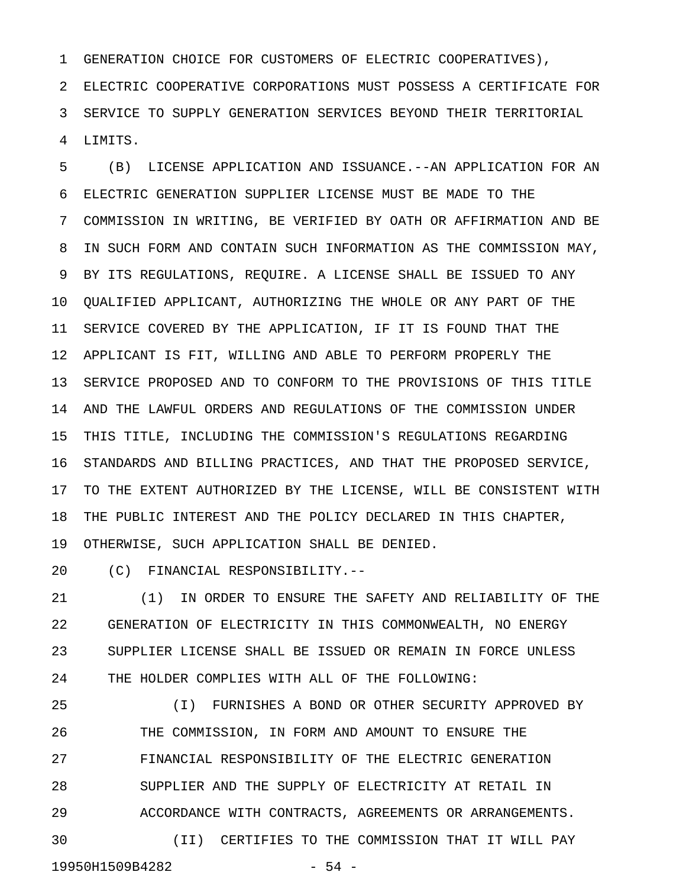GENERATION CHOICE FOR CUSTOMERS OF ELECTRIC COOPERATIVES), ELECTRIC COOPERATIVE CORPORATIONS MUST POSSESS A CERTIFICATE FOR SERVICE TO SUPPLY GENERATION SERVICES BEYOND THEIR TERRITORIAL LIMITS.

(B) LICENSE APPLICATION AND ISSUANCE.--AN APPLICATION FOR AN ELECTRIC GENERATION SUPPLIER LICENSE MUST BE MADE TO THE COMMISSION IN WRITING, BE VERIFIED BY OATH OR AFFIRMATION AND BE IN SUCH FORM AND CONTAIN SUCH INFORMATION AS THE COMMISSION MAY, BY ITS REGULATIONS, REQUIRE. A LICENSE SHALL BE ISSUED TO ANY QUALIFIED APPLICANT, AUTHORIZING THE WHOLE OR ANY PART OF THE SERVICE COVERED BY THE APPLICATION, IF IT IS FOUND THAT THE APPLICANT IS FIT, WILLING AND ABLE TO PERFORM PROPERLY THE SERVICE PROPOSED AND TO CONFORM TO THE PROVISIONS OF THIS TITLE AND THE LAWFUL ORDERS AND REGULATIONS OF THE COMMISSION UNDER THIS TITLE, INCLUDING THE COMMISSION'S REGULATIONS REGARDING STANDARDS AND BILLING PRACTICES, AND THAT THE PROPOSED SERVICE, TO THE EXTENT AUTHORIZED BY THE LICENSE, WILL BE CONSISTENT WITH THE PUBLIC INTEREST AND THE POLICY DECLARED IN THIS CHAPTER, OTHERWISE, SUCH APPLICATION SHALL BE DENIED.

(C) FINANCIAL RESPONSIBILITY.--

(1) IN ORDER TO ENSURE THE SAFETY AND RELIABILITY OF THE GENERATION OF ELECTRICITY IN THIS COMMONWEALTH, NO ENERGY SUPPLIER LICENSE SHALL BE ISSUED OR REMAIN IN FORCE UNLESS THE HOLDER COMPLIES WITH ALL OF THE FOLLOWING:

(I) FURNISHES A BOND OR OTHER SECURITY APPROVED BY THE COMMISSION, IN FORM AND AMOUNT TO ENSURE THE FINANCIAL RESPONSIBILITY OF THE ELECTRIC GENERATION SUPPLIER AND THE SUPPLY OF ELECTRICITY AT RETAIL IN ACCORDANCE WITH CONTRACTS, AGREEMENTS OR ARRANGEMENTS.

(II) CERTIFIES TO THE COMMISSION THAT IT WILL PAY

19950H1509B4282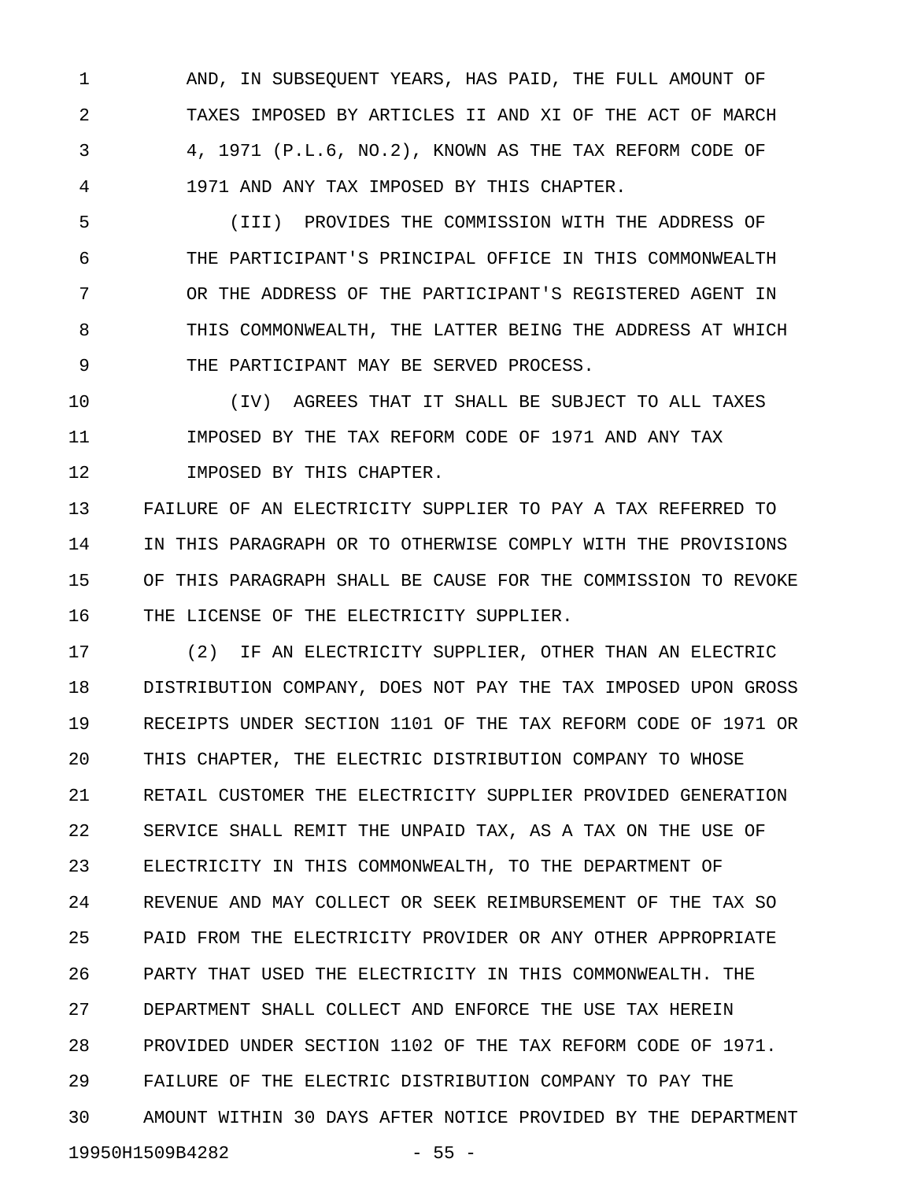AND, IN SUBSEQUENT YEARS, HAS PAID, THE FULL AMOUNT OF TAXES IMPOSED BY ARTICLES II AND XI OF THE ACT OF MARCH 4, 1971 (P.L.6, NO.2), KNOWN AS THE TAX REFORM CODE OF 1971 AND ANY TAX IMPOSED BY THIS CHAPTER.

(III) PROVIDES THE COMMISSION WITH THE ADDRESS OF THE PARTICIPANT'S PRINCIPAL OFFICE IN THIS COMMONWEALTH OR THE ADDRESS OF THE PARTICIPANT'S REGISTERED AGENT IN THIS COMMONWEALTH, THE LATTER BEING THE ADDRESS AT WHICH THE PARTICIPANT MAY BE SERVED PROCESS.

(IV) AGREES THAT IT SHALL BE SUBJECT TO ALL TAXES IMPOSED BY THE TAX REFORM CODE OF 1971 AND ANY TAX IMPOSED BY THIS CHAPTER.

FAILURE OF AN ELECTRICITY SUPPLIER TO PAY A TAX REFERRED TO IN THIS PARAGRAPH OR TO OTHERWISE COMPLY WITH THE PROVISIONS OF THIS PARAGRAPH SHALL BE CAUSE FOR THE COMMISSION TO REVOKE THE LICENSE OF THE ELECTRICITY SUPPLIER.

(2) IF AN ELECTRICITY SUPPLIER, OTHER THAN AN ELECTRIC DISTRIBUTION COMPANY, DOES NOT PAY THE TAX IMPOSED UPON GROSS RECEIPTS UNDER SECTION 1101 OF THE TAX REFORM CODE OF 1971 OR THIS CHAPTER, THE ELECTRIC DISTRIBUTION COMPANY TO WHOSE RETAIL CUSTOMER THE ELECTRICITY SUPPLIER PROVIDED GENERATION SERVICE SHALL REMIT THE UNPAID TAX, AS A TAX ON THE USE OF ELECTRICITY IN THIS COMMONWEALTH, TO THE DEPARTMENT OF REVENUE AND MAY COLLECT OR SEEK REIMBURSEMENT OF THE TAX SO PAID FROM THE ELECTRICITY PROVIDER OR ANY OTHER APPROPRIATE PARTY THAT USED THE ELECTRICITY IN THIS COMMONWEALTH. THE DEPARTMENT SHALL COLLECT AND ENFORCE THE USE TAX HEREIN PROVIDED UNDER SECTION 1102 OF THE TAX REFORM CODE OF 1971. FAILURE OF THE ELECTRIC DISTRIBUTION COMPANY TO PAY THE AMOUNT WITHIN 30 DAYS AFTER NOTICE PROVIDED BY THE DEPARTMENT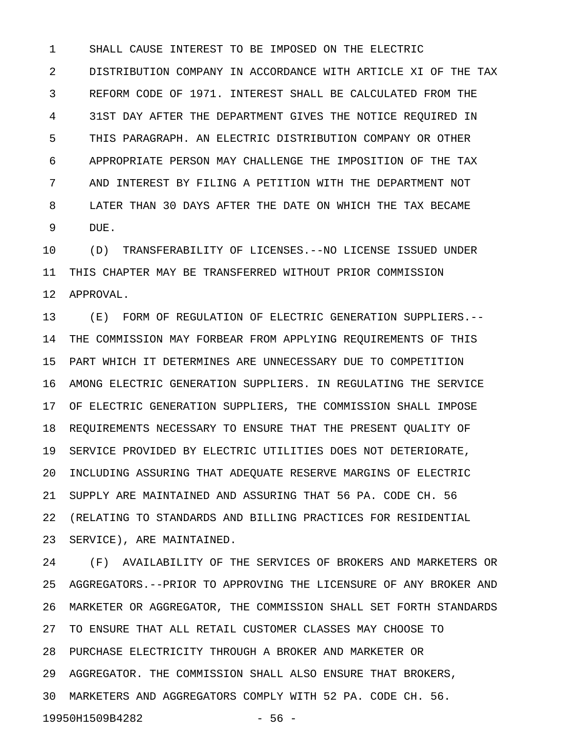SHALL CAUSE INTEREST TO BE IMPOSED ON THE ELECTRIC DISTRIBUTION COMPANY IN ACCORDANCE WITH ARTICLE XI OF THE TAX REFORM CODE OF 1971. INTEREST SHALL BE CALCULATED FROM THE 31ST DAY AFTER THE DEPARTMENT GIVES THE NOTICE REQUIRED IN THIS PARAGRAPH. AN ELECTRIC DISTRIBUTION COMPANY OR OTHER APPROPRIATE PERSON MAY CHALLENGE THE IMPOSITION OF THE TAX AND INTEREST BY FILING A PETITION WITH THE DEPARTMENT NOT LATER THAN 30 DAYS AFTER THE DATE ON WHICH THE TAX BECAME DUE.

(D) TRANSFERABILITY OF LICENSES.--NO LICENSE ISSUED UNDER THIS CHAPTER MAY BE TRANSFERRED WITHOUT PRIOR COMMISSION APPROVAL.

(E) FORM OF REGULATION OF ELECTRIC GENERATION SUPPLIERS.--THE COMMISSION MAY FORBEAR FROM APPLYING REQUIREMENTS OF THIS PART WHICH IT DETERMINES ARE UNNECESSARY DUE TO COMPETITION AMONG ELECTRIC GENERATION SUPPLIERS. IN REGULATING THE SERVICE OF ELECTRIC GENERATION SUPPLIERS, THE COMMISSION SHALL IMPOSE REQUIREMENTS NECESSARY TO ENSURE THAT THE PRESENT QUALITY OF SERVICE PROVIDED BY ELECTRIC UTILITIES DOES NOT DETERIORATE, INCLUDING ASSURING THAT ADEQUATE RESERVE MARGINS OF ELECTRIC SUPPLY ARE MAINTAINED AND ASSURING THAT 56 PA. CODE CH. 56 (RELATING TO STANDARDS AND BILLING PRACTICES FOR RESIDENTIAL SERVICE), ARE MAINTAINED.

(F) AVAILABILITY OF THE SERVICES OF BROKERS AND MARKETERS OR AGGREGATORS.--PRIOR TO APPROVING THE LICENSURE OF ANY BROKER AND MARKETER OR AGGREGATOR, THE COMMISSION SHALL SET FORTH STANDARDS TO ENSURE THAT ALL RETAIL CUSTOMER CLASSES MAY CHOOSE TO PURCHASE ELECTRICITY THROUGH A BROKER AND MARKETER OR AGGREGATOR. THE COMMISSION SHALL ALSO ENSURE THAT BROKERS, MARKETERS AND AGGREGATORS COMPLY WITH 52 PA. CODE CH. 56.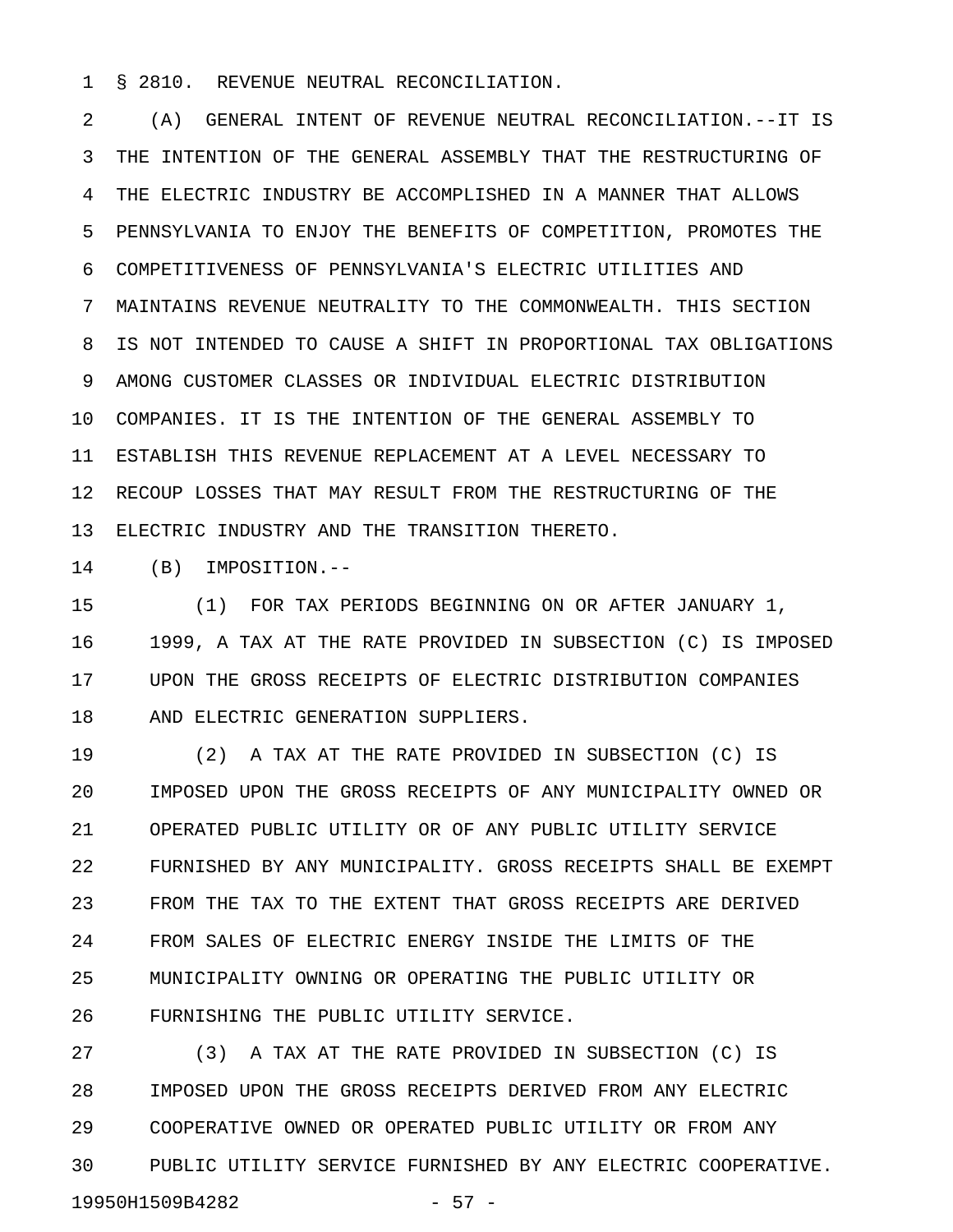§ 2810. REVENUE NEUTRAL RECONCILIATION.

(A) GENERAL INTENT OF REVENUE NEUTRAL RECONCILIATION.--IT IS THE INTENTION OF THE GENERAL ASSEMBLY THAT THE RESTRUCTURING OF THE ELECTRIC INDUSTRY BE ACCOMPLISHED IN A MANNER THAT ALLOWS PENNSYLVANIA TO ENJOY THE BENEFITS OF COMPETITION, PROMOTES THE COMPETITIVENESS OF PENNSYLVANIA'S ELECTRIC UTILITIES AND MAINTAINS REVENUE NEUTRALITY TO THE COMMONWEALTH. THIS SECTION IS NOT INTENDED TO CAUSE A SHIFT IN PROPORTIONAL TAX OBLIGATIONS AMONG CUSTOMER CLASSES OR INDIVIDUAL ELECTRIC DISTRIBUTION COMPANIES. IT IS THE INTENTION OF THE GENERAL ASSEMBLY TO ESTABLISH THIS REVENUE REPLACEMENT AT A LEVEL NECESSARY TO RECOUP LOSSES THAT MAY RESULT FROM THE RESTRUCTURING OF THE ELECTRIC INDUSTRY AND THE TRANSITION THERETO.

(B) IMPOSITION.--

(1) FOR TAX PERIODS BEGINNING ON OR AFTER JANUARY 1, 1999, A TAX AT THE RATE PROVIDED IN SUBSECTION (C) IS IMPOSED UPON THE GROSS RECEIPTS OF ELECTRIC DISTRIBUTION COMPANIES AND ELECTRIC GENERATION SUPPLIERS.

(2) A TAX AT THE RATE PROVIDED IN SUBSECTION (C) IS IMPOSED UPON THE GROSS RECEIPTS OF ANY MUNICIPALITY OWNED OR OPERATED PUBLIC UTILITY OR OF ANY PUBLIC UTILITY SERVICE FURNISHED BY ANY MUNICIPALITY. GROSS RECEIPTS SHALL BE EXEMPT FROM THE TAX TO THE EXTENT THAT GROSS RECEIPTS ARE DERIVED FROM SALES OF ELECTRIC ENERGY INSIDE THE LIMITS OF THE MUNICIPALITY OWNING OR OPERATING THE PUBLIC UTILITY OR FURNISHING THE PUBLIC UTILITY SERVICE.

(3) A TAX AT THE RATE PROVIDED IN SUBSECTION (C) IS IMPOSED UPON THE GROSS RECEIPTS DERIVED FROM ANY ELECTRIC COOPERATIVE OWNED OR OPERATED PUBLIC UTILITY OR FROM ANY PUBLIC UTILITY SERVICE FURNISHED BY ANY ELECTRIC COOPERATIVE.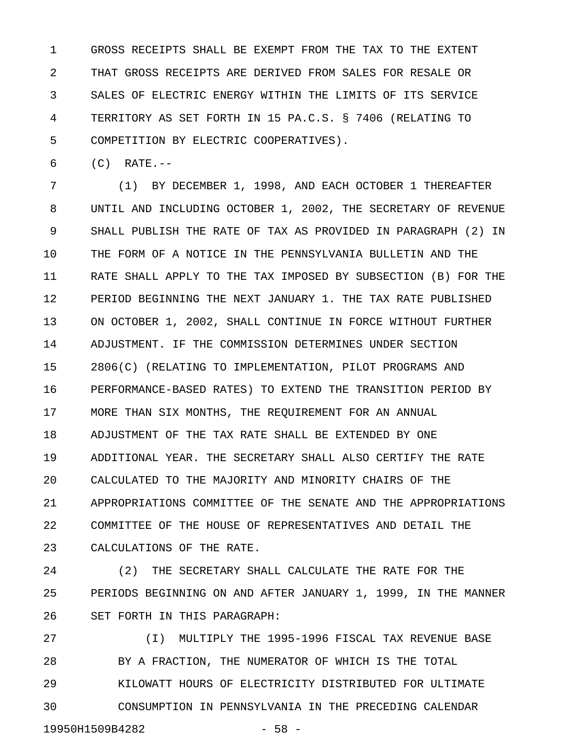GROSS RECEIPTS SHALL BE EXEMPT FROM THE TAX TO THE EXTENT THAT GROSS RECEIPTS ARE DERIVED FROM SALES FOR RESALE OR SALES OF ELECTRIC ENERGY WITHIN THE LIMITS OF ITS SERVICE TERRITORY AS SET FORTH IN 15 PA.C.S. § 7406 (RELATING TO COMPETITION BY ELECTRIC COOPERATIVES).

(C) RATE.--

(1) BY DECEMBER 1, 1998, AND EACH OCTOBER 1 THEREAFTER UNTIL AND INCLUDING OCTOBER 1, 2002, THE SECRETARY OF REVENUE SHALL PUBLISH THE RATE OF TAX AS PROVIDED IN PARAGRAPH (2) IN THE FORM OF A NOTICE IN THE PENNSYLVANIA BULLETIN AND THE RATE SHALL APPLY TO THE TAX IMPOSED BY SUBSECTION (B) FOR THE PERIOD BEGINNING THE NEXT JANUARY 1. THE TAX RATE PUBLISHED ON OCTOBER 1, 2002, SHALL CONTINUE IN FORCE WITHOUT FURTHER ADJUSTMENT. IF THE COMMISSION DETERMINES UNDER SECTION 2806(C) (RELATING TO IMPLEMENTATION, PILOT PROGRAMS AND PERFORMANCE-BASED RATES) TO EXTEND THE TRANSITION PERIOD BY MORE THAN SIX MONTHS, THE REQUIREMENT FOR AN ANNUAL ADJUSTMENT OF THE TAX RATE SHALL BE EXTENDED BY ONE ADDITIONAL YEAR. THE SECRETARY SHALL ALSO CERTIFY THE RATE CALCULATED TO THE MAJORITY AND MINORITY CHAIRS OF THE APPROPRIATIONS COMMITTEE OF THE SENATE AND THE APPROPRIATIONS COMMITTEE OF THE HOUSE OF REPRESENTATIVES AND DETAIL THE CALCULATIONS OF THE RATE.

(2) THE SECRETARY SHALL CALCULATE THE RATE FOR THE PERIODS BEGINNING ON AND AFTER JANUARY 1, 1999, IN THE MANNER SET FORTH IN THIS PARAGRAPH:

(I) MULTIPLY THE 1995-1996 FISCAL TAX REVENUE BASE BY A FRACTION, THE NUMERATOR OF WHICH IS THE TOTAL KILOWATT HOURS OF ELECTRICITY DISTRIBUTED FOR ULTIMATE CONSUMPTION IN PENNSYLVANIA IN THE PRECEDING CALENDAR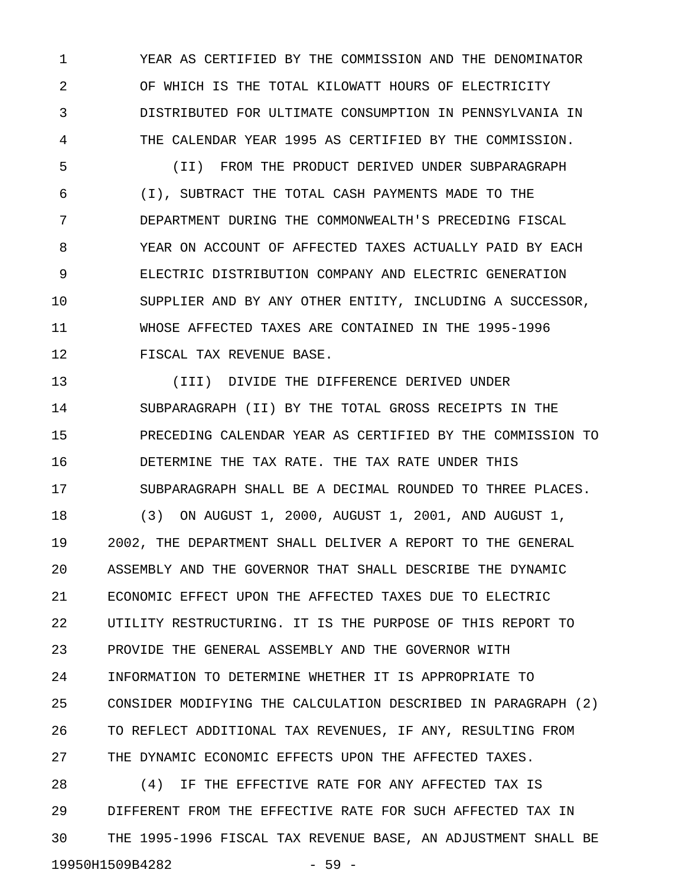YEAR AS CERTIFIED BY THE COMMISSION AND THE DENOMINATOR OF WHICH IS THE TOTAL KILOWATT HOURS OF ELECTRICITY DISTRIBUTED FOR ULTIMATE CONSUMPTION IN PENNSYLVANIA IN THE CALENDAR YEAR 1995 AS CERTIFIED BY THE COMMISSION.

(II) FROM THE PRODUCT DERIVED UNDER SUBPARAGRAPH (I), SUBTRACT THE TOTAL CASH PAYMENTS MADE TO THE DEPARTMENT DURING THE COMMONWEALTH'S PRECEDING FISCAL YEAR ON ACCOUNT OF AFFECTED TAXES ACTUALLY PAID BY EACH ELECTRIC DISTRIBUTION COMPANY AND ELECTRIC GENERATION SUPPLIER AND BY ANY OTHER ENTITY, INCLUDING A SUCCESSOR, WHOSE AFFECTED TAXES ARE CONTAINED IN THE 1995-1996 FISCAL TAX REVENUE BASE.

(III) DIVIDE THE DIFFERENCE DERIVED UNDER SUBPARAGRAPH (II) BY THE TOTAL GROSS RECEIPTS IN THE PRECEDING CALENDAR YEAR AS CERTIFIED BY THE COMMISSION TO DETERMINE THE TAX RATE. THE TAX RATE UNDER THIS SUBPARAGRAPH SHALL BE A DECIMAL ROUNDED TO THREE PLACES.

(3) ON AUGUST 1, 2000, AUGUST 1, 2001, AND AUGUST 1, 2002, THE DEPARTMENT SHALL DELIVER A REPORT TO THE GENERAL ASSEMBLY AND THE GOVERNOR THAT SHALL DESCRIBE THE DYNAMIC ECONOMIC EFFECT UPON THE AFFECTED TAXES DUE TO ELECTRIC UTILITY RESTRUCTURING. IT IS THE PURPOSE OF THIS REPORT TO PROVIDE THE GENERAL ASSEMBLY AND THE GOVERNOR WITH INFORMATION TO DETERMINE WHETHER IT IS APPROPRIATE TO CONSIDER MODIFYING THE CALCULATION DESCRIBED IN PARAGRAPH (2) TO REFLECT ADDITIONAL TAX REVENUES, IF ANY, RESULTING FROM THE DYNAMIC ECONOMIC EFFECTS UPON THE AFFECTED TAXES.

(4) IF THE EFFECTIVE RATE FOR ANY AFFECTED TAX IS DIFFERENT FROM THE EFFECTIVE RATE FOR SUCH AFFECTED TAX IN THE 1995-1996 FISCAL TAX REVENUE BASE, AN ADJUSTMENT SHALL BE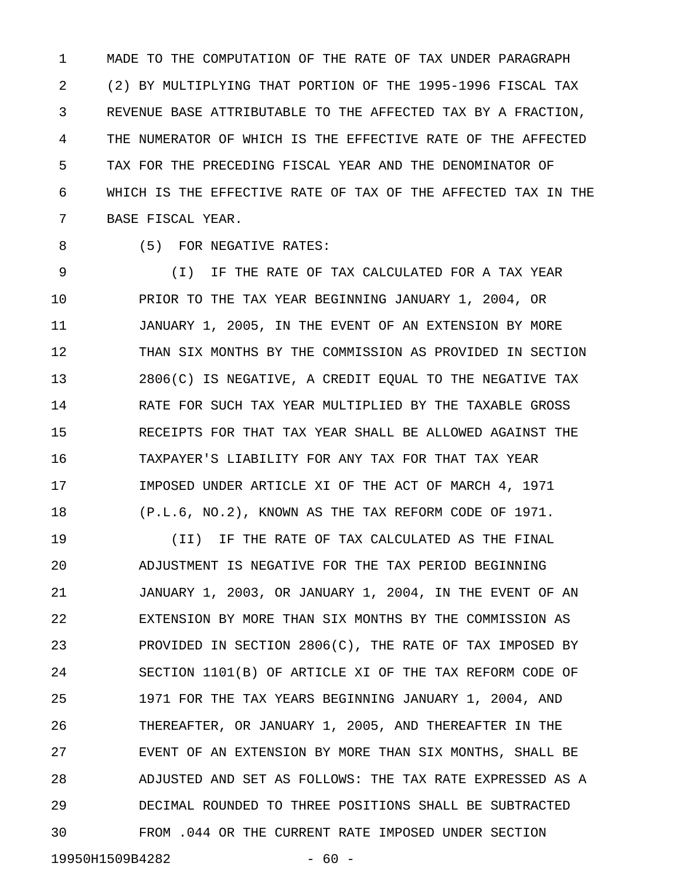MADE TO THE COMPUTATION OF THE RATE OF TAX UNDER PARAGRAPH (2) BY MULTIPLYING THAT PORTION OF THE 1995-1996 FISCAL TAX REVENUE BASE ATTRIBUTABLE TO THE AFFECTED TAX BY A FRACTION, THE NUMERATOR OF WHICH IS THE EFFECTIVE RATE OF THE AFFECTED TAX FOR THE PRECEDING FISCAL YEAR AND THE DENOMINATOR OF WHICH IS THE EFFECTIVE RATE OF TAX OF THE AFFECTED TAX IN THE BASE FISCAL YEAR.

(5) FOR NEGATIVE RATES:

(I) IF THE RATE OF TAX CALCULATED FOR A TAX YEAR PRIOR TO THE TAX YEAR BEGINNING JANUARY 1, 2004, OR JANUARY 1, 2005, IN THE EVENT OF AN EXTENSION BY MORE THAN SIX MONTHS BY THE COMMISSION AS PROVIDED IN SECTION 2806(C) IS NEGATIVE, A CREDIT EQUAL TO THE NEGATIVE TAX RATE FOR SUCH TAX YEAR MULTIPLIED BY THE TAXABLE GROSS RECEIPTS FOR THAT TAX YEAR SHALL BE ALLOWED AGAINST THE TAXPAYER'S LIABILITY FOR ANY TAX FOR THAT TAX YEAR IMPOSED UNDER ARTICLE XI OF THE ACT OF MARCH 4, 1971 (P.L.6, NO.2), KNOWN AS THE TAX REFORM CODE OF 1971.

(II) IF THE RATE OF TAX CALCULATED AS THE FINAL ADJUSTMENT IS NEGATIVE FOR THE TAX PERIOD BEGINNING JANUARY 1, 2003, OR JANUARY 1, 2004, IN THE EVENT OF AN EXTENSION BY MORE THAN SIX MONTHS BY THE COMMISSION AS PROVIDED IN SECTION 2806(C), THE RATE OF TAX IMPOSED BY SECTION 1101(B) OF ARTICLE XI OF THE TAX REFORM CODE OF 1971 FOR THE TAX YEARS BEGINNING JANUARY 1, 2004, AND THEREAFTER, OR JANUARY 1, 2005, AND THEREAFTER IN THE EVENT OF AN EXTENSION BY MORE THAN SIX MONTHS, SHALL BE ADJUSTED AND SET AS FOLLOWS: THE TAX RATE EXPRESSED AS A DECIMAL ROUNDED TO THREE POSITIONS SHALL BE SUBTRACTED FROM .044 OR THE CURRENT RATE IMPOSED UNDER SECTION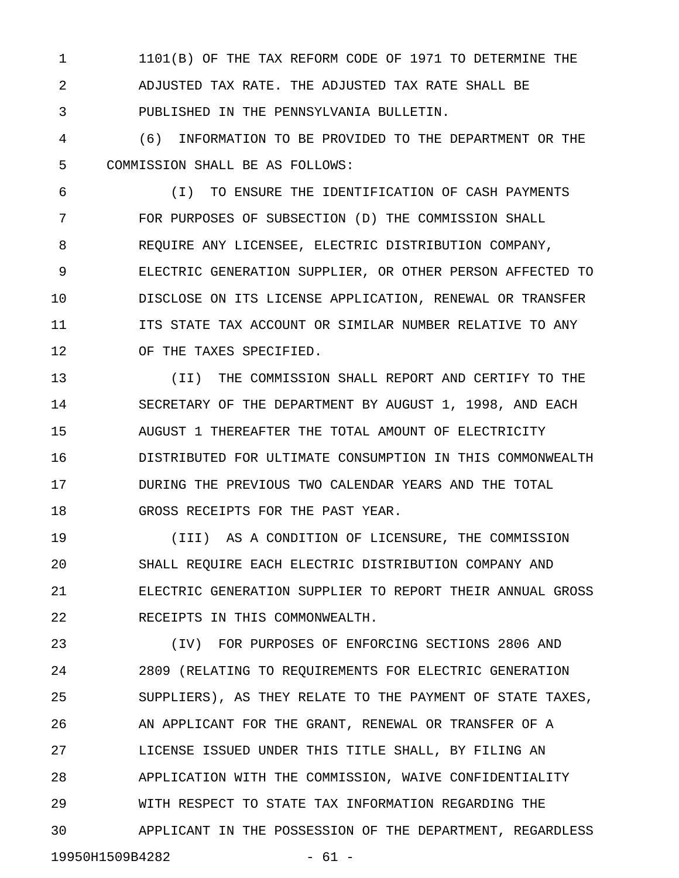1101(B) OF THE TAX REFORM CODE OF 1971 TO DETERMINE THE ADJUSTED TAX RATE. THE ADJUSTED TAX RATE SHALL BE PUBLISHED IN THE PENNSYLVANIA BULLETIN.

(6) INFORMATION TO BE PROVIDED TO THE DEPARTMENT OR THE COMMISSION SHALL BE AS FOLLOWS:

(I) TO ENSURE THE IDENTIFICATION OF CASH PAYMENTS FOR PURPOSES OF SUBSECTION (D) THE COMMISSION SHALL REQUIRE ANY LICENSEE, ELECTRIC DISTRIBUTION COMPANY, ELECTRIC GENERATION SUPPLIER, OR OTHER PERSON AFFECTED TO DISCLOSE ON ITS LICENSE APPLICATION, RENEWAL OR TRANSFER ITS STATE TAX ACCOUNT OR SIMILAR NUMBER RELATIVE TO ANY OF THE TAXES SPECIFIED.

(II) THE COMMISSION SHALL REPORT AND CERTIFY TO THE SECRETARY OF THE DEPARTMENT BY AUGUST 1, 1998, AND EACH AUGUST 1 THEREAFTER THE TOTAL AMOUNT OF ELECTRICITY DISTRIBUTED FOR ULTIMATE CONSUMPTION IN THIS COMMONWEALTH DURING THE PREVIOUS TWO CALENDAR YEARS AND THE TOTAL GROSS RECEIPTS FOR THE PAST YEAR.

(III) AS A CONDITION OF LICENSURE, THE COMMISSION SHALL REQUIRE EACH ELECTRIC DISTRIBUTION COMPANY AND ELECTRIC GENERATION SUPPLIER TO REPORT THEIR ANNUAL GROSS RECEIPTS IN THIS COMMONWEALTH.

(IV) FOR PURPOSES OF ENFORCING SECTIONS 2806 AND 2809 (RELATING TO REQUIREMENTS FOR ELECTRIC GENERATION SUPPLIERS), AS THEY RELATE TO THE PAYMENT OF STATE TAXES, AN APPLICANT FOR THE GRANT, RENEWAL OR TRANSFER OF A LICENSE ISSUED UNDER THIS TITLE SHALL, BY FILING AN APPLICATION WITH THE COMMISSION, WAIVE CONFIDENTIALITY WITH RESPECT TO STATE TAX INFORMATION REGARDING THE APPLICANT IN THE POSSESSION OF THE DEPARTMENT, REGARDLESS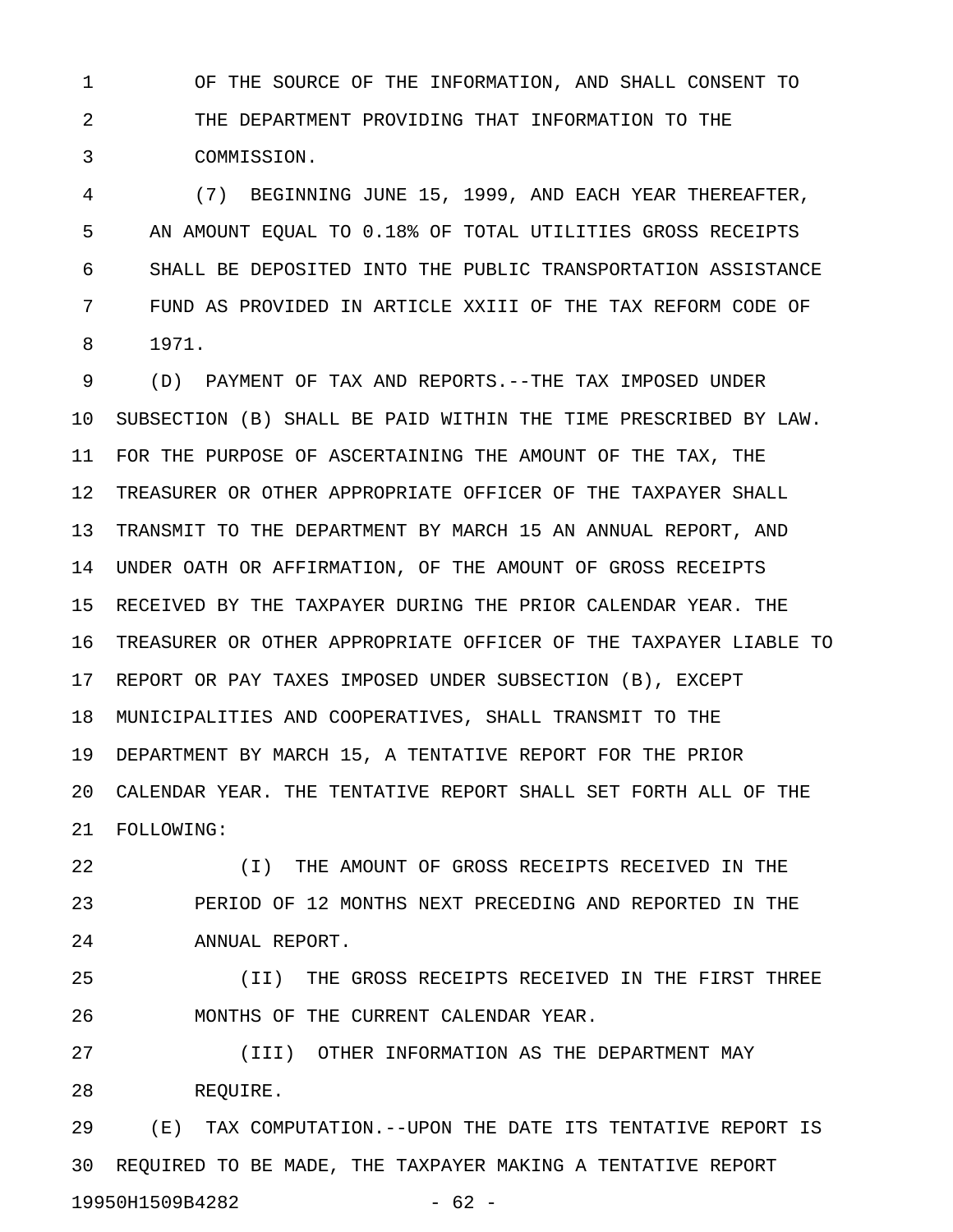OF THE SOURCE OF THE INFORMATION, AND SHALL CONSENT TO THE DEPARTMENT PROVIDING THAT INFORMATION TO THE COMMISSION.

(7) BEGINNING JUNE 15, 1999, AND EACH YEAR THEREAFTER, AN AMOUNT EQUAL TO 0.18% OF TOTAL UTILITIES GROSS RECEIPTS SHALL BE DEPOSITED INTO THE PUBLIC TRANSPORTATION ASSISTANCE FUND AS PROVIDED IN ARTICLE XXIII OF THE TAX REFORM CODE OF 1971.

(D) PAYMENT OF TAX AND REPORTS.--THE TAX IMPOSED UNDER SUBSECTION (B) SHALL BE PAID WITHIN THE TIME PRESCRIBED BY LAW. FOR THE PURPOSE OF ASCERTAINING THE AMOUNT OF THE TAX, THE TREASURER OR OTHER APPROPRIATE OFFICER OF THE TAXPAYER SHALL TRANSMIT TO THE DEPARTMENT BY MARCH 15 AN ANNUAL REPORT, AND UNDER OATH OR AFFIRMATION, OF THE AMOUNT OF GROSS RECEIPTS RECEIVED BY THE TAXPAYER DURING THE PRIOR CALENDAR YEAR. THE TREASURER OR OTHER APPROPRIATE OFFICER OF THE TAXPAYER LIABLE TO REPORT OR PAY TAXES IMPOSED UNDER SUBSECTION (B), EXCEPT MUNICIPALITIES AND COOPERATIVES, SHALL TRANSMIT TO THE DEPARTMENT BY MARCH 15, A TENTATIVE REPORT FOR THE PRIOR CALENDAR YEAR. THE TENTATIVE REPORT SHALL SET FORTH ALL OF THE FOLLOWING:

(I) THE AMOUNT OF GROSS RECEIPTS RECEIVED IN THE PERIOD OF 12 MONTHS NEXT PRECEDING AND REPORTED IN THE ANNUAL REPORT.

(II) THE GROSS RECEIPTS RECEIVED IN THE FIRST THREE MONTHS OF THE CURRENT CALENDAR YEAR.

(III) OTHER INFORMATION AS THE DEPARTMENT MAY REQUIRE.

(E) TAX COMPUTATION.--UPON THE DATE ITS TENTATIVE REPORT IS REQUIRED TO BE MADE, THE TAXPAYER MAKING A TENTATIVE REPORT

19950H1509B4282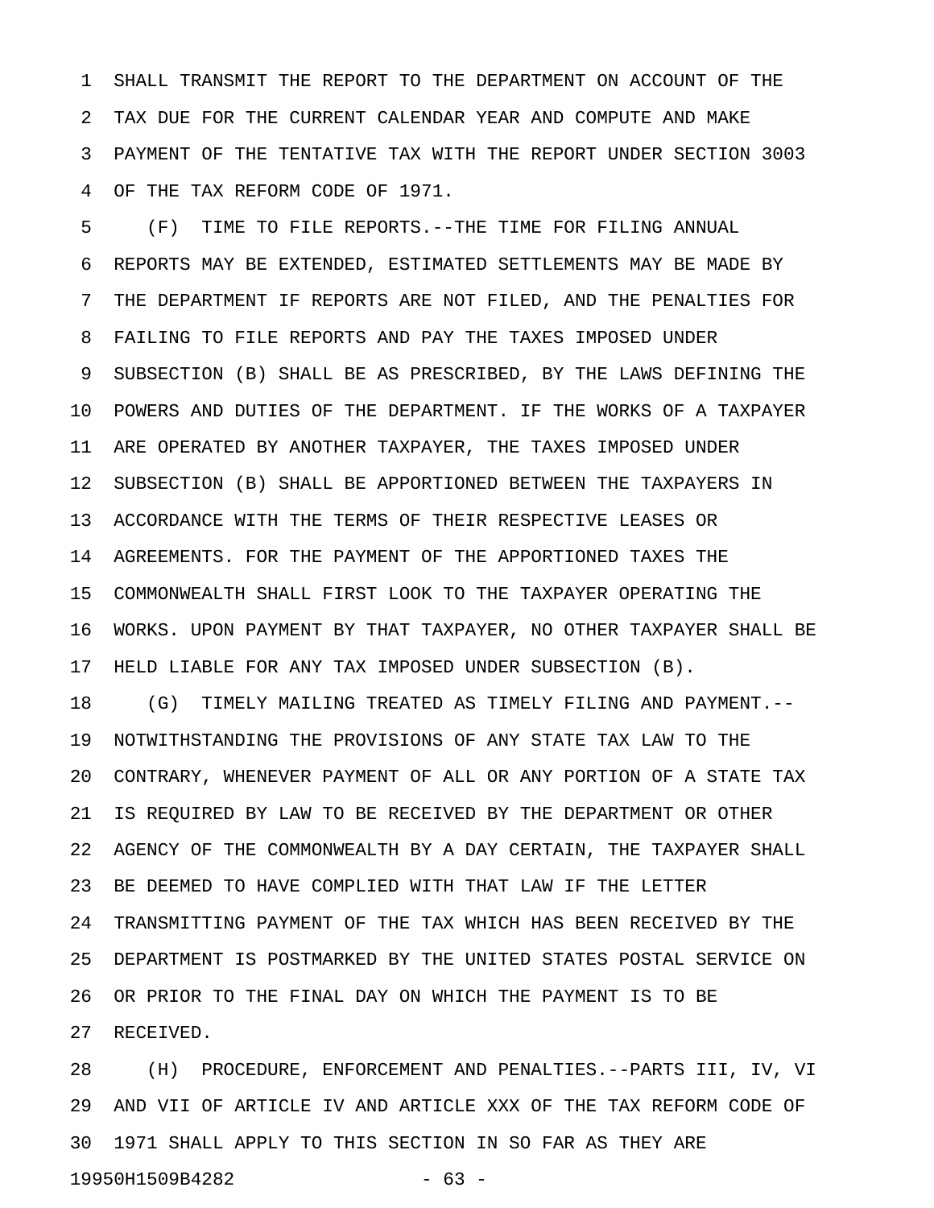SHALL TRANSMIT THE REPORT TO THE DEPARTMENT ON ACCOUNT OF THE TAX DUE FOR THE CURRENT CALENDAR YEAR AND COMPUTE AND MAKE PAYMENT OF THE TENTATIVE TAX WITH THE REPORT UNDER SECTION 3003 OF THE TAX REFORM CODE OF 1971.

(F) TIME TO FILE REPORTS.--THE TIME FOR FILING ANNUAL REPORTS MAY BE EXTENDED, ESTIMATED SETTLEMENTS MAY BE MADE BY THE DEPARTMENT IF REPORTS ARE NOT FILED, AND THE PENALTIES FOR FAILING TO FILE REPORTS AND PAY THE TAXES IMPOSED UNDER SUBSECTION (B) SHALL BE AS PRESCRIBED, BY THE LAWS DEFINING THE POWERS AND DUTIES OF THE DEPARTMENT. IF THE WORKS OF A TAXPAYER ARE OPERATED BY ANOTHER TAXPAYER, THE TAXES IMPOSED UNDER SUBSECTION (B) SHALL BE APPORTIONED BETWEEN THE TAXPAYERS IN ACCORDANCE WITH THE TERMS OF THEIR RESPECTIVE LEASES OR AGREEMENTS. FOR THE PAYMENT OF THE APPORTIONED TAXES THE COMMONWEALTH SHALL FIRST LOOK TO THE TAXPAYER OPERATING THE WORKS. UPON PAYMENT BY THAT TAXPAYER, NO OTHER TAXPAYER SHALL BE HELD LIABLE FOR ANY TAX IMPOSED UNDER SUBSECTION (B).

(G) TIMELY MAILING TREATED AS TIMELY FILING AND PAYMENT.--NOTWITHSTANDING THE PROVISIONS OF ANY STATE TAX LAW TO THE CONTRARY, WHENEVER PAYMENT OF ALL OR ANY PORTION OF A STATE TAX IS REQUIRED BY LAW TO BE RECEIVED BY THE DEPARTMENT OR OTHER AGENCY OF THE COMMONWEALTH BY A DAY CERTAIN, THE TAXPAYER SHALL BE DEEMED TO HAVE COMPLIED WITH THAT LAW IF THE LETTER TRANSMITTING PAYMENT OF THE TAX WHICH HAS BEEN RECEIVED BY THE DEPARTMENT IS POSTMARKED BY THE UNITED STATES POSTAL SERVICE ON OR PRIOR TO THE FINAL DAY ON WHICH THE PAYMENT IS TO BE RECEIVED.

(H) PROCEDURE, ENFORCEMENT AND PENALTIES.--PARTS III, IV, VI AND VII OF ARTICLE IV AND ARTICLE XXX OF THE TAX REFORM CODE OF 1971 SHALL APPLY TO THIS SECTION IN SO FAR AS THEY ARE

19950H1509B4282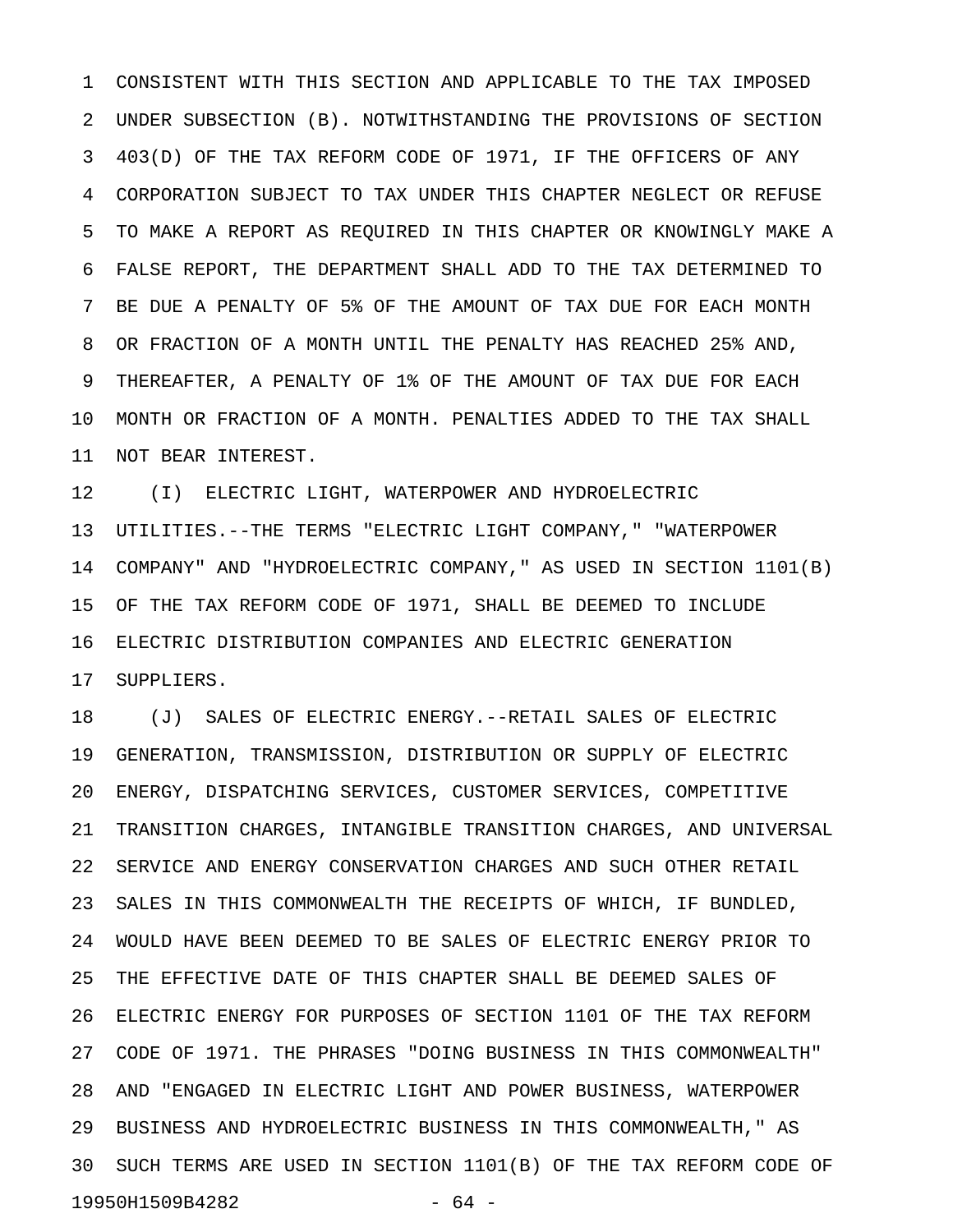CONSISTENT WITH THIS SECTION AND APPLICABLE TO THE TAX IMPOSED UNDER SUBSECTION (B). NOTWITHSTANDING THE PROVISIONS OF SECTION 403(D) OF THE TAX REFORM CODE OF 1971, IF THE OFFICERS OF ANY CORPORATION SUBJECT TO TAX UNDER THIS CHAPTER NEGLECT OR REFUSE TO MAKE A REPORT AS REQUIRED IN THIS CHAPTER OR KNOWINGLY MAKE A FALSE REPORT, THE DEPARTMENT SHALL ADD TO THE TAX DETERMINED TO BE DUE A PENALTY OF 5% OF THE AMOUNT OF TAX DUE FOR EACH MONTH OR FRACTION OF A MONTH UNTIL THE PENALTY HAS REACHED 25% AND, THEREAFTER, A PENALTY OF 1% OF THE AMOUNT OF TAX DUE FOR EACH MONTH OR FRACTION OF A MONTH. PENALTIES ADDED TO THE TAX SHALL NOT BEAR INTEREST.

(I) ELECTRIC LIGHT, WATERPOWER AND HYDROELECTRIC UTILITIES.--THE TERMS "ELECTRIC LIGHT COMPANY," "WATERPOWER COMPANY" AND "HYDROELECTRIC COMPANY," AS USED IN SECTION 1101(B) OF THE TAX REFORM CODE OF 1971, SHALL BE DEEMED TO INCLUDE ELECTRIC DISTRIBUTION COMPANIES AND ELECTRIC GENERATION SUPPLIERS.

(J) SALES OF ELECTRIC ENERGY.--RETAIL SALES OF ELECTRIC GENERATION, TRANSMISSION, DISTRIBUTION OR SUPPLY OF ELECTRIC ENERGY, DISPATCHING SERVICES, CUSTOMER SERVICES, COMPETITIVE TRANSITION CHARGES, INTANGIBLE TRANSITION CHARGES, AND UNIVERSAL SERVICE AND ENERGY CONSERVATION CHARGES AND SUCH OTHER RETAIL SALES IN THIS COMMONWEALTH THE RECEIPTS OF WHICH, IF BUNDLED, WOULD HAVE BEEN DEEMED TO BE SALES OF ELECTRIC ENERGY PRIOR TO THE EFFECTIVE DATE OF THIS CHAPTER SHALL BE DEEMED SALES OF ELECTRIC ENERGY FOR PURPOSES OF SECTION 1101 OF THE TAX REFORM CODE OF 1971. THE PHRASES "DOING BUSINESS IN THIS COMMONWEALTH" AND "ENGAGED IN ELECTRIC LIGHT AND POWER BUSINESS, WATERPOWER BUSINESS AND HYDROELECTRIC BUSINESS IN THIS COMMONWEALTH," AS SUCH TERMS ARE USED IN SECTION 1101(B) OF THE TAX REFORM CODE OF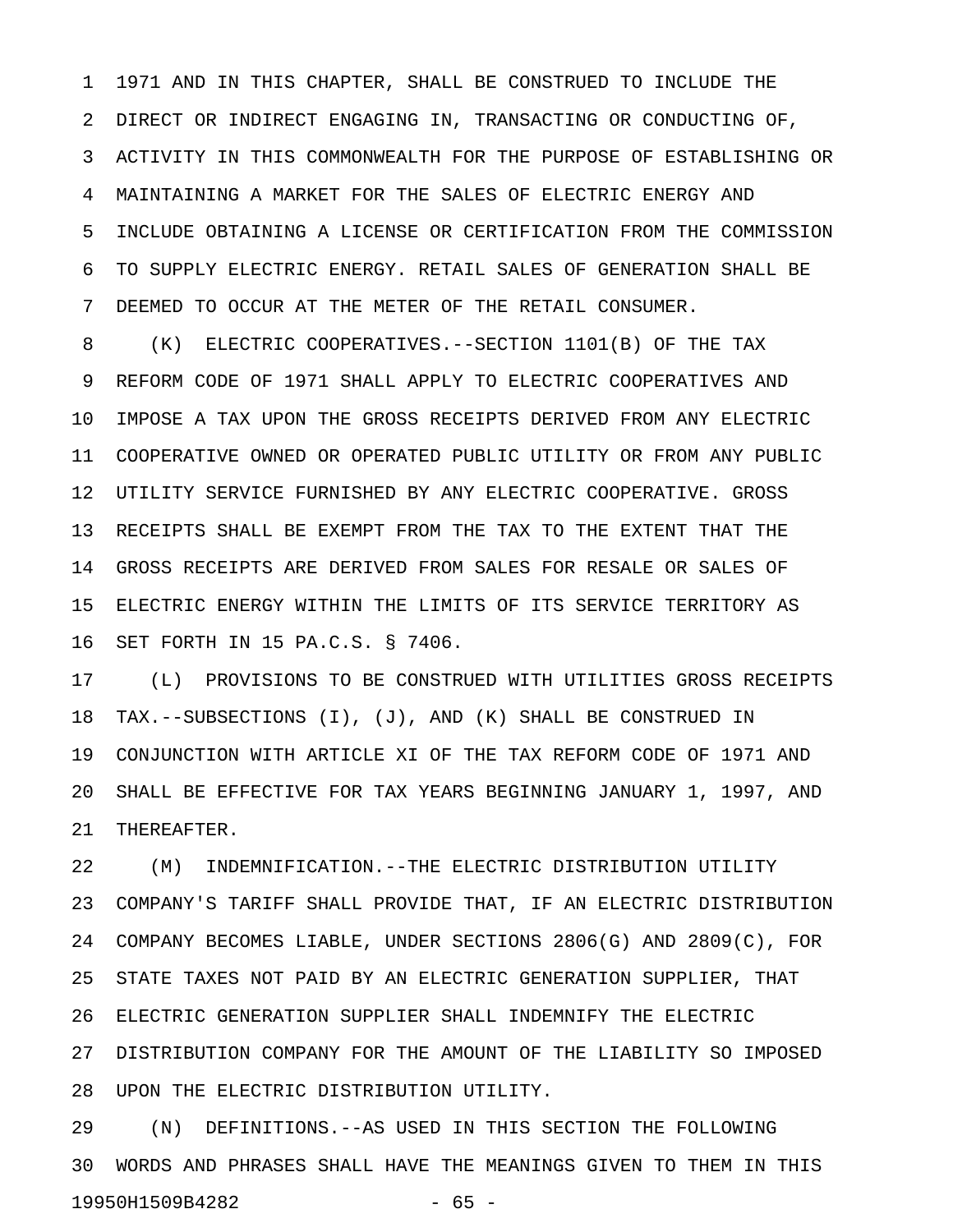1971 AND IN THIS CHAPTER, SHALL BE CONSTRUED TO INCLUDE THE DIRECT OR INDIRECT ENGAGING IN, TRANSACTING OR CONDUCTING OF, ACTIVITY IN THIS COMMONWEALTH FOR THE PURPOSE OF ESTABLISHING OR MAINTAINING A MARKET FOR THE SALES OF ELECTRIC ENERGY AND INCLUDE OBTAINING A LICENSE OR CERTIFICATION FROM THE COMMISSION TO SUPPLY ELECTRIC ENERGY. RETAIL SALES OF GENERATION SHALL BE DEEMED TO OCCUR AT THE METER OF THE RETAIL CONSUMER.

(K) ELECTRIC COOPERATIVES.--SECTION 1101(B) OF THE TAX REFORM CODE OF 1971 SHALL APPLY TO ELECTRIC COOPERATIVES AND IMPOSE A TAX UPON THE GROSS RECEIPTS DERIVED FROM ANY ELECTRIC COOPERATIVE OWNED OR OPERATED PUBLIC UTILITY OR FROM ANY PUBLIC UTILITY SERVICE FURNISHED BY ANY ELECTRIC COOPERATIVE. GROSS RECEIPTS SHALL BE EXEMPT FROM THE TAX TO THE EXTENT THAT THE GROSS RECEIPTS ARE DERIVED FROM SALES FOR RESALE OR SALES OF ELECTRIC ENERGY WITHIN THE LIMITS OF ITS SERVICE TERRITORY AS SET FORTH IN 15 PA.C.S. § 7406.

(L) PROVISIONS TO BE CONSTRUED WITH UTILITIES GROSS RECEIPTS TAX.--SUBSECTIONS (I), (J), AND (K) SHALL BE CONSTRUED IN CONJUNCTION WITH ARTICLE XI OF THE TAX REFORM CODE OF 1971 AND SHALL BE EFFECTIVE FOR TAX YEARS BEGINNING JANUARY 1, 1997, AND THEREAFTER.

(M) INDEMNIFICATION.--THE ELECTRIC DISTRIBUTION UTILITY COMPANY'S TARIFF SHALL PROVIDE THAT, IF AN ELECTRIC DISTRIBUTION COMPANY BECOMES LIABLE, UNDER SECTIONS 2806(G) AND 2809(C), FOR STATE TAXES NOT PAID BY AN ELECTRIC GENERATION SUPPLIER, THAT ELECTRIC GENERATION SUPPLIER SHALL INDEMNIFY THE ELECTRIC DISTRIBUTION COMPANY FOR THE AMOUNT OF THE LIABILITY SO IMPOSED UPON THE ELECTRIC DISTRIBUTION UTILITY.

(N) DEFINITIONS.--AS USED IN THIS SECTION THE FOLLOWING WORDS AND PHRASES SHALL HAVE THE MEANINGS GIVEN TO THEM IN THIS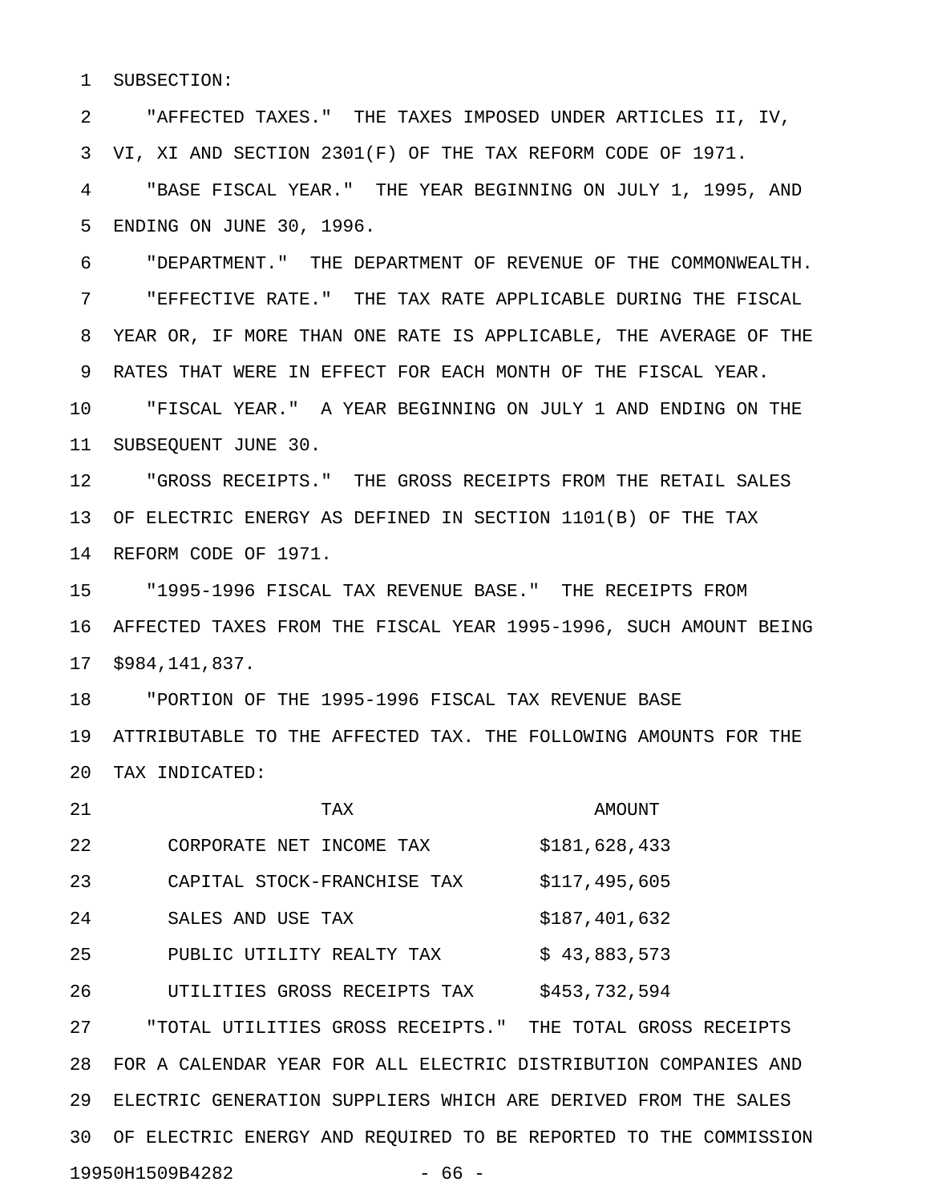SUBSECTION:

"AFFECTED TAXES." THE TAXES IMPOSED UNDER ARTICLES II, IV, VI, XI AND SECTION 2301(F) OF THE TAX REFORM CODE OF 1971.

"BASE FISCAL YEAR." THE YEAR BEGINNING ON JULY 1, 1995, AND ENDING ON JUNE 30, 1996.

"DEPARTMENT." THE DEPARTMENT OF REVENUE OF THE COMMONWEALTH.

"EFFECTIVE RATE." THE TAX RATE APPLICABLE DURING THE FISCAL YEAR OR, IF MORE THAN ONE RATE IS APPLICABLE, THE AVERAGE OF THE RATES THAT WERE IN EFFECT FOR EACH MONTH OF THE FISCAL YEAR.

"FISCAL YEAR." A YEAR BEGINNING ON JULY 1 AND ENDING ON THE SUBSEQUENT JUNE 30.

"GROSS RECEIPTS." THE GROSS RECEIPTS FROM THE RETAIL SALES OF ELECTRIC ENERGY AS DEFINED IN SECTION 1101(B) OF THE TAX REFORM CODE OF 1971.

"1995-1996 FISCAL TAX REVENUE BASE." THE RECEIPTS FROM AFFECTED TAXES FROM THE FISCAL YEAR 1995-1996, SUCH AMOUNT BEING $984,141,837.

"PORTION OF THE 1995-1996 FISCAL TAX REVENUE BASE ATTRIBUTABLE TO THE AFFECTED TAX. THE FOLLOWING AMOUNTS FOR THE TAX INDICATED:

| TAX | AMOUNT |
|---|---|
| CORPORATE NET INCOME TAX | $181,628,433 |
| CAPITAL STOCK-FRANCHISE TAX | $117,495,605 |
| SALES AND USE TAX | $187,401,632 |
| PUBLIC UTILITY REALTY TAX | $ 43,883,573 |
| UTILITIES GROSS RECEIPTS TAX | $453,732,594 |

"TOTAL UTILITIES GROSS RECEIPTS." THE TOTAL GROSS RECEIPTS FOR A CALENDAR YEAR FOR ALL ELECTRIC DISTRIBUTION COMPANIES AND ELECTRIC GENERATION SUPPLIERS WHICH ARE DERIVED FROM THE SALES OF ELECTRIC ENERGY AND REQUIRED TO BE REPORTED TO THE COMMISSION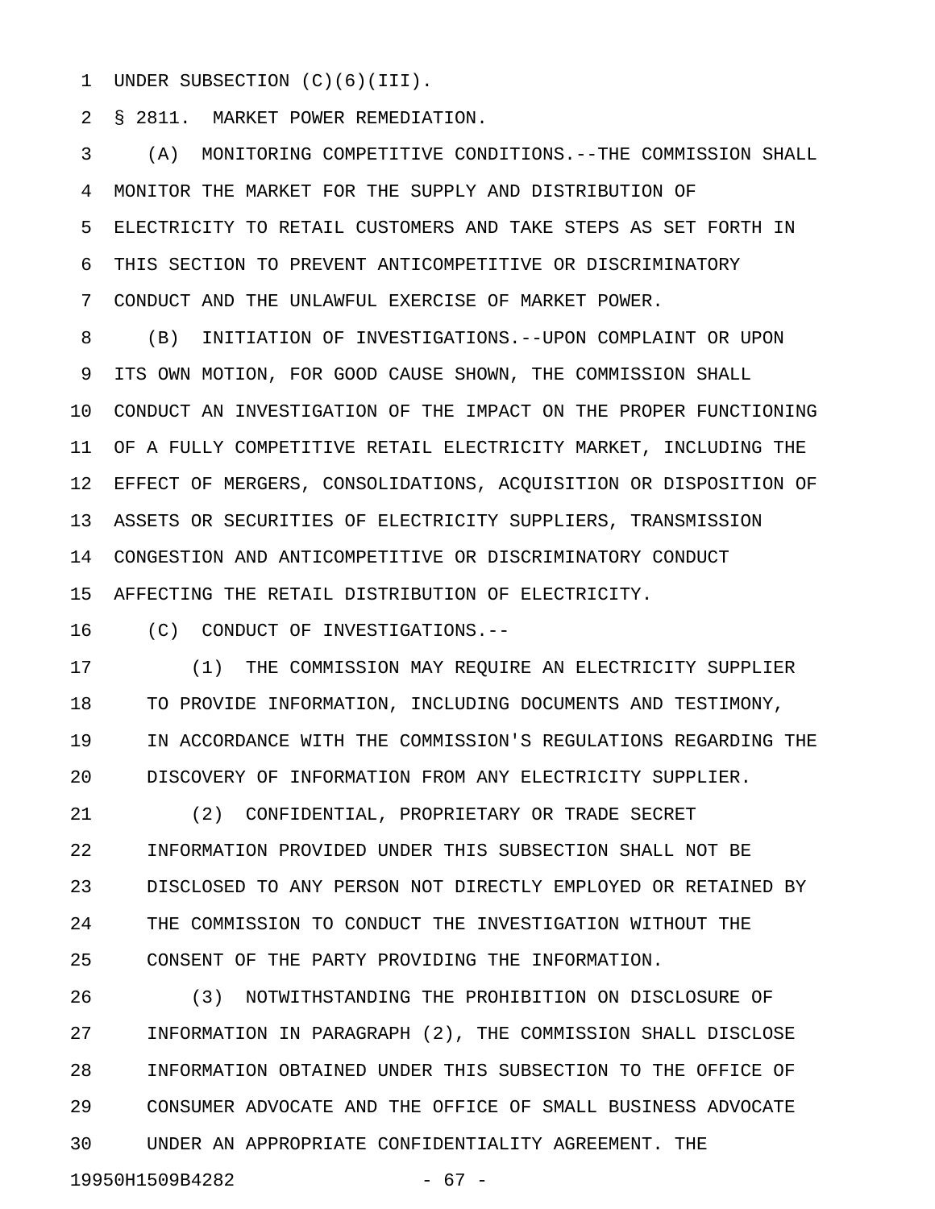UNDER SUBSECTION (C)(6)(III).

§ 2811. MARKET POWER REMEDIATION.

(A) MONITORING COMPETITIVE CONDITIONS.--THE COMMISSION SHALL MONITOR THE MARKET FOR THE SUPPLY AND DISTRIBUTION OF ELECTRICITY TO RETAIL CUSTOMERS AND TAKE STEPS AS SET FORTH IN THIS SECTION TO PREVENT ANTICOMPETITIVE OR DISCRIMINATORY CONDUCT AND THE UNLAWFUL EXERCISE OF MARKET POWER.

(B) INITIATION OF INVESTIGATIONS.--UPON COMPLAINT OR UPON ITS OWN MOTION, FOR GOOD CAUSE SHOWN, THE COMMISSION SHALL CONDUCT AN INVESTIGATION OF THE IMPACT ON THE PROPER FUNCTIONING OF A FULLY COMPETITIVE RETAIL ELECTRICITY MARKET, INCLUDING THE EFFECT OF MERGERS, CONSOLIDATIONS, ACQUISITION OR DISPOSITION OF ASSETS OR SECURITIES OF ELECTRICITY SUPPLIERS, TRANSMISSION CONGESTION AND ANTICOMPETITIVE OR DISCRIMINATORY CONDUCT AFFECTING THE RETAIL DISTRIBUTION OF ELECTRICITY.

(C) CONDUCT OF INVESTIGATIONS.--

(1) THE COMMISSION MAY REQUIRE AN ELECTRICITY SUPPLIER TO PROVIDE INFORMATION, INCLUDING DOCUMENTS AND TESTIMONY, IN ACCORDANCE WITH THE COMMISSION'S REGULATIONS REGARDING THE DISCOVERY OF INFORMATION FROM ANY ELECTRICITY SUPPLIER.

(2) CONFIDENTIAL, PROPRIETARY OR TRADE SECRET INFORMATION PROVIDED UNDER THIS SUBSECTION SHALL NOT BE DISCLOSED TO ANY PERSON NOT DIRECTLY EMPLOYED OR RETAINED BY THE COMMISSION TO CONDUCT THE INVESTIGATION WITHOUT THE CONSENT OF THE PARTY PROVIDING THE INFORMATION.

(3) NOTWITHSTANDING THE PROHIBITION ON DISCLOSURE OF INFORMATION IN PARAGRAPH (2), THE COMMISSION SHALL DISCLOSE INFORMATION OBTAINED UNDER THIS SUBSECTION TO THE OFFICE OF CONSUMER ADVOCATE AND THE OFFICE OF SMALL BUSINESS ADVOCATE UNDER AN APPROPRIATE CONFIDENTIALITY AGREEMENT. THE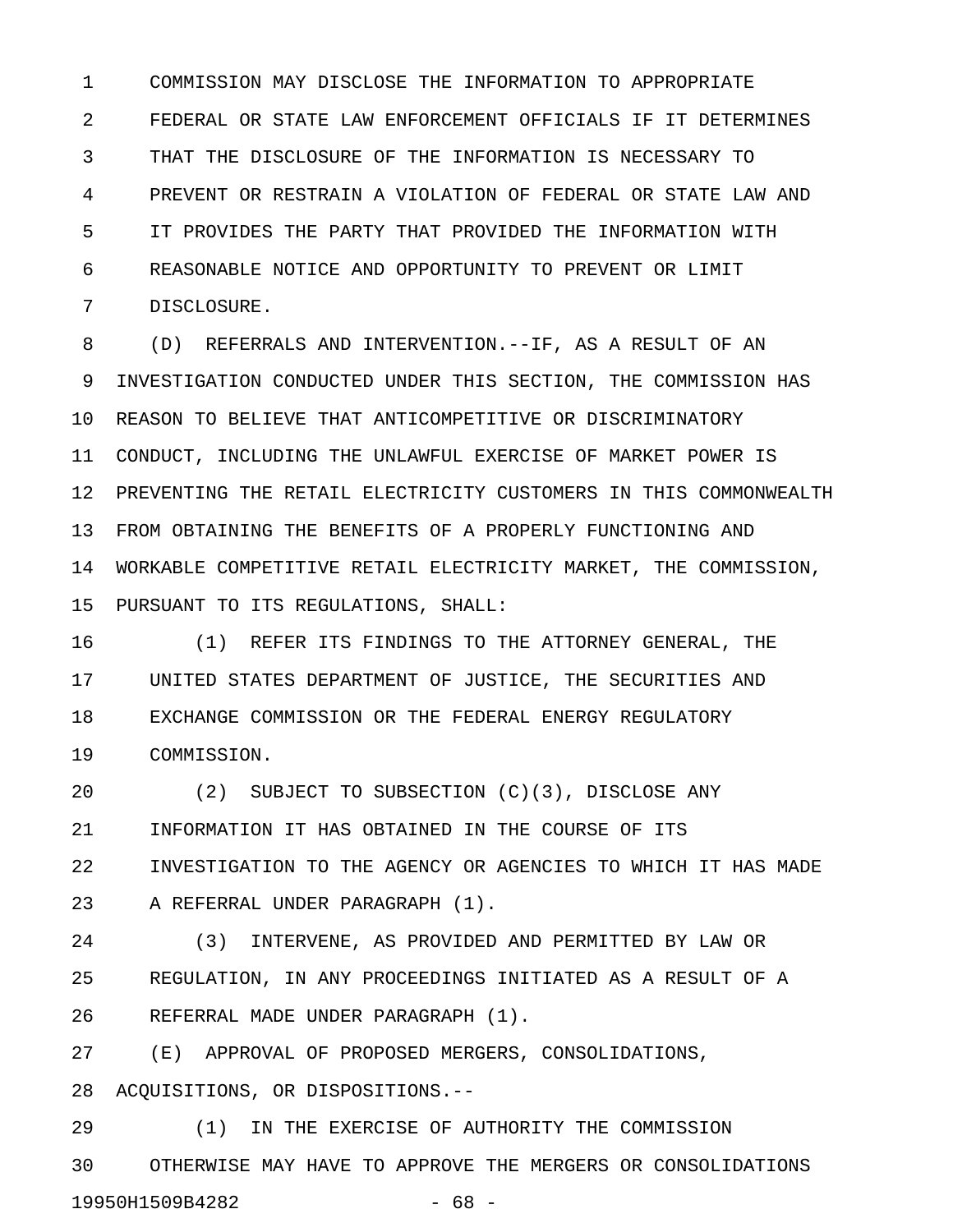COMMISSION MAY DISCLOSE THE INFORMATION TO APPROPRIATE FEDERAL OR STATE LAW ENFORCEMENT OFFICIALS IF IT DETERMINES THAT THE DISCLOSURE OF THE INFORMATION IS NECESSARY TO PREVENT OR RESTRAIN A VIOLATION OF FEDERAL OR STATE LAW AND IT PROVIDES THE PARTY THAT PROVIDED THE INFORMATION WITH REASONABLE NOTICE AND OPPORTUNITY TO PREVENT OR LIMIT DISCLOSURE.

(D) REFERRALS AND INTERVENTION.--IF, AS A RESULT OF AN INVESTIGATION CONDUCTED UNDER THIS SECTION, THE COMMISSION HAS REASON TO BELIEVE THAT ANTICOMPETITIVE OR DISCRIMINATORY CONDUCT, INCLUDING THE UNLAWFUL EXERCISE OF MARKET POWER IS PREVENTING THE RETAIL ELECTRICITY CUSTOMERS IN THIS COMMONWEALTH FROM OBTAINING THE BENEFITS OF A PROPERLY FUNCTIONING AND WORKABLE COMPETITIVE RETAIL ELECTRICITY MARKET, THE COMMISSION, PURSUANT TO ITS REGULATIONS, SHALL:

(1) REFER ITS FINDINGS TO THE ATTORNEY GENERAL, THE UNITED STATES DEPARTMENT OF JUSTICE, THE SECURITIES AND EXCHANGE COMMISSION OR THE FEDERAL ENERGY REGULATORY COMMISSION.

(2) SUBJECT TO SUBSECTION (C)(3), DISCLOSE ANY INFORMATION IT HAS OBTAINED IN THE COURSE OF ITS INVESTIGATION TO THE AGENCY OR AGENCIES TO WHICH IT HAS MADE A REFERRAL UNDER PARAGRAPH (1).

(3) INTERVENE, AS PROVIDED AND PERMITTED BY LAW OR REGULATION, IN ANY PROCEEDINGS INITIATED AS A RESULT OF A REFERRAL MADE UNDER PARAGRAPH (1).

(E) APPROVAL OF PROPOSED MERGERS, CONSOLIDATIONS, ACQUISITIONS, OR DISPOSITIONS.--

(1) IN THE EXERCISE OF AUTHORITY THE COMMISSION OTHERWISE MAY HAVE TO APPROVE THE MERGERS OR CONSOLIDATIONS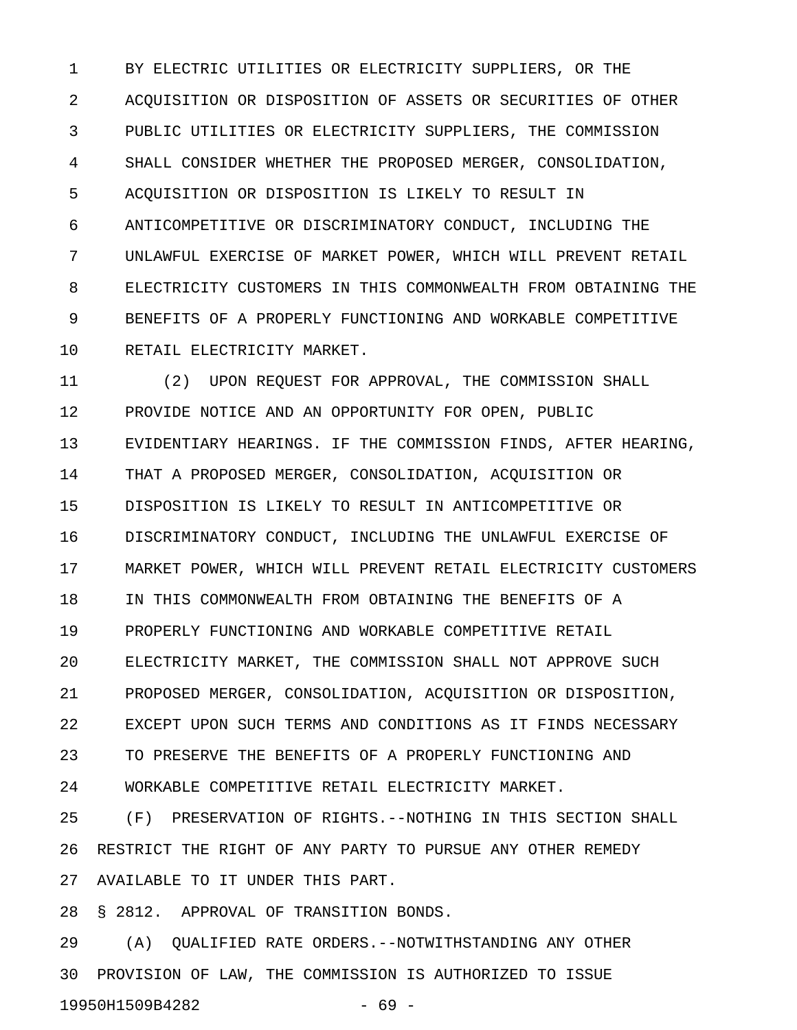BY ELECTRIC UTILITIES OR ELECTRICITY SUPPLIERS, OR THE ACQUISITION OR DISPOSITION OF ASSETS OR SECURITIES OF OTHER PUBLIC UTILITIES OR ELECTRICITY SUPPLIERS, THE COMMISSION SHALL CONSIDER WHETHER THE PROPOSED MERGER, CONSOLIDATION, ACQUISITION OR DISPOSITION IS LIKELY TO RESULT IN ANTICOMPETITIVE OR DISCRIMINATORY CONDUCT, INCLUDING THE UNLAWFUL EXERCISE OF MARKET POWER, WHICH WILL PREVENT RETAIL ELECTRICITY CUSTOMERS IN THIS COMMONWEALTH FROM OBTAINING THE BENEFITS OF A PROPERLY FUNCTIONING AND WORKABLE COMPETITIVE RETAIL ELECTRICITY MARKET.

(2) UPON REQUEST FOR APPROVAL, THE COMMISSION SHALL PROVIDE NOTICE AND AN OPPORTUNITY FOR OPEN, PUBLIC EVIDENTIARY HEARINGS. IF THE COMMISSION FINDS, AFTER HEARING, THAT A PROPOSED MERGER, CONSOLIDATION, ACQUISITION OR DISPOSITION IS LIKELY TO RESULT IN ANTICOMPETITIVE OR DISCRIMINATORY CONDUCT, INCLUDING THE UNLAWFUL EXERCISE OF MARKET POWER, WHICH WILL PREVENT RETAIL ELECTRICITY CUSTOMERS IN THIS COMMONWEALTH FROM OBTAINING THE BENEFITS OF A PROPERLY FUNCTIONING AND WORKABLE COMPETITIVE RETAIL ELECTRICITY MARKET, THE COMMISSION SHALL NOT APPROVE SUCH PROPOSED MERGER, CONSOLIDATION, ACQUISITION OR DISPOSITION, EXCEPT UPON SUCH TERMS AND CONDITIONS AS IT FINDS NECESSARY TO PRESERVE THE BENEFITS OF A PROPERLY FUNCTIONING AND WORKABLE COMPETITIVE RETAIL ELECTRICITY MARKET.

(F) PRESERVATION OF RIGHTS.--NOTHING IN THIS SECTION SHALL RESTRICT THE RIGHT OF ANY PARTY TO PURSUE ANY OTHER REMEDY AVAILABLE TO IT UNDER THIS PART.

§ 2812. APPROVAL OF TRANSITION BONDS.

(A) QUALIFIED RATE ORDERS.--NOTWITHSTANDING ANY OTHER PROVISION OF LAW, THE COMMISSION IS AUTHORIZED TO ISSUE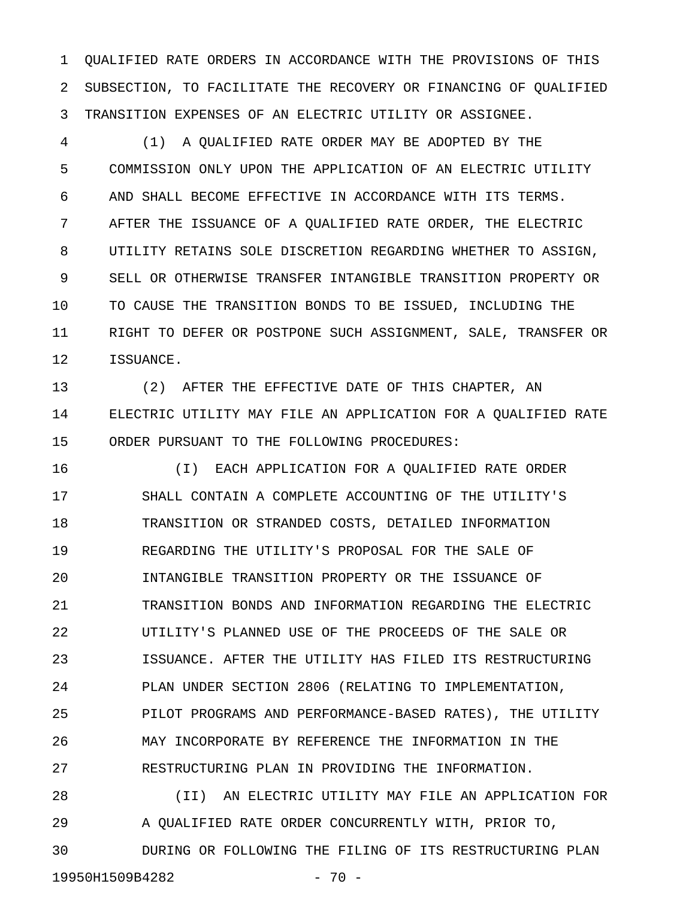QUALIFIED RATE ORDERS IN ACCORDANCE WITH THE PROVISIONS OF THIS SUBSECTION, TO FACILITATE THE RECOVERY OR FINANCING OF QUALIFIED TRANSITION EXPENSES OF AN ELECTRIC UTILITY OR ASSIGNEE.

(1) A QUALIFIED RATE ORDER MAY BE ADOPTED BY THE COMMISSION ONLY UPON THE APPLICATION OF AN ELECTRIC UTILITY AND SHALL BECOME EFFECTIVE IN ACCORDANCE WITH ITS TERMS. AFTER THE ISSUANCE OF A QUALIFIED RATE ORDER, THE ELECTRIC UTILITY RETAINS SOLE DISCRETION REGARDING WHETHER TO ASSIGN, SELL OR OTHERWISE TRANSFER INTANGIBLE TRANSITION PROPERTY OR TO CAUSE THE TRANSITION BONDS TO BE ISSUED, INCLUDING THE RIGHT TO DEFER OR POSTPONE SUCH ASSIGNMENT, SALE, TRANSFER OR ISSUANCE.

(2) AFTER THE EFFECTIVE DATE OF THIS CHAPTER, AN ELECTRIC UTILITY MAY FILE AN APPLICATION FOR A QUALIFIED RATE ORDER PURSUANT TO THE FOLLOWING PROCEDURES:

(I) EACH APPLICATION FOR A QUALIFIED RATE ORDER SHALL CONTAIN A COMPLETE ACCOUNTING OF THE UTILITY'S TRANSITION OR STRANDED COSTS, DETAILED INFORMATION REGARDING THE UTILITY'S PROPOSAL FOR THE SALE OF INTANGIBLE TRANSITION PROPERTY OR THE ISSUANCE OF TRANSITION BONDS AND INFORMATION REGARDING THE ELECTRIC UTILITY'S PLANNED USE OF THE PROCEEDS OF THE SALE OR ISSUANCE. AFTER THE UTILITY HAS FILED ITS RESTRUCTURING PLAN UNDER SECTION 2806 (RELATING TO IMPLEMENTATION, PILOT PROGRAMS AND PERFORMANCE-BASED RATES), THE UTILITY MAY INCORPORATE BY REFERENCE THE INFORMATION IN THE RESTRUCTURING PLAN IN PROVIDING THE INFORMATION.

(II) AN ELECTRIC UTILITY MAY FILE AN APPLICATION FOR A QUALIFIED RATE ORDER CONCURRENTLY WITH, PRIOR TO, DURING OR FOLLOWING THE FILING OF ITS RESTRUCTURING PLAN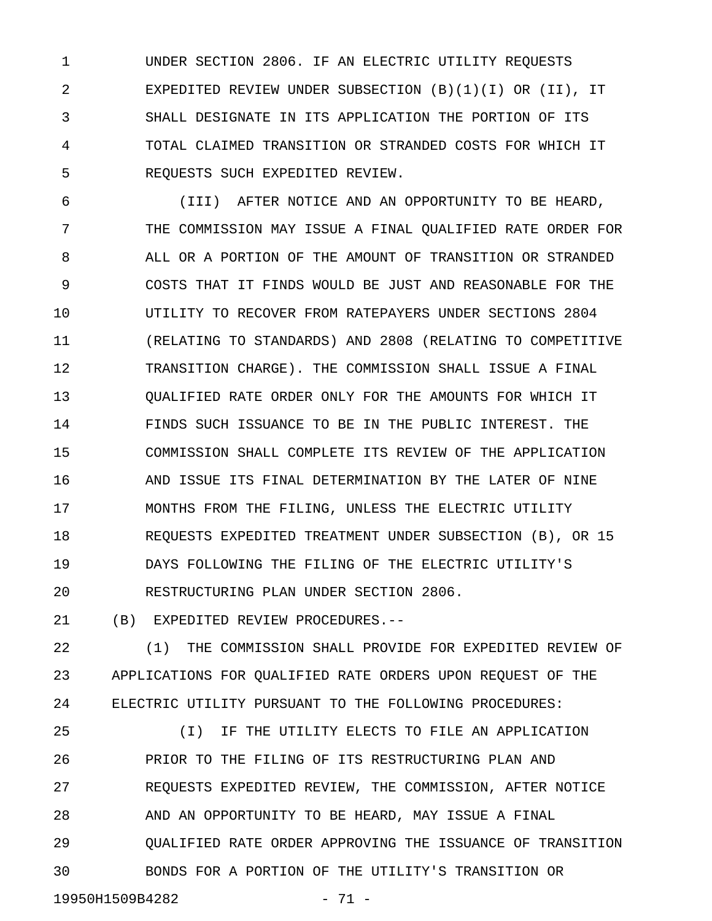UNDER SECTION 2806. IF AN ELECTRIC UTILITY REQUESTS EXPEDITED REVIEW UNDER SUBSECTION (B)(1)(I) OR (II), IT SHALL DESIGNATE IN ITS APPLICATION THE PORTION OF ITS TOTAL CLAIMED TRANSITION OR STRANDED COSTS FOR WHICH IT REQUESTS SUCH EXPEDITED REVIEW.

(III) AFTER NOTICE AND AN OPPORTUNITY TO BE HEARD, THE COMMISSION MAY ISSUE A FINAL QUALIFIED RATE ORDER FOR ALL OR A PORTION OF THE AMOUNT OF TRANSITION OR STRANDED COSTS THAT IT FINDS WOULD BE JUST AND REASONABLE FOR THE UTILITY TO RECOVER FROM RATEPAYERS UNDER SECTIONS 2804 (RELATING TO STANDARDS) AND 2808 (RELATING TO COMPETITIVE TRANSITION CHARGE). THE COMMISSION SHALL ISSUE A FINAL QUALIFIED RATE ORDER ONLY FOR THE AMOUNTS FOR WHICH IT FINDS SUCH ISSUANCE TO BE IN THE PUBLIC INTEREST. THE COMMISSION SHALL COMPLETE ITS REVIEW OF THE APPLICATION AND ISSUE ITS FINAL DETERMINATION BY THE LATER OF NINE MONTHS FROM THE FILING, UNLESS THE ELECTRIC UTILITY REQUESTS EXPEDITED TREATMENT UNDER SUBSECTION (B), OR 15 DAYS FOLLOWING THE FILING OF THE ELECTRIC UTILITY'S RESTRUCTURING PLAN UNDER SECTION 2806.

(B) EXPEDITED REVIEW PROCEDURES.--

(1) THE COMMISSION SHALL PROVIDE FOR EXPEDITED REVIEW OF APPLICATIONS FOR QUALIFIED RATE ORDERS UPON REQUEST OF THE ELECTRIC UTILITY PURSUANT TO THE FOLLOWING PROCEDURES:

(I) IF THE UTILITY ELECTS TO FILE AN APPLICATION PRIOR TO THE FILING OF ITS RESTRUCTURING PLAN AND REQUESTS EXPEDITED REVIEW, THE COMMISSION, AFTER NOTICE AND AN OPPORTUNITY TO BE HEARD, MAY ISSUE A FINAL QUALIFIED RATE ORDER APPROVING THE ISSUANCE OF TRANSITION BONDS FOR A PORTION OF THE UTILITY'S TRANSITION OR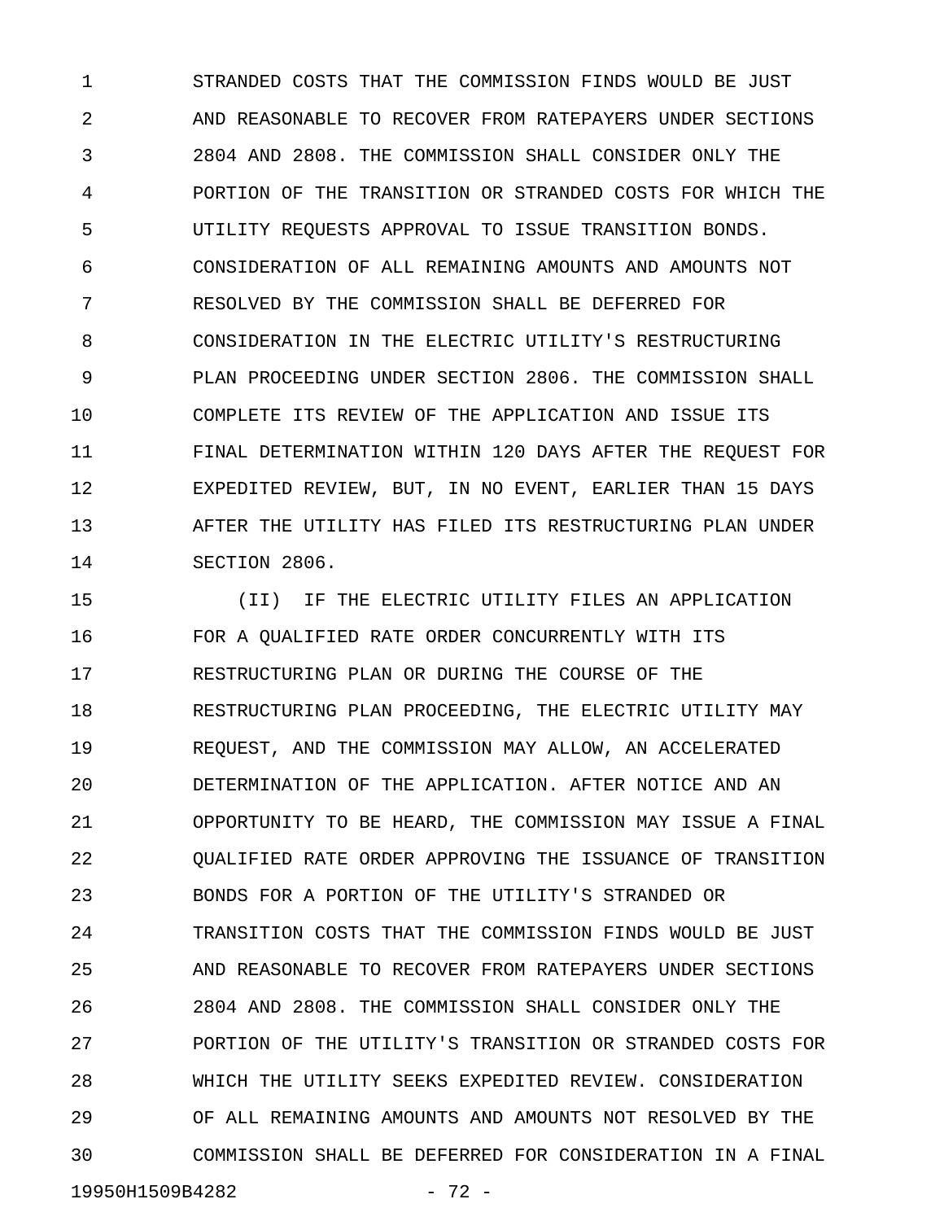STRANDED COSTS THAT THE COMMISSION FINDS WOULD BE JUST AND REASONABLE TO RECOVER FROM RATEPAYERS UNDER SECTIONS 2804 AND 2808. THE COMMISSION SHALL CONSIDER ONLY THE PORTION OF THE TRANSITION OR STRANDED COSTS FOR WHICH THE UTILITY REQUESTS APPROVAL TO ISSUE TRANSITION BONDS. CONSIDERATION OF ALL REMAINING AMOUNTS AND AMOUNTS NOT RESOLVED BY THE COMMISSION SHALL BE DEFERRED FOR CONSIDERATION IN THE ELECTRIC UTILITY'S RESTRUCTURING PLAN PROCEEDING UNDER SECTION 2806. THE COMMISSION SHALL COMPLETE ITS REVIEW OF THE APPLICATION AND ISSUE ITS FINAL DETERMINATION WITHIN 120 DAYS AFTER THE REQUEST FOR EXPEDITED REVIEW, BUT, IN NO EVENT, EARLIER THAN 15 DAYS AFTER THE UTILITY HAS FILED ITS RESTRUCTURING PLAN UNDER SECTION 2806.

(II) IF THE ELECTRIC UTILITY FILES AN APPLICATION FOR A QUALIFIED RATE ORDER CONCURRENTLY WITH ITS RESTRUCTURING PLAN OR DURING THE COURSE OF THE RESTRUCTURING PLAN PROCEEDING, THE ELECTRIC UTILITY MAY REQUEST, AND THE COMMISSION MAY ALLOW, AN ACCELERATED DETERMINATION OF THE APPLICATION. AFTER NOTICE AND AN OPPORTUNITY TO BE HEARD, THE COMMISSION MAY ISSUE A FINAL QUALIFIED RATE ORDER APPROVING THE ISSUANCE OF TRANSITION BONDS FOR A PORTION OF THE UTILITY'S STRANDED OR TRANSITION COSTS THAT THE COMMISSION FINDS WOULD BE JUST AND REASONABLE TO RECOVER FROM RATEPAYERS UNDER SECTIONS 2804 AND 2808. THE COMMISSION SHALL CONSIDER ONLY THE PORTION OF THE UTILITY'S TRANSITION OR STRANDED COSTS FOR WHICH THE UTILITY SEEKS EXPEDITED REVIEW. CONSIDERATION OF ALL REMAINING AMOUNTS AND AMOUNTS NOT RESOLVED BY THE COMMISSION SHALL BE DEFERRED FOR CONSIDERATION IN A FINAL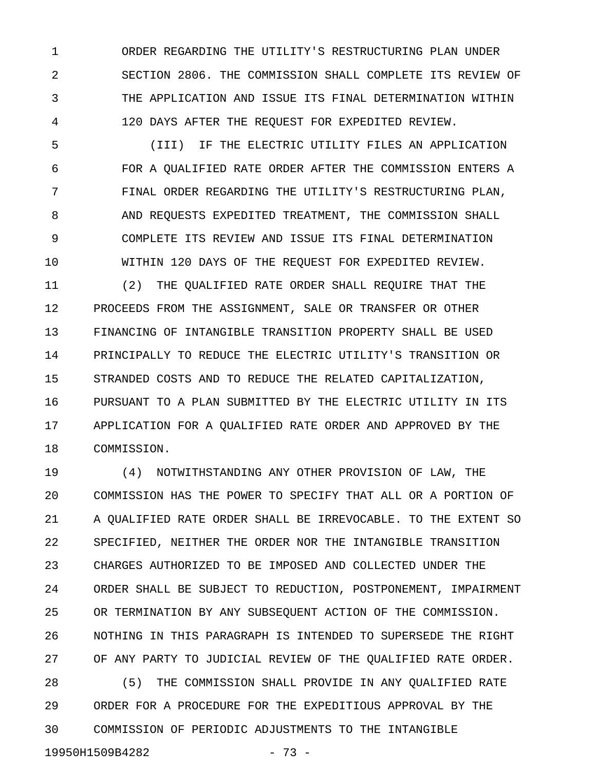ORDER REGARDING THE UTILITY'S RESTRUCTURING PLAN UNDER SECTION 2806. THE COMMISSION SHALL COMPLETE ITS REVIEW OF THE APPLICATION AND ISSUE ITS FINAL DETERMINATION WITHIN 120 DAYS AFTER THE REQUEST FOR EXPEDITED REVIEW.

(III) IF THE ELECTRIC UTILITY FILES AN APPLICATION FOR A QUALIFIED RATE ORDER AFTER THE COMMISSION ENTERS A FINAL ORDER REGARDING THE UTILITY'S RESTRUCTURING PLAN, AND REQUESTS EXPEDITED TREATMENT, THE COMMISSION SHALL COMPLETE ITS REVIEW AND ISSUE ITS FINAL DETERMINATION WITHIN 120 DAYS OF THE REQUEST FOR EXPEDITED REVIEW.

(2) THE QUALIFIED RATE ORDER SHALL REQUIRE THAT THE PROCEEDS FROM THE ASSIGNMENT, SALE OR TRANSFER OR OTHER FINANCING OF INTANGIBLE TRANSITION PROPERTY SHALL BE USED PRINCIPALLY TO REDUCE THE ELECTRIC UTILITY'S TRANSITION OR STRANDED COSTS AND TO REDUCE THE RELATED CAPITALIZATION, PURSUANT TO A PLAN SUBMITTED BY THE ELECTRIC UTILITY IN ITS APPLICATION FOR A QUALIFIED RATE ORDER AND APPROVED BY THE COMMISSION.

(4) NOTWITHSTANDING ANY OTHER PROVISION OF LAW, THE COMMISSION HAS THE POWER TO SPECIFY THAT ALL OR A PORTION OF A QUALIFIED RATE ORDER SHALL BE IRREVOCABLE. TO THE EXTENT SO SPECIFIED, NEITHER THE ORDER NOR THE INTANGIBLE TRANSITION CHARGES AUTHORIZED TO BE IMPOSED AND COLLECTED UNDER THE ORDER SHALL BE SUBJECT TO REDUCTION, POSTPONEMENT, IMPAIRMENT OR TERMINATION BY ANY SUBSEQUENT ACTION OF THE COMMISSION. NOTHING IN THIS PARAGRAPH IS INTENDED TO SUPERSEDE THE RIGHT OF ANY PARTY TO JUDICIAL REVIEW OF THE QUALIFIED RATE ORDER.

(5) THE COMMISSION SHALL PROVIDE IN ANY QUALIFIED RATE ORDER FOR A PROCEDURE FOR THE EXPEDITIOUS APPROVAL BY THE COMMISSION OF PERIODIC ADJUSTMENTS TO THE INTANGIBLE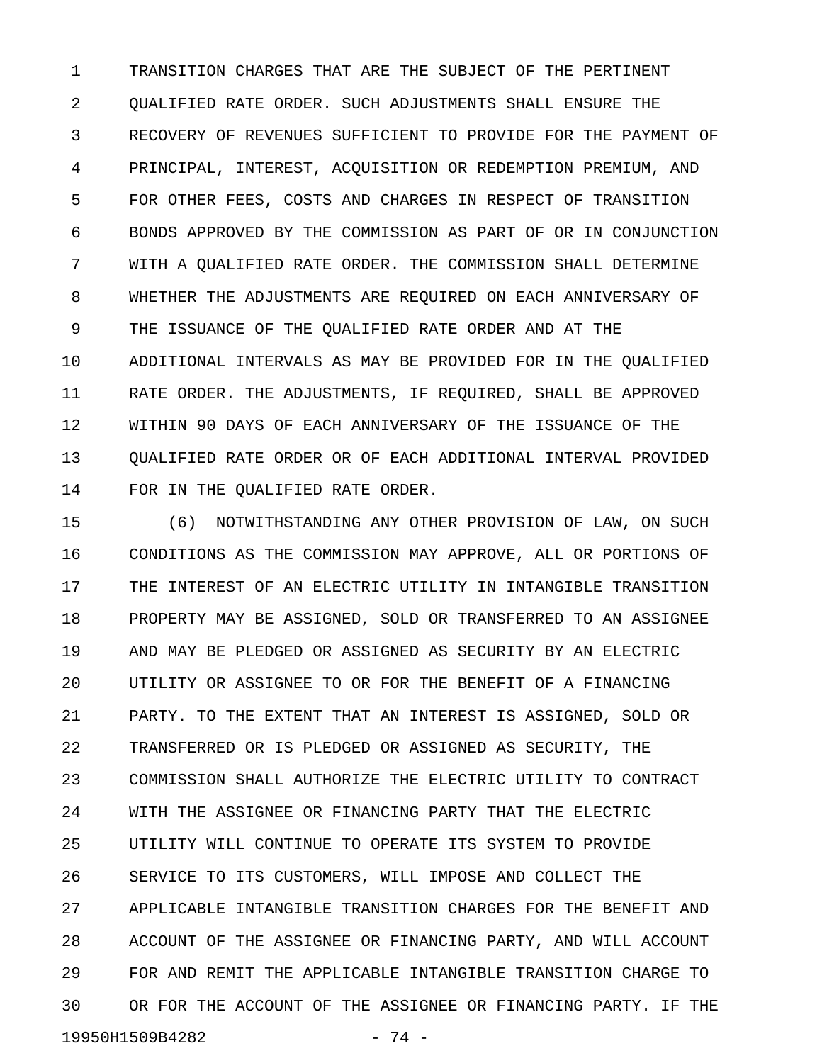TRANSITION CHARGES THAT ARE THE SUBJECT OF THE PERTINENT QUALIFIED RATE ORDER. SUCH ADJUSTMENTS SHALL ENSURE THE RECOVERY OF REVENUES SUFFICIENT TO PROVIDE FOR THE PAYMENT OF PRINCIPAL, INTEREST, ACQUISITION OR REDEMPTION PREMIUM, AND FOR OTHER FEES, COSTS AND CHARGES IN RESPECT OF TRANSITION BONDS APPROVED BY THE COMMISSION AS PART OF OR IN CONJUNCTION WITH A QUALIFIED RATE ORDER. THE COMMISSION SHALL DETERMINE WHETHER THE ADJUSTMENTS ARE REQUIRED ON EACH ANNIVERSARY OF THE ISSUANCE OF THE QUALIFIED RATE ORDER AND AT THE ADDITIONAL INTERVALS AS MAY BE PROVIDED FOR IN THE QUALIFIED RATE ORDER. THE ADJUSTMENTS, IF REQUIRED, SHALL BE APPROVED WITHIN 90 DAYS OF EACH ANNIVERSARY OF THE ISSUANCE OF THE QUALIFIED RATE ORDER OR OF EACH ADDITIONAL INTERVAL PROVIDED FOR IN THE QUALIFIED RATE ORDER.

(6) NOTWITHSTANDING ANY OTHER PROVISION OF LAW, ON SUCH CONDITIONS AS THE COMMISSION MAY APPROVE, ALL OR PORTIONS OF THE INTEREST OF AN ELECTRIC UTILITY IN INTANGIBLE TRANSITION PROPERTY MAY BE ASSIGNED, SOLD OR TRANSFERRED TO AN ASSIGNEE AND MAY BE PLEDGED OR ASSIGNED AS SECURITY BY AN ELECTRIC UTILITY OR ASSIGNEE TO OR FOR THE BENEFIT OF A FINANCING PARTY. TO THE EXTENT THAT AN INTEREST IS ASSIGNED, SOLD OR TRANSFERRED OR IS PLEDGED OR ASSIGNED AS SECURITY, THE COMMISSION SHALL AUTHORIZE THE ELECTRIC UTILITY TO CONTRACT WITH THE ASSIGNEE OR FINANCING PARTY THAT THE ELECTRIC UTILITY WILL CONTINUE TO OPERATE ITS SYSTEM TO PROVIDE SERVICE TO ITS CUSTOMERS, WILL IMPOSE AND COLLECT THE APPLICABLE INTANGIBLE TRANSITION CHARGES FOR THE BENEFIT AND ACCOUNT OF THE ASSIGNEE OR FINANCING PARTY, AND WILL ACCOUNT FOR AND REMIT THE APPLICABLE INTANGIBLE TRANSITION CHARGE TO OR FOR THE ACCOUNT OF THE ASSIGNEE OR FINANCING PARTY. IF THE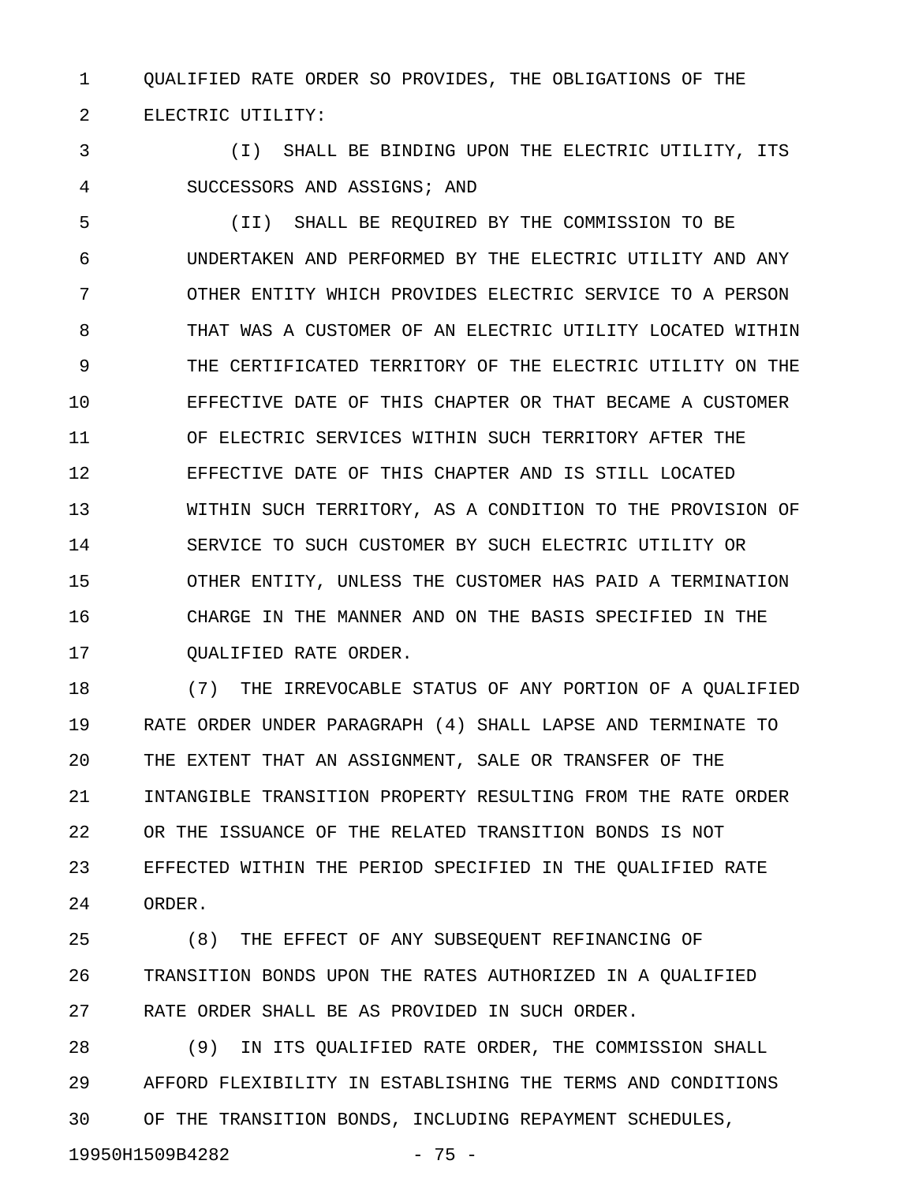QUALIFIED RATE ORDER SO PROVIDES, THE OBLIGATIONS OF THE ELECTRIC UTILITY:

(I) SHALL BE BINDING UPON THE ELECTRIC UTILITY, ITS SUCCESSORS AND ASSIGNS; AND

(II) SHALL BE REQUIRED BY THE COMMISSION TO BE UNDERTAKEN AND PERFORMED BY THE ELECTRIC UTILITY AND ANY OTHER ENTITY WHICH PROVIDES ELECTRIC SERVICE TO A PERSON THAT WAS A CUSTOMER OF AN ELECTRIC UTILITY LOCATED WITHIN THE CERTIFICATED TERRITORY OF THE ELECTRIC UTILITY ON THE EFFECTIVE DATE OF THIS CHAPTER OR THAT BECAME A CUSTOMER OF ELECTRIC SERVICES WITHIN SUCH TERRITORY AFTER THE EFFECTIVE DATE OF THIS CHAPTER AND IS STILL LOCATED WITHIN SUCH TERRITORY, AS A CONDITION TO THE PROVISION OF SERVICE TO SUCH CUSTOMER BY SUCH ELECTRIC UTILITY OR OTHER ENTITY, UNLESS THE CUSTOMER HAS PAID A TERMINATION CHARGE IN THE MANNER AND ON THE BASIS SPECIFIED IN THE QUALIFIED RATE ORDER.

(7) THE IRREVOCABLE STATUS OF ANY PORTION OF A QUALIFIED RATE ORDER UNDER PARAGRAPH (4) SHALL LAPSE AND TERMINATE TO THE EXTENT THAT AN ASSIGNMENT, SALE OR TRANSFER OF THE INTANGIBLE TRANSITION PROPERTY RESULTING FROM THE RATE ORDER OR THE ISSUANCE OF THE RELATED TRANSITION BONDS IS NOT EFFECTED WITHIN THE PERIOD SPECIFIED IN THE QUALIFIED RATE ORDER.

(8) THE EFFECT OF ANY SUBSEQUENT REFINANCING OF TRANSITION BONDS UPON THE RATES AUTHORIZED IN A QUALIFIED RATE ORDER SHALL BE AS PROVIDED IN SUCH ORDER.

(9) IN ITS QUALIFIED RATE ORDER, THE COMMISSION SHALL AFFORD FLEXIBILITY IN ESTABLISHING THE TERMS AND CONDITIONS OF THE TRANSITION BONDS, INCLUDING REPAYMENT SCHEDULES,

19950H1509B4282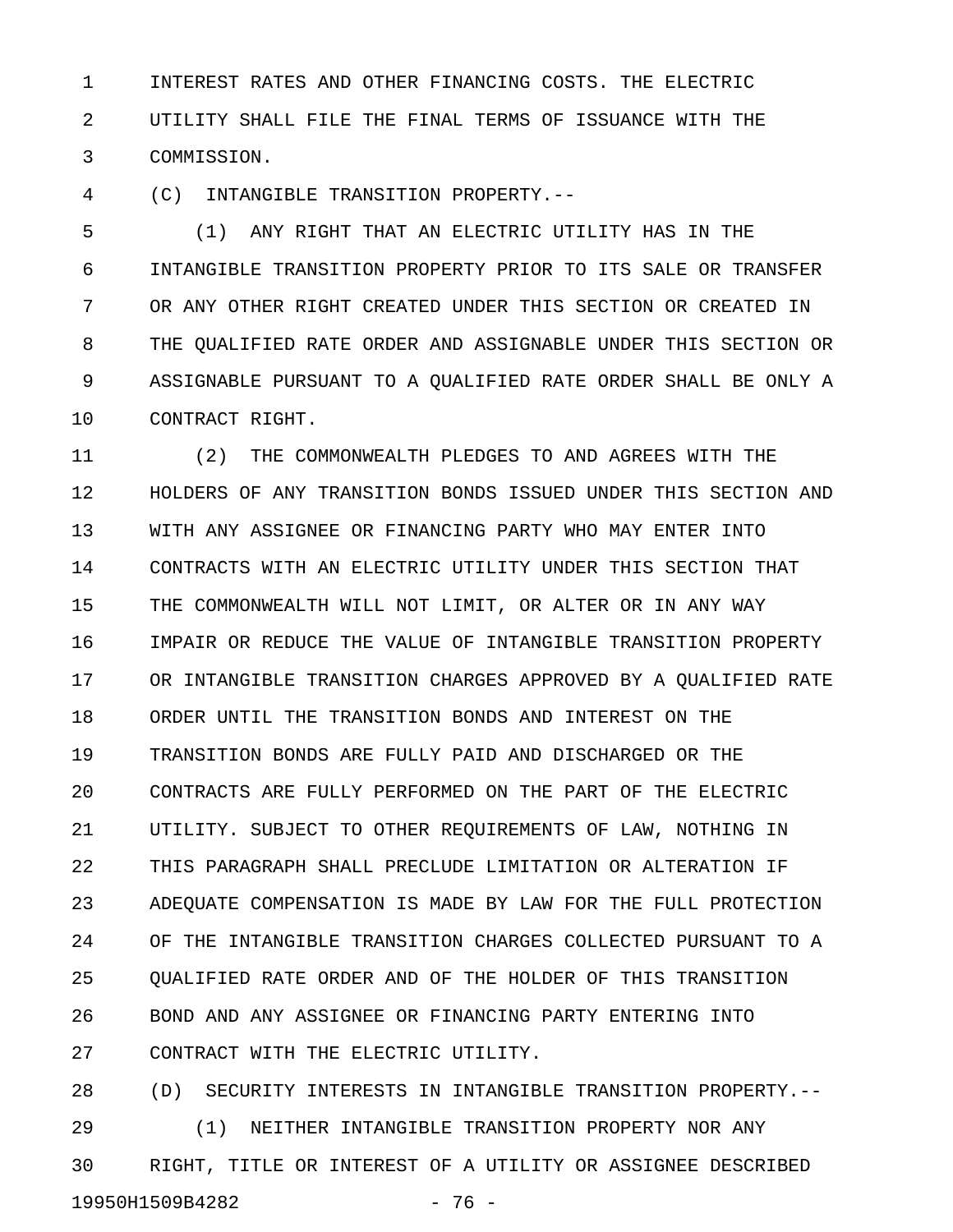INTEREST RATES AND OTHER FINANCING COSTS. THE ELECTRIC UTILITY SHALL FILE THE FINAL TERMS OF ISSUANCE WITH THE COMMISSION.

(C) INTANGIBLE TRANSITION PROPERTY.--

(1) ANY RIGHT THAT AN ELECTRIC UTILITY HAS IN THE INTANGIBLE TRANSITION PROPERTY PRIOR TO ITS SALE OR TRANSFER OR ANY OTHER RIGHT CREATED UNDER THIS SECTION OR CREATED IN THE QUALIFIED RATE ORDER AND ASSIGNABLE UNDER THIS SECTION OR ASSIGNABLE PURSUANT TO A QUALIFIED RATE ORDER SHALL BE ONLY A CONTRACT RIGHT.

(2) THE COMMONWEALTH PLEDGES TO AND AGREES WITH THE HOLDERS OF ANY TRANSITION BONDS ISSUED UNDER THIS SECTION AND WITH ANY ASSIGNEE OR FINANCING PARTY WHO MAY ENTER INTO CONTRACTS WITH AN ELECTRIC UTILITY UNDER THIS SECTION THAT THE COMMONWEALTH WILL NOT LIMIT, OR ALTER OR IN ANY WAY IMPAIR OR REDUCE THE VALUE OF INTANGIBLE TRANSITION PROPERTY OR INTANGIBLE TRANSITION CHARGES APPROVED BY A QUALIFIED RATE ORDER UNTIL THE TRANSITION BONDS AND INTEREST ON THE TRANSITION BONDS ARE FULLY PAID AND DISCHARGED OR THE CONTRACTS ARE FULLY PERFORMED ON THE PART OF THE ELECTRIC UTILITY. SUBJECT TO OTHER REQUIREMENTS OF LAW, NOTHING IN THIS PARAGRAPH SHALL PRECLUDE LIMITATION OR ALTERATION IF ADEQUATE COMPENSATION IS MADE BY LAW FOR THE FULL PROTECTION OF THE INTANGIBLE TRANSITION CHARGES COLLECTED PURSUANT TO A QUALIFIED RATE ORDER AND OF THE HOLDER OF THIS TRANSITION BOND AND ANY ASSIGNEE OR FINANCING PARTY ENTERING INTO CONTRACT WITH THE ELECTRIC UTILITY.

(D) SECURITY INTERESTS IN INTANGIBLE TRANSITION PROPERTY.--

(1) NEITHER INTANGIBLE TRANSITION PROPERTY NOR ANY RIGHT, TITLE OR INTEREST OF A UTILITY OR ASSIGNEE DESCRIBED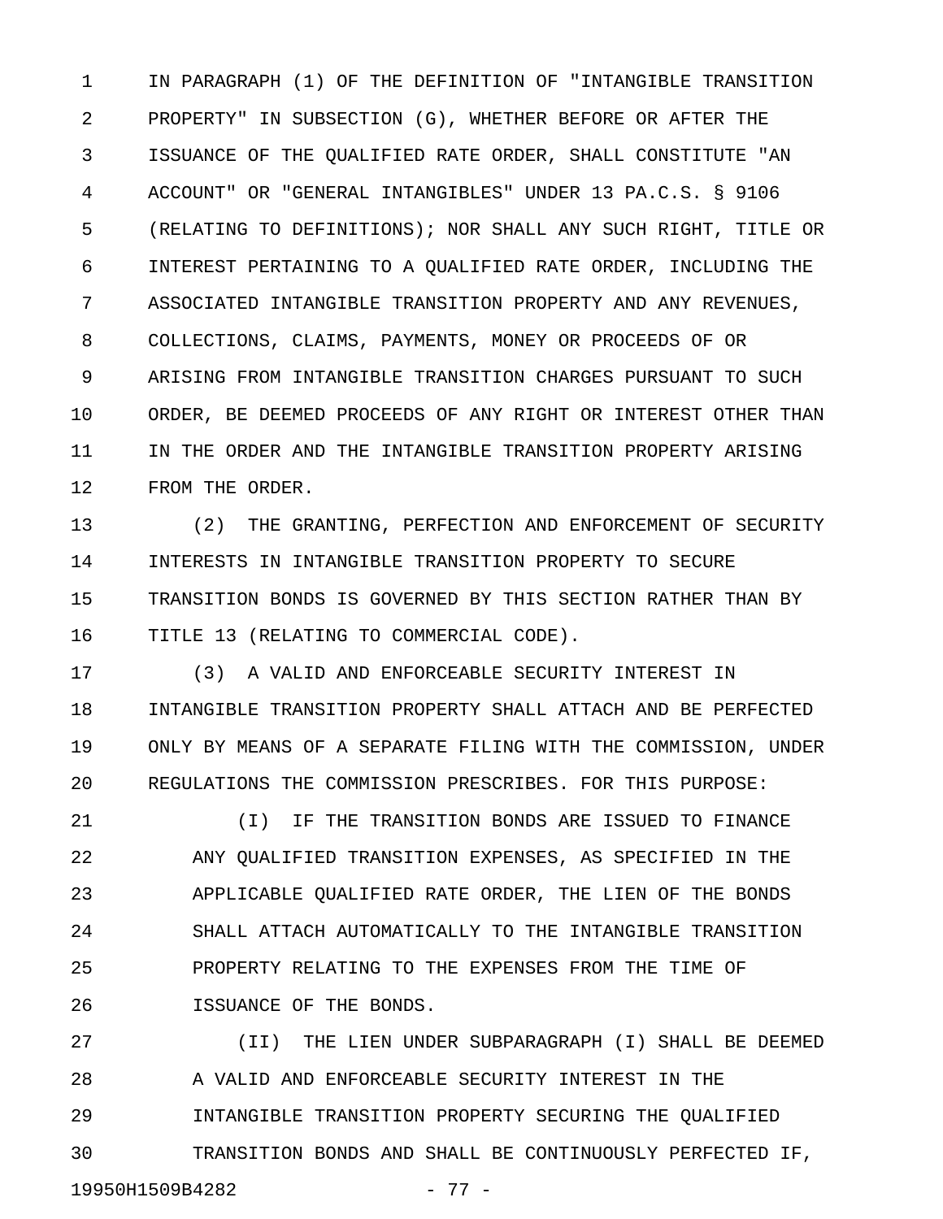IN PARAGRAPH (1) OF THE DEFINITION OF "INTANGIBLE TRANSITION PROPERTY" IN SUBSECTION (G), WHETHER BEFORE OR AFTER THE ISSUANCE OF THE QUALIFIED RATE ORDER, SHALL CONSTITUTE "AN ACCOUNT" OR "GENERAL INTANGIBLES" UNDER 13 PA.C.S. § 9106 (RELATING TO DEFINITIONS); NOR SHALL ANY SUCH RIGHT, TITLE OR INTEREST PERTAINING TO A QUALIFIED RATE ORDER, INCLUDING THE ASSOCIATED INTANGIBLE TRANSITION PROPERTY AND ANY REVENUES, COLLECTIONS, CLAIMS, PAYMENTS, MONEY OR PROCEEDS OF OR ARISING FROM INTANGIBLE TRANSITION CHARGES PURSUANT TO SUCH ORDER, BE DEEMED PROCEEDS OF ANY RIGHT OR INTEREST OTHER THAN IN THE ORDER AND THE INTANGIBLE TRANSITION PROPERTY ARISING FROM THE ORDER.

(2) THE GRANTING, PERFECTION AND ENFORCEMENT OF SECURITY INTERESTS IN INTANGIBLE TRANSITION PROPERTY TO SECURE TRANSITION BONDS IS GOVERNED BY THIS SECTION RATHER THAN BY TITLE 13 (RELATING TO COMMERCIAL CODE).

(3) A VALID AND ENFORCEABLE SECURITY INTEREST IN INTANGIBLE TRANSITION PROPERTY SHALL ATTACH AND BE PERFECTED ONLY BY MEANS OF A SEPARATE FILING WITH THE COMMISSION, UNDER REGULATIONS THE COMMISSION PRESCRIBES. FOR THIS PURPOSE:

(I) IF THE TRANSITION BONDS ARE ISSUED TO FINANCE ANY QUALIFIED TRANSITION EXPENSES, AS SPECIFIED IN THE APPLICABLE QUALIFIED RATE ORDER, THE LIEN OF THE BONDS SHALL ATTACH AUTOMATICALLY TO THE INTANGIBLE TRANSITION PROPERTY RELATING TO THE EXPENSES FROM THE TIME OF ISSUANCE OF THE BONDS.

(II) THE LIEN UNDER SUBPARAGRAPH (I) SHALL BE DEEMED A VALID AND ENFORCEABLE SECURITY INTEREST IN THE INTANGIBLE TRANSITION PROPERTY SECURING THE QUALIFIED TRANSITION BONDS AND SHALL BE CONTINUOUSLY PERFECTED IF,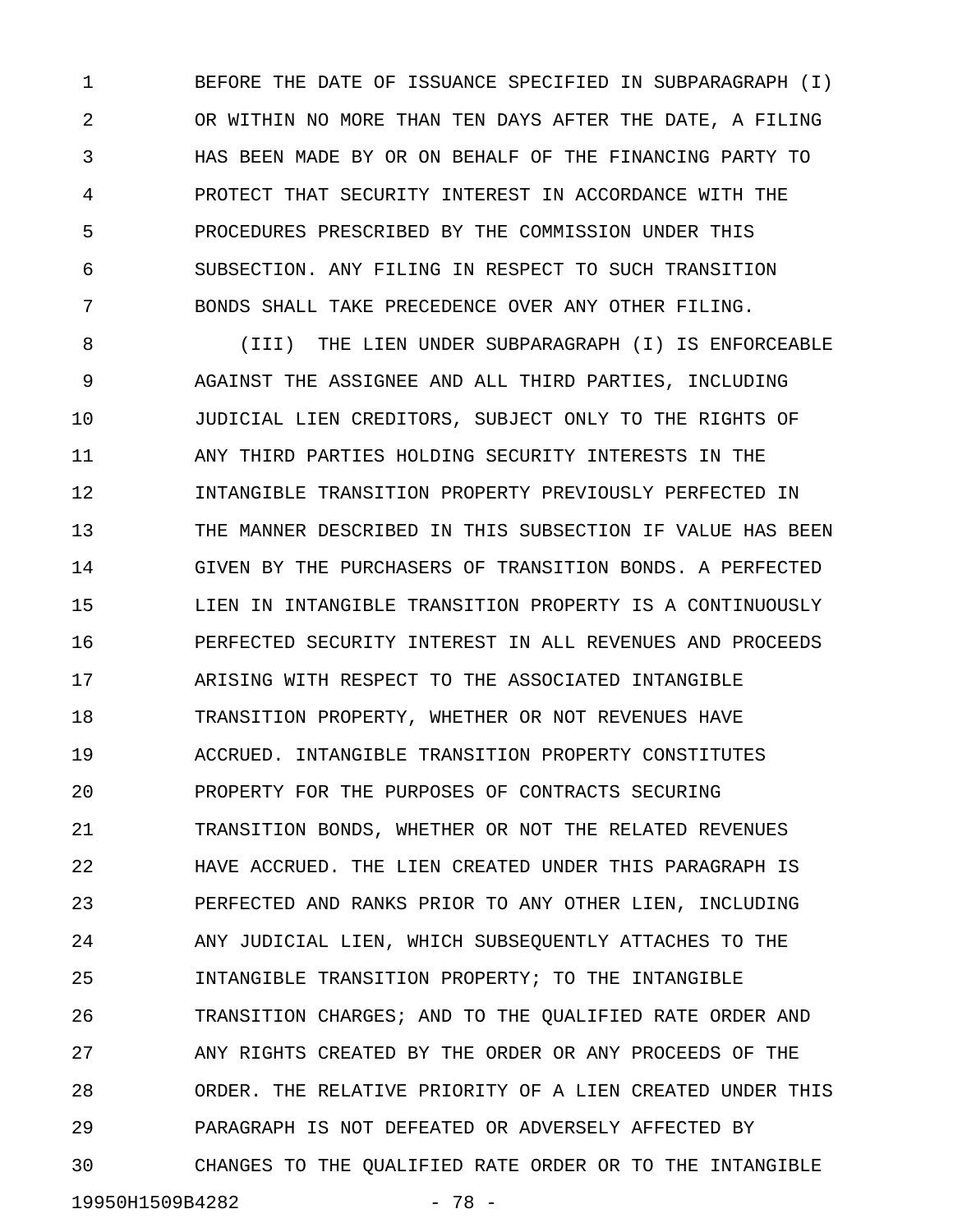BEFORE THE DATE OF ISSUANCE SPECIFIED IN SUBPARAGRAPH (I) OR WITHIN NO MORE THAN TEN DAYS AFTER THE DATE, A FILING HAS BEEN MADE BY OR ON BEHALF OF THE FINANCING PARTY TO PROTECT THAT SECURITY INTEREST IN ACCORDANCE WITH THE PROCEDURES PRESCRIBED BY THE COMMISSION UNDER THIS SUBSECTION. ANY FILING IN RESPECT TO SUCH TRANSITION BONDS SHALL TAKE PRECEDENCE OVER ANY OTHER FILING.

(III) THE LIEN UNDER SUBPARAGRAPH (I) IS ENFORCEABLE AGAINST THE ASSIGNEE AND ALL THIRD PARTIES, INCLUDING JUDICIAL LIEN CREDITORS, SUBJECT ONLY TO THE RIGHTS OF ANY THIRD PARTIES HOLDING SECURITY INTERESTS IN THE INTANGIBLE TRANSITION PROPERTY PREVIOUSLY PERFECTED IN THE MANNER DESCRIBED IN THIS SUBSECTION IF VALUE HAS BEEN GIVEN BY THE PURCHASERS OF TRANSITION BONDS. A PERFECTED LIEN IN INTANGIBLE TRANSITION PROPERTY IS A CONTINUOUSLY PERFECTED SECURITY INTEREST IN ALL REVENUES AND PROCEEDS ARISING WITH RESPECT TO THE ASSOCIATED INTANGIBLE TRANSITION PROPERTY, WHETHER OR NOT REVENUES HAVE ACCRUED. INTANGIBLE TRANSITION PROPERTY CONSTITUTES PROPERTY FOR THE PURPOSES OF CONTRACTS SECURING TRANSITION BONDS, WHETHER OR NOT THE RELATED REVENUES HAVE ACCRUED. THE LIEN CREATED UNDER THIS PARAGRAPH IS PERFECTED AND RANKS PRIOR TO ANY OTHER LIEN, INCLUDING ANY JUDICIAL LIEN, WHICH SUBSEQUENTLY ATTACHES TO THE INTANGIBLE TRANSITION PROPERTY; TO THE INTANGIBLE TRANSITION CHARGES; AND TO THE QUALIFIED RATE ORDER AND ANY RIGHTS CREATED BY THE ORDER OR ANY PROCEEDS OF THE ORDER. THE RELATIVE PRIORITY OF A LIEN CREATED UNDER THIS PARAGRAPH IS NOT DEFEATED OR ADVERSELY AFFECTED BY CHANGES TO THE QUALIFIED RATE ORDER OR TO THE INTANGIBLE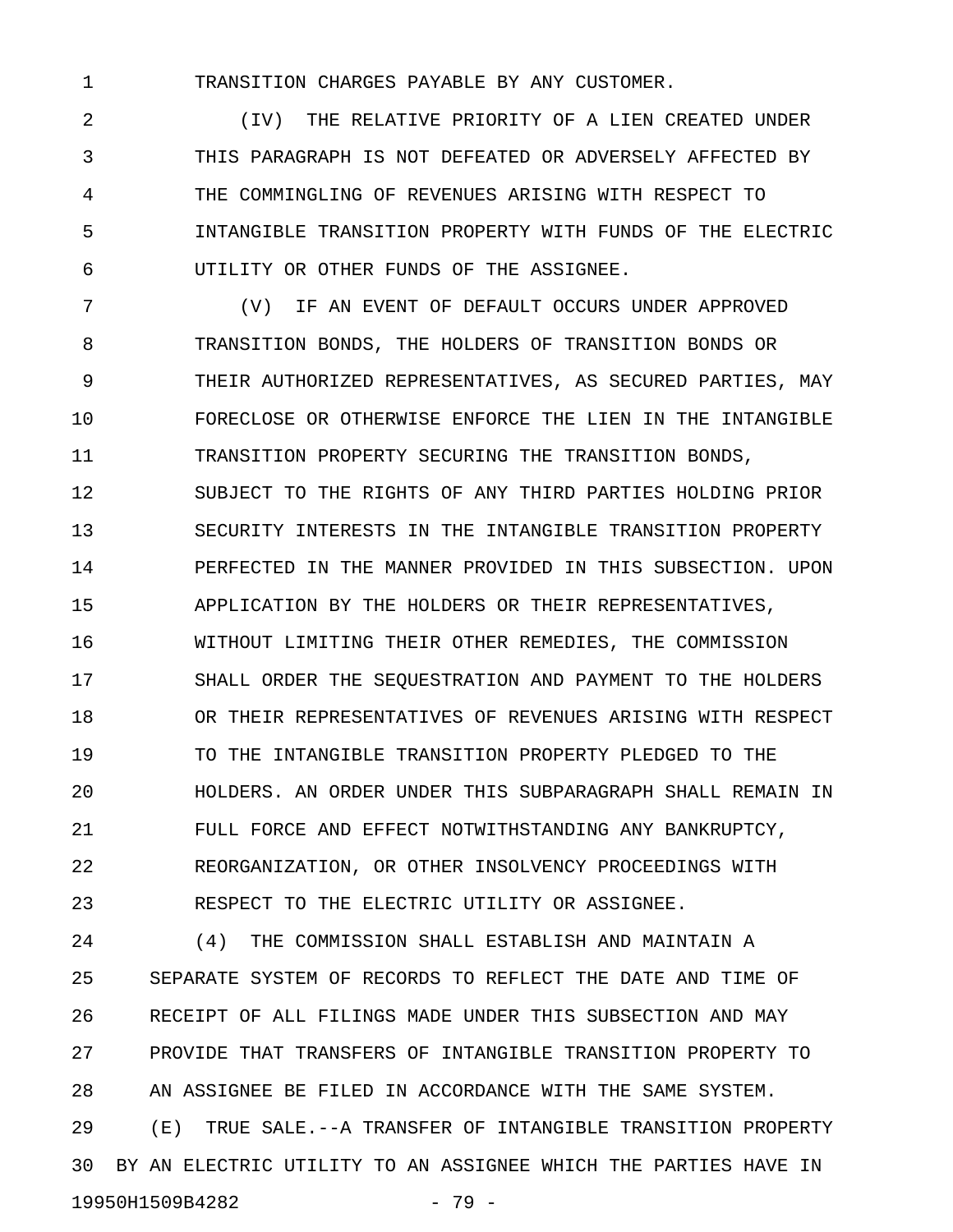TRANSITION CHARGES PAYABLE BY ANY CUSTOMER.

(IV) THE RELATIVE PRIORITY OF A LIEN CREATED UNDER THIS PARAGRAPH IS NOT DEFEATED OR ADVERSELY AFFECTED BY THE COMMINGLING OF REVENUES ARISING WITH RESPECT TO INTANGIBLE TRANSITION PROPERTY WITH FUNDS OF THE ELECTRIC UTILITY OR OTHER FUNDS OF THE ASSIGNEE.

(V) IF AN EVENT OF DEFAULT OCCURS UNDER APPROVED TRANSITION BONDS, THE HOLDERS OF TRANSITION BONDS OR THEIR AUTHORIZED REPRESENTATIVES, AS SECURED PARTIES, MAY FORECLOSE OR OTHERWISE ENFORCE THE LIEN IN THE INTANGIBLE TRANSITION PROPERTY SECURING THE TRANSITION BONDS, SUBJECT TO THE RIGHTS OF ANY THIRD PARTIES HOLDING PRIOR SECURITY INTERESTS IN THE INTANGIBLE TRANSITION PROPERTY PERFECTED IN THE MANNER PROVIDED IN THIS SUBSECTION. UPON APPLICATION BY THE HOLDERS OR THEIR REPRESENTATIVES, WITHOUT LIMITING THEIR OTHER REMEDIES, THE COMMISSION SHALL ORDER THE SEQUESTRATION AND PAYMENT TO THE HOLDERS OR THEIR REPRESENTATIVES OF REVENUES ARISING WITH RESPECT TO THE INTANGIBLE TRANSITION PROPERTY PLEDGED TO THE HOLDERS. AN ORDER UNDER THIS SUBPARAGRAPH SHALL REMAIN IN FULL FORCE AND EFFECT NOTWITHSTANDING ANY BANKRUPTCY, REORGANIZATION, OR OTHER INSOLVENCY PROCEEDINGS WITH RESPECT TO THE ELECTRIC UTILITY OR ASSIGNEE.

(4) THE COMMISSION SHALL ESTABLISH AND MAINTAIN A SEPARATE SYSTEM OF RECORDS TO REFLECT THE DATE AND TIME OF RECEIPT OF ALL FILINGS MADE UNDER THIS SUBSECTION AND MAY PROVIDE THAT TRANSFERS OF INTANGIBLE TRANSITION PROPERTY TO AN ASSIGNEE BE FILED IN ACCORDANCE WITH THE SAME SYSTEM.

(E) TRUE SALE.--A TRANSFER OF INTANGIBLE TRANSITION PROPERTY BY AN ELECTRIC UTILITY TO AN ASSIGNEE WHICH THE PARTIES HAVE IN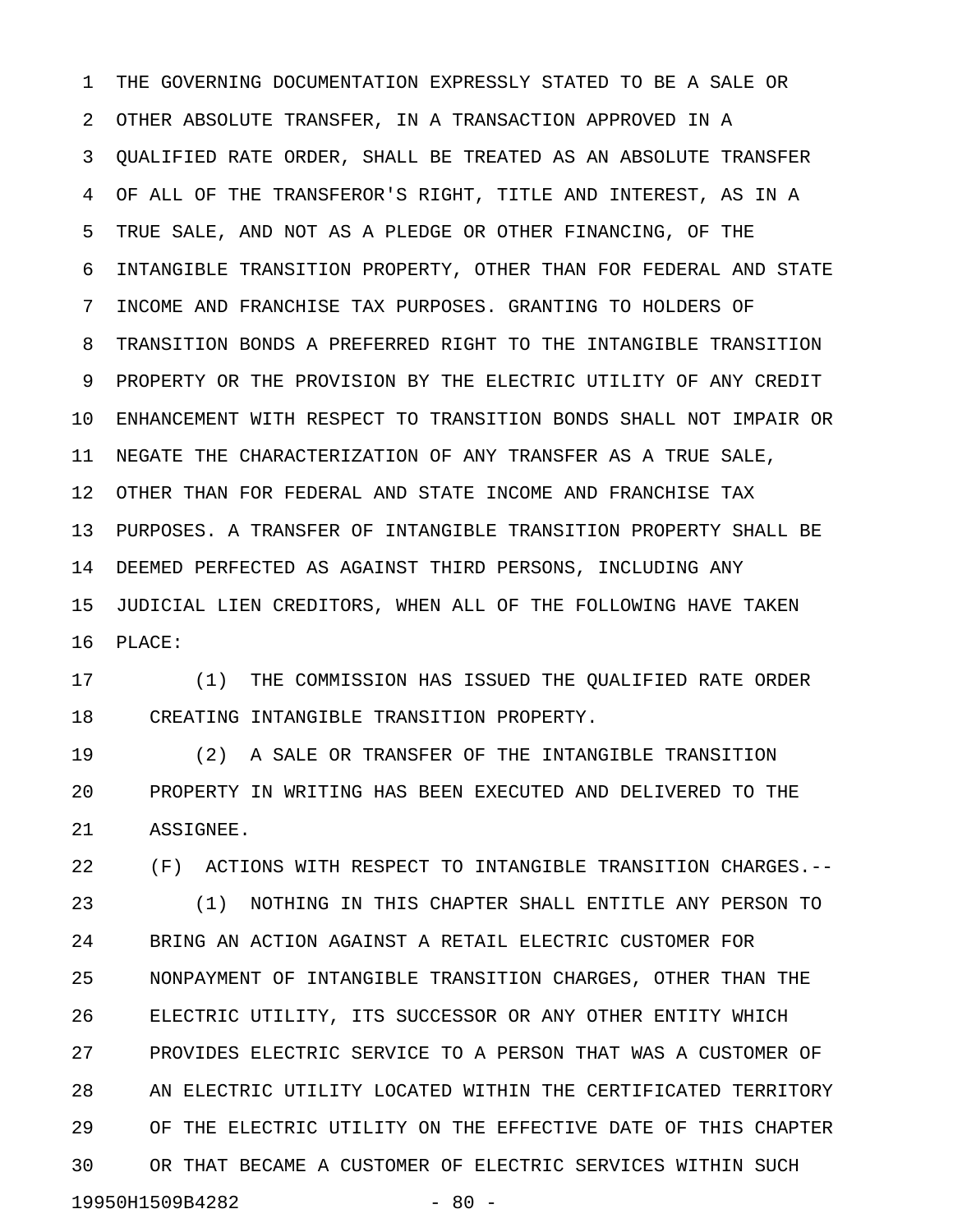THE GOVERNING DOCUMENTATION EXPRESSLY STATED TO BE A SALE OR OTHER ABSOLUTE TRANSFER, IN A TRANSACTION APPROVED IN A QUALIFIED RATE ORDER, SHALL BE TREATED AS AN ABSOLUTE TRANSFER OF ALL OF THE TRANSFEROR'S RIGHT, TITLE AND INTEREST, AS IN A TRUE SALE, AND NOT AS A PLEDGE OR OTHER FINANCING, OF THE INTANGIBLE TRANSITION PROPERTY, OTHER THAN FOR FEDERAL AND STATE INCOME AND FRANCHISE TAX PURPOSES. GRANTING TO HOLDERS OF TRANSITION BONDS A PREFERRED RIGHT TO THE INTANGIBLE TRANSITION PROPERTY OR THE PROVISION BY THE ELECTRIC UTILITY OF ANY CREDIT ENHANCEMENT WITH RESPECT TO TRANSITION BONDS SHALL NOT IMPAIR OR NEGATE THE CHARACTERIZATION OF ANY TRANSFER AS A TRUE SALE, OTHER THAN FOR FEDERAL AND STATE INCOME AND FRANCHISE TAX PURPOSES. A TRANSFER OF INTANGIBLE TRANSITION PROPERTY SHALL BE DEEMED PERFECTED AS AGAINST THIRD PERSONS, INCLUDING ANY JUDICIAL LIEN CREDITORS, WHEN ALL OF THE FOLLOWING HAVE TAKEN PLACE:

(1) THE COMMISSION HAS ISSUED THE QUALIFIED RATE ORDER CREATING INTANGIBLE TRANSITION PROPERTY.

(2) A SALE OR TRANSFER OF THE INTANGIBLE TRANSITION PROPERTY IN WRITING HAS BEEN EXECUTED AND DELIVERED TO THE ASSIGNEE.

(F) ACTIONS WITH RESPECT TO INTANGIBLE TRANSITION CHARGES.--

(1) NOTHING IN THIS CHAPTER SHALL ENTITLE ANY PERSON TO BRING AN ACTION AGAINST A RETAIL ELECTRIC CUSTOMER FOR NONPAYMENT OF INTANGIBLE TRANSITION CHARGES, OTHER THAN THE ELECTRIC UTILITY, ITS SUCCESSOR OR ANY OTHER ENTITY WHICH PROVIDES ELECTRIC SERVICE TO A PERSON THAT WAS A CUSTOMER OF AN ELECTRIC UTILITY LOCATED WITHIN THE CERTIFICATED TERRITORY OF THE ELECTRIC UTILITY ON THE EFFECTIVE DATE OF THIS CHAPTER OR THAT BECAME A CUSTOMER OF ELECTRIC SERVICES WITHIN SUCH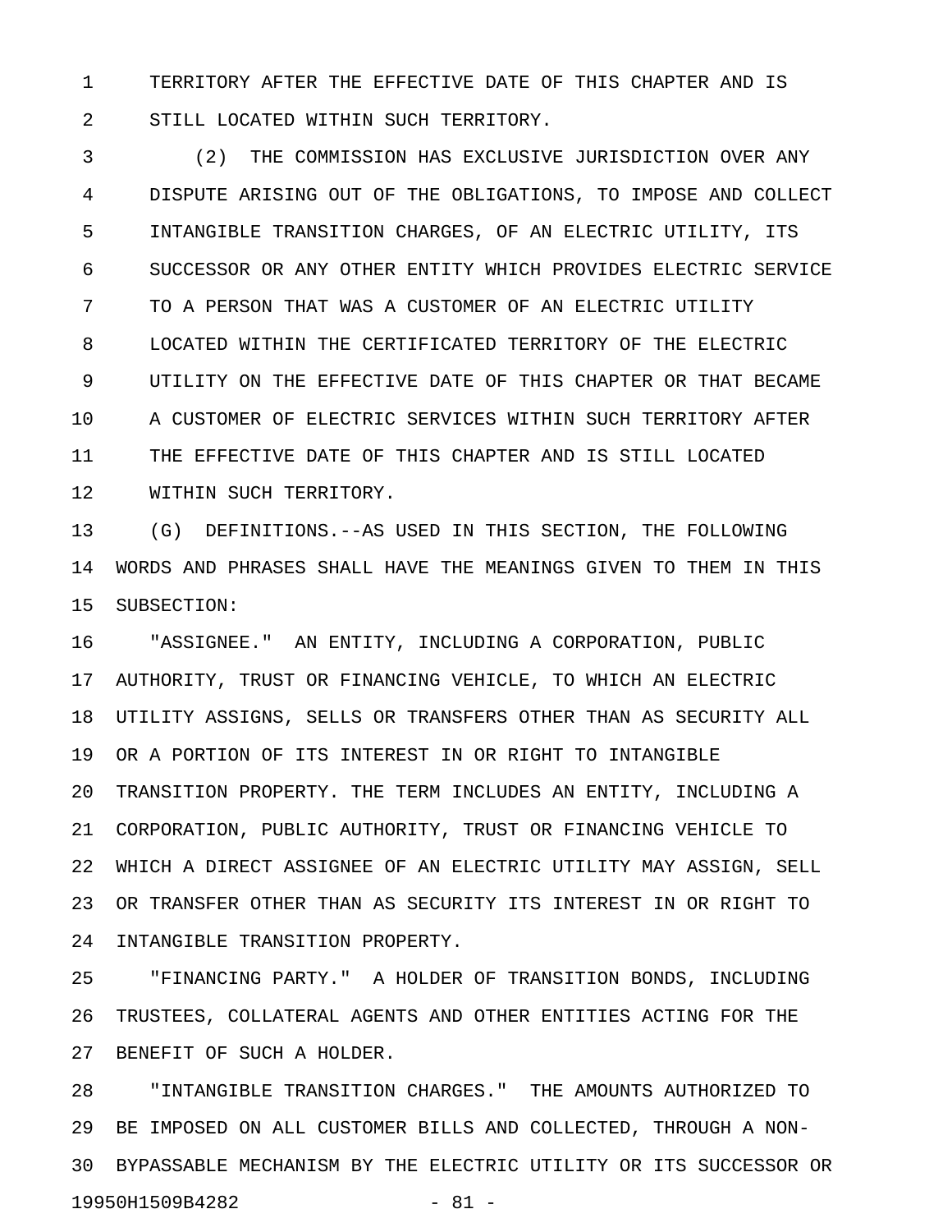TERRITORY AFTER THE EFFECTIVE DATE OF THIS CHAPTER AND IS STILL LOCATED WITHIN SUCH TERRITORY.

(2) THE COMMISSION HAS EXCLUSIVE JURISDICTION OVER ANY DISPUTE ARISING OUT OF THE OBLIGATIONS, TO IMPOSE AND COLLECT INTANGIBLE TRANSITION CHARGES, OF AN ELECTRIC UTILITY, ITS SUCCESSOR OR ANY OTHER ENTITY WHICH PROVIDES ELECTRIC SERVICE TO A PERSON THAT WAS A CUSTOMER OF AN ELECTRIC UTILITY LOCATED WITHIN THE CERTIFICATED TERRITORY OF THE ELECTRIC UTILITY ON THE EFFECTIVE DATE OF THIS CHAPTER OR THAT BECAME A CUSTOMER OF ELECTRIC SERVICES WITHIN SUCH TERRITORY AFTER THE EFFECTIVE DATE OF THIS CHAPTER AND IS STILL LOCATED WITHIN SUCH TERRITORY.

(G) DEFINITIONS.--AS USED IN THIS SECTION, THE FOLLOWING WORDS AND PHRASES SHALL HAVE THE MEANINGS GIVEN TO THEM IN THIS SUBSECTION:

"ASSIGNEE." AN ENTITY, INCLUDING A CORPORATION, PUBLIC AUTHORITY, TRUST OR FINANCING VEHICLE, TO WHICH AN ELECTRIC UTILITY ASSIGNS, SELLS OR TRANSFERS OTHER THAN AS SECURITY ALL OR A PORTION OF ITS INTEREST IN OR RIGHT TO INTANGIBLE TRANSITION PROPERTY. THE TERM INCLUDES AN ENTITY, INCLUDING A CORPORATION, PUBLIC AUTHORITY, TRUST OR FINANCING VEHICLE TO WHICH A DIRECT ASSIGNEE OF AN ELECTRIC UTILITY MAY ASSIGN, SELL OR TRANSFER OTHER THAN AS SECURITY ITS INTEREST IN OR RIGHT TO INTANGIBLE TRANSITION PROPERTY.

"FINANCING PARTY." A HOLDER OF TRANSITION BONDS, INCLUDING TRUSTEES, COLLATERAL AGENTS AND OTHER ENTITIES ACTING FOR THE BENEFIT OF SUCH A HOLDER.

"INTANGIBLE TRANSITION CHARGES." THE AMOUNTS AUTHORIZED TO BE IMPOSED ON ALL CUSTOMER BILLS AND COLLECTED, THROUGH A NON-BYPASSABLE MECHANISM BY THE ELECTRIC UTILITY OR ITS SUCCESSOR OR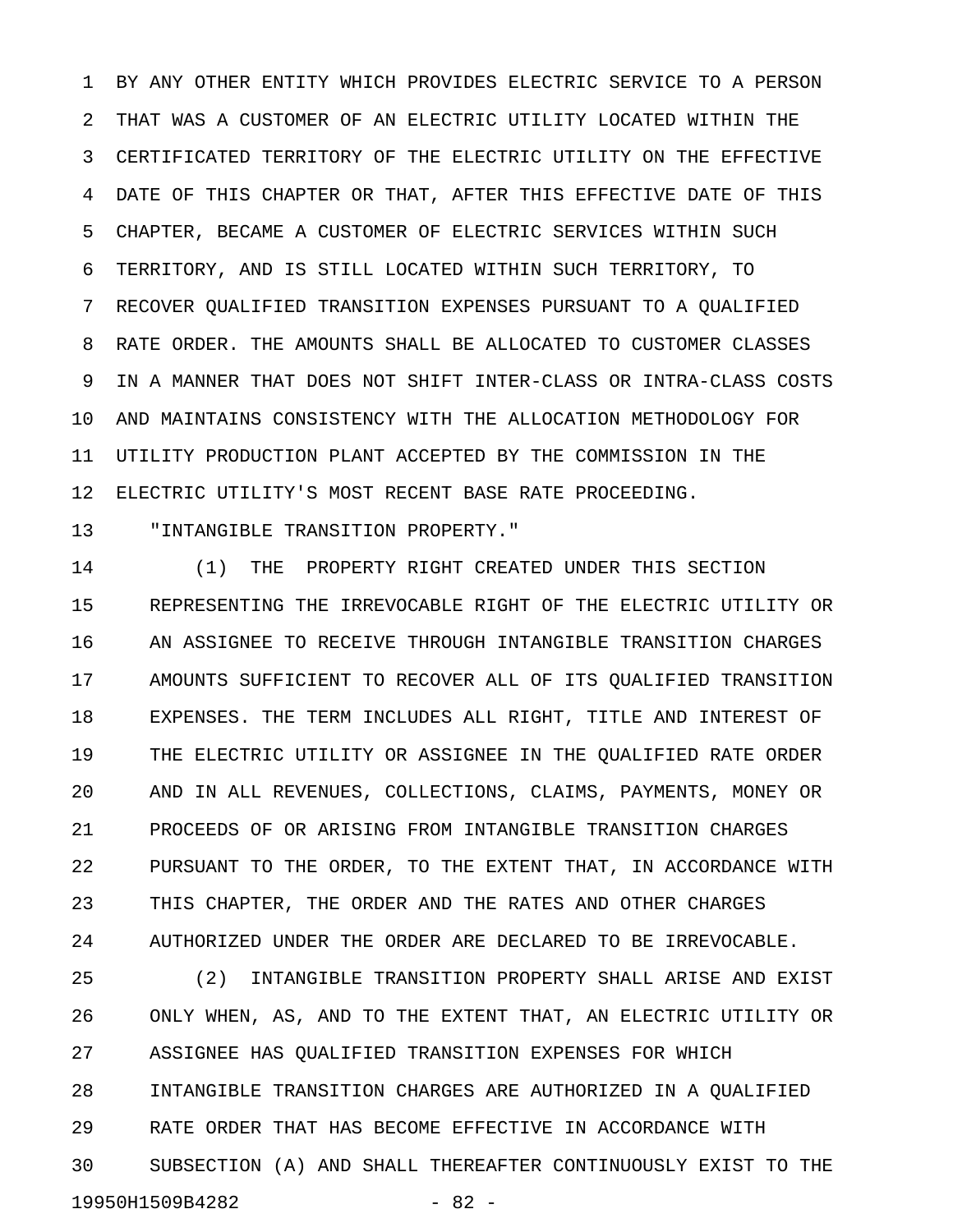BY ANY OTHER ENTITY WHICH PROVIDES ELECTRIC SERVICE TO A PERSON THAT WAS A CUSTOMER OF AN ELECTRIC UTILITY LOCATED WITHIN THE CERTIFICATED TERRITORY OF THE ELECTRIC UTILITY ON THE EFFECTIVE DATE OF THIS CHAPTER OR THAT, AFTER THIS EFFECTIVE DATE OF THIS CHAPTER, BECAME A CUSTOMER OF ELECTRIC SERVICES WITHIN SUCH TERRITORY, AND IS STILL LOCATED WITHIN SUCH TERRITORY, TO RECOVER QUALIFIED TRANSITION EXPENSES PURSUANT TO A QUALIFIED RATE ORDER. THE AMOUNTS SHALL BE ALLOCATED TO CUSTOMER CLASSES IN A MANNER THAT DOES NOT SHIFT INTER-CLASS OR INTRA-CLASS COSTS AND MAINTAINS CONSISTENCY WITH THE ALLOCATION METHODOLOGY FOR UTILITY PRODUCTION PLANT ACCEPTED BY THE COMMISSION IN THE ELECTRIC UTILITY'S MOST RECENT BASE RATE PROCEEDING.

"INTANGIBLE TRANSITION PROPERTY."

(1) THE PROPERTY RIGHT CREATED UNDER THIS SECTION REPRESENTING THE IRREVOCABLE RIGHT OF THE ELECTRIC UTILITY OR AN ASSIGNEE TO RECEIVE THROUGH INTANGIBLE TRANSITION CHARGES AMOUNTS SUFFICIENT TO RECOVER ALL OF ITS QUALIFIED TRANSITION EXPENSES. THE TERM INCLUDES ALL RIGHT, TITLE AND INTEREST OF THE ELECTRIC UTILITY OR ASSIGNEE IN THE QUALIFIED RATE ORDER AND IN ALL REVENUES, COLLECTIONS, CLAIMS, PAYMENTS, MONEY OR PROCEEDS OF OR ARISING FROM INTANGIBLE TRANSITION CHARGES PURSUANT TO THE ORDER, TO THE EXTENT THAT, IN ACCORDANCE WITH THIS CHAPTER, THE ORDER AND THE RATES AND OTHER CHARGES AUTHORIZED UNDER THE ORDER ARE DECLARED TO BE IRREVOCABLE.

(2) INTANGIBLE TRANSITION PROPERTY SHALL ARISE AND EXIST ONLY WHEN, AS, AND TO THE EXTENT THAT, AN ELECTRIC UTILITY OR ASSIGNEE HAS QUALIFIED TRANSITION EXPENSES FOR WHICH INTANGIBLE TRANSITION CHARGES ARE AUTHORIZED IN A QUALIFIED RATE ORDER THAT HAS BECOME EFFECTIVE IN ACCORDANCE WITH SUBSECTION (A) AND SHALL THEREAFTER CONTINUOUSLY EXIST TO THE

19950H1509B4282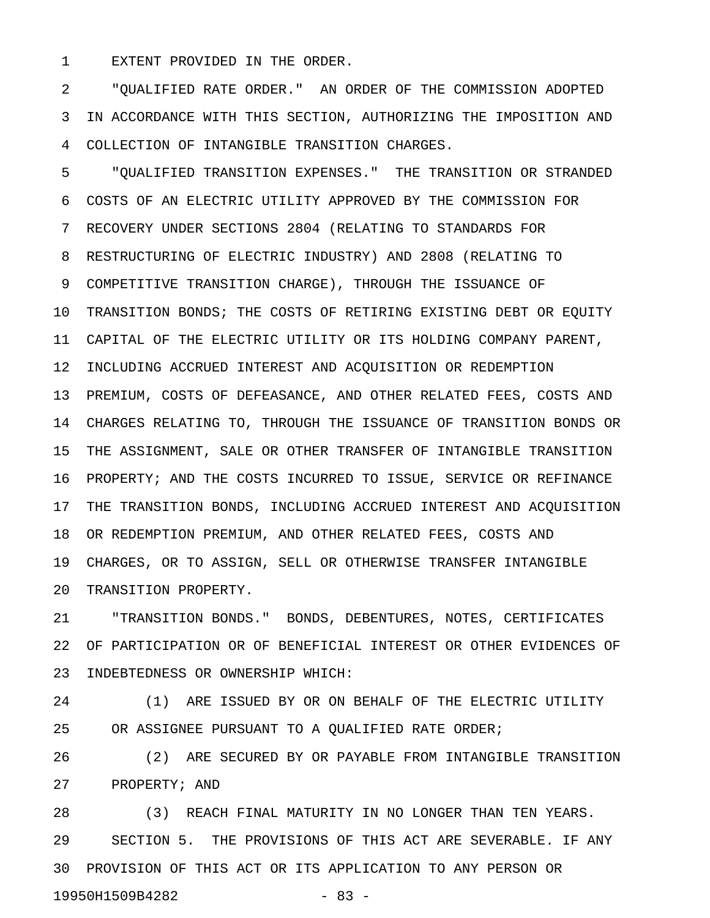EXTENT PROVIDED IN THE ORDER.

"QUALIFIED RATE ORDER." AN ORDER OF THE COMMISSION ADOPTED IN ACCORDANCE WITH THIS SECTION, AUTHORIZING THE IMPOSITION AND COLLECTION OF INTANGIBLE TRANSITION CHARGES.

"QUALIFIED TRANSITION EXPENSES." THE TRANSITION OR STRANDED COSTS OF AN ELECTRIC UTILITY APPROVED BY THE COMMISSION FOR RECOVERY UNDER SECTIONS 2804 (RELATING TO STANDARDS FOR RESTRUCTURING OF ELECTRIC INDUSTRY) AND 2808 (RELATING TO COMPETITIVE TRANSITION CHARGE), THROUGH THE ISSUANCE OF TRANSITION BONDS; THE COSTS OF RETIRING EXISTING DEBT OR EQUITY CAPITAL OF THE ELECTRIC UTILITY OR ITS HOLDING COMPANY PARENT, INCLUDING ACCRUED INTEREST AND ACQUISITION OR REDEMPTION PREMIUM, COSTS OF DEFEASANCE, AND OTHER RELATED FEES, COSTS AND CHARGES RELATING TO, THROUGH THE ISSUANCE OF TRANSITION BONDS OR THE ASSIGNMENT, SALE OR OTHER TRANSFER OF INTANGIBLE TRANSITION PROPERTY; AND THE COSTS INCURRED TO ISSUE, SERVICE OR REFINANCE THE TRANSITION BONDS, INCLUDING ACCRUED INTEREST AND ACQUISITION OR REDEMPTION PREMIUM, AND OTHER RELATED FEES, COSTS AND CHARGES, OR TO ASSIGN, SELL OR OTHERWISE TRANSFER INTANGIBLE TRANSITION PROPERTY.

"TRANSITION BONDS." BONDS, DEBENTURES, NOTES, CERTIFICATES OF PARTICIPATION OR OF BENEFICIAL INTEREST OR OTHER EVIDENCES OF INDEBTEDNESS OR OWNERSHIP WHICH:

(1) ARE ISSUED BY OR ON BEHALF OF THE ELECTRIC UTILITY OR ASSIGNEE PURSUANT TO A QUALIFIED RATE ORDER;

(2) ARE SECURED BY OR PAYABLE FROM INTANGIBLE TRANSITION PROPERTY; AND

(3) REACH FINAL MATURITY IN NO LONGER THAN TEN YEARS.

SECTION 5. THE PROVISIONS OF THIS ACT ARE SEVERABLE. IF ANY PROVISION OF THIS ACT OR ITS APPLICATION TO ANY PERSON OR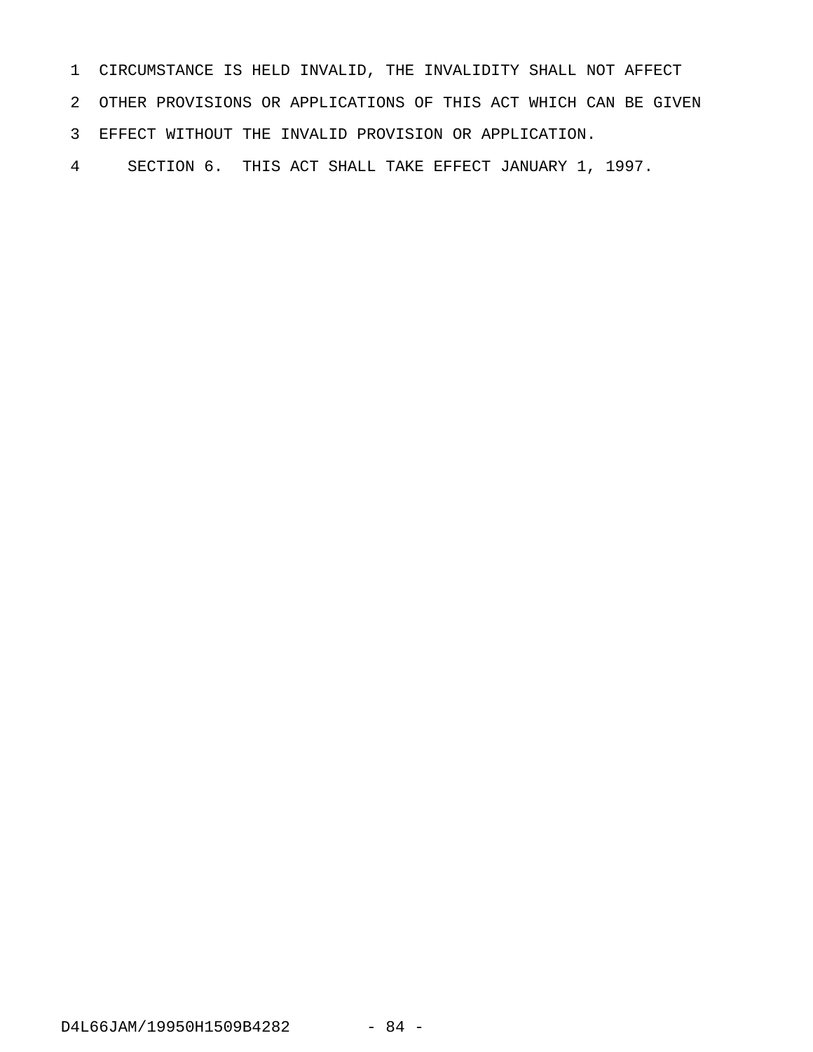CIRCUMSTANCE IS HELD INVALID, THE INVALIDITY SHALL NOT AFFECT OTHER PROVISIONS OR APPLICATIONS OF THIS ACT WHICH CAN BE GIVEN EFFECT WITHOUT THE INVALID PROVISION OR APPLICATION.

SECTION 6. THIS ACT SHALL TAKE EFFECT JANUARY 1, 1997.